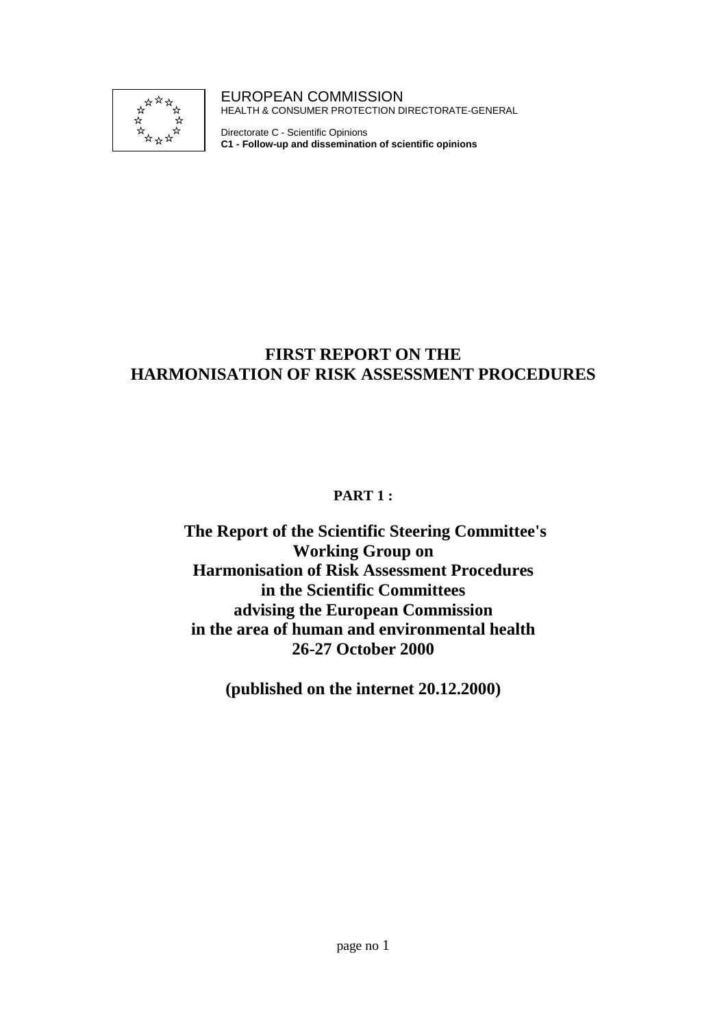EUROPEAN COMMISSION
HEALTH & CONSUMER PROTECTION DIRECTORATE-GENERAL

Directorate C - Scientific Opinions
**C1 - Follow-up and dissemination of scientific opinions**

# FIRST REPORT ON THE HARMONISATION OF RISK ASSESSMENT PROCEDURES

## PART 1 :

## The Report of the Scientific Steering Committee's Working Group on Harmonisation of Risk Assessment Procedures in the Scientific Committees advising the European Commission in the area of human and environmental health 26-27 October 2000

**(published on the internet 20.12.2000)**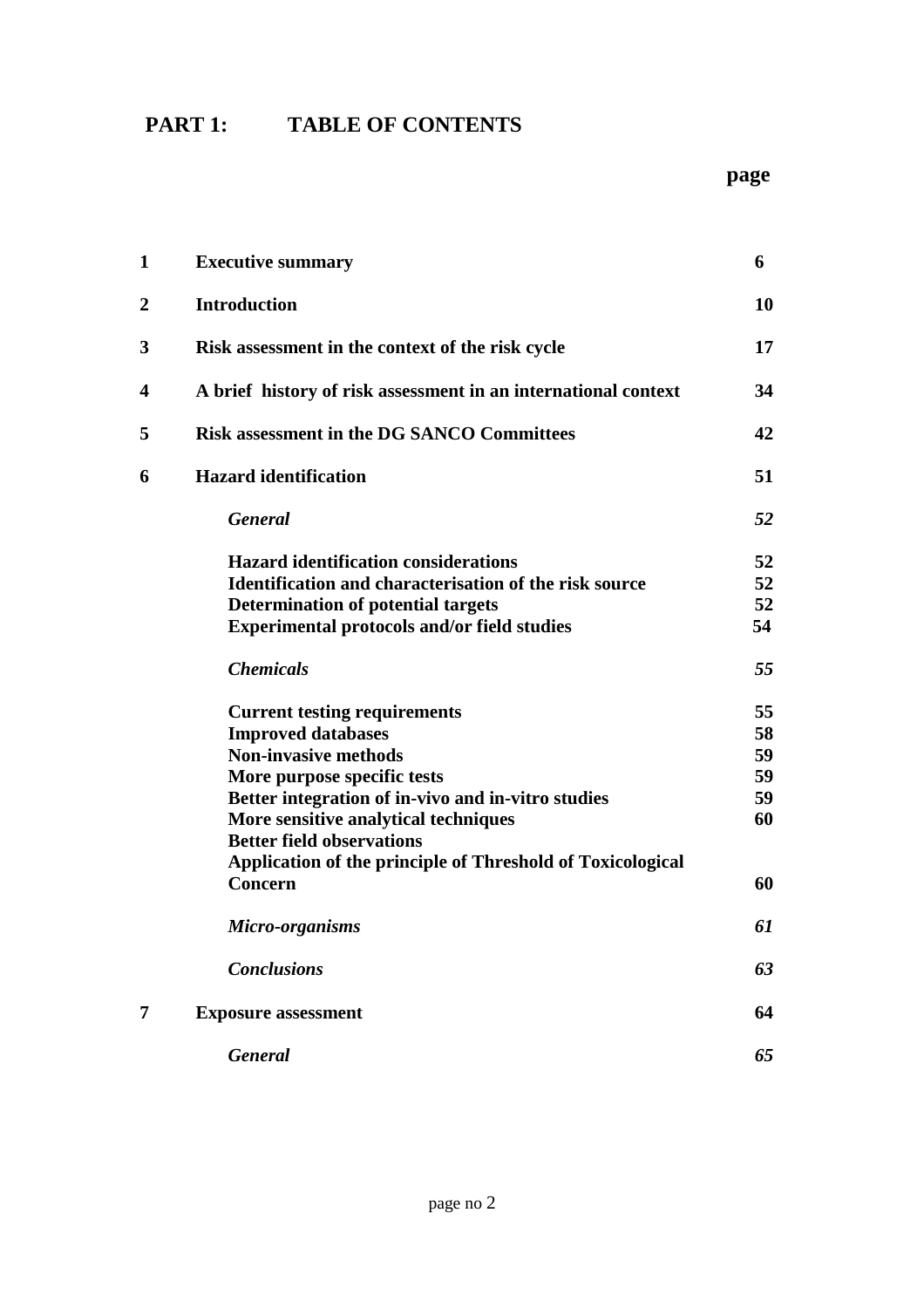# PART 1: TABLE OF CONTENTS

| | | page |
|---|---|---|
| **1** | **Executive summary** | **6** |
| **2** | **Introduction** | **10** |
| **3** | **Risk assessment in the context of the risk cycle** | **17** |
| **4** | **A brief history of risk assessment in an international context** | **34** |
| **5** | **Risk assessment in the DG SANCO Committees** | **42** |
| **6** | **Hazard identification** | **51** |
| | ***General*** | ***52*** |
| | **Hazard identification considerations** | **52** |
| | **Identification and characterisation of the risk source** | **52** |
| | **Determination of potential targets** | **52** |
| | **Experimental protocols and/or field studies** | **54** |
| | ***Chemicals*** | ***55*** |
| | **Current testing requirements** | **55** |
| | **Improved databases** | **58** |
| | **Non-invasive methods** | **59** |
| | **More purpose specific tests** | **59** |
| | **Better integration of in-vivo and in-vitro studies** | **59** |
| | **More sensitive analytical techniques** | **60** |
| | **Better field observations** | |
| | **Application of the principle of Threshold of Toxicological Concern** | **60** |
| | ***Micro-organisms*** | ***61*** |
| | ***Conclusions*** | ***63*** |
| **7** | **Exposure assessment** | **64** |
| | ***General*** | ***65*** |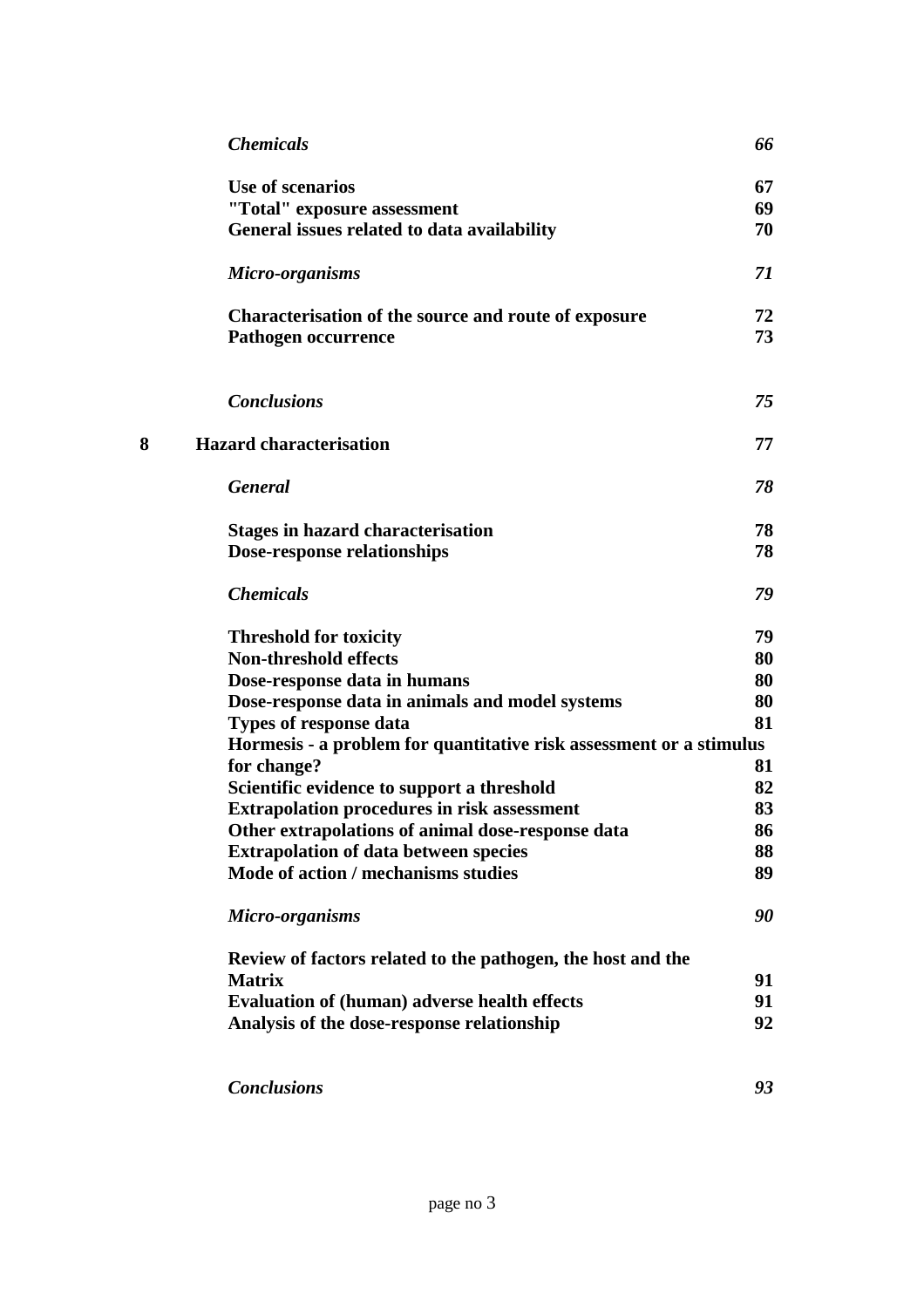| | | |
|---|---|---|
| | ***Chemicals*** | ***66*** |
| | **Use of scenarios** | **67** |
| | **"Total" exposure assessment** | **69** |
| | **General issues related to data availability** | **70** |
| | ***Micro-organisms*** | ***71*** |
| | **Characterisation of the source and route of exposure** | **72** |
| | **Pathogen occurrence** | **73** |
| | ***Conclusions*** | ***75*** |
| **8** | **Hazard characterisation** | **77** |
| | ***General*** | ***78*** |
| | **Stages in hazard characterisation** | **78** |
| | **Dose-response relationships** | **78** |
| | ***Chemicals*** | ***79*** |
| | **Threshold for toxicity** | **79** |
| | **Non-threshold effects** | **80** |
| | **Dose-response data in humans** | **80** |
| | **Dose-response data in animals and model systems** | **80** |
| | **Types of response data** | **81** |
| | **Hormesis - a problem for quantitative risk assessment or a stimulus for change?** | **81** |
| | **Scientific evidence to support a threshold** | **82** |
| | **Extrapolation procedures in risk assessment** | **83** |
| | **Other extrapolations of animal dose-response data** | **86** |
| | **Extrapolation of data between species** | **88** |
| | **Mode of action / mechanisms studies** | **89** |
| | ***Micro-organisms*** | ***90*** |
| | **Review of factors related to the pathogen, the host and the Matrix** | **91** |
| | **Evaluation of (human) adverse health effects** | **91** |
| | **Analysis of the dose-response relationship** | **92** |
| | ***Conclusions*** | ***93*** |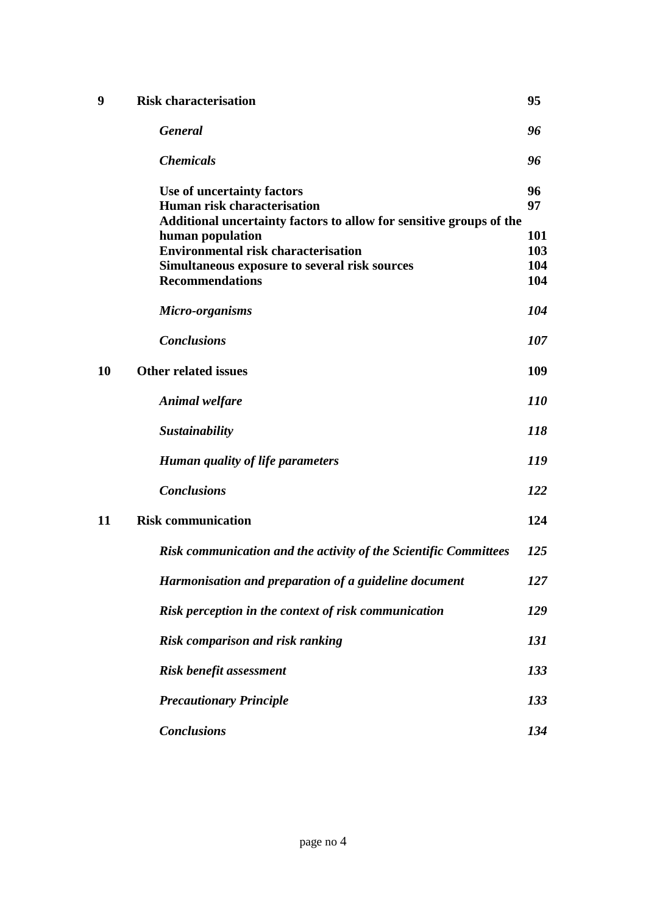| | | |
|---|---|---|
| **9** | **Risk characterisation** | **95** |
| | ***General*** | ***96*** |
| | ***Chemicals*** | ***96*** |
| | **Use of uncertainty factors** | **96** |
| | **Human risk characterisation** | **97** |
| | **Additional uncertainty factors to allow for sensitive groups of the human population** | **101** |
| | **Environmental risk characterisation** | **103** |
| | **Simultaneous exposure to several risk sources** | **104** |
| | **Recommendations** | **104** |
| | ***Micro-organisms*** | ***104*** |
| | ***Conclusions*** | ***107*** |
| **10** | **Other related issues** | **109** |
| | ***Animal welfare*** | ***110*** |
| | ***Sustainability*** | ***118*** |
| | ***Human quality of life parameters*** | ***119*** |
| | ***Conclusions*** | ***122*** |
| **11** | **Risk communication** | **124** |
| | ***Risk communication and the activity of the Scientific Committees*** | ***125*** |
| | ***Harmonisation and preparation of a guideline document*** | ***127*** |
| | ***Risk perception in the context of risk communication*** | ***129*** |
| | ***Risk comparison and risk ranking*** | ***131*** |
| | ***Risk benefit assessment*** | ***133*** |
| | ***Precautionary Principle*** | ***133*** |
| | ***Conclusions*** | ***134*** |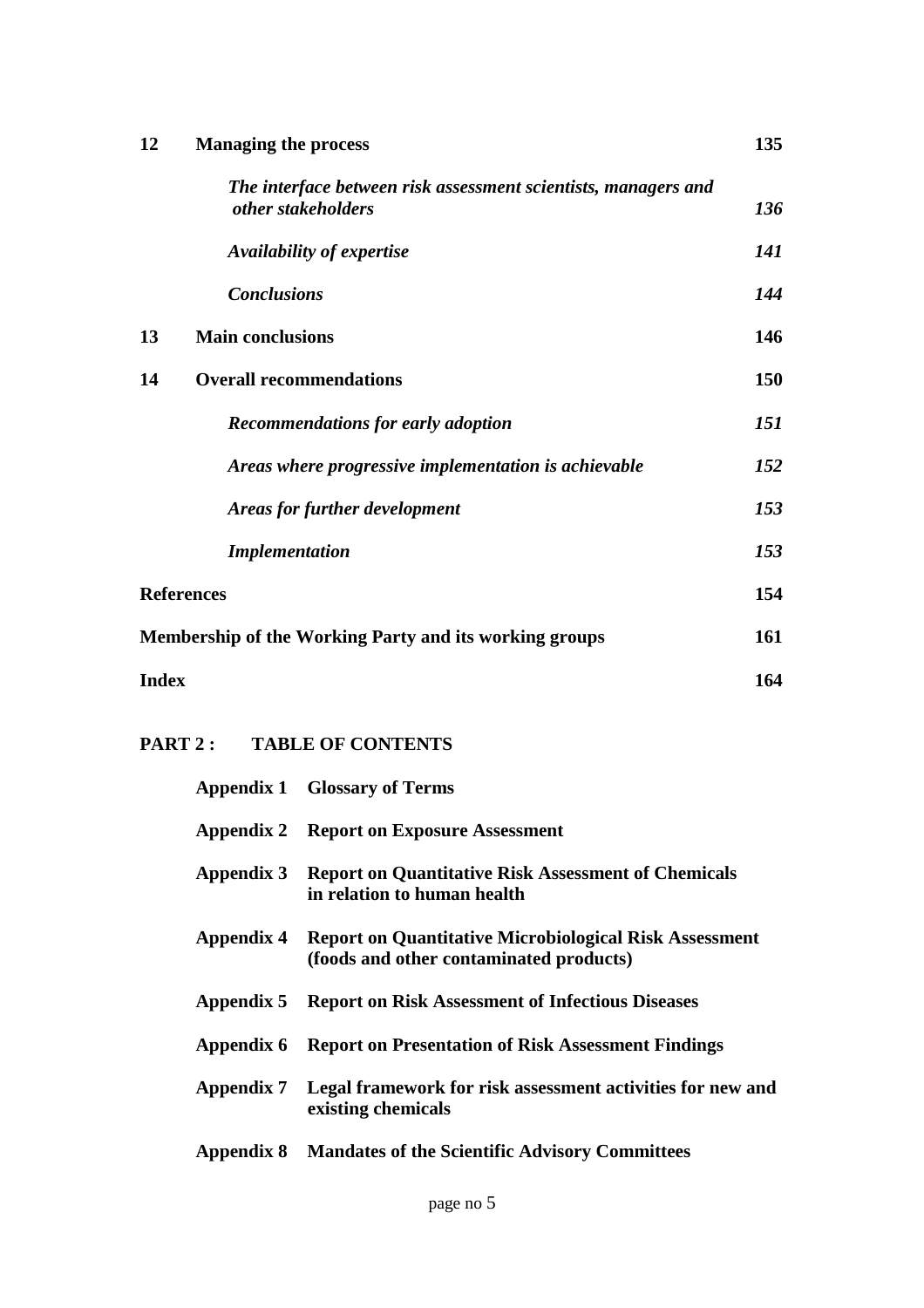| | | |
|---|---|---|
| **12** | **Managing the process** | **135** |
| | ***The interface between risk assessment scientists, managers and other stakeholders*** | ***136*** |
| | ***Availability of expertise*** | ***141*** |
| | ***Conclusions*** | ***144*** |
| **13** | **Main conclusions** | **146** |
| **14** | **Overall recommendations** | **150** |
| | ***Recommendations for early adoption*** | ***151*** |
| | ***Areas where progressive implementation is achievable*** | ***152*** |
| | ***Areas for further development*** | ***153*** |
| | ***Implementation*** | ***153*** |
| **References** | | **154** |
| **Membership of the Working Party and its working groups** | | **161** |
| **Index** | | **164** |

## PART 2 : TABLE OF CONTENTS

| | |
|---|---|
| **Appendix 1** | **Glossary of Terms** |
| **Appendix 2** | **Report on Exposure Assessment** |
| **Appendix 3** | **Report on Quantitative Risk Assessment of Chemicals in relation to human health** |
| **Appendix 4** | **Report on Quantitative Microbiological Risk Assessment (foods and other contaminated products)** |
| **Appendix 5** | **Report on Risk Assessment of Infectious Diseases** |
| **Appendix 6** | **Report on Presentation of Risk Assessment Findings** |
| **Appendix 7** | **Legal framework for risk assessment activities for new and existing chemicals** |
| **Appendix 8** | **Mandates of the Scientific Advisory Committees** |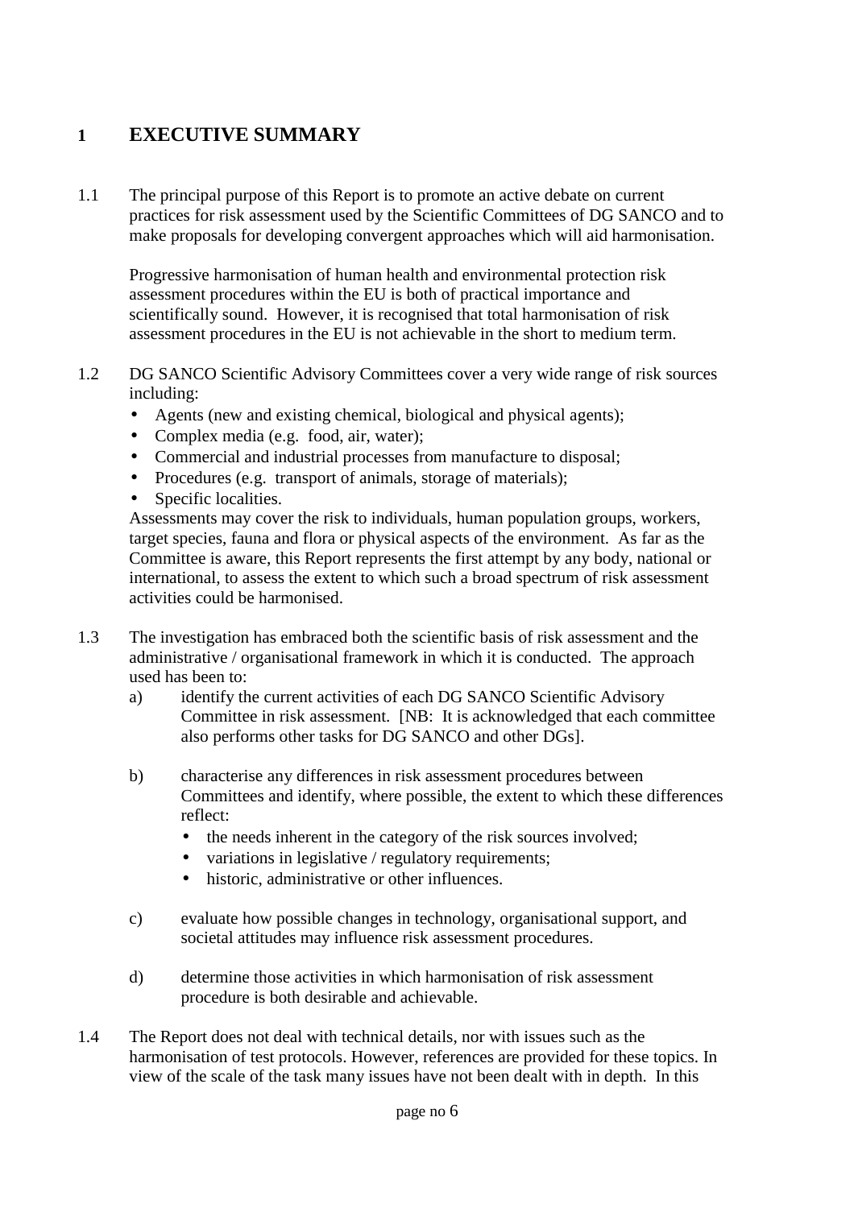# 1 EXECUTIVE SUMMARY

1.1 The principal purpose of this Report is to promote an active debate on current practices for risk assessment used by the Scientific Committees of DG SANCO and to make proposals for developing convergent approaches which will aid harmonisation.

Progressive harmonisation of human health and environmental protection risk assessment procedures within the EU is both of practical importance and scientifically sound. However, it is recognised that total harmonisation of risk assessment procedures in the EU is not achievable in the short to medium term.

1.2 DG SANCO Scientific Advisory Committees cover a very wide range of risk sources including:

- Agents (new and existing chemical, biological and physical agents);
- Complex media (e.g. food, air, water);
- Commercial and industrial processes from manufacture to disposal;
- Procedures (e.g. transport of animals, storage of materials);
- Specific localities.

Assessments may cover the risk to individuals, human population groups, workers, target species, fauna and flora or physical aspects of the environment. As far as the Committee is aware, this Report represents the first attempt by any body, national or international, to assess the extent to which such a broad spectrum of risk assessment activities could be harmonised.

1.3 The investigation has embraced both the scientific basis of risk assessment and the administrative / organisational framework in which it is conducted. The approach used has been to:

a) identify the current activities of each DG SANCO Scientific Advisory Committee in risk assessment. [NB: It is acknowledged that each committee also performs other tasks for DG SANCO and other DGs].

b) characterise any differences in risk assessment procedures between Committees and identify, where possible, the extent to which these differences reflect:
   - the needs inherent in the category of the risk sources involved;
   - variations in legislative / regulatory requirements;
   - historic, administrative or other influences.

c) evaluate how possible changes in technology, organisational support, and societal attitudes may influence risk assessment procedures.

d) determine those activities in which harmonisation of risk assessment procedure is both desirable and achievable.

1.4 The Report does not deal with technical details, nor with issues such as the harmonisation of test protocols. However, references are provided for these topics. In view of the scale of the task many issues have not been dealt with in depth. In this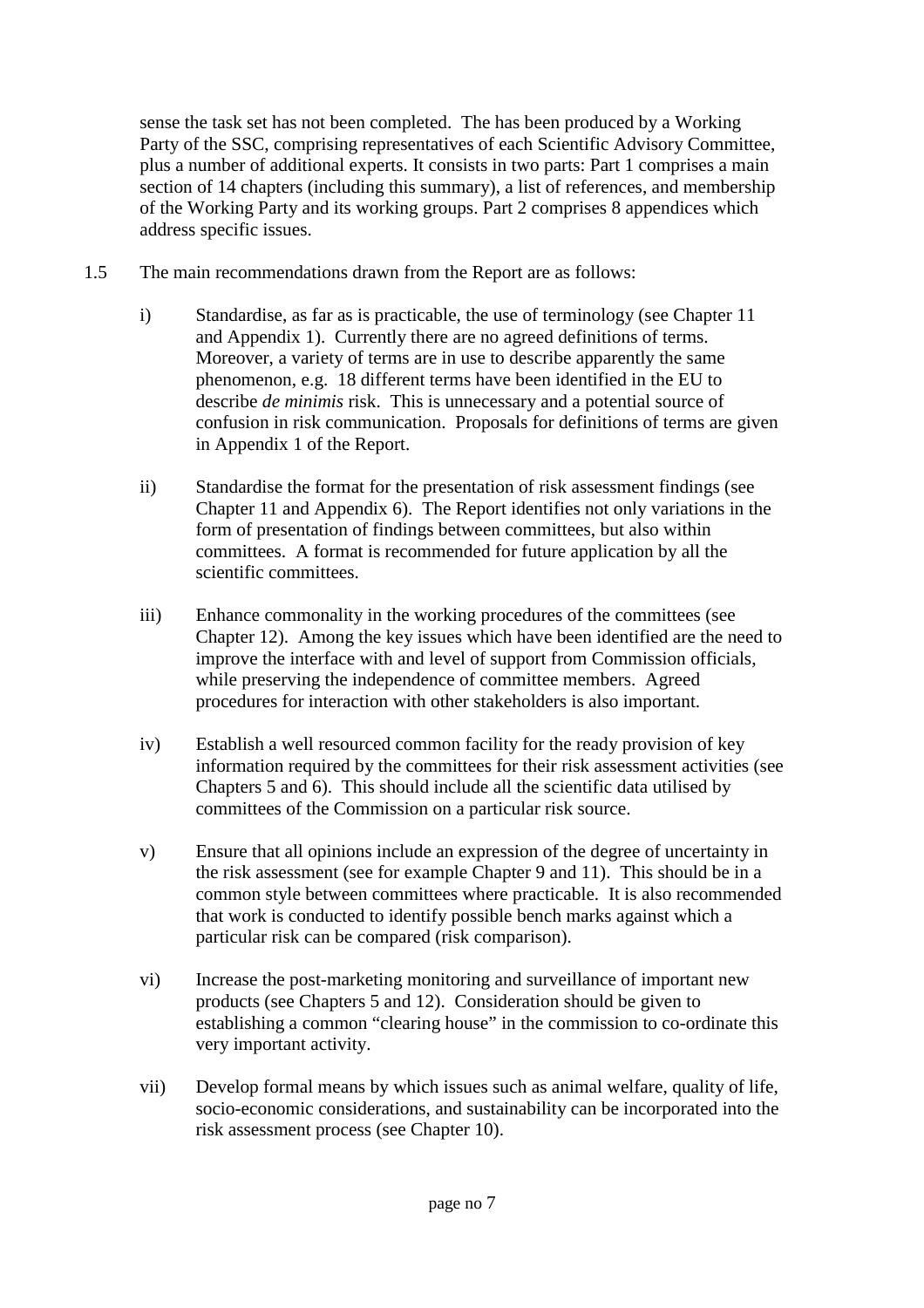sense the task set has not been completed. The has been produced by a Working Party of the SSC, comprising representatives of each Scientific Advisory Committee, plus a number of additional experts. It consists in two parts: Part 1 comprises a main section of 14 chapters (including this summary), a list of references, and membership of the Working Party and its working groups. Part 2 comprises 8 appendices which address specific issues.

1.5 The main recommendations drawn from the Report are as follows:

i) Standardise, as far as is practicable, the use of terminology (see Chapter 11 and Appendix 1). Currently there are no agreed definitions of terms. Moreover, a variety of terms are in use to describe apparently the same phenomenon, e.g. 18 different terms have been identified in the EU to describe *de minimis* risk. This is unnecessary and a potential source of confusion in risk communication. Proposals for definitions of terms are given in Appendix 1 of the Report.

ii) Standardise the format for the presentation of risk assessment findings (see Chapter 11 and Appendix 6). The Report identifies not only variations in the form of presentation of findings between committees, but also within committees. A format is recommended for future application by all the scientific committees.

iii) Enhance commonality in the working procedures of the committees (see Chapter 12). Among the key issues which have been identified are the need to improve the interface with and level of support from Commission officials, while preserving the independence of committee members. Agreed procedures for interaction with other stakeholders is also important.

iv) Establish a well resourced common facility for the ready provision of key information required by the committees for their risk assessment activities (see Chapters 5 and 6). This should include all the scientific data utilised by committees of the Commission on a particular risk source.

v) Ensure that all opinions include an expression of the degree of uncertainty in the risk assessment (see for example Chapter 9 and 11). This should be in a common style between committees where practicable. It is also recommended that work is conducted to identify possible bench marks against which a particular risk can be compared (risk comparison).

vi) Increase the post-marketing monitoring and surveillance of important new products (see Chapters 5 and 12). Consideration should be given to establishing a common "clearing house" in the commission to co-ordinate this very important activity.

vii) Develop formal means by which issues such as animal welfare, quality of life, socio-economic considerations, and sustainability can be incorporated into the risk assessment process (see Chapter 10).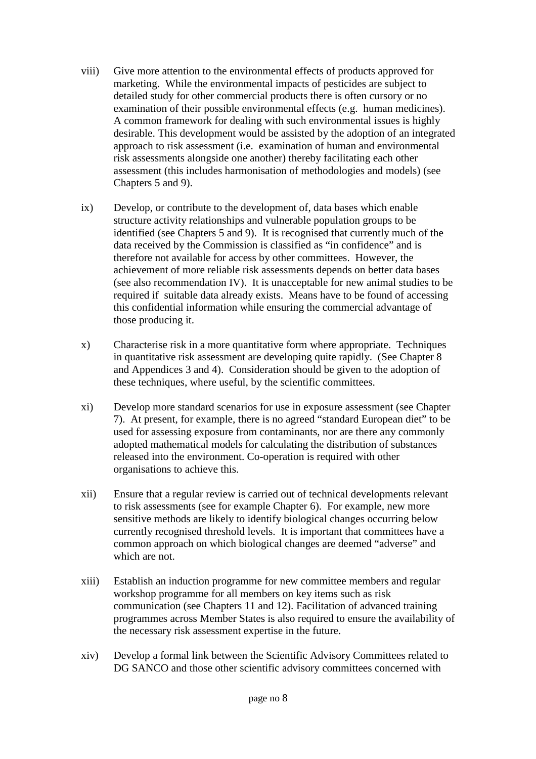viii) Give more attention to the environmental effects of products approved for marketing. While the environmental impacts of pesticides are subject to detailed study for other commercial products there is often cursory or no examination of their possible environmental effects (e.g. human medicines). A common framework for dealing with such environmental issues is highly desirable. This development would be assisted by the adoption of an integrated approach to risk assessment (i.e. examination of human and environmental risk assessments alongside one another) thereby facilitating each other assessment (this includes harmonisation of methodologies and models) (see Chapters 5 and 9).

ix) Develop, or contribute to the development of, data bases which enable structure activity relationships and vulnerable population groups to be identified (see Chapters 5 and 9). It is recognised that currently much of the data received by the Commission is classified as "in confidence" and is therefore not available for access by other committees. However, the achievement of more reliable risk assessments depends on better data bases (see also recommendation IV). It is unacceptable for new animal studies to be required if suitable data already exists. Means have to be found of accessing this confidential information while ensuring the commercial advantage of those producing it.

x) Characterise risk in a more quantitative form where appropriate. Techniques in quantitative risk assessment are developing quite rapidly. (See Chapter 8 and Appendices 3 and 4). Consideration should be given to the adoption of these techniques, where useful, by the scientific committees.

xi) Develop more standard scenarios for use in exposure assessment (see Chapter 7). At present, for example, there is no agreed "standard European diet" to be used for assessing exposure from contaminants, nor are there any commonly adopted mathematical models for calculating the distribution of substances released into the environment. Co-operation is required with other organisations to achieve this.

xii) Ensure that a regular review is carried out of technical developments relevant to risk assessments (see for example Chapter 6). For example, new more sensitive methods are likely to identify biological changes occurring below currently recognised threshold levels. It is important that committees have a common approach on which biological changes are deemed "adverse" and which are not.

xiii) Establish an induction programme for new committee members and regular workshop programme for all members on key items such as risk communication (see Chapters 11 and 12). Facilitation of advanced training programmes across Member States is also required to ensure the availability of the necessary risk assessment expertise in the future.

xiv) Develop a formal link between the Scientific Advisory Committees related to DG SANCO and those other scientific advisory committees concerned with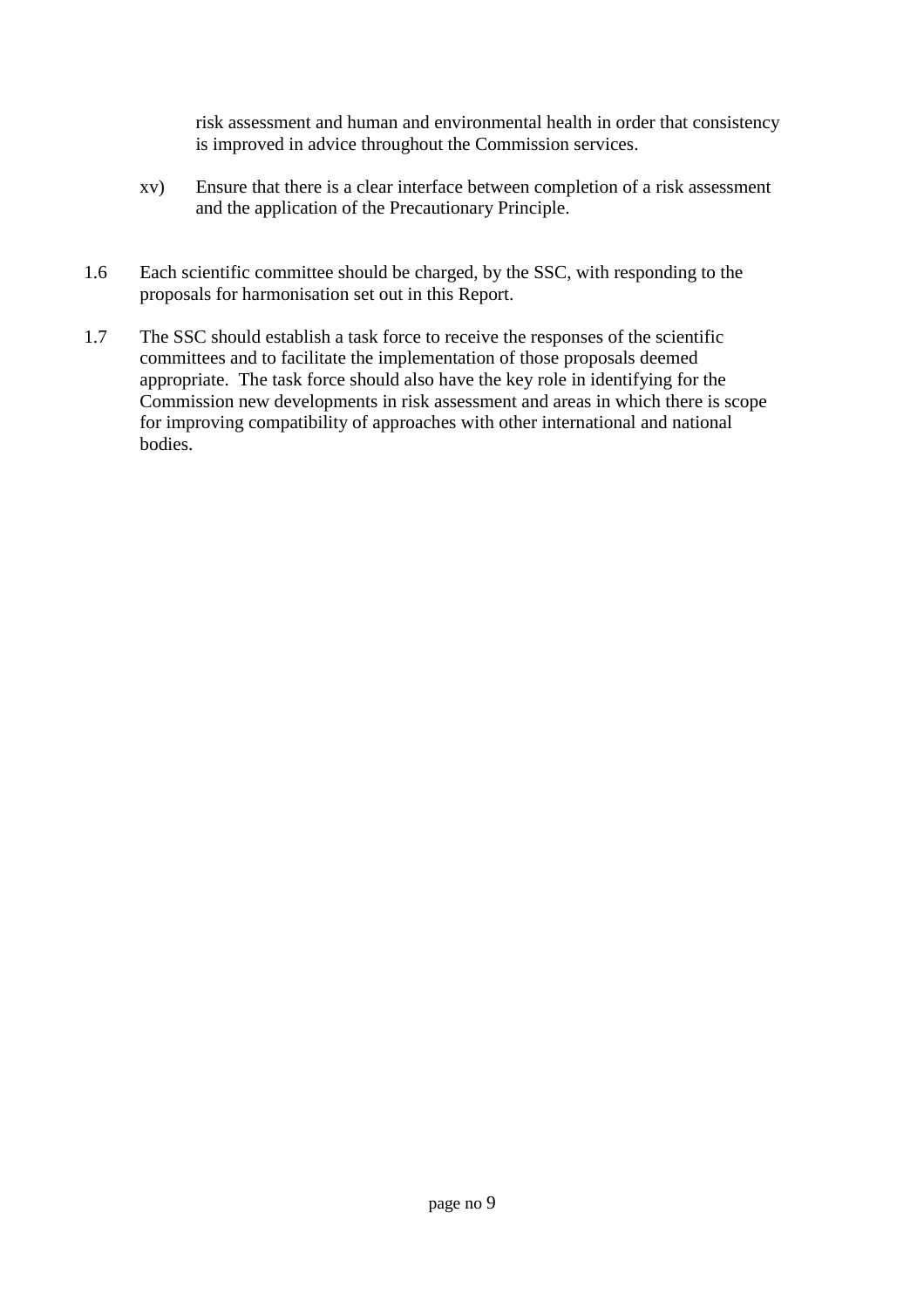risk assessment and human and environmental health in order that consistency is improved in advice throughout the Commission services.

xv) Ensure that there is a clear interface between completion of a risk assessment and the application of the Precautionary Principle.

1.6 Each scientific committee should be charged, by the SSC, with responding to the proposals for harmonisation set out in this Report.

1.7 The SSC should establish a task force to receive the responses of the scientific committees and to facilitate the implementation of those proposals deemed appropriate. The task force should also have the key role in identifying for the Commission new developments in risk assessment and areas in which there is scope for improving compatibility of approaches with other international and national bodies.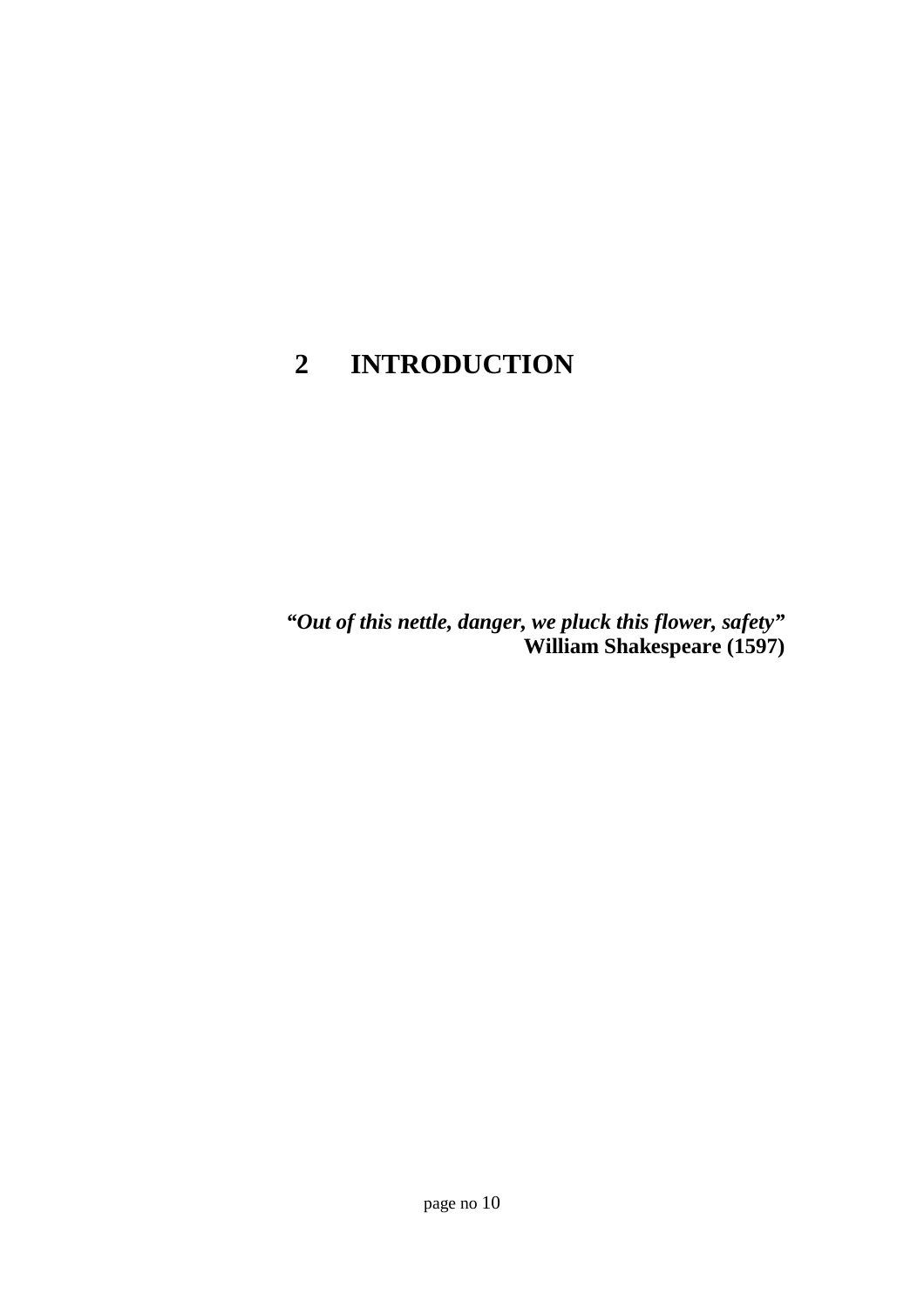# 2 INTRODUCTION

***"Out of this nettle, danger, we pluck this flower, safety"***
**William Shakespeare (1597)**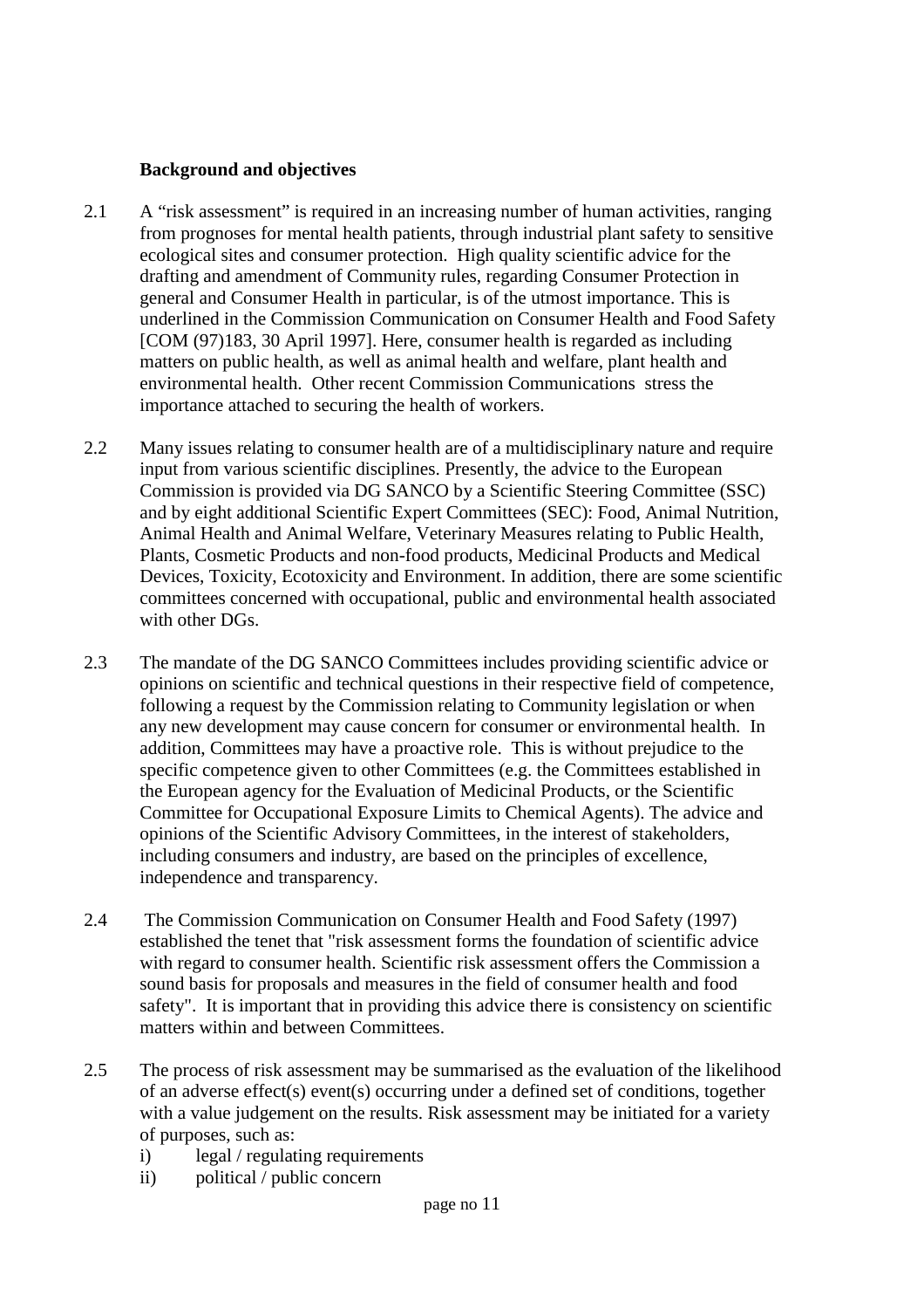**Background and objectives**

2.1 A "risk assessment" is required in an increasing number of human activities, ranging from prognoses for mental health patients, through industrial plant safety to sensitive ecological sites and consumer protection. High quality scientific advice for the drafting and amendment of Community rules, regarding Consumer Protection in general and Consumer Health in particular, is of the utmost importance. This is underlined in the Commission Communication on Consumer Health and Food Safety [COM (97)183, 30 April 1997]. Here, consumer health is regarded as including matters on public health, as well as animal health and welfare, plant health and environmental health. Other recent Commission Communications stress the importance attached to securing the health of workers.

2.2 Many issues relating to consumer health are of a multidisciplinary nature and require input from various scientific disciplines. Presently, the advice to the European Commission is provided via DG SANCO by a Scientific Steering Committee (SSC) and by eight additional Scientific Expert Committees (SEC): Food, Animal Nutrition, Animal Health and Animal Welfare, Veterinary Measures relating to Public Health, Plants, Cosmetic Products and non-food products, Medicinal Products and Medical Devices, Toxicity, Ecotoxicity and Environment. In addition, there are some scientific committees concerned with occupational, public and environmental health associated with other DGs.

2.3 The mandate of the DG SANCO Committees includes providing scientific advice or opinions on scientific and technical questions in their respective field of competence, following a request by the Commission relating to Community legislation or when any new development may cause concern for consumer or environmental health. In addition, Committees may have a proactive role. This is without prejudice to the specific competence given to other Committees (e.g. the Committees established in the European agency for the Evaluation of Medicinal Products, or the Scientific Committee for Occupational Exposure Limits to Chemical Agents). The advice and opinions of the Scientific Advisory Committees, in the interest of stakeholders, including consumers and industry, are based on the principles of excellence, independence and transparency.

2.4 The Commission Communication on Consumer Health and Food Safety (1997) established the tenet that "risk assessment forms the foundation of scientific advice with regard to consumer health. Scientific risk assessment offers the Commission a sound basis for proposals and measures in the field of consumer health and food safety". It is important that in providing this advice there is consistency on scientific matters within and between Committees.

2.5 The process of risk assessment may be summarised as the evaluation of the likelihood of an adverse effect(s) event(s) occurring under a defined set of conditions, together with a value judgement on the results. Risk assessment may be initiated for a variety of purposes, such as:

i) legal / regulating requirements

ii) political / public concern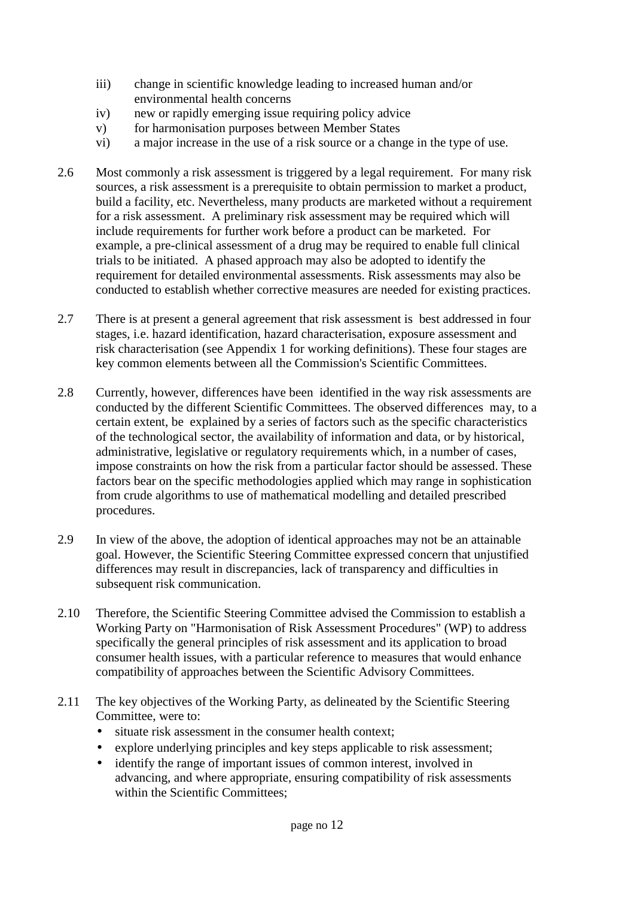iii) change in scientific knowledge leading to increased human and/or environmental health concerns
iv) new or rapidly emerging issue requiring policy advice
v) for harmonisation purposes between Member States
vi) a major increase in the use of a risk source or a change in the type of use.

2.6 Most commonly a risk assessment is triggered by a legal requirement. For many risk sources, a risk assessment is a prerequisite to obtain permission to market a product, build a facility, etc. Nevertheless, many products are marketed without a requirement for a risk assessment. A preliminary risk assessment may be required which will include requirements for further work before a product can be marketed. For example, a pre-clinical assessment of a drug may be required to enable full clinical trials to be initiated. A phased approach may also be adopted to identify the requirement for detailed environmental assessments. Risk assessments may also be conducted to establish whether corrective measures are needed for existing practices.

2.7 There is at present a general agreement that risk assessment is best addressed in four stages, i.e. hazard identification, hazard characterisation, exposure assessment and risk characterisation (see Appendix 1 for working definitions). These four stages are key common elements between all the Commission's Scientific Committees.

2.8 Currently, however, differences have been identified in the way risk assessments are conducted by the different Scientific Committees. The observed differences may, to a certain extent, be explained by a series of factors such as the specific characteristics of the technological sector, the availability of information and data, or by historical, administrative, legislative or regulatory requirements which, in a number of cases, impose constraints on how the risk from a particular factor should be assessed. These factors bear on the specific methodologies applied which may range in sophistication from crude algorithms to use of mathematical modelling and detailed prescribed procedures.

2.9 In view of the above, the adoption of identical approaches may not be an attainable goal. However, the Scientific Steering Committee expressed concern that unjustified differences may result in discrepancies, lack of transparency and difficulties in subsequent risk communication.

2.10 Therefore, the Scientific Steering Committee advised the Commission to establish a Working Party on "Harmonisation of Risk Assessment Procedures" (WP) to address specifically the general principles of risk assessment and its application to broad consumer health issues, with a particular reference to measures that would enhance compatibility of approaches between the Scientific Advisory Committees.

2.11 The key objectives of the Working Party, as delineated by the Scientific Steering Committee, were to:

- situate risk assessment in the consumer health context;
- explore underlying principles and key steps applicable to risk assessment;
- identify the range of important issues of common interest, involved in advancing, and where appropriate, ensuring compatibility of risk assessments within the Scientific Committees;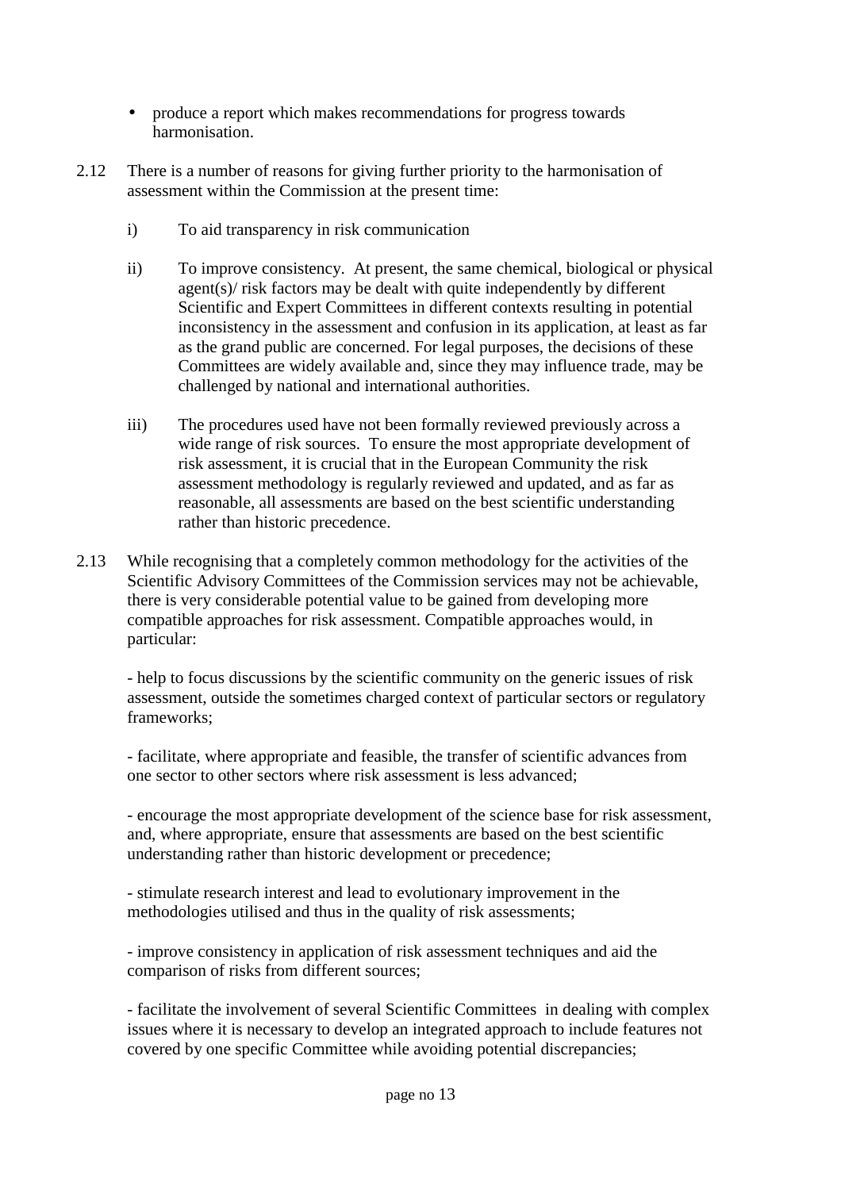- produce a report which makes recommendations for progress towards harmonisation.

2.12 There is a number of reasons for giving further priority to the harmonisation of assessment within the Commission at the present time:

i) To aid transparency in risk communication

ii) To improve consistency. At present, the same chemical, biological or physical agent(s)/ risk factors may be dealt with quite independently by different Scientific and Expert Committees in different contexts resulting in potential inconsistency in the assessment and confusion in its application, at least as far as the grand public are concerned. For legal purposes, the decisions of these Committees are widely available and, since they may influence trade, may be challenged by national and international authorities.

iii) The procedures used have not been formally reviewed previously across a wide range of risk sources. To ensure the most appropriate development of risk assessment, it is crucial that in the European Community the risk assessment methodology is regularly reviewed and updated, and as far as reasonable, all assessments are based on the best scientific understanding rather than historic precedence.

2.13 While recognising that a completely common methodology for the activities of the Scientific Advisory Committees of the Commission services may not be achievable, there is very considerable potential value to be gained from developing more compatible approaches for risk assessment. Compatible approaches would, in particular:

- help to focus discussions by the scientific community on the generic issues of risk assessment, outside the sometimes charged context of particular sectors or regulatory frameworks;

- facilitate, where appropriate and feasible, the transfer of scientific advances from one sector to other sectors where risk assessment is less advanced;

- encourage the most appropriate development of the science base for risk assessment, and, where appropriate, ensure that assessments are based on the best scientific understanding rather than historic development or precedence;

- stimulate research interest and lead to evolutionary improvement in the methodologies utilised and thus in the quality of risk assessments;

- improve consistency in application of risk assessment techniques and aid the comparison of risks from different sources;

- facilitate the involvement of several Scientific Committees in dealing with complex issues where it is necessary to develop an integrated approach to include features not covered by one specific Committee while avoiding potential discrepancies;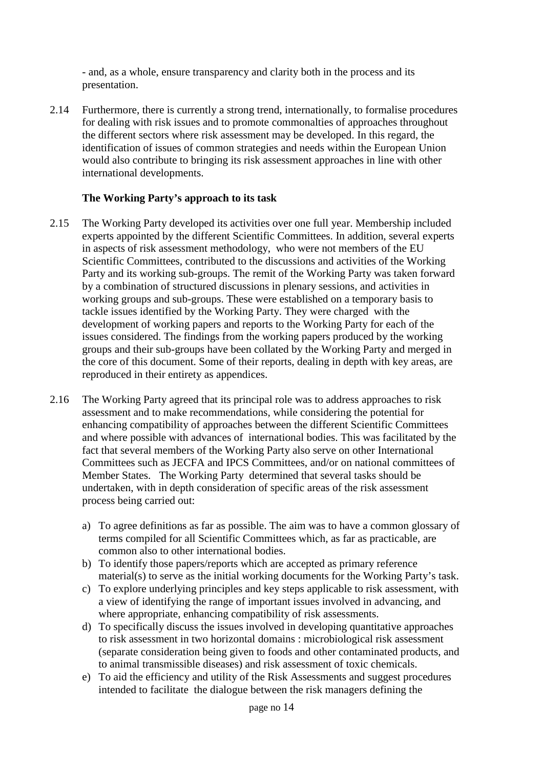- and, as a whole, ensure transparency and clarity both in the process and its presentation.

2.14 Furthermore, there is currently a strong trend, internationally, to formalise procedures for dealing with risk issues and to promote commonalties of approaches throughout the different sectors where risk assessment may be developed. In this regard, the identification of issues of common strategies and needs within the European Union would also contribute to bringing its risk assessment approaches in line with other international developments.

### The Working Party's approach to its task

2.15 The Working Party developed its activities over one full year. Membership included experts appointed by the different Scientific Committees. In addition, several experts in aspects of risk assessment methodology, who were not members of the EU Scientific Committees, contributed to the discussions and activities of the Working Party and its working sub-groups. The remit of the Working Party was taken forward by a combination of structured discussions in plenary sessions, and activities in working groups and sub-groups. These were established on a temporary basis to tackle issues identified by the Working Party. They were charged with the development of working papers and reports to the Working Party for each of the issues considered. The findings from the working papers produced by the working groups and their sub-groups have been collated by the Working Party and merged in the core of this document. Some of their reports, dealing in depth with key areas, are reproduced in their entirety as appendices.

2.16 The Working Party agreed that its principal role was to address approaches to risk assessment and to make recommendations, while considering the potential for enhancing compatibility of approaches between the different Scientific Committees and where possible with advances of international bodies. This was facilitated by the fact that several members of the Working Party also serve on other International Committees such as JECFA and IPCS Committees, and/or on national committees of Member States. The Working Party determined that several tasks should be undertaken, with in depth consideration of specific areas of the risk assessment process being carried out:

a) To agree definitions as far as possible. The aim was to have a common glossary of terms compiled for all Scientific Committees which, as far as practicable, are common also to other international bodies.
b) To identify those papers/reports which are accepted as primary reference material(s) to serve as the initial working documents for the Working Party's task.
c) To explore underlying principles and key steps applicable to risk assessment, with a view of identifying the range of important issues involved in advancing, and where appropriate, enhancing compatibility of risk assessments.
d) To specifically discuss the issues involved in developing quantitative approaches to risk assessment in two horizontal domains : microbiological risk assessment (separate consideration being given to foods and other contaminated products, and to animal transmissible diseases) and risk assessment of toxic chemicals.
e) To aid the efficiency and utility of the Risk Assessments and suggest procedures intended to facilitate the dialogue between the risk managers defining the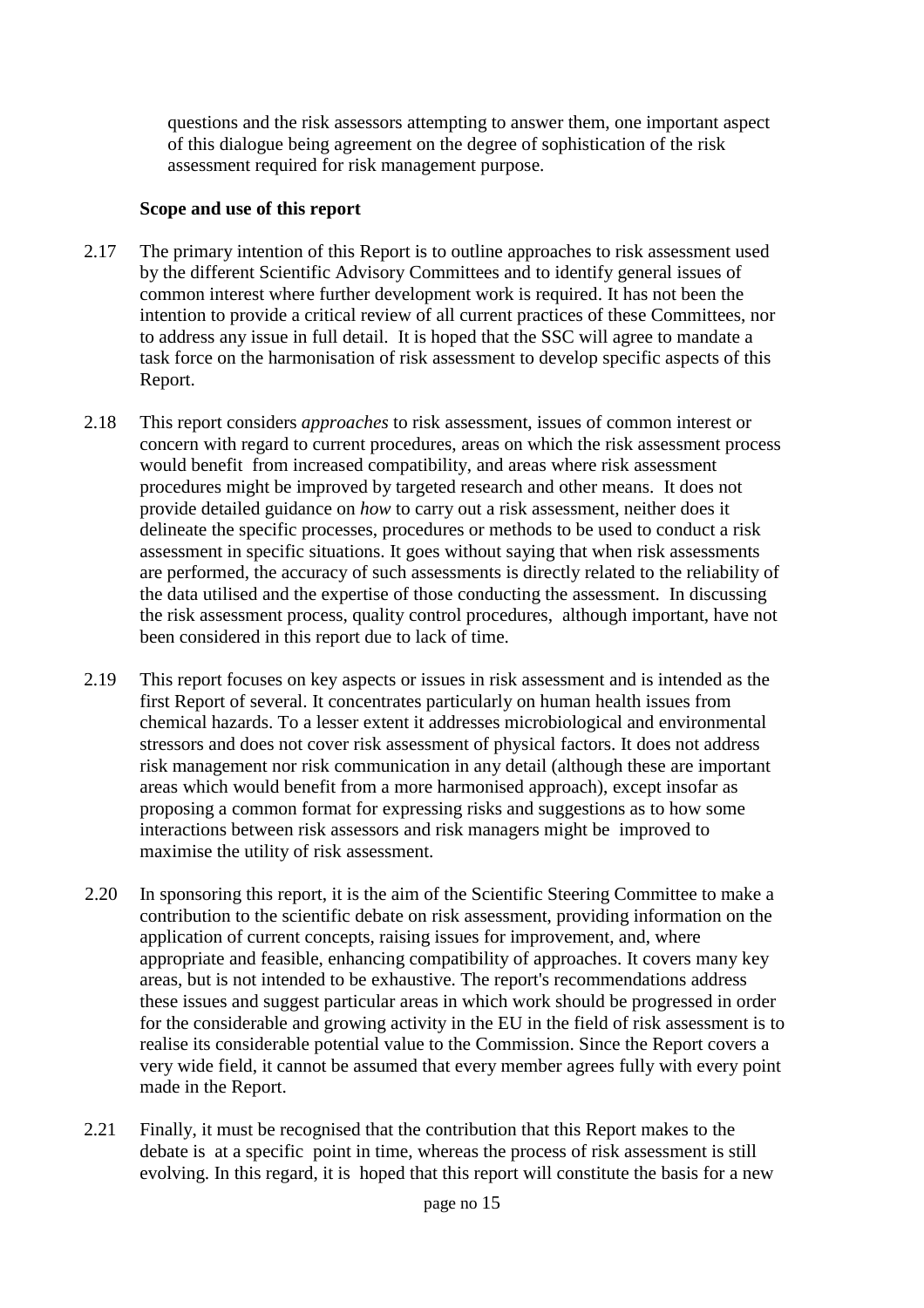questions and the risk assessors attempting to answer them, one important aspect of this dialogue being agreement on the degree of sophistication of the risk assessment required for risk management purpose.

**Scope and use of this report**

2.17 The primary intention of this Report is to outline approaches to risk assessment used by the different Scientific Advisory Committees and to identify general issues of common interest where further development work is required. It has not been the intention to provide a critical review of all current practices of these Committees, nor to address any issue in full detail. It is hoped that the SSC will agree to mandate a task force on the harmonisation of risk assessment to develop specific aspects of this Report.

2.18 This report considers *approaches* to risk assessment, issues of common interest or concern with regard to current procedures, areas on which the risk assessment process would benefit from increased compatibility, and areas where risk assessment procedures might be improved by targeted research and other means. It does not provide detailed guidance on *how* to carry out a risk assessment, neither does it delineate the specific processes, procedures or methods to be used to conduct a risk assessment in specific situations. It goes without saying that when risk assessments are performed, the accuracy of such assessments is directly related to the reliability of the data utilised and the expertise of those conducting the assessment. In discussing the risk assessment process, quality control procedures, although important, have not been considered in this report due to lack of time.

2.19 This report focuses on key aspects or issues in risk assessment and is intended as the first Report of several. It concentrates particularly on human health issues from chemical hazards. To a lesser extent it addresses microbiological and environmental stressors and does not cover risk assessment of physical factors. It does not address risk management nor risk communication in any detail (although these are important areas which would benefit from a more harmonised approach), except insofar as proposing a common format for expressing risks and suggestions as to how some interactions between risk assessors and risk managers might be improved to maximise the utility of risk assessment.

2.20 In sponsoring this report, it is the aim of the Scientific Steering Committee to make a contribution to the scientific debate on risk assessment, providing information on the application of current concepts, raising issues for improvement, and, where appropriate and feasible, enhancing compatibility of approaches. It covers many key areas, but is not intended to be exhaustive. The report's recommendations address these issues and suggest particular areas in which work should be progressed in order for the considerable and growing activity in the EU in the field of risk assessment is to realise its considerable potential value to the Commission. Since the Report covers a very wide field, it cannot be assumed that every member agrees fully with every point made in the Report.

2.21 Finally, it must be recognised that the contribution that this Report makes to the debate is at a specific point in time, whereas the process of risk assessment is still evolving. In this regard, it is hoped that this report will constitute the basis for a new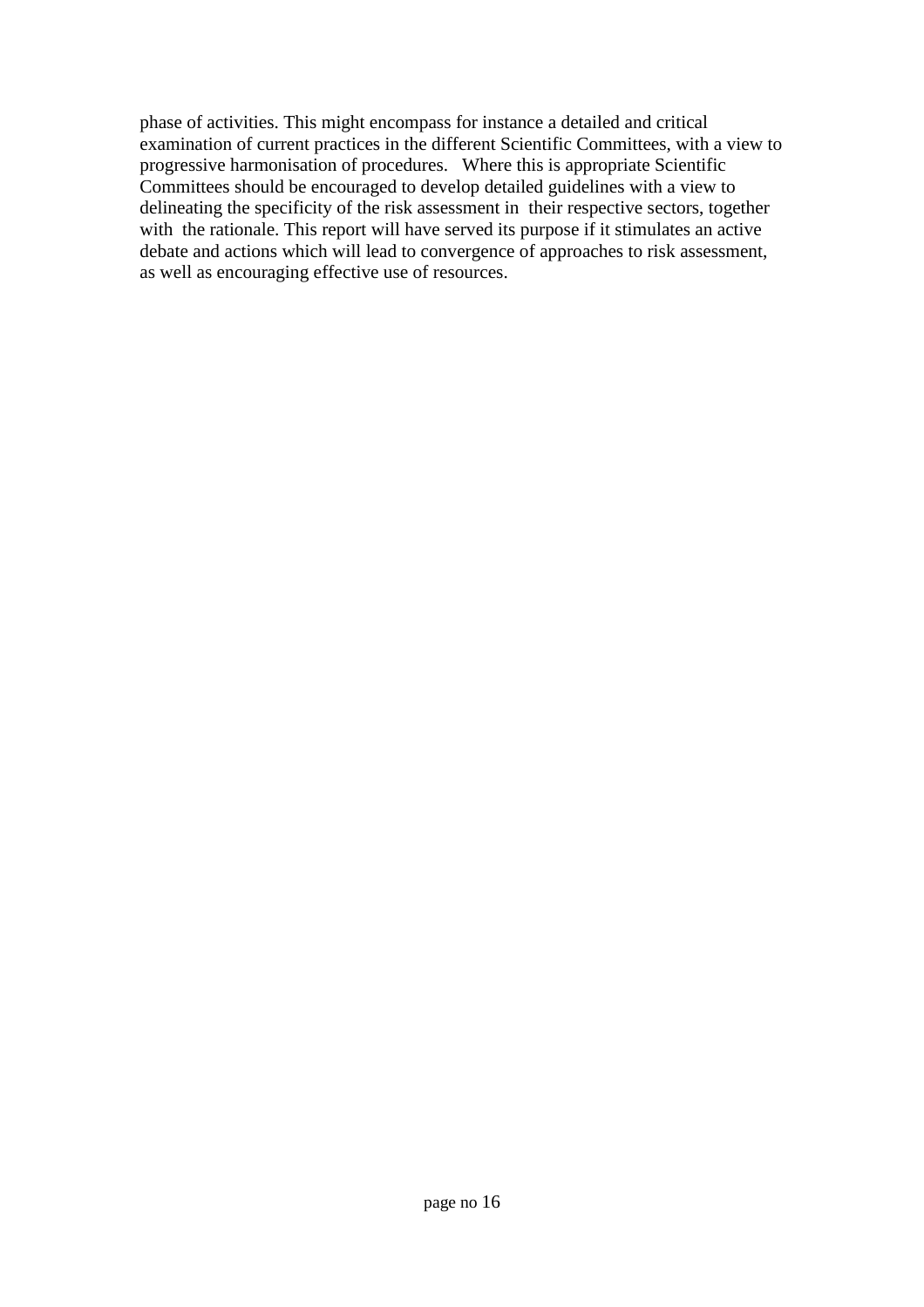phase of activities. This might encompass for instance a detailed and critical examination of current practices in the different Scientific Committees, with a view to progressive harmonisation of procedures. Where this is appropriate Scientific Committees should be encouraged to develop detailed guidelines with a view to delineating the specificity of the risk assessment in their respective sectors, together with the rationale. This report will have served its purpose if it stimulates an active debate and actions which will lead to convergence of approaches to risk assessment, as well as encouraging effective use of resources.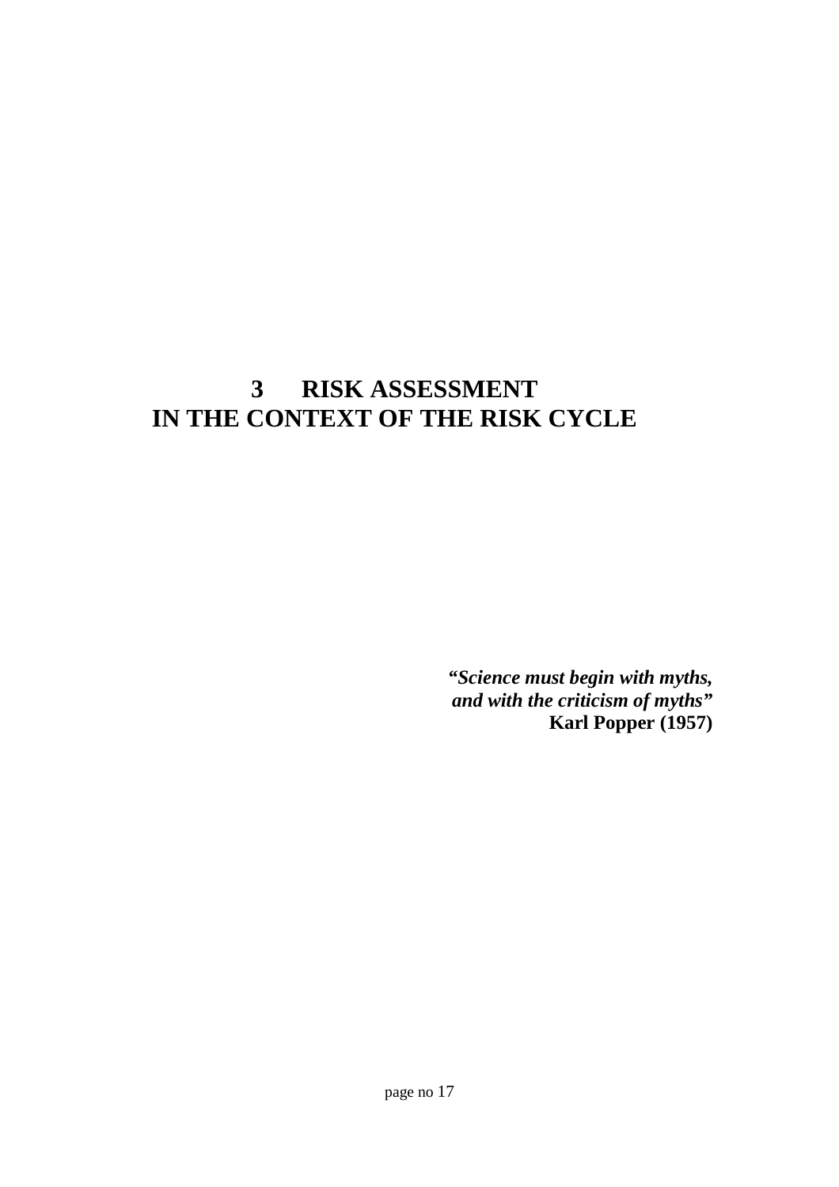# 3 RISK ASSESSMENT IN THE CONTEXT OF THE RISK CYCLE

***"Science must begin with myths, and with the criticism of myths"***
**Karl Popper (1957)**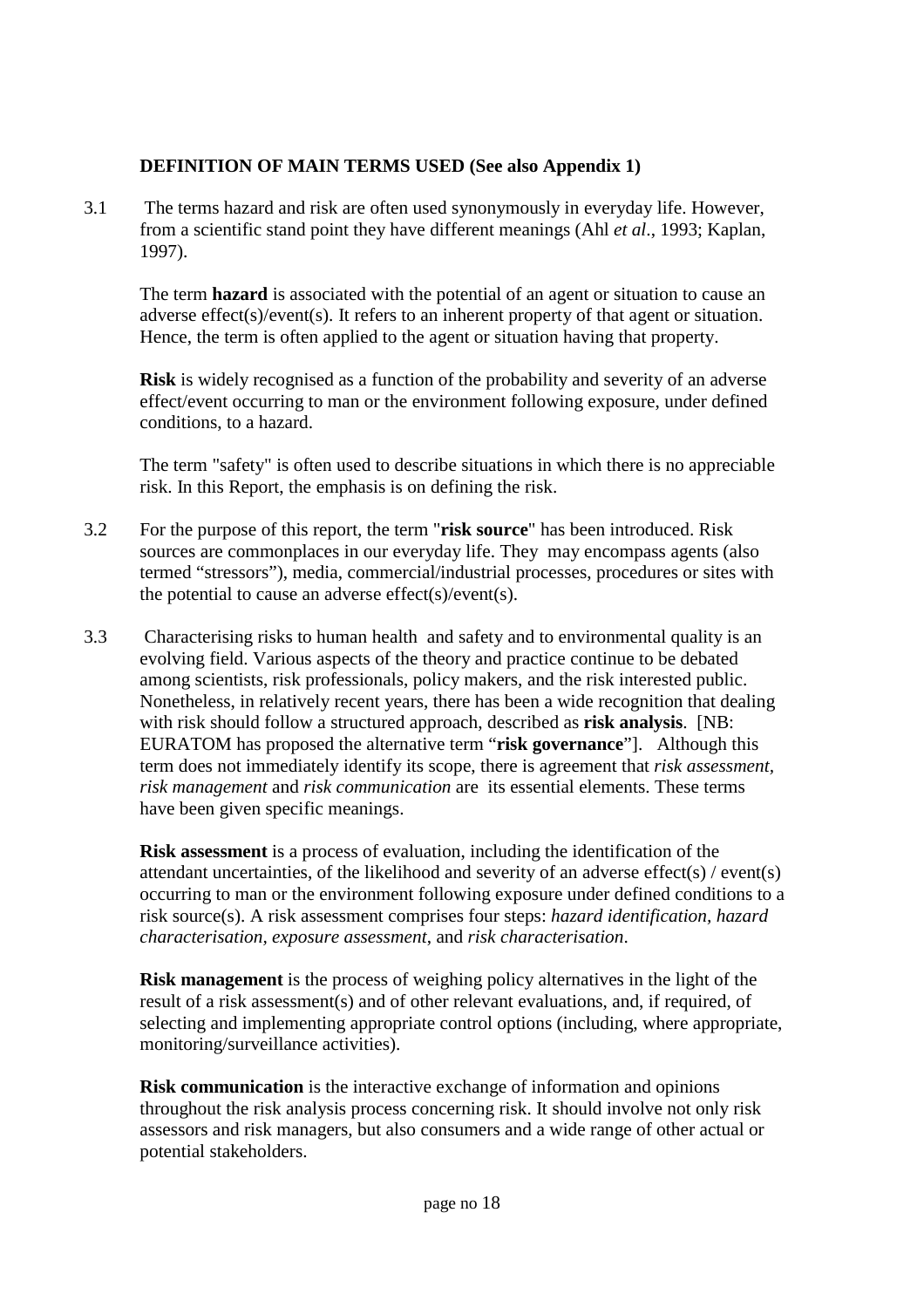## DEFINITION OF MAIN TERMS USED (See also Appendix 1)

3.1 The terms hazard and risk are often used synonymously in everyday life. However, from a scientific stand point they have different meanings (Ahl *et al*., 1993; Kaplan, 1997).

The term **hazard** is associated with the potential of an agent or situation to cause an adverse effect(s)/event(s). It refers to an inherent property of that agent or situation. Hence, the term is often applied to the agent or situation having that property.

**Risk** is widely recognised as a function of the probability and severity of an adverse effect/event occurring to man or the environment following exposure, under defined conditions, to a hazard.

The term "safety" is often used to describe situations in which there is no appreciable risk. In this Report, the emphasis is on defining the risk.

3.2 For the purpose of this report, the term "**risk source**" has been introduced. Risk sources are commonplaces in our everyday life. They may encompass agents (also termed "stressors"), media, commercial/industrial processes, procedures or sites with the potential to cause an adverse effect(s)/event(s).

3.3 Characterising risks to human health and safety and to environmental quality is an evolving field. Various aspects of the theory and practice continue to be debated among scientists, risk professionals, policy makers, and the risk interested public. Nonetheless, in relatively recent years, there has been a wide recognition that dealing with risk should follow a structured approach, described as **risk analysis**. [NB: EURATOM has proposed the alternative term "**risk governance**"]. Although this term does not immediately identify its scope, there is agreement that *risk assessment*, *risk management* and *risk communication* are its essential elements. These terms have been given specific meanings.

**Risk assessment** is a process of evaluation, including the identification of the attendant uncertainties, of the likelihood and severity of an adverse effect(s) / event(s) occurring to man or the environment following exposure under defined conditions to a risk source(s). A risk assessment comprises four steps: *hazard identification, hazard characterisation, exposure assessment*, and *risk characterisation*.

**Risk management** is the process of weighing policy alternatives in the light of the result of a risk assessment(s) and of other relevant evaluations, and, if required, of selecting and implementing appropriate control options (including, where appropriate, monitoring/surveillance activities).

**Risk communication** is the interactive exchange of information and opinions throughout the risk analysis process concerning risk. It should involve not only risk assessors and risk managers, but also consumers and a wide range of other actual or potential stakeholders.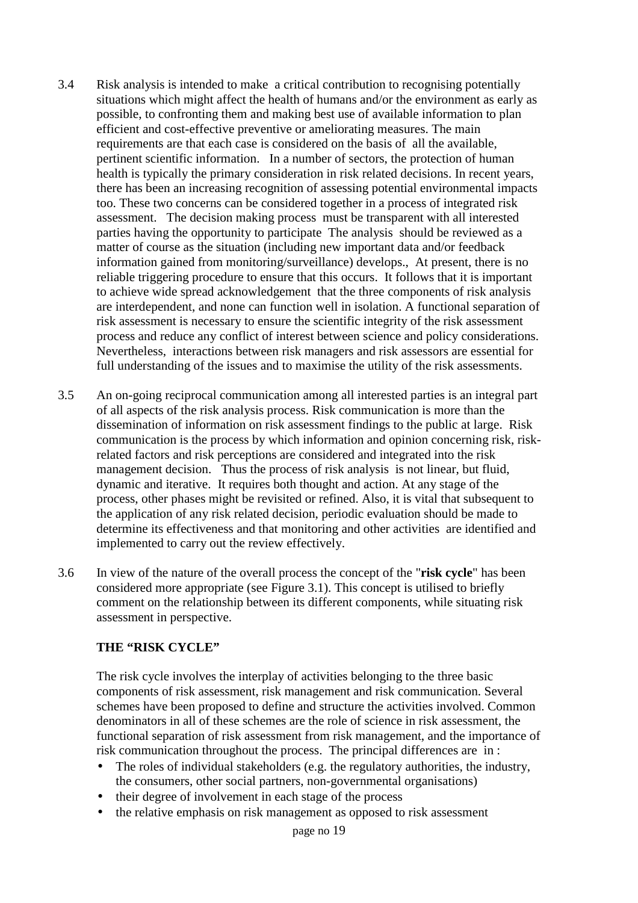3.4 Risk analysis is intended to make a critical contribution to recognising potentially situations which might affect the health of humans and/or the environment as early as possible, to confronting them and making best use of available information to plan efficient and cost-effective preventive or ameliorating measures. The main requirements are that each case is considered on the basis of all the available, pertinent scientific information. In a number of sectors, the protection of human health is typically the primary consideration in risk related decisions. In recent years, there has been an increasing recognition of assessing potential environmental impacts too. These two concerns can be considered together in a process of integrated risk assessment. The decision making process must be transparent with all interested parties having the opportunity to participate The analysis should be reviewed as a matter of course as the situation (including new important data and/or feedback information gained from monitoring/surveillance) develops., At present, there is no reliable triggering procedure to ensure that this occurs. It follows that it is important to achieve wide spread acknowledgement that the three components of risk analysis are interdependent, and none can function well in isolation. A functional separation of risk assessment is necessary to ensure the scientific integrity of the risk assessment process and reduce any conflict of interest between science and policy considerations. Nevertheless, interactions between risk managers and risk assessors are essential for full understanding of the issues and to maximise the utility of the risk assessments.

3.5 An on-going reciprocal communication among all interested parties is an integral part of all aspects of the risk analysis process. Risk communication is more than the dissemination of information on risk assessment findings to the public at large. Risk communication is the process by which information and opinion concerning risk, risk-related factors and risk perceptions are considered and integrated into the risk management decision. Thus the process of risk analysis is not linear, but fluid, dynamic and iterative. It requires both thought and action. At any stage of the process, other phases might be revisited or refined. Also, it is vital that subsequent to the application of any risk related decision, periodic evaluation should be made to determine its effectiveness and that monitoring and other activities are identified and implemented to carry out the review effectively.

3.6 In view of the nature of the overall process the concept of the "**risk cycle**" has been considered more appropriate (see Figure 3.1). This concept is utilised to briefly comment on the relationship between its different components, while situating risk assessment in perspective.

**THE “RISK CYCLE”**

The risk cycle involves the interplay of activities belonging to the three basic components of risk assessment, risk management and risk communication. Several schemes have been proposed to define and structure the activities involved. Common denominators in all of these schemes are the role of science in risk assessment, the functional separation of risk assessment from risk management, and the importance of risk communication throughout the process. The principal differences are in :

- The roles of individual stakeholders (e.g. the regulatory authorities, the industry, the consumers, other social partners, non-governmental organisations)
- their degree of involvement in each stage of the process
- the relative emphasis on risk management as opposed to risk assessment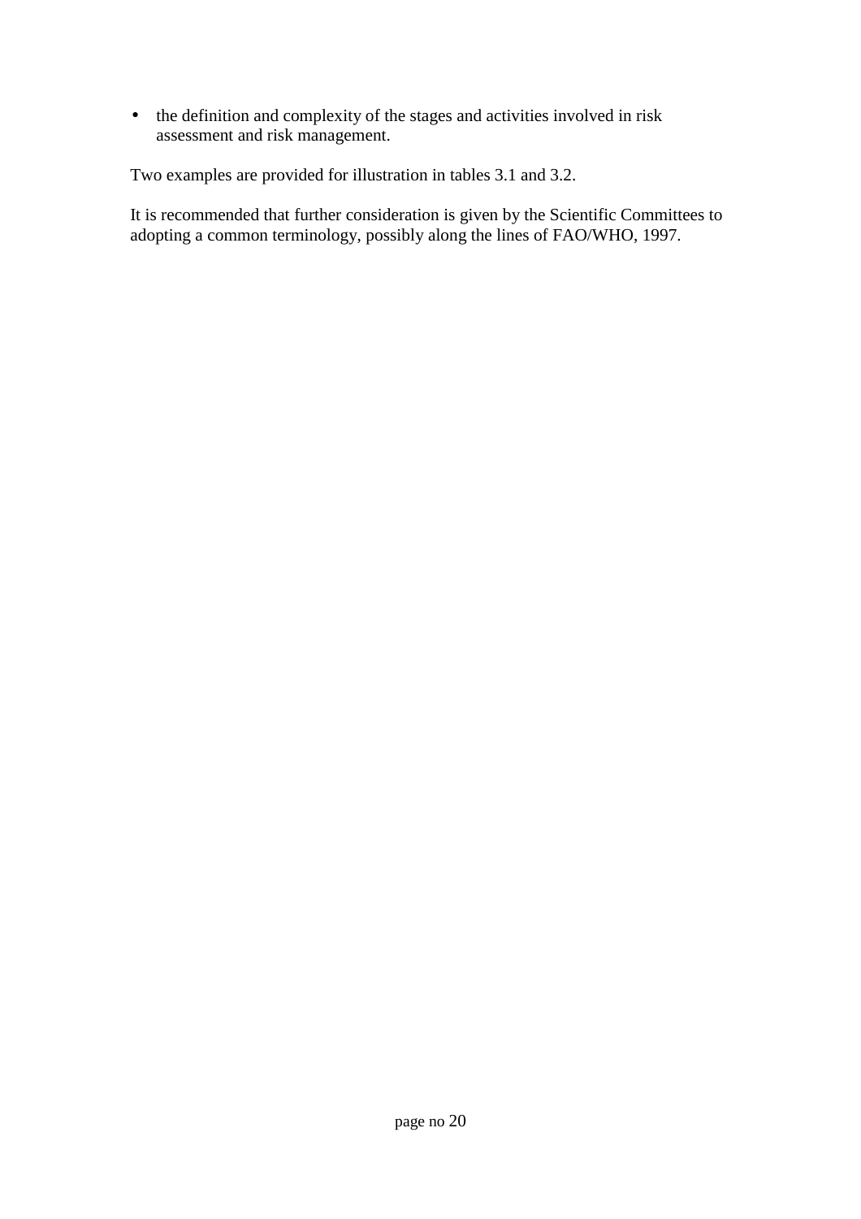- the definition and complexity of the stages and activities involved in risk assessment and risk management.

Two examples are provided for illustration in tables 3.1 and 3.2.

It is recommended that further consideration is given by the Scientific Committees to adopting a common terminology, possibly along the lines of FAO/WHO, 1997.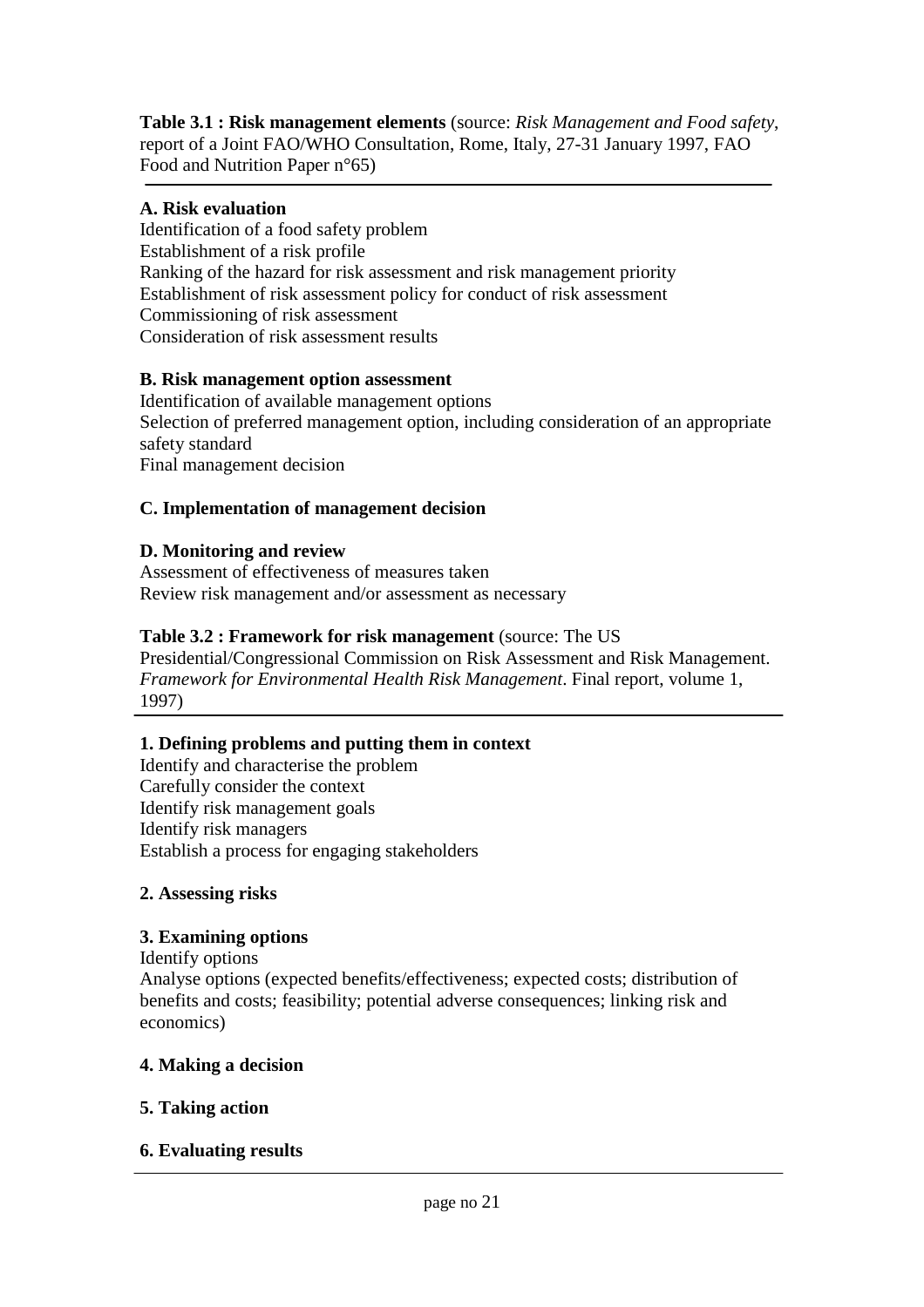**Table 3.1 : Risk management elements** (source: *Risk Management and Food safety*, report of a Joint FAO/WHO Consultation, Rome, Italy, 27-31 January 1997, FAO Food and Nutrition Paper n°65)

**A. Risk evaluation**

Identification of a food safety problem
Establishment of a risk profile
Ranking of the hazard for risk assessment and risk management priority
Establishment of risk assessment policy for conduct of risk assessment
Commissioning of risk assessment
Consideration of risk assessment results

**B. Risk management option assessment**

Identification of available management options
Selection of preferred management option, including consideration of an appropriate safety standard
Final management decision

**C. Implementation of management decision**

**D. Monitoring and review**

Assessment of effectiveness of measures taken
Review risk management and/or assessment as necessary

**Table 3.2 : Framework for risk management** (source: The US Presidential/Congressional Commission on Risk Assessment and Risk Management. *Framework for Environmental Health Risk Management*. Final report, volume 1, 1997)

**1. Defining problems and putting them in context**

Identify and characterise the problem
Carefully consider the context
Identify risk management goals
Identify risk managers
Establish a process for engaging stakeholders

**2. Assessing risks**

**3. Examining options**

Identify options
Analyse options (expected benefits/effectiveness; expected costs; distribution of benefits and costs; feasibility; potential adverse consequences; linking risk and economics)

**4. Making a decision**

**5. Taking action**

**6. Evaluating results**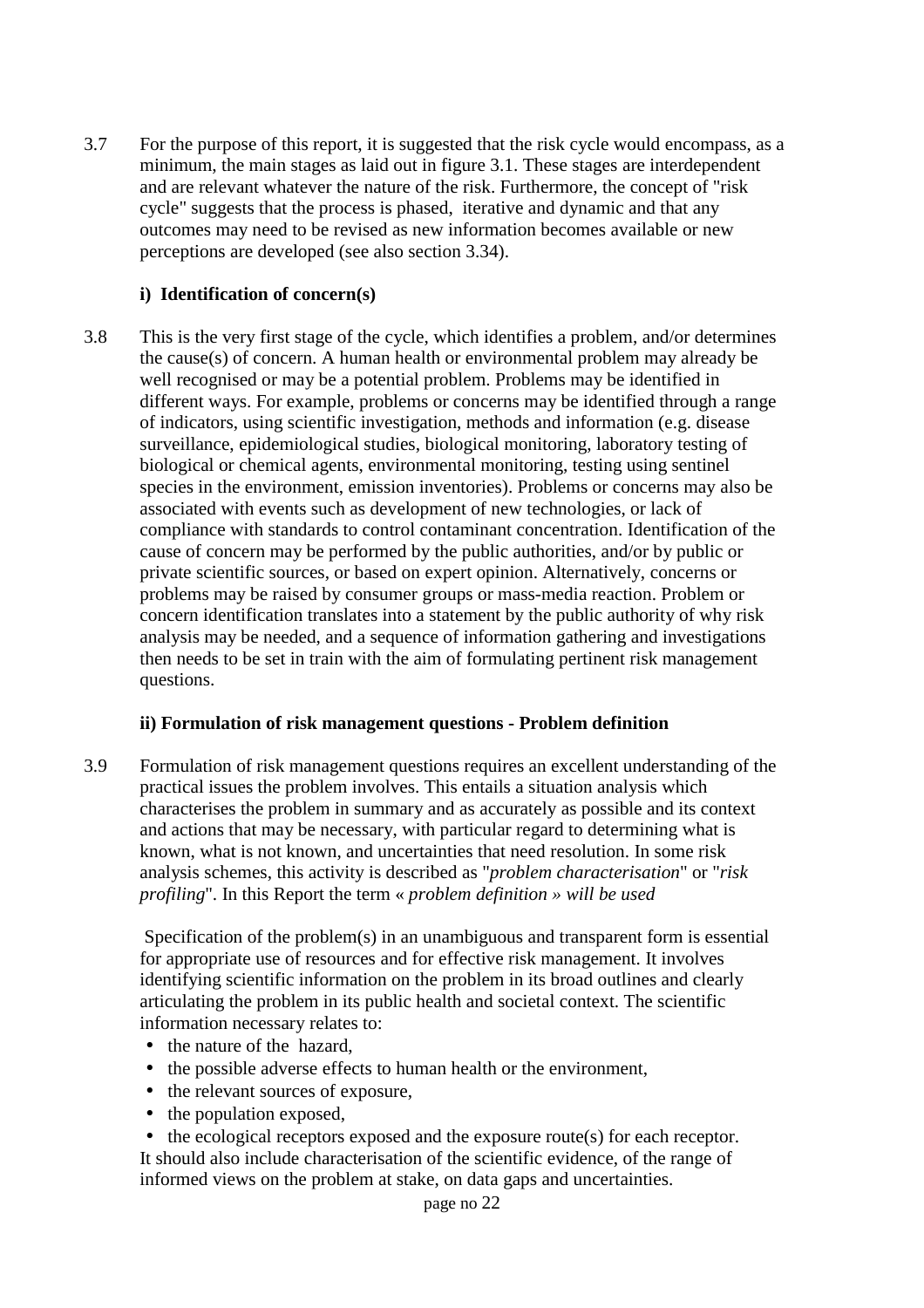3.7 For the purpose of this report, it is suggested that the risk cycle would encompass, as a minimum, the main stages as laid out in figure 3.1. These stages are interdependent and are relevant whatever the nature of the risk. Furthermore, the concept of "risk cycle" suggests that the process is phased, iterative and dynamic and that any outcomes may need to be revised as new information becomes available or new perceptions are developed (see also section 3.34).

**i) Identification of concern(s)**

3.8 This is the very first stage of the cycle, which identifies a problem, and/or determines the cause(s) of concern. A human health or environmental problem may already be well recognised or may be a potential problem. Problems may be identified in different ways. For example, problems or concerns may be identified through a range of indicators, using scientific investigation, methods and information (e.g. disease surveillance, epidemiological studies, biological monitoring, laboratory testing of biological or chemical agents, environmental monitoring, testing using sentinel species in the environment, emission inventories). Problems or concerns may also be associated with events such as development of new technologies, or lack of compliance with standards to control contaminant concentration. Identification of the cause of concern may be performed by the public authorities, and/or by public or private scientific sources, or based on expert opinion. Alternatively, concerns or problems may be raised by consumer groups or mass-media reaction. Problem or concern identification translates into a statement by the public authority of why risk analysis may be needed, and a sequence of information gathering and investigations then needs to be set in train with the aim of formulating pertinent risk management questions.

**ii) Formulation of risk management questions - Problem definition**

3.9 Formulation of risk management questions requires an excellent understanding of the practical issues the problem involves. This entails a situation analysis which characterises the problem in summary and as accurately as possible and its context and actions that may be necessary, with particular regard to determining what is known, what is not known, and uncertainties that need resolution. In some risk analysis schemes, this activity is described as "*problem characterisation*" or "*risk profiling*". In this Report the term « *problem definition » will be used*

Specification of the problem(s) in an unambiguous and transparent form is essential for appropriate use of resources and for effective risk management. It involves identifying scientific information on the problem in its broad outlines and clearly articulating the problem in its public health and societal context. The scientific information necessary relates to:

- the nature of the hazard,
- the possible adverse effects to human health or the environment,
- the relevant sources of exposure,
- the population exposed,
- the ecological receptors exposed and the exposure route(s) for each receptor.

It should also include characterisation of the scientific evidence, of the range of informed views on the problem at stake, on data gaps and uncertainties.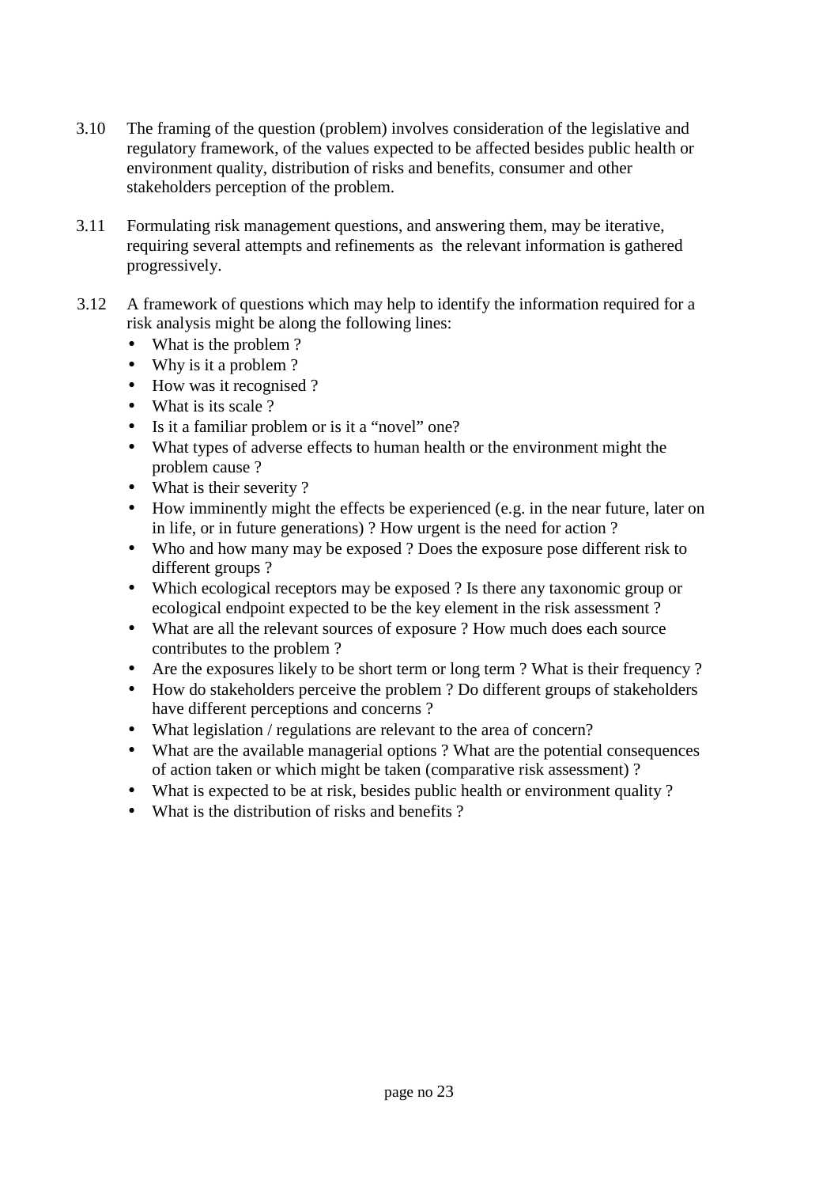3.10 The framing of the question (problem) involves consideration of the legislative and regulatory framework, of the values expected to be affected besides public health or environment quality, distribution of risks and benefits, consumer and other stakeholders perception of the problem.

3.11 Formulating risk management questions, and answering them, may be iterative, requiring several attempts and refinements as the relevant information is gathered progressively.

3.12 A framework of questions which may help to identify the information required for a risk analysis might be along the following lines:

- What is the problem ?
- Why is it a problem ?
- How was it recognised ?
- What is its scale ?
- Is it a familiar problem or is it a "novel" one?
- What types of adverse effects to human health or the environment might the problem cause ?
- What is their severity ?
- How imminently might the effects be experienced (e.g. in the near future, later on in life, or in future generations) ? How urgent is the need for action ?
- Who and how many may be exposed ? Does the exposure pose different risk to different groups ?
- Which ecological receptors may be exposed ? Is there any taxonomic group or ecological endpoint expected to be the key element in the risk assessment ?
- What are all the relevant sources of exposure ? How much does each source contributes to the problem ?
- Are the exposures likely to be short term or long term ? What is their frequency ?
- How do stakeholders perceive the problem ? Do different groups of stakeholders have different perceptions and concerns ?
- What legislation / regulations are relevant to the area of concern?
- What are the available managerial options ? What are the potential consequences of action taken or which might be taken (comparative risk assessment) ?
- What is expected to be at risk, besides public health or environment quality ?
- What is the distribution of risks and benefits ?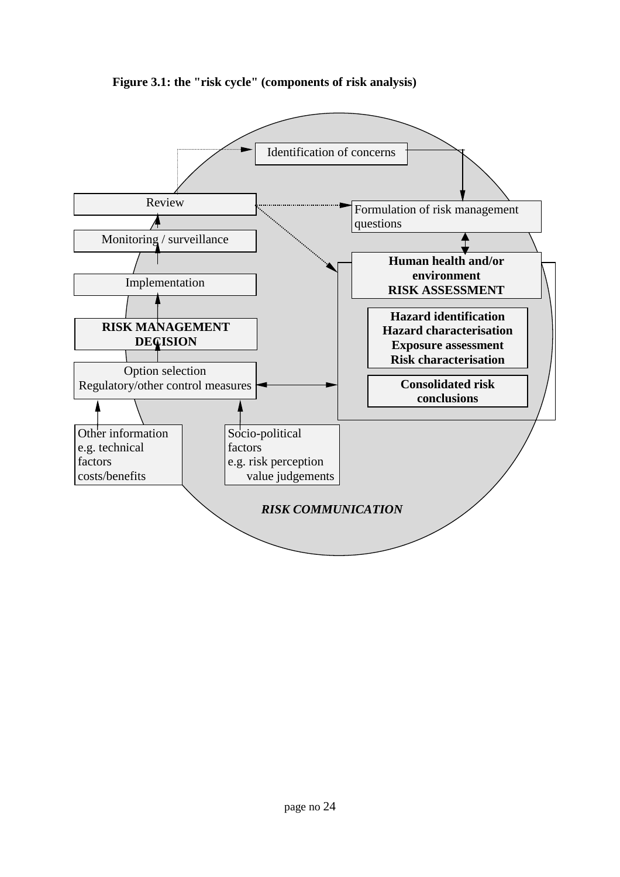**Figure 3.1: the "risk cycle" (components of risk analysis)**

Identification of concerns

Review

Formulation of risk management questions

Monitoring / surveillance

**Human health and/or environment RISK ASSESSMENT**

Implementation

**Hazard identification**
**Hazard characterisation**
**Exposure assessment**
**Risk characterisation**

**RISK MANAGEMENT DECISION**

Option selection
Regulatory/other control measures

**Consolidated risk conclusions**

Other information
e.g. technical factors
costs/benefits

Socio-political factors
e.g. risk perception
value judgements

***RISK COMMUNICATION***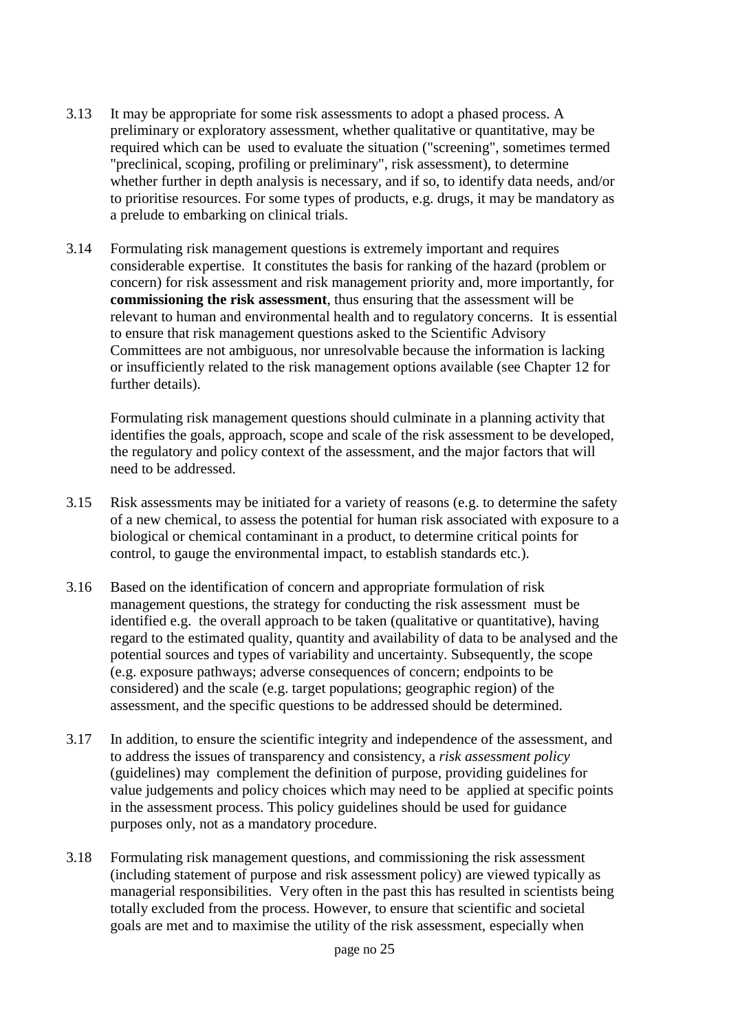3.13 It may be appropriate for some risk assessments to adopt a phased process. A preliminary or exploratory assessment, whether qualitative or quantitative, may be required which can be used to evaluate the situation ("screening", sometimes termed "preclinical, scoping, profiling or preliminary", risk assessment), to determine whether further in depth analysis is necessary, and if so, to identify data needs, and/or to prioritise resources. For some types of products, e.g. drugs, it may be mandatory as a prelude to embarking on clinical trials.

3.14 Formulating risk management questions is extremely important and requires considerable expertise. It constitutes the basis for ranking of the hazard (problem or concern) for risk assessment and risk management priority and, more importantly, for **commissioning the risk assessment**, thus ensuring that the assessment will be relevant to human and environmental health and to regulatory concerns. It is essential to ensure that risk management questions asked to the Scientific Advisory Committees are not ambiguous, nor unresolvable because the information is lacking or insufficiently related to the risk management options available (see Chapter 12 for further details).

Formulating risk management questions should culminate in a planning activity that identifies the goals, approach, scope and scale of the risk assessment to be developed, the regulatory and policy context of the assessment, and the major factors that will need to be addressed.

3.15 Risk assessments may be initiated for a variety of reasons (e.g. to determine the safety of a new chemical, to assess the potential for human risk associated with exposure to a biological or chemical contaminant in a product, to determine critical points for control, to gauge the environmental impact, to establish standards etc.).

3.16 Based on the identification of concern and appropriate formulation of risk management questions, the strategy for conducting the risk assessment must be identified e.g. the overall approach to be taken (qualitative or quantitative), having regard to the estimated quality, quantity and availability of data to be analysed and the potential sources and types of variability and uncertainty. Subsequently, the scope (e.g. exposure pathways; adverse consequences of concern; endpoints to be considered) and the scale (e.g. target populations; geographic region) of the assessment, and the specific questions to be addressed should be determined.

3.17 In addition, to ensure the scientific integrity and independence of the assessment, and to address the issues of transparency and consistency, a *risk assessment policy* (guidelines) may complement the definition of purpose, providing guidelines for value judgements and policy choices which may need to be applied at specific points in the assessment process. This policy guidelines should be used for guidance purposes only, not as a mandatory procedure.

3.18 Formulating risk management questions, and commissioning the risk assessment (including statement of purpose and risk assessment policy) are viewed typically as managerial responsibilities. Very often in the past this has resulted in scientists being totally excluded from the process. However, to ensure that scientific and societal goals are met and to maximise the utility of the risk assessment, especially when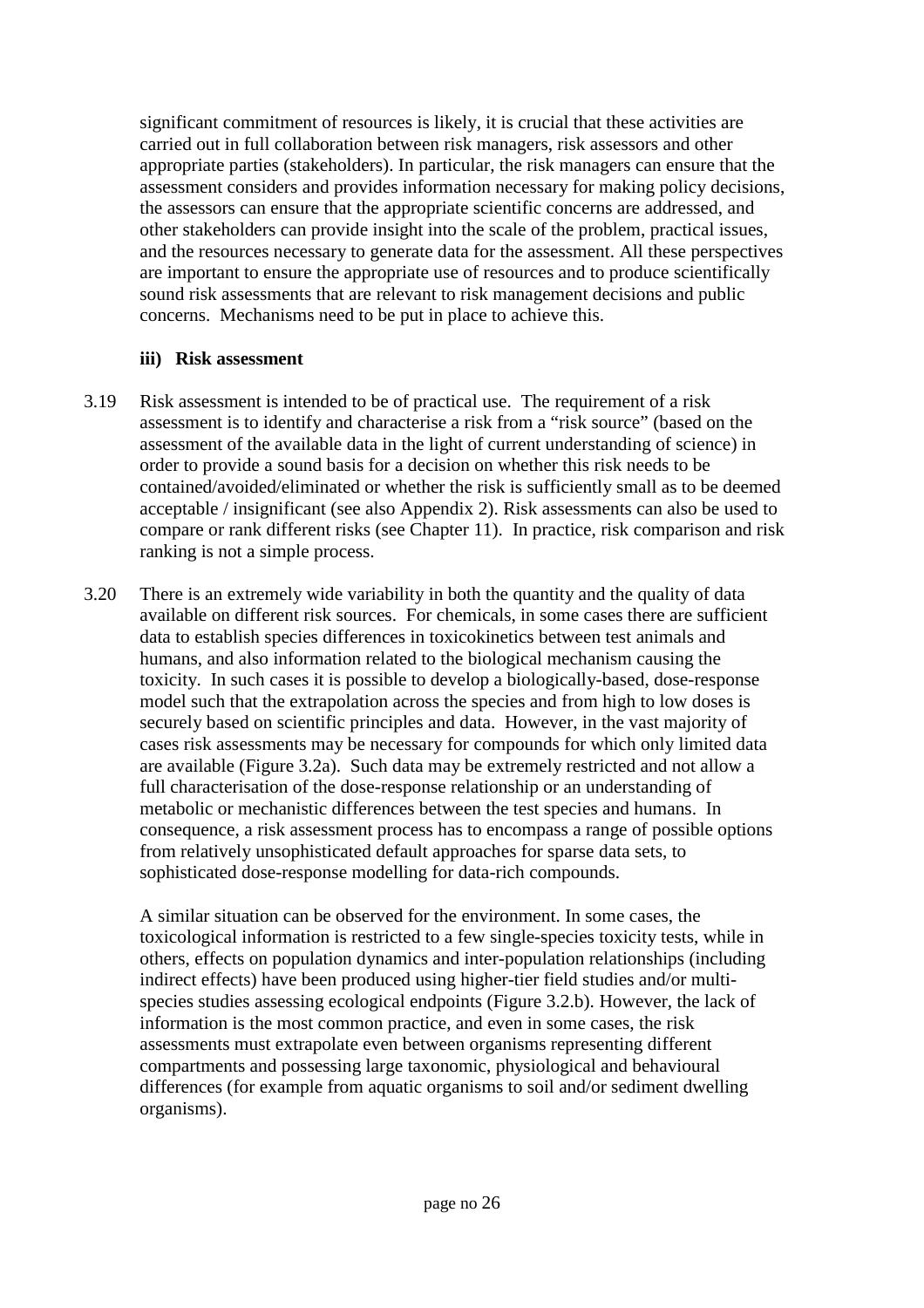significant commitment of resources is likely, it is crucial that these activities are carried out in full collaboration between risk managers, risk assessors and other appropriate parties (stakeholders). In particular, the risk managers can ensure that the assessment considers and provides information necessary for making policy decisions, the assessors can ensure that the appropriate scientific concerns are addressed, and other stakeholders can provide insight into the scale of the problem, practical issues, and the resources necessary to generate data for the assessment. All these perspectives are important to ensure the appropriate use of resources and to produce scientifically sound risk assessments that are relevant to risk management decisions and public concerns. Mechanisms need to be put in place to achieve this.

### iii) Risk assessment

3.19 Risk assessment is intended to be of practical use. The requirement of a risk assessment is to identify and characterise a risk from a "risk source" (based on the assessment of the available data in the light of current understanding of science) in order to provide a sound basis for a decision on whether this risk needs to be contained/avoided/eliminated or whether the risk is sufficiently small as to be deemed acceptable / insignificant (see also Appendix 2). Risk assessments can also be used to compare or rank different risks (see Chapter 11). In practice, risk comparison and risk ranking is not a simple process.

3.20 There is an extremely wide variability in both the quantity and the quality of data available on different risk sources. For chemicals, in some cases there are sufficient data to establish species differences in toxicokinetics between test animals and humans, and also information related to the biological mechanism causing the toxicity. In such cases it is possible to develop a biologically-based, dose-response model such that the extrapolation across the species and from high to low doses is securely based on scientific principles and data. However, in the vast majority of cases risk assessments may be necessary for compounds for which only limited data are available (Figure 3.2a). Such data may be extremely restricted and not allow a full characterisation of the dose-response relationship or an understanding of metabolic or mechanistic differences between the test species and humans. In consequence, a risk assessment process has to encompass a range of possible options from relatively unsophisticated default approaches for sparse data sets, to sophisticated dose-response modelling for data-rich compounds.

A similar situation can be observed for the environment. In some cases, the toxicological information is restricted to a few single-species toxicity tests, while in others, effects on population dynamics and inter-population relationships (including indirect effects) have been produced using higher-tier field studies and/or multi-species studies assessing ecological endpoints (Figure 3.2.b). However, the lack of information is the most common practice, and even in some cases, the risk assessments must extrapolate even between organisms representing different compartments and possessing large taxonomic, physiological and behavioural differences (for example from aquatic organisms to soil and/or sediment dwelling organisms).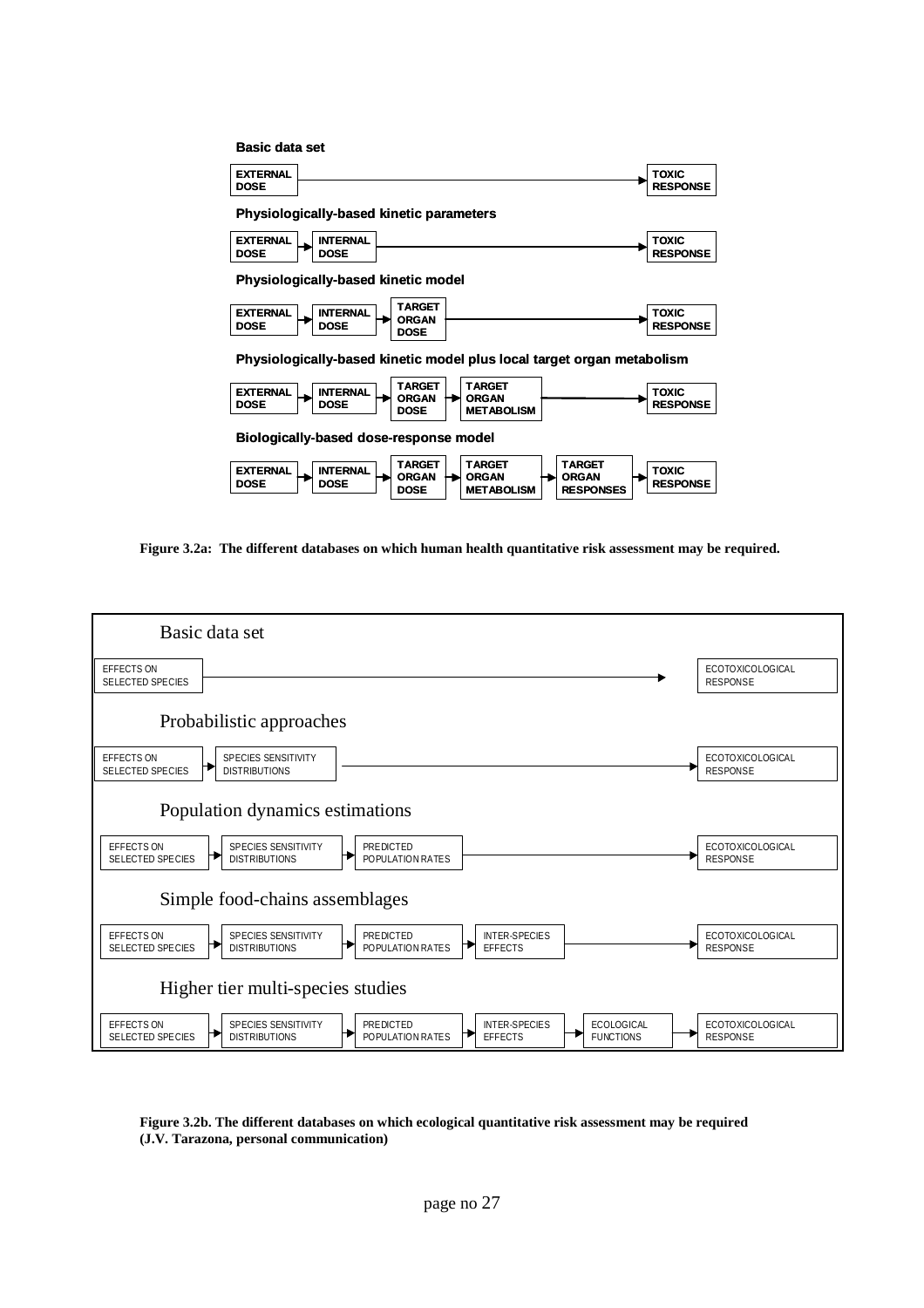**Basic data set**

EXTERNAL DOSE → TOXIC RESPONSE

**Physiologically-based kinetic parameters**

EXTERNAL DOSE → INTERNAL DOSE → TOXIC RESPONSE

**Physiologically-based kinetic model**

EXTERNAL DOSE → INTERNAL DOSE → TARGET ORGAN DOSE → TOXIC RESPONSE

**Physiologically-based kinetic model plus local target organ metabolism**

EXTERNAL DOSE → INTERNAL DOSE → TARGET ORGAN DOSE → TARGET ORGAN METABOLISM → TOXIC RESPONSE

**Biologically-based dose-response model**

EXTERNAL DOSE → INTERNAL DOSE → TARGET ORGAN DOSE → TARGET ORGAN METABOLISM → TARGET ORGAN RESPONSES → TOXIC RESPONSE

**Figure 3.2a: The different databases on which human health quantitative risk assessment may be required.**

Basic data set

EFFECTS ON SELECTED SPECIES → ECOTOXICOLOGICAL RESPONSE

Probabilistic approaches

EFFECTS ON SELECTED SPECIES → SPECIES SENSITIVITY DISTRIBUTIONS → ECOTOXICOLOGICAL RESPONSE

Population dynamics estimations

EFFECTS ON SELECTED SPECIES → SPECIES SENSITIVITY DISTRIBUTIONS → PREDICTED POPULATION RATES → ECOTOXICOLOGICAL RESPONSE

Simple food-chains assemblages

EFFECTS ON SELECTED SPECIES → SPECIES SENSITIVITY DISTRIBUTIONS → PREDICTED POPULATION RATES → INTER-SPECIES EFFECTS → ECOTOXICOLOGICAL RESPONSE

Higher tier multi-species studies

EFFECTS ON SELECTED SPECIES → SPECIES SENSITIVITY DISTRIBUTIONS → PREDICTED POPULATION RATES → INTER-SPECIES EFFECTS → ECOLOGICAL FUNCTIONS → ECOTOXICOLOGICAL RESPONSE

**Figure 3.2b. The different databases on which ecological quantitative risk assessment may be required (J.V. Tarazona, personal communication)**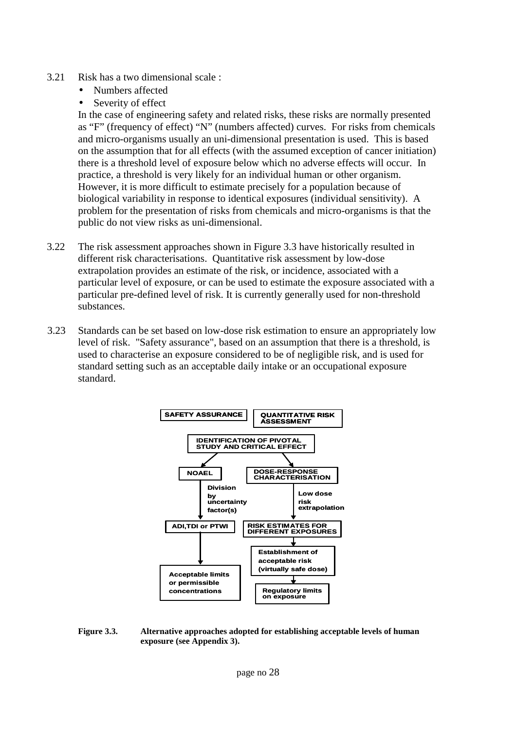3.21 Risk has a two dimensional scale :

- Numbers affected
- Severity of effect

In the case of engineering safety and related risks, these risks are normally presented as "F" (frequency of effect) "N" (numbers affected) curves. For risks from chemicals and micro-organisms usually an uni-dimensional presentation is used. This is based on the assumption that for all effects (with the assumed exception of cancer initiation) there is a threshold level of exposure below which no adverse effects will occur. In practice, a threshold is very likely for an individual human or other organism. However, it is more difficult to estimate precisely for a population because of biological variability in response to identical exposures (individual sensitivity). A problem for the presentation of risks from chemicals and micro-organisms is that the public do not view risks as uni-dimensional.

3.22 The risk assessment approaches shown in Figure 3.3 have historically resulted in different risk characterisations. Quantitative risk assessment by low-dose extrapolation provides an estimate of the risk, or incidence, associated with a particular level of exposure, or can be used to estimate the exposure associated with a particular pre-defined level of risk. It is currently generally used for non-threshold substances.

3.23 Standards can be set based on low-dose risk estimation to ensure an appropriately low level of risk. "Safety assurance", based on an assumption that there is a threshold, is used to characterise an exposure considered to be of negligible risk, and is used for standard setting such as an acceptable daily intake or an occupational exposure standard.

SAFETY ASSURANCE | QUANTITATIVE RISK ASSESSMENT

IDENTIFICATION OF PIVOTAL STUDY AND CRITICAL EFFECT

- Safety assurance: NOEL → Division by uncertainty factor(s) → ADI,TDI or PTWI → Acceptable limits or permissible concentrations
- Quantitative risk assessment: DOSE-RESPONSE CHARACTERISATION → Low dose risk extrapolation → RISK ESTIMATES FOR DIFFERENT EXPOSURES → Establishment of acceptable risk (virtually safe dose) → Regulatory limits on exposure

**Figure 3.3. Alternative approaches adopted for establishing acceptable levels of human exposure (see Appendix 3).**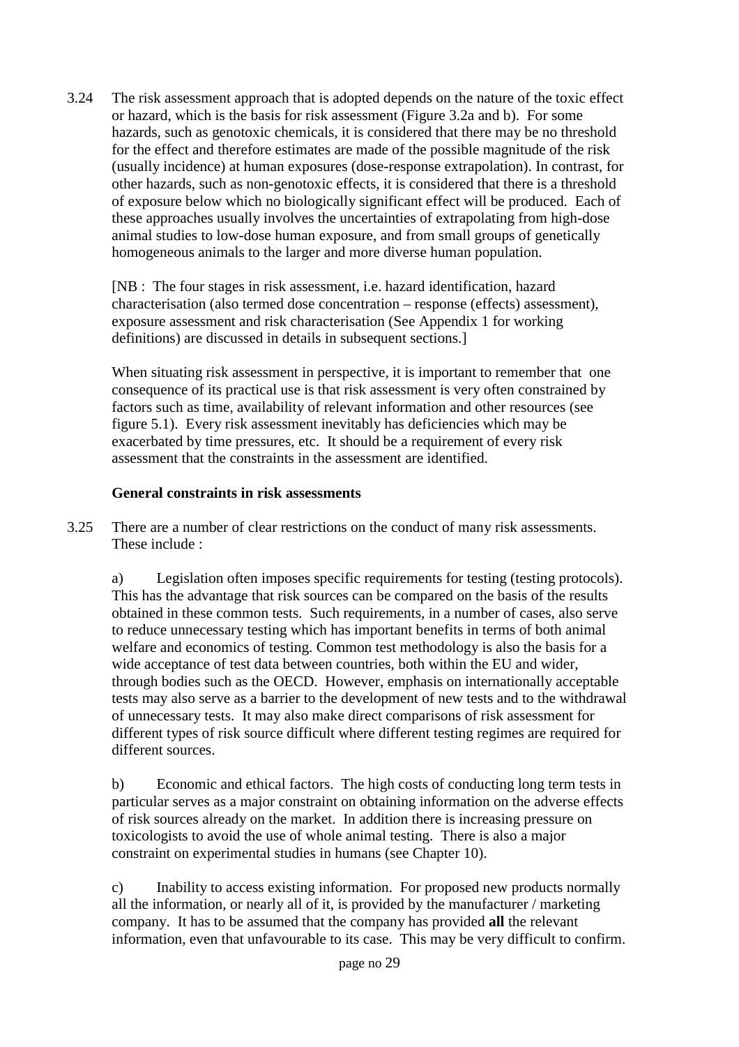3.24 The risk assessment approach that is adopted depends on the nature of the toxic effect or hazard, which is the basis for risk assessment (Figure 3.2a and b). For some hazards, such as genotoxic chemicals, it is considered that there may be no threshold for the effect and therefore estimates are made of the possible magnitude of the risk (usually incidence) at human exposures (dose-response extrapolation). In contrast, for other hazards, such as non-genotoxic effects, it is considered that there is a threshold of exposure below which no biologically significant effect will be produced. Each of these approaches usually involves the uncertainties of extrapolating from high-dose animal studies to low-dose human exposure, and from small groups of genetically homogeneous animals to the larger and more diverse human population.

[NB : The four stages in risk assessment, i.e. hazard identification, hazard characterisation (also termed dose concentration – response (effects) assessment), exposure assessment and risk characterisation (See Appendix 1 for working definitions) are discussed in details in subsequent sections.]

When situating risk assessment in perspective, it is important to remember that one consequence of its practical use is that risk assessment is very often constrained by factors such as time, availability of relevant information and other resources (see figure 5.1). Every risk assessment inevitably has deficiencies which may be exacerbated by time pressures, etc. It should be a requirement of every risk assessment that the constraints in the assessment are identified.

**General constraints in risk assessments**

3.25 There are a number of clear restrictions on the conduct of many risk assessments. These include :

a) Legislation often imposes specific requirements for testing (testing protocols). This has the advantage that risk sources can be compared on the basis of the results obtained in these common tests. Such requirements, in a number of cases, also serve to reduce unnecessary testing which has important benefits in terms of both animal welfare and economics of testing. Common test methodology is also the basis for a wide acceptance of test data between countries, both within the EU and wider, through bodies such as the OECD. However, emphasis on internationally acceptable tests may also serve as a barrier to the development of new tests and to the withdrawal of unnecessary tests. It may also make direct comparisons of risk assessment for different types of risk source difficult where different testing regimes are required for different sources.

b) Economic and ethical factors. The high costs of conducting long term tests in particular serves as a major constraint on obtaining information on the adverse effects of risk sources already on the market. In addition there is increasing pressure on toxicologists to avoid the use of whole animal testing. There is also a major constraint on experimental studies in humans (see Chapter 10).

c) Inability to access existing information. For proposed new products normally all the information, or nearly all of it, is provided by the manufacturer / marketing company. It has to be assumed that the company has provided **all** the relevant information, even that unfavourable to its case. This may be very difficult to confirm.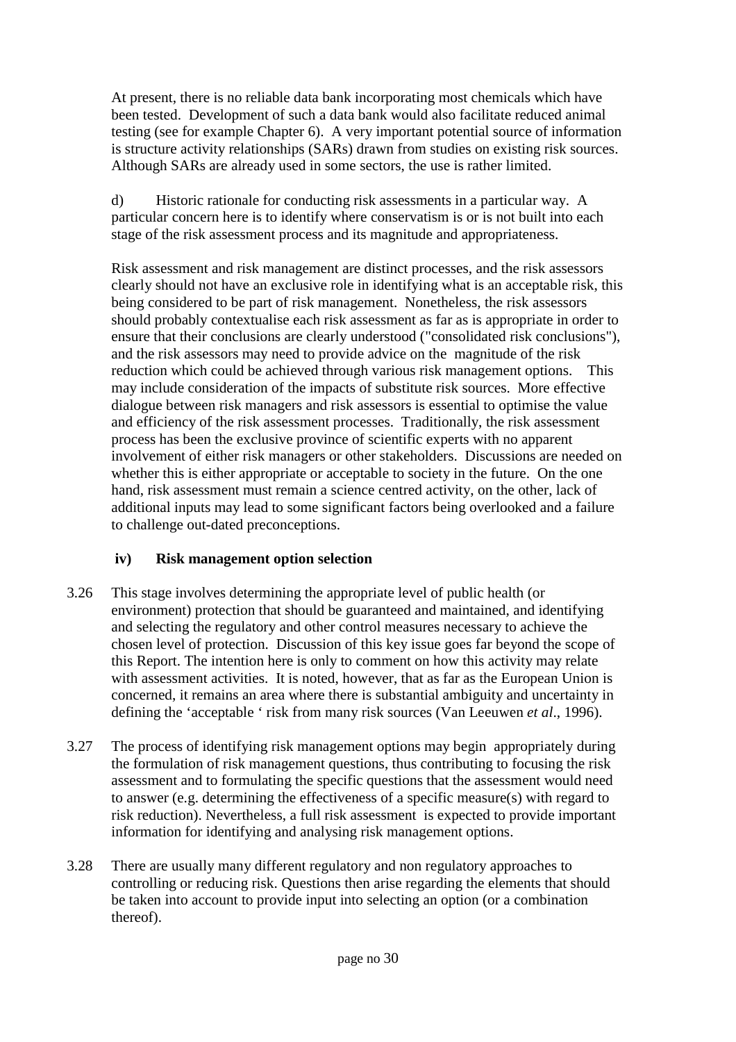At present, there is no reliable data bank incorporating most chemicals which have been tested. Development of such a data bank would also facilitate reduced animal testing (see for example Chapter 6). A very important potential source of information is structure activity relationships (SARs) drawn from studies on existing risk sources. Although SARs are already used in some sectors, the use is rather limited.

d) Historic rationale for conducting risk assessments in a particular way. A particular concern here is to identify where conservatism is or is not built into each stage of the risk assessment process and its magnitude and appropriateness.

Risk assessment and risk management are distinct processes, and the risk assessors clearly should not have an exclusive role in identifying what is an acceptable risk, this being considered to be part of risk management. Nonetheless, the risk assessors should probably contextualise each risk assessment as far as is appropriate in order to ensure that their conclusions are clearly understood ("consolidated risk conclusions"), and the risk assessors may need to provide advice on the magnitude of the risk reduction which could be achieved through various risk management options. This may include consideration of the impacts of substitute risk sources. More effective dialogue between risk managers and risk assessors is essential to optimise the value and efficiency of the risk assessment processes. Traditionally, the risk assessment process has been the exclusive province of scientific experts with no apparent involvement of either risk managers or other stakeholders. Discussions are needed on whether this is either appropriate or acceptable to society in the future. On the one hand, risk assessment must remain a science centred activity, on the other, lack of additional inputs may lead to some significant factors being overlooked and a failure to challenge out-dated preconceptions.

### iv) Risk management option selection

3.26 This stage involves determining the appropriate level of public health (or environment) protection that should be guaranteed and maintained, and identifying and selecting the regulatory and other control measures necessary to achieve the chosen level of protection. Discussion of this key issue goes far beyond the scope of this Report. The intention here is only to comment on how this activity may relate with assessment activities. It is noted, however, that as far as the European Union is concerned, it remains an area where there is substantial ambiguity and uncertainty in defining the 'acceptable ' risk from many risk sources (Van Leeuwen *et al*., 1996).

3.27 The process of identifying risk management options may begin appropriately during the formulation of risk management questions, thus contributing to focusing the risk assessment and to formulating the specific questions that the assessment would need to answer (e.g. determining the effectiveness of a specific measure(s) with regard to risk reduction). Nevertheless, a full risk assessment is expected to provide important information for identifying and analysing risk management options.

3.28 There are usually many different regulatory and non regulatory approaches to controlling or reducing risk. Questions then arise regarding the elements that should be taken into account to provide input into selecting an option (or a combination thereof).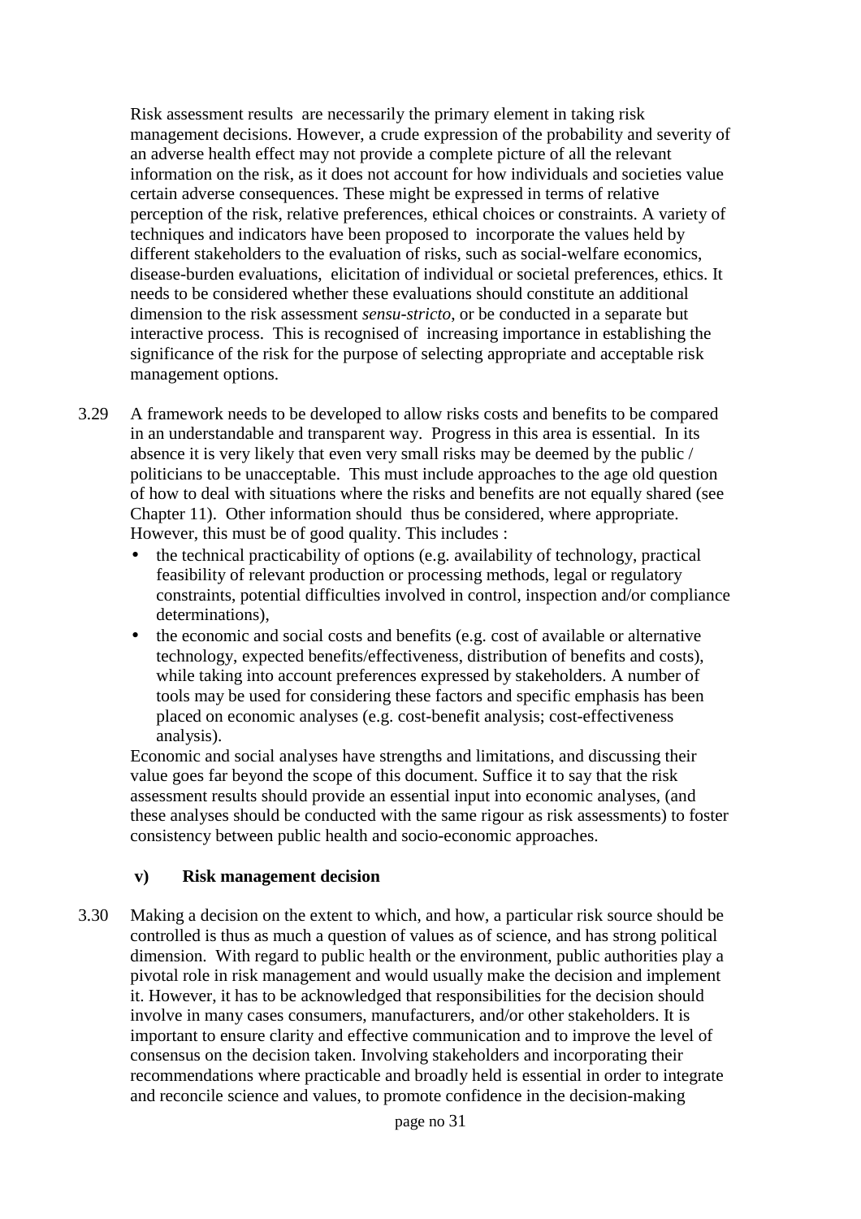Risk assessment results are necessarily the primary element in taking risk management decisions. However, a crude expression of the probability and severity of an adverse health effect may not provide a complete picture of all the relevant information on the risk, as it does not account for how individuals and societies value certain adverse consequences. These might be expressed in terms of relative perception of the risk, relative preferences, ethical choices or constraints. A variety of techniques and indicators have been proposed to incorporate the values held by different stakeholders to the evaluation of risks, such as social-welfare economics, disease-burden evaluations, elicitation of individual or societal preferences, ethics. It needs to be considered whether these evaluations should constitute an additional dimension to the risk assessment *sensu-stricto*, or be conducted in a separate but interactive process. This is recognised of increasing importance in establishing the significance of the risk for the purpose of selecting appropriate and acceptable risk management options.

3.29 A framework needs to be developed to allow risks costs and benefits to be compared in an understandable and transparent way. Progress in this area is essential. In its absence it is very likely that even very small risks may be deemed by the public / politicians to be unacceptable. This must include approaches to the age old question of how to deal with situations where the risks and benefits are not equally shared (see Chapter 11). Other information should thus be considered, where appropriate. However, this must be of good quality. This includes :

- the technical practicability of options (e.g. availability of technology, practical feasibility of relevant production or processing methods, legal or regulatory constraints, potential difficulties involved in control, inspection and/or compliance determinations),
- the economic and social costs and benefits (e.g. cost of available or alternative technology, expected benefits/effectiveness, distribution of benefits and costs), while taking into account preferences expressed by stakeholders. A number of tools may be used for considering these factors and specific emphasis has been placed on economic analyses (e.g. cost-benefit analysis; cost-effectiveness analysis).

Economic and social analyses have strengths and limitations, and discussing their value goes far beyond the scope of this document. Suffice it to say that the risk assessment results should provide an essential input into economic analyses, (and these analyses should be conducted with the same rigour as risk assessments) to foster consistency between public health and socio-economic approaches.

**v) Risk management decision**

3.30 Making a decision on the extent to which, and how, a particular risk source should be controlled is thus as much a question of values as of science, and has strong political dimension. With regard to public health or the environment, public authorities play a pivotal role in risk management and would usually make the decision and implement it. However, it has to be acknowledged that responsibilities for the decision should involve in many cases consumers, manufacturers, and/or other stakeholders. It is important to ensure clarity and effective communication and to improve the level of consensus on the decision taken. Involving stakeholders and incorporating their recommendations where practicable and broadly held is essential in order to integrate and reconcile science and values, to promote confidence in the decision-making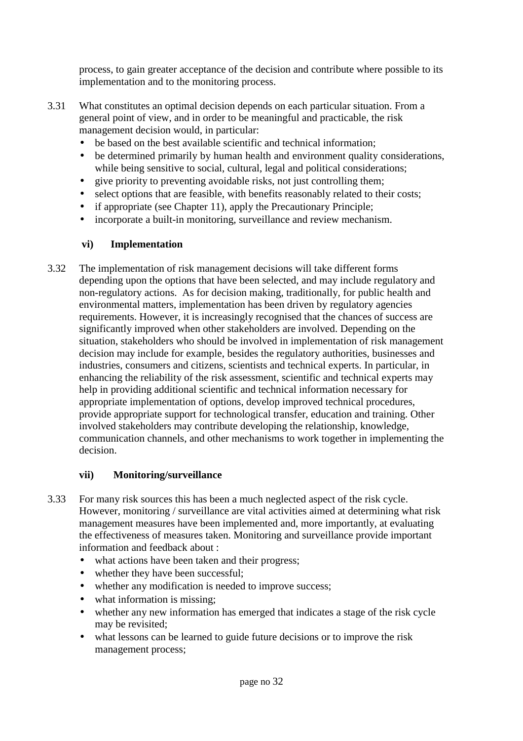process, to gain greater acceptance of the decision and contribute where possible to its implementation and to the monitoring process.

3.31 What constitutes an optimal decision depends on each particular situation. From a general point of view, and in order to be meaningful and practicable, the risk management decision would, in particular:

- be based on the best available scientific and technical information;
- be determined primarily by human health and environment quality considerations, while being sensitive to social, cultural, legal and political considerations;
- give priority to preventing avoidable risks, not just controlling them;
- select options that are feasible, with benefits reasonably related to their costs;
- if appropriate (see Chapter 11), apply the Precautionary Principle;
- incorporate a built-in monitoring, surveillance and review mechanism.

### vi) Implementation

3.32 The implementation of risk management decisions will take different forms depending upon the options that have been selected, and may include regulatory and non-regulatory actions. As for decision making, traditionally, for public health and environmental matters, implementation has been driven by regulatory agencies requirements. However, it is increasingly recognised that the chances of success are significantly improved when other stakeholders are involved. Depending on the situation, stakeholders who should be involved in implementation of risk management decision may include for example, besides the regulatory authorities, businesses and industries, consumers and citizens, scientists and technical experts. In particular, in enhancing the reliability of the risk assessment, scientific and technical experts may help in providing additional scientific and technical information necessary for appropriate implementation of options, develop improved technical procedures, provide appropriate support for technological transfer, education and training. Other involved stakeholders may contribute developing the relationship, knowledge, communication channels, and other mechanisms to work together in implementing the decision.

### vii) Monitoring/surveillance

3.33 For many risk sources this has been a much neglected aspect of the risk cycle. However, monitoring / surveillance are vital activities aimed at determining what risk management measures have been implemented and, more importantly, at evaluating the effectiveness of measures taken. Monitoring and surveillance provide important information and feedback about :

- what actions have been taken and their progress;
- whether they have been successful;
- whether any modification is needed to improve success;
- what information is missing;
- whether any new information has emerged that indicates a stage of the risk cycle may be revisited;
- what lessons can be learned to guide future decisions or to improve the risk management process;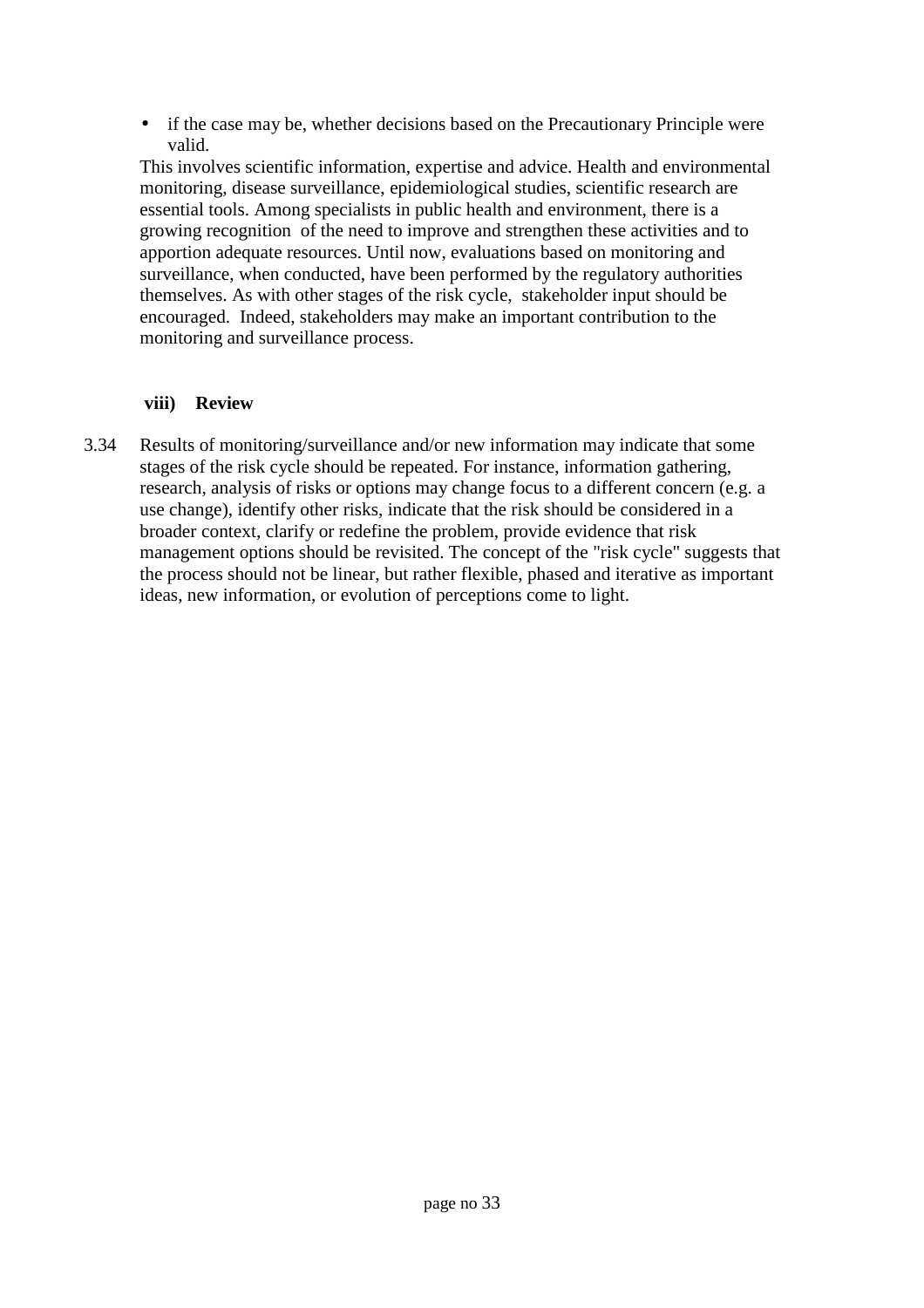- if the case may be, whether decisions based on the Precautionary Principle were valid.

This involves scientific information, expertise and advice. Health and environmental monitoring, disease surveillance, epidemiological studies, scientific research are essential tools. Among specialists in public health and environment, there is a growing recognition of the need to improve and strengthen these activities and to apportion adequate resources. Until now, evaluations based on monitoring and surveillance, when conducted, have been performed by the regulatory authorities themselves. As with other stages of the risk cycle, stakeholder input should be encouraged. Indeed, stakeholders may make an important contribution to the monitoring and surveillance process.

**viii) Review**

3.34 Results of monitoring/surveillance and/or new information may indicate that some stages of the risk cycle should be repeated. For instance, information gathering, research, analysis of risks or options may change focus to a different concern (e.g. a use change), identify other risks, indicate that the risk should be considered in a broader context, clarify or redefine the problem, provide evidence that risk management options should be revisited. The concept of the "risk cycle" suggests that the process should not be linear, but rather flexible, phased and iterative as important ideas, new information, or evolution of perceptions come to light.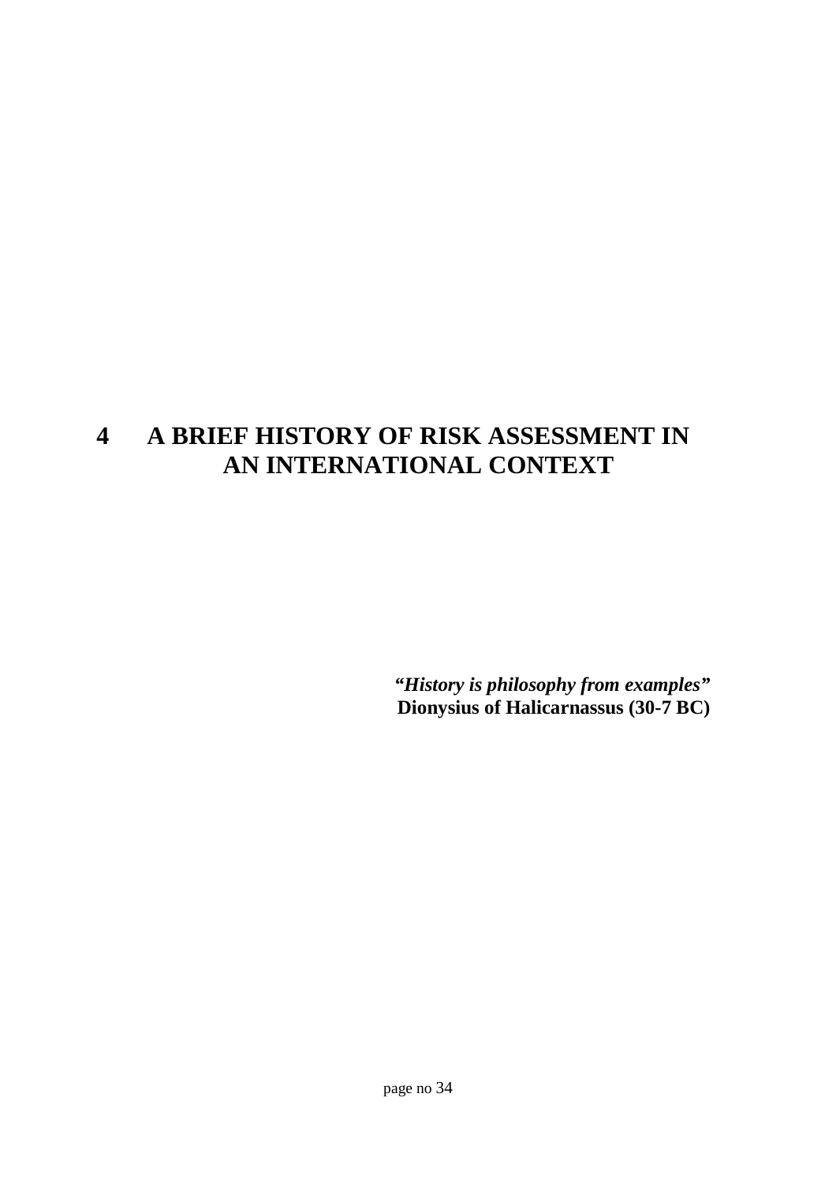# 4 A BRIEF HISTORY OF RISK ASSESSMENT IN AN INTERNATIONAL CONTEXT

***"History is philosophy from examples"***
**Dionysius of Halicarnassus (30-7 BC)**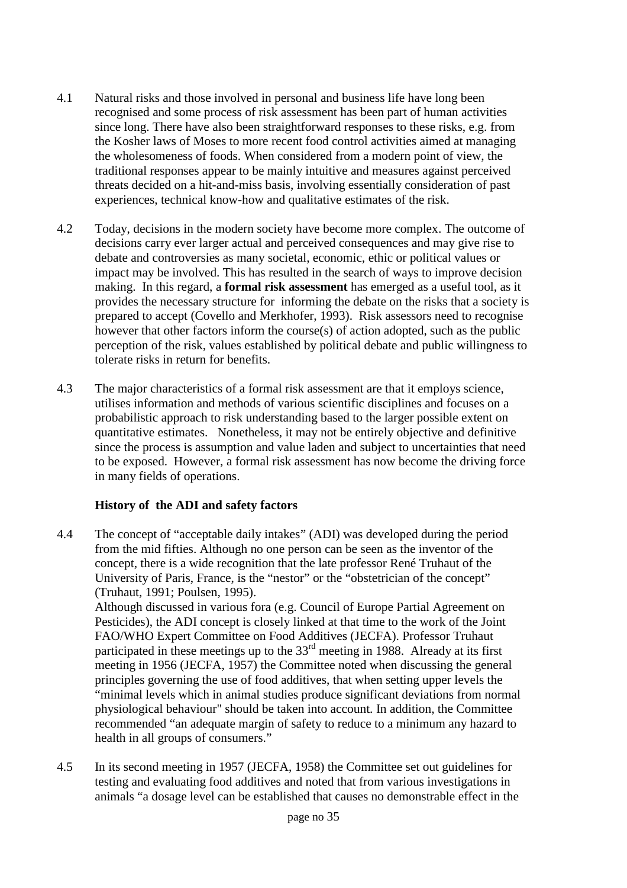4.1 Natural risks and those involved in personal and business life have long been recognised and some process of risk assessment has been part of human activities since long. There have also been straightforward responses to these risks, e.g. from the Kosher laws of Moses to more recent food control activities aimed at managing the wholesomeness of foods. When considered from a modern point of view, the traditional responses appear to be mainly intuitive and measures against perceived threats decided on a hit-and-miss basis, involving essentially consideration of past experiences, technical know-how and qualitative estimates of the risk.

4.2 Today, decisions in the modern society have become more complex. The outcome of decisions carry ever larger actual and perceived consequences and may give rise to debate and controversies as many societal, economic, ethic or political values or impact may be involved. This has resulted in the search of ways to improve decision making. In this regard, a **formal risk assessment** has emerged as a useful tool, as it provides the necessary structure for informing the debate on the risks that a society is prepared to accept (Covello and Merkhofer, 1993). Risk assessors need to recognise however that other factors inform the course(s) of action adopted, such as the public perception of the risk, values established by political debate and public willingness to tolerate risks in return for benefits.

4.3 The major characteristics of a formal risk assessment are that it employs science, utilises information and methods of various scientific disciplines and focuses on a probabilistic approach to risk understanding based to the larger possible extent on quantitative estimates. Nonetheless, it may not be entirely objective and definitive since the process is assumption and value laden and subject to uncertainties that need to be exposed. However, a formal risk assessment has now become the driving force in many fields of operations.

### History of the ADI and safety factors

4.4 The concept of "acceptable daily intakes" (ADI) was developed during the period from the mid fifties. Although no one person can be seen as the inventor of the concept, there is a wide recognition that the late professor René Truhaut of the University of Paris, France, is the "nestor" or the "obstetrician of the concept" (Truhaut, 1991; Poulsen, 1995).
Although discussed in various fora (e.g. Council of Europe Partial Agreement on Pesticides), the ADI concept is closely linked at that time to the work of the Joint FAO/WHO Expert Committee on Food Additives (JECFA). Professor Truhaut participated in these meetings up to the 33rd meeting in 1988. Already at its first meeting in 1956 (JECFA, 1957) the Committee noted when discussing the general principles governing the use of food additives, that when setting upper levels the "minimal levels which in animal studies produce significant deviations from normal physiological behaviour" should be taken into account. In addition, the Committee recommended "an adequate margin of safety to reduce to a minimum any hazard to health in all groups of consumers."

4.5 In its second meeting in 1957 (JECFA, 1958) the Committee set out guidelines for testing and evaluating food additives and noted that from various investigations in animals "a dosage level can be established that causes no demonstrable effect in the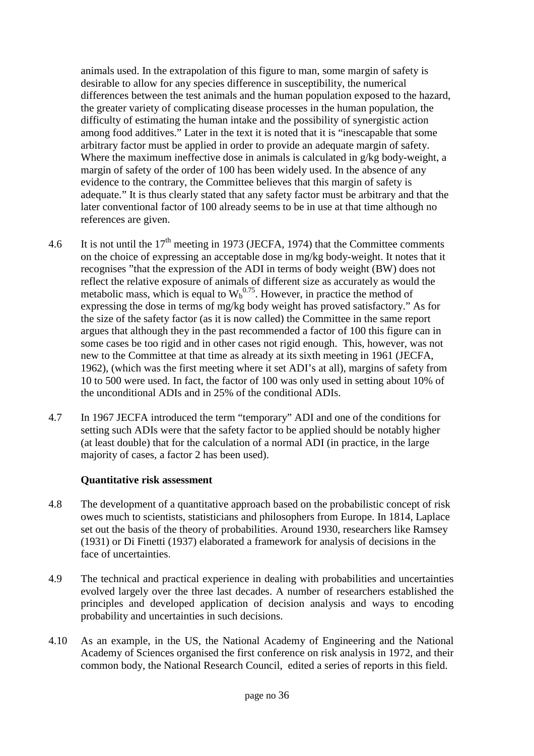animals used. In the extrapolation of this figure to man, some margin of safety is desirable to allow for any species difference in susceptibility, the numerical differences between the test animals and the human population exposed to the hazard, the greater variety of complicating disease processes in the human population, the difficulty of estimating the human intake and the possibility of synergistic action among food additives." Later in the text it is noted that it is "inescapable that some arbitrary factor must be applied in order to provide an adequate margin of safety. Where the maximum ineffective dose in animals is calculated in g/kg body-weight, a margin of safety of the order of 100 has been widely used. In the absence of any evidence to the contrary, the Committee believes that this margin of safety is adequate." It is thus clearly stated that any safety factor must be arbitrary and that the later conventional factor of 100 already seems to be in use at that time although no references are given.

4.6 It is not until the 17th meeting in 1973 (JECFA, 1974) that the Committee comments on the choice of expressing an acceptable dose in mg/kg body-weight. It notes that it recognises "that the expression of the ADI in terms of body weight (BW) does not reflect the relative exposure of animals of different size as accurately as would the metabolic mass, which is equal to $W_b^{0.75}$. However, in practice the method of expressing the dose in terms of mg/kg body weight has proved satisfactory." As for the size of the safety factor (as it is now called) the Committee in the same report argues that although they in the past recommended a factor of 100 this figure can in some cases be too rigid and in other cases not rigid enough. This, however, was not new to the Committee at that time as already at its sixth meeting in 1961 (JECFA, 1962), (which was the first meeting where it set ADI's at all), margins of safety from 10 to 500 were used. In fact, the factor of 100 was only used in setting about 10% of the unconditional ADIs and in 25% of the conditional ADIs.

4.7 In 1967 JECFA introduced the term "temporary" ADI and one of the conditions for setting such ADIs were that the safety factor to be applied should be notably higher (at least double) that for the calculation of a normal ADI (in practice, in the large majority of cases, a factor 2 has been used).

**Quantitative risk assessment**

4.8 The development of a quantitative approach based on the probabilistic concept of risk owes much to scientists, statisticians and philosophers from Europe. In 1814, Laplace set out the basis of the theory of probabilities. Around 1930, researchers like Ramsey (1931) or Di Finetti (1937) elaborated a framework for analysis of decisions in the face of uncertainties.

4.9 The technical and practical experience in dealing with probabilities and uncertainties evolved largely over the three last decades. A number of researchers established the principles and developed application of decision analysis and ways to encoding probability and uncertainties in such decisions.

4.10 As an example, in the US, the National Academy of Engineering and the National Academy of Sciences organised the first conference on risk analysis in 1972, and their common body, the National Research Council, edited a series of reports in this field.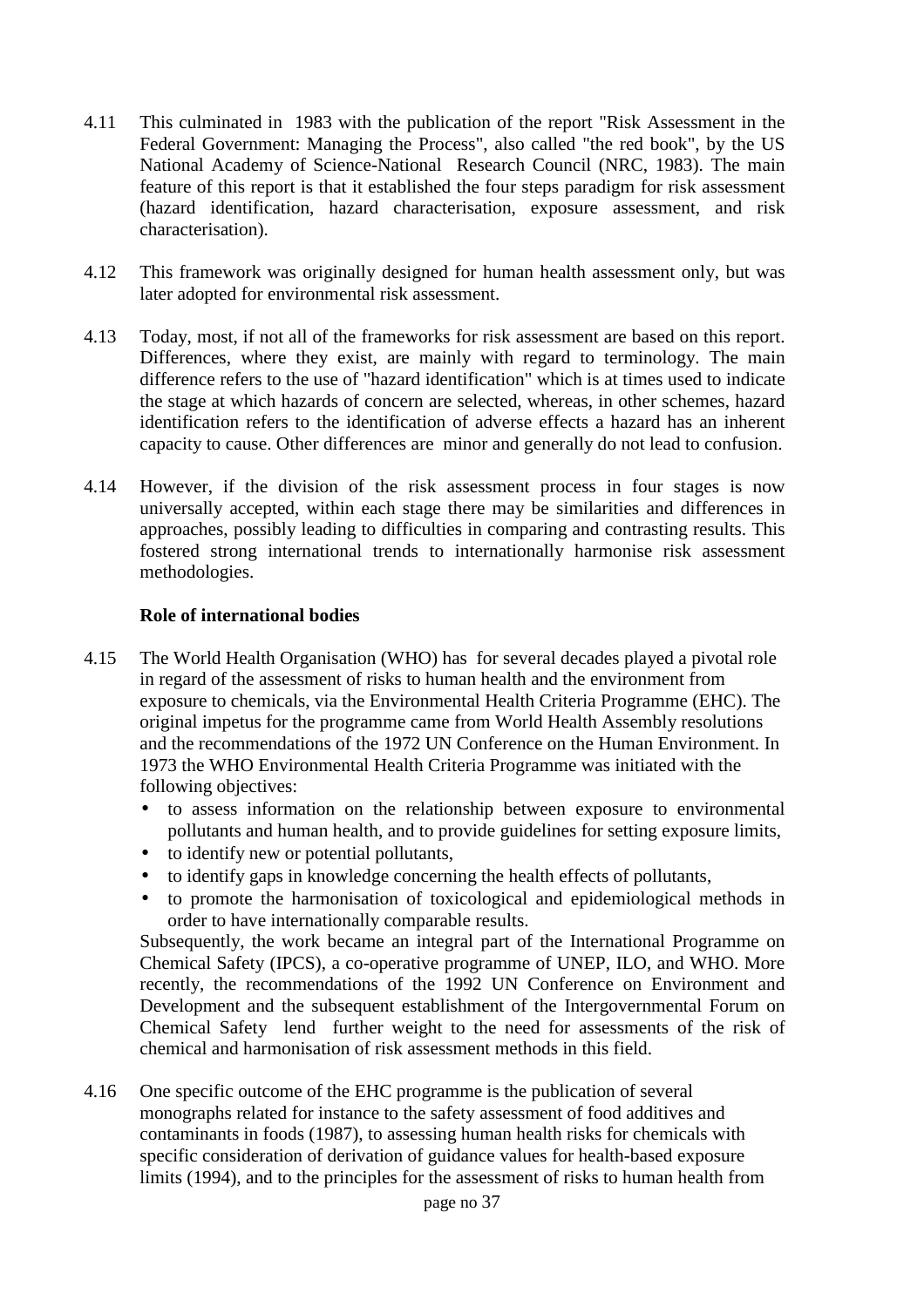4.11 This culminated in 1983 with the publication of the report "Risk Assessment in the Federal Government: Managing the Process", also called "the red book", by the US National Academy of Science-National Research Council (NRC, 1983). The main feature of this report is that it established the four steps paradigm for risk assessment (hazard identification, hazard characterisation, exposure assessment, and risk characterisation).

4.12 This framework was originally designed for human health assessment only, but was later adopted for environmental risk assessment.

4.13 Today, most, if not all of the frameworks for risk assessment are based on this report. Differences, where they exist, are mainly with regard to terminology. The main difference refers to the use of "hazard identification" which is at times used to indicate the stage at which hazards of concern are selected, whereas, in other schemes, hazard identification refers to the identification of adverse effects a hazard has an inherent capacity to cause. Other differences are minor and generally do not lead to confusion.

4.14 However, if the division of the risk assessment process in four stages is now universally accepted, within each stage there may be similarities and differences in approaches, possibly leading to difficulties in comparing and contrasting results. This fostered strong international trends to internationally harmonise risk assessment methodologies.

**Role of international bodies**

4.15 The World Health Organisation (WHO) has for several decades played a pivotal role in regard of the assessment of risks to human health and the environment from exposure to chemicals, via the Environmental Health Criteria Programme (EHC). The original impetus for the programme came from World Health Assembly resolutions and the recommendations of the 1972 UN Conference on the Human Environment. In 1973 the WHO Environmental Health Criteria Programme was initiated with the following objectives:

- to assess information on the relationship between exposure to environmental pollutants and human health, and to provide guidelines for setting exposure limits,
- to identify new or potential pollutants,
- to identify gaps in knowledge concerning the health effects of pollutants,
- to promote the harmonisation of toxicological and epidemiological methods in order to have internationally comparable results.

Subsequently, the work became an integral part of the International Programme on Chemical Safety (IPCS), a co-operative programme of UNEP, ILO, and WHO. More recently, the recommendations of the 1992 UN Conference on Environment and Development and the subsequent establishment of the Intergovernmental Forum on Chemical Safety lend further weight to the need for assessments of the risk of chemical and harmonisation of risk assessment methods in this field.

4.16 One specific outcome of the EHC programme is the publication of several monographs related for instance to the safety assessment of food additives and contaminants in foods (1987), to assessing human health risks for chemicals with specific consideration of derivation of guidance values for health-based exposure limits (1994), and to the principles for the assessment of risks to human health from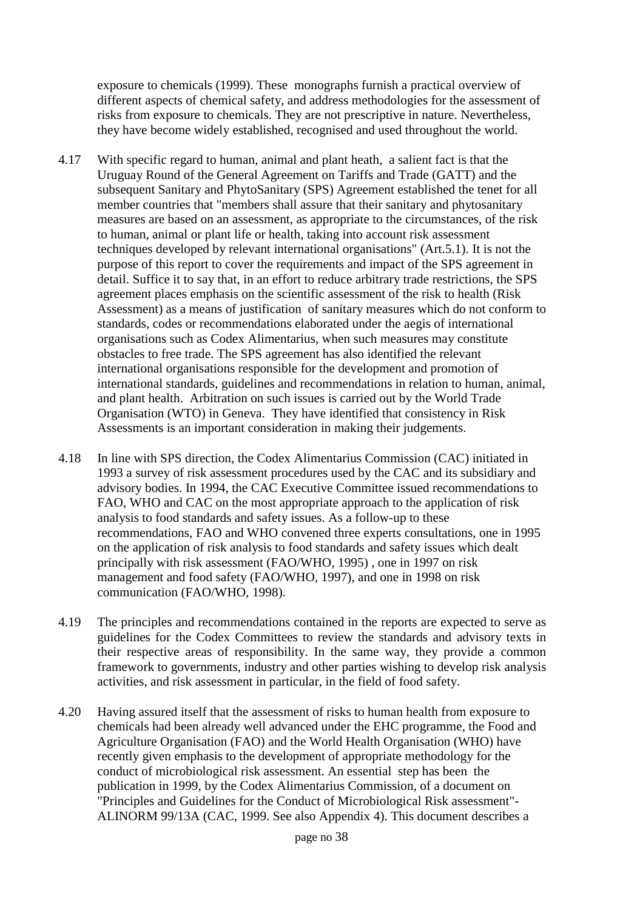exposure to chemicals (1999). These monographs furnish a practical overview of different aspects of chemical safety, and address methodologies for the assessment of risks from exposure to chemicals. They are not prescriptive in nature. Nevertheless, they have become widely established, recognised and used throughout the world.

4.17 With specific regard to human, animal and plant heath, a salient fact is that the Uruguay Round of the General Agreement on Tariffs and Trade (GATT) and the subsequent Sanitary and PhytoSanitary (SPS) Agreement established the tenet for all member countries that "members shall assure that their sanitary and phytosanitary measures are based on an assessment, as appropriate to the circumstances, of the risk to human, animal or plant life or health, taking into account risk assessment techniques developed by relevant international organisations" (Art.5.1). It is not the purpose of this report to cover the requirements and impact of the SPS agreement in detail. Suffice it to say that, in an effort to reduce arbitrary trade restrictions, the SPS agreement places emphasis on the scientific assessment of the risk to health (Risk Assessment) as a means of justification of sanitary measures which do not conform to standards, codes or recommendations elaborated under the aegis of international organisations such as Codex Alimentarius, when such measures may constitute obstacles to free trade. The SPS agreement has also identified the relevant international organisations responsible for the development and promotion of international standards, guidelines and recommendations in relation to human, animal, and plant health. Arbitration on such issues is carried out by the World Trade Organisation (WTO) in Geneva. They have identified that consistency in Risk Assessments is an important consideration in making their judgements.

4.18 In line with SPS direction, the Codex Alimentarius Commission (CAC) initiated in 1993 a survey of risk assessment procedures used by the CAC and its subsidiary and advisory bodies. In 1994, the CAC Executive Committee issued recommendations to FAO, WHO and CAC on the most appropriate approach to the application of risk analysis to food standards and safety issues. As a follow-up to these recommendations, FAO and WHO convened three experts consultations, one in 1995 on the application of risk analysis to food standards and safety issues which dealt principally with risk assessment (FAO/WHO, 1995) , one in 1997 on risk management and food safety (FAO/WHO, 1997), and one in 1998 on risk communication (FAO/WHO, 1998).

4.19 The principles and recommendations contained in the reports are expected to serve as guidelines for the Codex Committees to review the standards and advisory texts in their respective areas of responsibility. In the same way, they provide a common framework to governments, industry and other parties wishing to develop risk analysis activities, and risk assessment in particular, in the field of food safety.

4.20 Having assured itself that the assessment of risks to human health from exposure to chemicals had been already well advanced under the EHC programme, the Food and Agriculture Organisation (FAO) and the World Health Organisation (WHO) have recently given emphasis to the development of appropriate methodology for the conduct of microbiological risk assessment. An essential step has been the publication in 1999, by the Codex Alimentarius Commission, of a document on "Principles and Guidelines for the Conduct of Microbiological Risk assessment"- ALINORM 99/13A (CAC, 1999. See also Appendix 4). This document describes a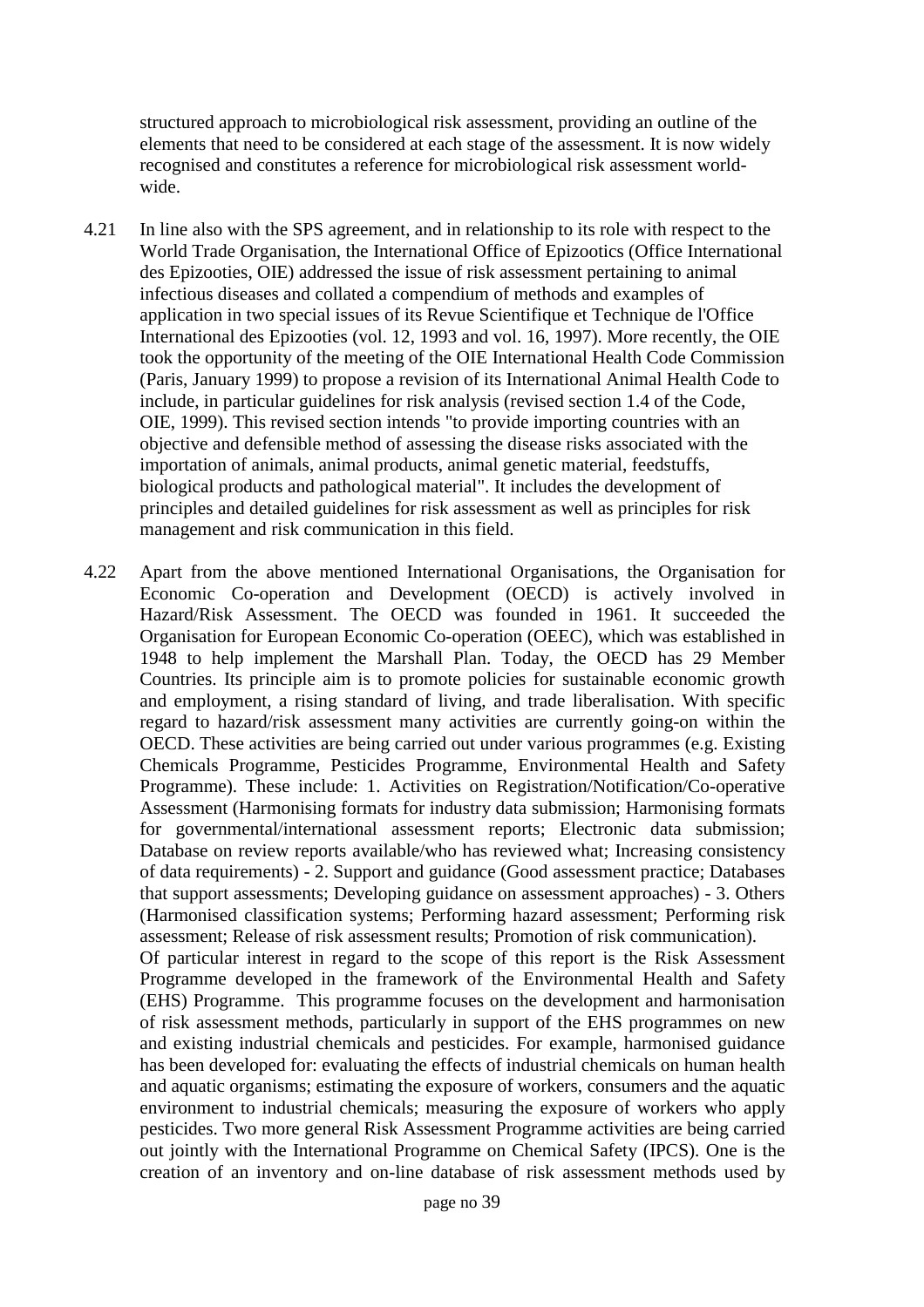structured approach to microbiological risk assessment, providing an outline of the elements that need to be considered at each stage of the assessment. It is now widely recognised and constitutes a reference for microbiological risk assessment world-wide.

4.21 In line also with the SPS agreement, and in relationship to its role with respect to the World Trade Organisation, the International Office of Epizootics (Office International des Epizooties, OIE) addressed the issue of risk assessment pertaining to animal infectious diseases and collated a compendium of methods and examples of application in two special issues of its Revue Scientifique et Technique de l'Office International des Epizooties (vol. 12, 1993 and vol. 16, 1997). More recently, the OIE took the opportunity of the meeting of the OIE International Health Code Commission (Paris, January 1999) to propose a revision of its International Animal Health Code to include, in particular guidelines for risk analysis (revised section 1.4 of the Code, OIE, 1999). This revised section intends "to provide importing countries with an objective and defensible method of assessing the disease risks associated with the importation of animals, animal products, animal genetic material, feedstuffs, biological products and pathological material". It includes the development of principles and detailed guidelines for risk assessment as well as principles for risk management and risk communication in this field.

4.22 Apart from the above mentioned International Organisations, the Organisation for Economic Co-operation and Development (OECD) is actively involved in Hazard/Risk Assessment. The OECD was founded in 1961. It succeeded the Organisation for European Economic Co-operation (OEEC), which was established in 1948 to help implement the Marshall Plan. Today, the OECD has 29 Member Countries. Its principle aim is to promote policies for sustainable economic growth and employment, a rising standard of living, and trade liberalisation. With specific regard to hazard/risk assessment many activities are currently going-on within the OECD. These activities are being carried out under various programmes (e.g. Existing Chemicals Programme, Pesticides Programme, Environmental Health and Safety Programme). These include: 1. Activities on Registration/Notification/Co-operative Assessment (Harmonising formats for industry data submission; Harmonising formats for governmental/international assessment reports; Electronic data submission; Database on review reports available/who has reviewed what; Increasing consistency of data requirements) - 2. Support and guidance (Good assessment practice; Databases that support assessments; Developing guidance on assessment approaches) - 3. Others (Harmonised classification systems; Performing hazard assessment; Performing risk assessment; Release of risk assessment results; Promotion of risk communication).
Of particular interest in regard to the scope of this report is the Risk Assessment Programme developed in the framework of the Environmental Health and Safety (EHS) Programme. This programme focuses on the development and harmonisation of risk assessment methods, particularly in support of the EHS programmes on new and existing industrial chemicals and pesticides. For example, harmonised guidance has been developed for: evaluating the effects of industrial chemicals on human health and aquatic organisms; estimating the exposure of workers, consumers and the aquatic environment to industrial chemicals; measuring the exposure of workers who apply pesticides. Two more general Risk Assessment Programme activities are being carried out jointly with the International Programme on Chemical Safety (IPCS). One is the creation of an inventory and on-line database of risk assessment methods used by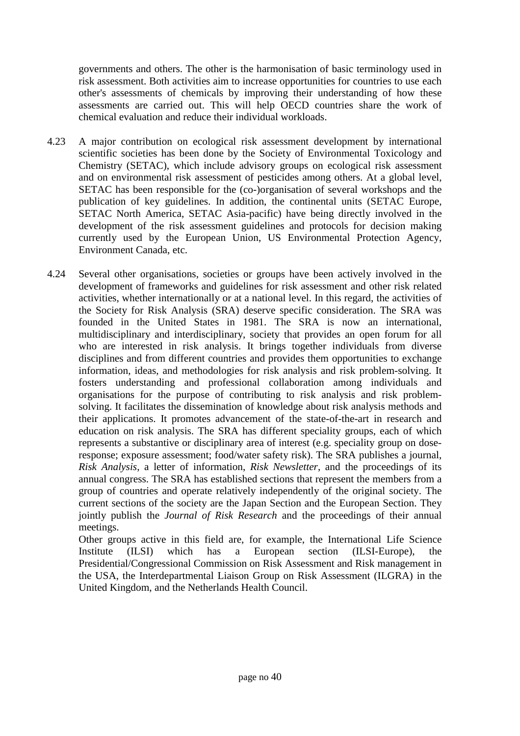governments and others. The other is the harmonisation of basic terminology used in risk assessment. Both activities aim to increase opportunities for countries to use each other's assessments of chemicals by improving their understanding of how these assessments are carried out. This will help OECD countries share the work of chemical evaluation and reduce their individual workloads.

4.23 A major contribution on ecological risk assessment development by international scientific societies has been done by the Society of Environmental Toxicology and Chemistry (SETAC), which include advisory groups on ecological risk assessment and on environmental risk assessment of pesticides among others. At a global level, SETAC has been responsible for the (co-)organisation of several workshops and the publication of key guidelines. In addition, the continental units (SETAC Europe, SETAC North America, SETAC Asia-pacific) have being directly involved in the development of the risk assessment guidelines and protocols for decision making currently used by the European Union, US Environmental Protection Agency, Environment Canada, etc.

4.24 Several other organisations, societies or groups have been actively involved in the development of frameworks and guidelines for risk assessment and other risk related activities, whether internationally or at a national level. In this regard, the activities of the Society for Risk Analysis (SRA) deserve specific consideration. The SRA was founded in the United States in 1981. The SRA is now an international, multidisciplinary and interdisciplinary, society that provides an open forum for all who are interested in risk analysis. It brings together individuals from diverse disciplines and from different countries and provides them opportunities to exchange information, ideas, and methodologies for risk analysis and risk problem-solving. It fosters understanding and professional collaboration among individuals and organisations for the purpose of contributing to risk analysis and risk problem-solving. It facilitates the dissemination of knowledge about risk analysis methods and their applications. It promotes advancement of the state-of-the-art in research and education on risk analysis. The SRA has different speciality groups, each of which represents a substantive or disciplinary area of interest (e.g. speciality group on dose-response; exposure assessment; food/water safety risk). The SRA publishes a journal, *Risk Analysis*, a letter of information, *Risk Newsletter*, and the proceedings of its annual congress. The SRA has established sections that represent the members from a group of countries and operate relatively independently of the original society. The current sections of the society are the Japan Section and the European Section. They jointly publish the *Journal of Risk Research* and the proceedings of their annual meetings.
Other groups active in this field are, for example, the International Life Science Institute (ILSI) which has a European section (ILSI-Europe), the Presidential/Congressional Commission on Risk Assessment and Risk management in the USA, the Interdepartmental Liaison Group on Risk Assessment (ILGRA) in the United Kingdom, and the Netherlands Health Council.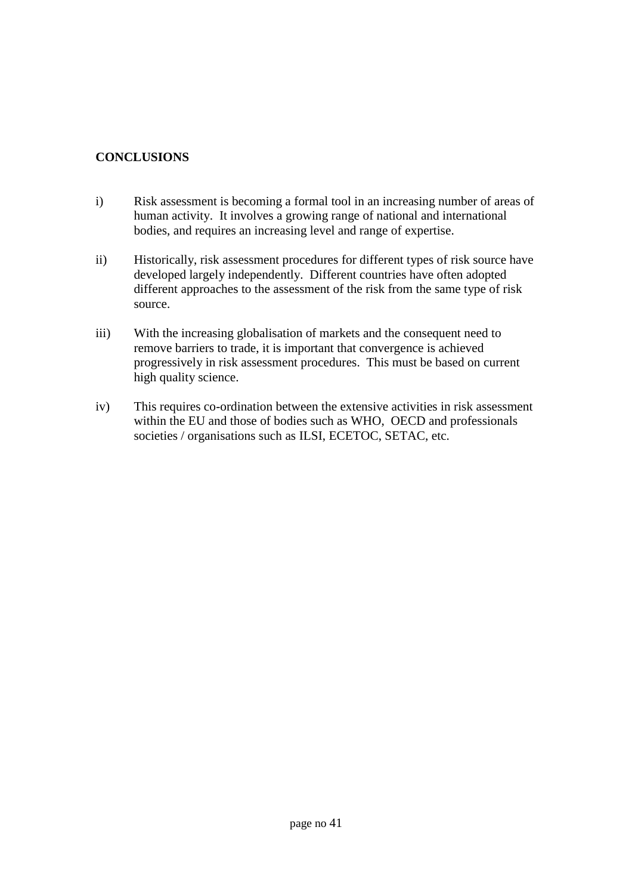## CONCLUSIONS

i) Risk assessment is becoming a formal tool in an increasing number of areas of human activity. It involves a growing range of national and international bodies, and requires an increasing level and range of expertise.

ii) Historically, risk assessment procedures for different types of risk source have developed largely independently. Different countries have often adopted different approaches to the assessment of the risk from the same type of risk source.

iii) With the increasing globalisation of markets and the consequent need to remove barriers to trade, it is important that convergence is achieved progressively in risk assessment procedures. This must be based on current high quality science.

iv) This requires co-ordination between the extensive activities in risk assessment within the EU and those of bodies such as WHO, OECD and professionals societies / organisations such as ILSI, ECETOC, SETAC, etc.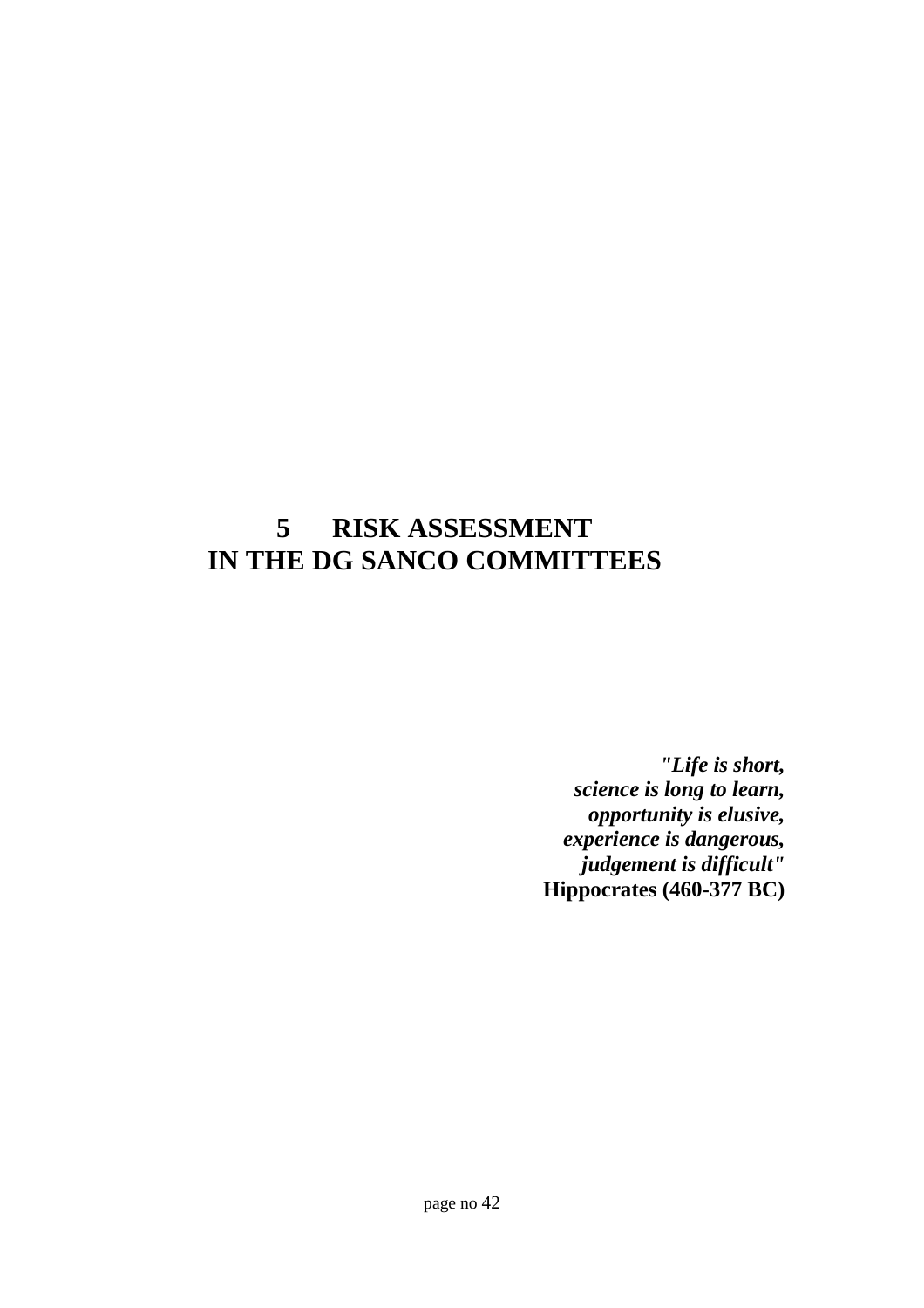# 5 RISK ASSESSMENT IN THE DG SANCO COMMITTEES

***"Life is short,***
***science is long to learn,***
***opportunity is elusive,***
***experience is dangerous,***
***judgement is difficult"***
**Hippocrates (460-377 BC)**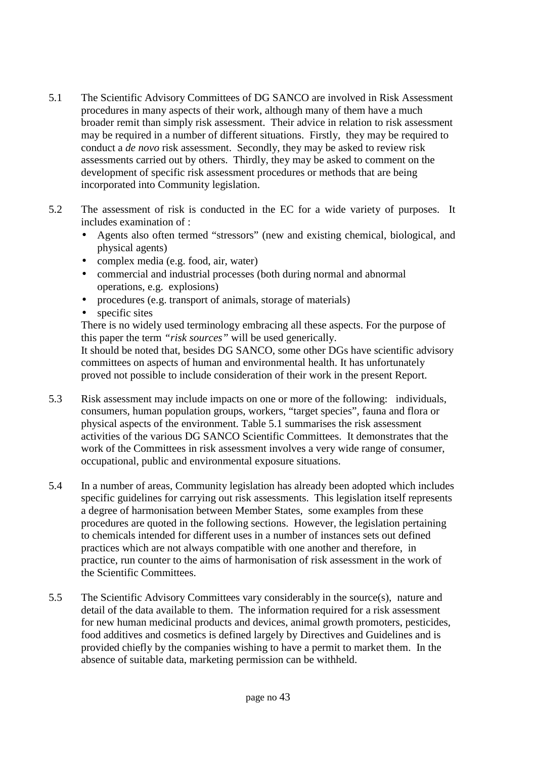5.1 The Scientific Advisory Committees of DG SANCO are involved in Risk Assessment procedures in many aspects of their work, although many of them have a much broader remit than simply risk assessment. Their advice in relation to risk assessment may be required in a number of different situations. Firstly, they may be required to conduct a *de novo* risk assessment. Secondly, they may be asked to review risk assessments carried out by others. Thirdly, they may be asked to comment on the development of specific risk assessment procedures or methods that are being incorporated into Community legislation.

5.2 The assessment of risk is conducted in the EC for a wide variety of purposes. It includes examination of :

- Agents also often termed "stressors" (new and existing chemical, biological, and physical agents)
- complex media (e.g. food, air, water)
- commercial and industrial processes (both during normal and abnormal operations, e.g. explosions)
- procedures (e.g. transport of animals, storage of materials)
- specific sites

There is no widely used terminology embracing all these aspects. For the purpose of this paper the term *"risk sources"* will be used generically.

It should be noted that, besides DG SANCO, some other DGs have scientific advisory committees on aspects of human and environmental health. It has unfortunately proved not possible to include consideration of their work in the present Report.

5.3 Risk assessment may include impacts on one or more of the following: individuals, consumers, human population groups, workers, "target species", fauna and flora or physical aspects of the environment. Table 5.1 summarises the risk assessment activities of the various DG SANCO Scientific Committees. It demonstrates that the work of the Committees in risk assessment involves a very wide range of consumer, occupational, public and environmental exposure situations.

5.4 In a number of areas, Community legislation has already been adopted which includes specific guidelines for carrying out risk assessments. This legislation itself represents a degree of harmonisation between Member States, some examples from these procedures are quoted in the following sections. However, the legislation pertaining to chemicals intended for different uses in a number of instances sets out defined practices which are not always compatible with one another and therefore, in practice, run counter to the aims of harmonisation of risk assessment in the work of the Scientific Committees.

5.5 The Scientific Advisory Committees vary considerably in the source(s), nature and detail of the data available to them. The information required for a risk assessment for new human medicinal products and devices, animal growth promoters, pesticides, food additives and cosmetics is defined largely by Directives and Guidelines and is provided chiefly by the companies wishing to have a permit to market them. In the absence of suitable data, marketing permission can be withheld.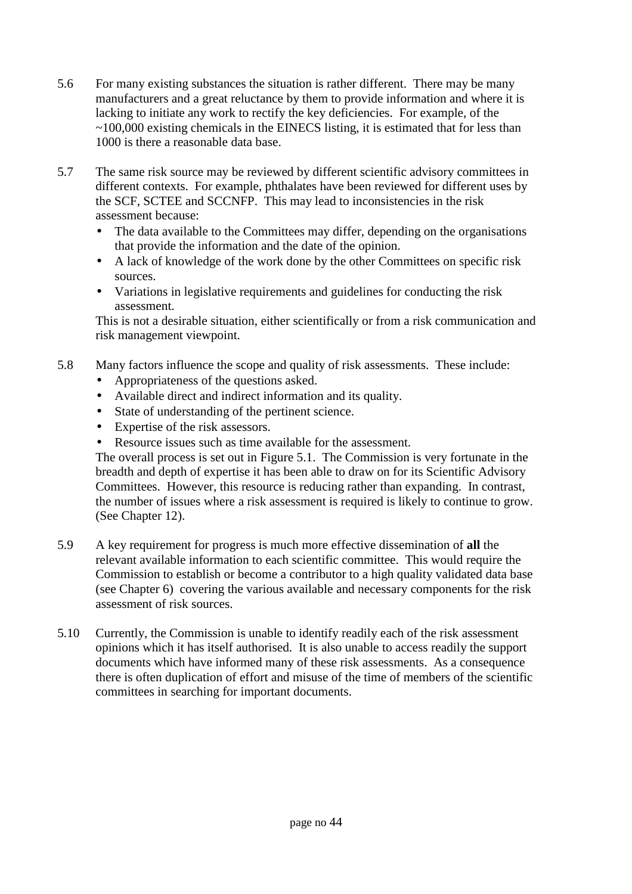5.6 For many existing substances the situation is rather different. There may be many manufacturers and a great reluctance by them to provide information and where it is lacking to initiate any work to rectify the key deficiencies. For example, of the ~100,000 existing chemicals in the EINECS listing, it is estimated that for less than 1000 is there a reasonable data base.

5.7 The same risk source may be reviewed by different scientific advisory committees in different contexts. For example, phthalates have been reviewed for different uses by the SCF, SCTEE and SCCNFP. This may lead to inconsistencies in the risk assessment because:

- The data available to the Committees may differ, depending on the organisations that provide the information and the date of the opinion.
- A lack of knowledge of the work done by the other Committees on specific risk sources.
- Variations in legislative requirements and guidelines for conducting the risk assessment.

This is not a desirable situation, either scientifically or from a risk communication and risk management viewpoint.

5.8 Many factors influence the scope and quality of risk assessments. These include:

- Appropriateness of the questions asked.
- Available direct and indirect information and its quality.
- State of understanding of the pertinent science.
- Expertise of the risk assessors.
- Resource issues such as time available for the assessment.

The overall process is set out in Figure 5.1. The Commission is very fortunate in the breadth and depth of expertise it has been able to draw on for its Scientific Advisory Committees. However, this resource is reducing rather than expanding. In contrast, the number of issues where a risk assessment is required is likely to continue to grow. (See Chapter 12).

5.9 A key requirement for progress is much more effective dissemination of **all** the relevant available information to each scientific committee. This would require the Commission to establish or become a contributor to a high quality validated data base (see Chapter 6) covering the various available and necessary components for the risk assessment of risk sources.

5.10 Currently, the Commission is unable to identify readily each of the risk assessment opinions which it has itself authorised. It is also unable to access readily the support documents which have informed many of these risk assessments. As a consequence there is often duplication of effort and misuse of the time of members of the scientific committees in searching for important documents.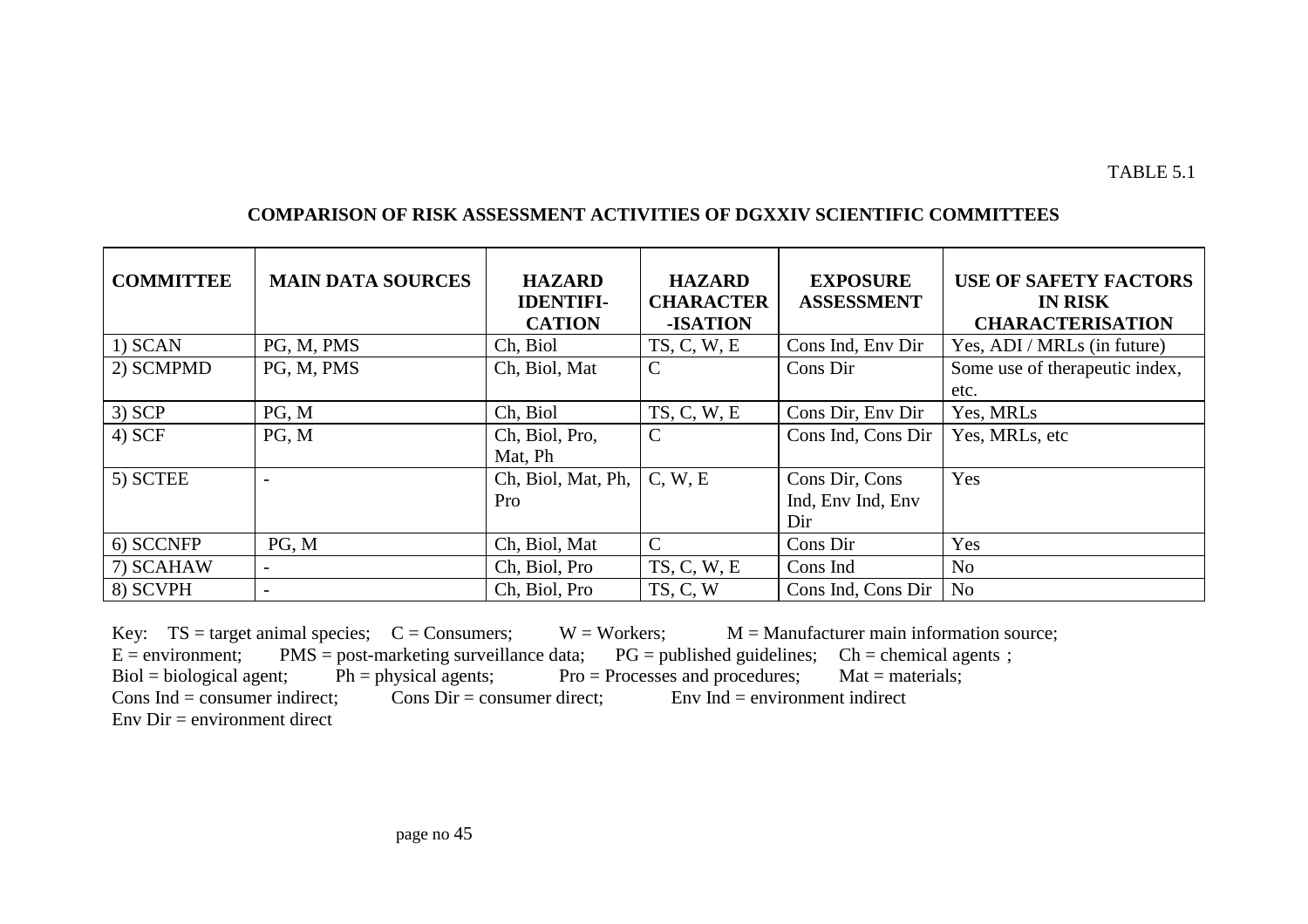TABLE 5.1

**COMPARISON OF RISK ASSESSMENT ACTIVITIES OF DGXXIV SCIENTIFIC COMMITTEES**

| COMMITTEE | MAIN DATA SOURCES | HAZARD IDENTIFI-CATION | HAZARD CHARACTER-ISATION | EXPOSURE ASSESSMENT | USE OF SAFETY FACTORS IN RISK CHARACTERISATION |
|---|---|---|---|---|---|
| 1) SCAN | PG, M, PMS | Ch, Biol | TS, C, W, E | Cons Ind, Env Dir | Yes, ADI / MRLs (in future) |
| 2) SCMPMD | PG, M, PMS | Ch, Biol, Mat | C | Cons Dir | Some use of therapeutic index, etc. |
| 3) SCP | PG, M | Ch, Biol | TS, C, W, E | Cons Dir, Env Dir | Yes, MRLs |
| 4) SCF | PG, M | Ch, Biol, Pro, Mat, Ph | C | Cons Ind, Cons Dir | Yes, MRLs, etc |
| 5) SCTEE | - | Ch, Biol, Mat, Ph, Pro | C, W, E | Cons Dir, Cons Ind, Env Ind, Env Dir | Yes |
| 6) SCCNFP | PG, M | Ch, Biol, Mat | C | Cons Dir | Yes |
| 7) SCAHAW | - | Ch, Biol, Pro | TS, C, W, E | Cons Ind | No |
| 8) SCVPH | - | Ch, Biol, Pro | TS, C, W | Cons Ind, Cons Dir | No |

Key: TS = target animal species; C = Consumers; W = Workers; M = Manufacturer main information source;
E = environment; PMS = post-marketing surveillance data; PG = published guidelines; Ch = chemical agents ;
Biol = biological agent; Ph = physical agents; Pro = Processes and procedures; Mat = materials;
Cons Ind = consumer indirect; Cons Dir = consumer direct; Env Ind = environment indirect
Env Dir = environment direct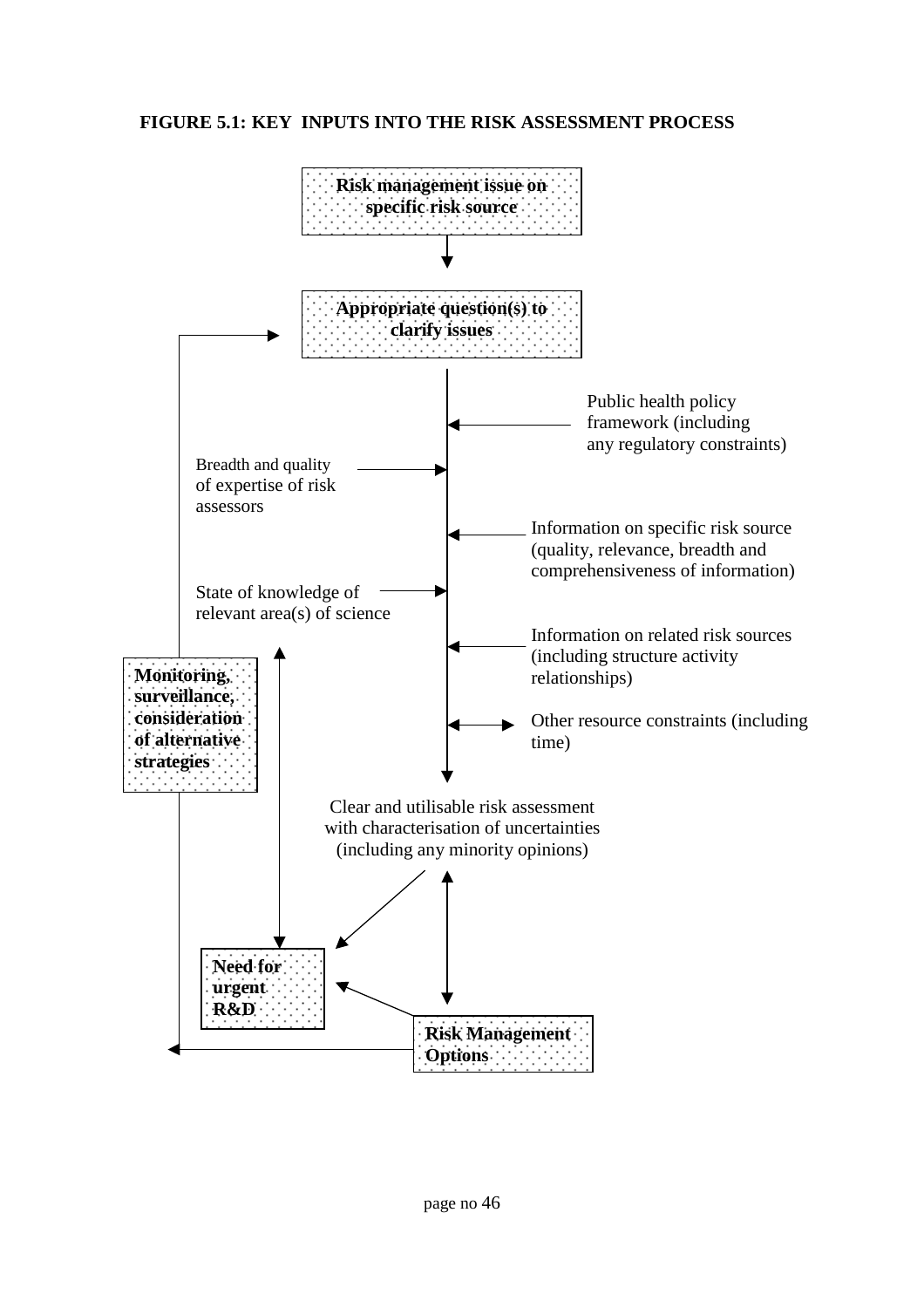**FIGURE 5.1: KEY INPUTS INTO THE RISK ASSESSMENT PROCESS**

**Risk management issue on specific risk source**

**Appropriate question(s) to clarify issues**

Public health policy framework (including any regulatory constraints)

Breadth and quality of expertise of risk assessors

Information on specific risk source (quality, relevance, breadth and comprehensiveness of information)

State of knowledge of relevant area(s) of science

Information on related risk sources (including structure activity relationships)

**Monitoring, surveillance, consideration of alternative strategies**

Other resource constraints (including time)

Clear and utilisable risk assessment with characterisation of uncertainties (including any minority opinions)

**Need for urgent R&D**

**Risk Management Options**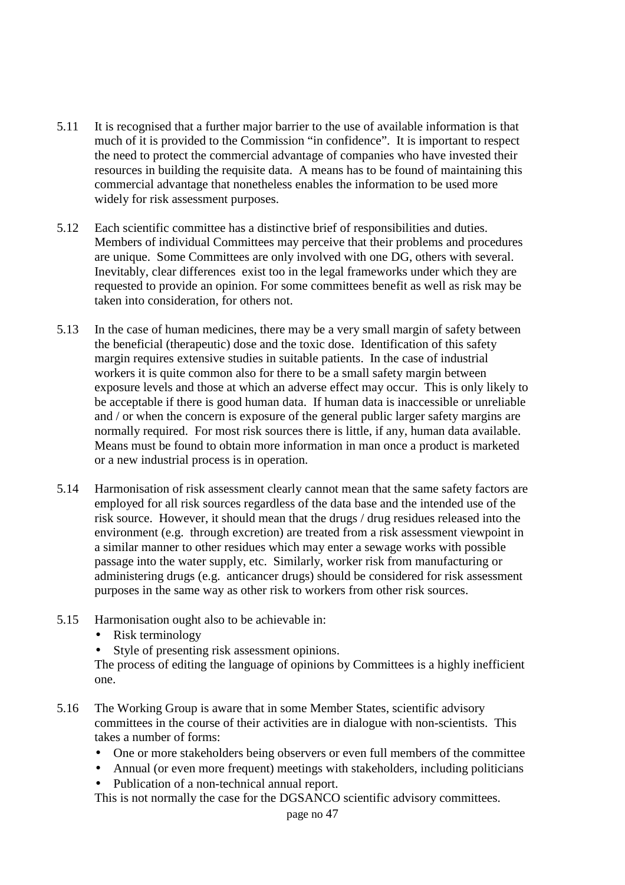5.11 It is recognised that a further major barrier to the use of available information is that much of it is provided to the Commission "in confidence". It is important to respect the need to protect the commercial advantage of companies who have invested their resources in building the requisite data. A means has to be found of maintaining this commercial advantage that nonetheless enables the information to be used more widely for risk assessment purposes.

5.12 Each scientific committee has a distinctive brief of responsibilities and duties. Members of individual Committees may perceive that their problems and procedures are unique. Some Committees are only involved with one DG, others with several. Inevitably, clear differences exist too in the legal frameworks under which they are requested to provide an opinion. For some committees benefit as well as risk may be taken into consideration, for others not.

5.13 In the case of human medicines, there may be a very small margin of safety between the beneficial (therapeutic) dose and the toxic dose. Identification of this safety margin requires extensive studies in suitable patients. In the case of industrial workers it is quite common also for there to be a small safety margin between exposure levels and those at which an adverse effect may occur. This is only likely to be acceptable if there is good human data. If human data is inaccessible or unreliable and / or when the concern is exposure of the general public larger safety margins are normally required. For most risk sources there is little, if any, human data available. Means must be found to obtain more information in man once a product is marketed or a new industrial process is in operation.

5.14 Harmonisation of risk assessment clearly cannot mean that the same safety factors are employed for all risk sources regardless of the data base and the intended use of the risk source. However, it should mean that the drugs / drug residues released into the environment (e.g. through excretion) are treated from a risk assessment viewpoint in a similar manner to other residues which may enter a sewage works with possible passage into the water supply, etc. Similarly, worker risk from manufacturing or administering drugs (e.g. anticancer drugs) should be considered for risk assessment purposes in the same way as other risk to workers from other risk sources.

5.15 Harmonisation ought also to be achievable in:

- Risk terminology
- Style of presenting risk assessment opinions.

The process of editing the language of opinions by Committees is a highly inefficient one.

5.16 The Working Group is aware that in some Member States, scientific advisory committees in the course of their activities are in dialogue with non-scientists. This takes a number of forms:

- One or more stakeholders being observers or even full members of the committee
- Annual (or even more frequent) meetings with stakeholders, including politicians
- Publication of a non-technical annual report.

This is not normally the case for the DGSANCO scientific advisory committees.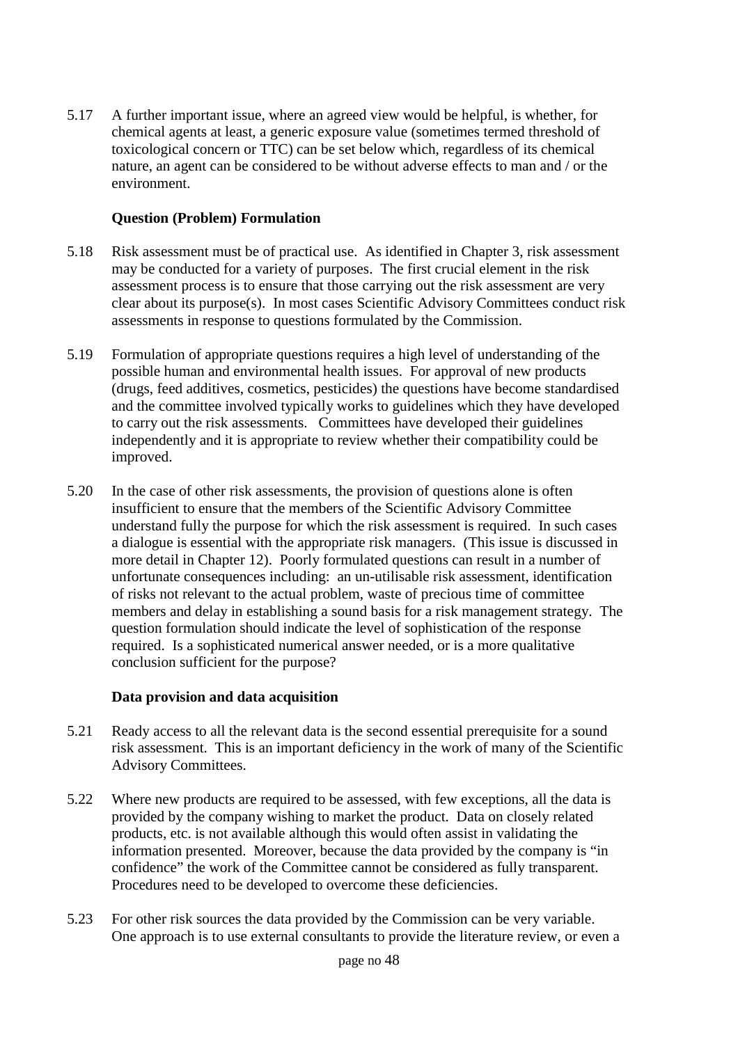5.17 A further important issue, where an agreed view would be helpful, is whether, for chemical agents at least, a generic exposure value (sometimes termed threshold of toxicological concern or TTC) can be set below which, regardless of its chemical nature, an agent can be considered to be without adverse effects to man and / or the environment.

**Question (Problem) Formulation**

5.18 Risk assessment must be of practical use. As identified in Chapter 3, risk assessment may be conducted for a variety of purposes. The first crucial element in the risk assessment process is to ensure that those carrying out the risk assessment are very clear about its purpose(s). In most cases Scientific Advisory Committees conduct risk assessments in response to questions formulated by the Commission.

5.19 Formulation of appropriate questions requires a high level of understanding of the possible human and environmental health issues. For approval of new products (drugs, feed additives, cosmetics, pesticides) the questions have become standardised and the committee involved typically works to guidelines which they have developed to carry out the risk assessments. Committees have developed their guidelines independently and it is appropriate to review whether their compatibility could be improved.

5.20 In the case of other risk assessments, the provision of questions alone is often insufficient to ensure that the members of the Scientific Advisory Committee understand fully the purpose for which the risk assessment is required. In such cases a dialogue is essential with the appropriate risk managers. (This issue is discussed in more detail in Chapter 12). Poorly formulated questions can result in a number of unfortunate consequences including: an un-utilisable risk assessment, identification of risks not relevant to the actual problem, waste of precious time of committee members and delay in establishing a sound basis for a risk management strategy. The question formulation should indicate the level of sophistication of the response required. Is a sophisticated numerical answer needed, or is a more qualitative conclusion sufficient for the purpose?

**Data provision and data acquisition**

5.21 Ready access to all the relevant data is the second essential prerequisite for a sound risk assessment. This is an important deficiency in the work of many of the Scientific Advisory Committees.

5.22 Where new products are required to be assessed, with few exceptions, all the data is provided by the company wishing to market the product. Data on closely related products, etc. is not available although this would often assist in validating the information presented. Moreover, because the data provided by the company is "in confidence" the work of the Committee cannot be considered as fully transparent. Procedures need to be developed to overcome these deficiencies.

5.23 For other risk sources the data provided by the Commission can be very variable. One approach is to use external consultants to provide the literature review, or even a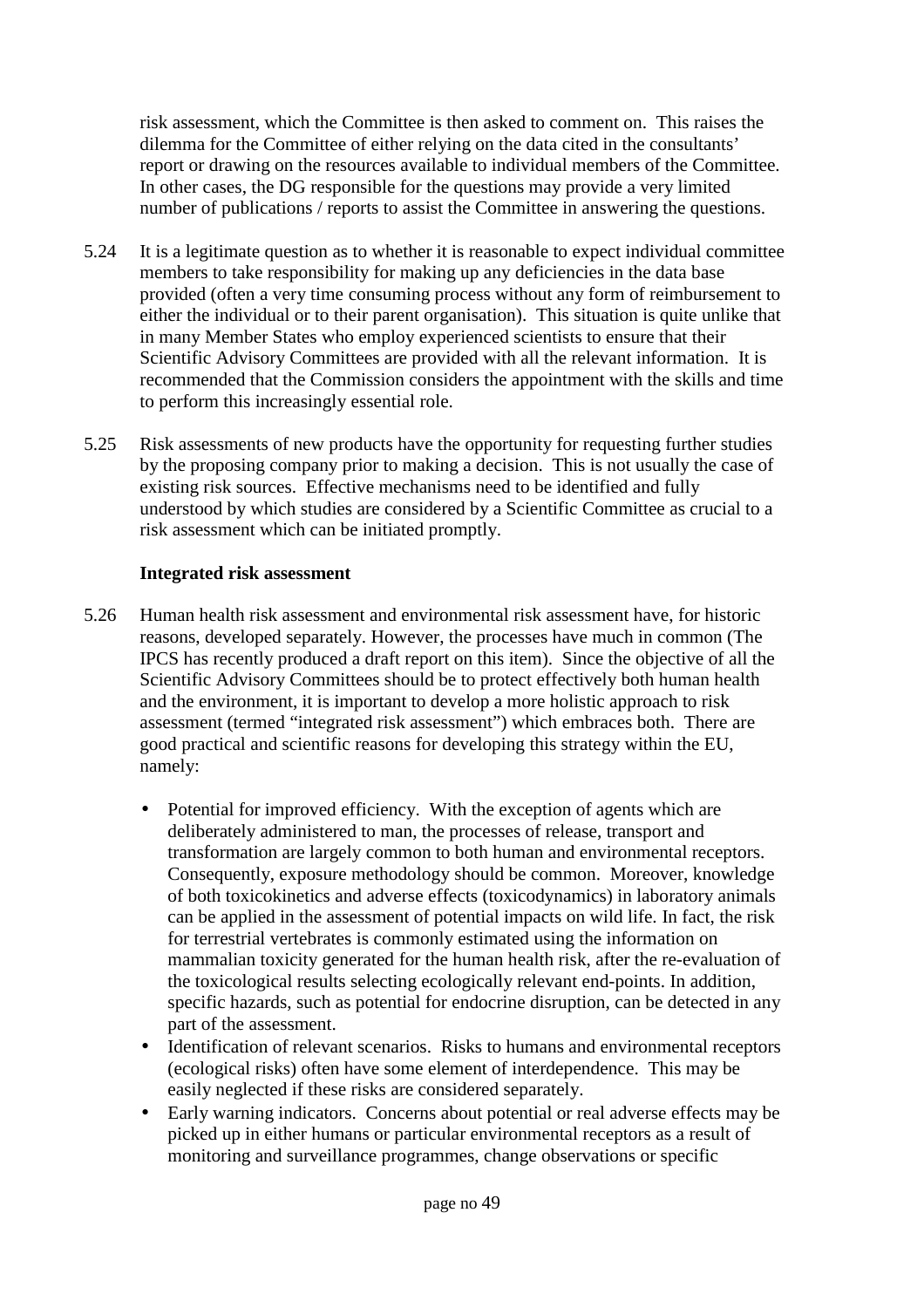risk assessment, which the Committee is then asked to comment on. This raises the dilemma for the Committee of either relying on the data cited in the consultants' report or drawing on the resources available to individual members of the Committee. In other cases, the DG responsible for the questions may provide a very limited number of publications / reports to assist the Committee in answering the questions.

5.24 It is a legitimate question as to whether it is reasonable to expect individual committee members to take responsibility for making up any deficiencies in the data base provided (often a very time consuming process without any form of reimbursement to either the individual or to their parent organisation). This situation is quite unlike that in many Member States who employ experienced scientists to ensure that their Scientific Advisory Committees are provided with all the relevant information. It is recommended that the Commission considers the appointment with the skills and time to perform this increasingly essential role.

5.25 Risk assessments of new products have the opportunity for requesting further studies by the proposing company prior to making a decision. This is not usually the case of existing risk sources. Effective mechanisms need to be identified and fully understood by which studies are considered by a Scientific Committee as crucial to a risk assessment which can be initiated promptly.

**Integrated risk assessment**

5.26 Human health risk assessment and environmental risk assessment have, for historic reasons, developed separately. However, the processes have much in common (The IPCS has recently produced a draft report on this item). Since the objective of all the Scientific Advisory Committees should be to protect effectively both human health and the environment, it is important to develop a more holistic approach to risk assessment (termed "integrated risk assessment") which embraces both. There are good practical and scientific reasons for developing this strategy within the EU, namely:

- Potential for improved efficiency. With the exception of agents which are deliberately administered to man, the processes of release, transport and transformation are largely common to both human and environmental receptors. Consequently, exposure methodology should be common. Moreover, knowledge of both toxicokinetics and adverse effects (toxicodynamics) in laboratory animals can be applied in the assessment of potential impacts on wild life. In fact, the risk for terrestrial vertebrates is commonly estimated using the information on mammalian toxicity generated for the human health risk, after the re-evaluation of the toxicological results selecting ecologically relevant end-points. In addition, specific hazards, such as potential for endocrine disruption, can be detected in any part of the assessment.
- Identification of relevant scenarios. Risks to humans and environmental receptors (ecological risks) often have some element of interdependence. This may be easily neglected if these risks are considered separately.
- Early warning indicators. Concerns about potential or real adverse effects may be picked up in either humans or particular environmental receptors as a result of monitoring and surveillance programmes, change observations or specific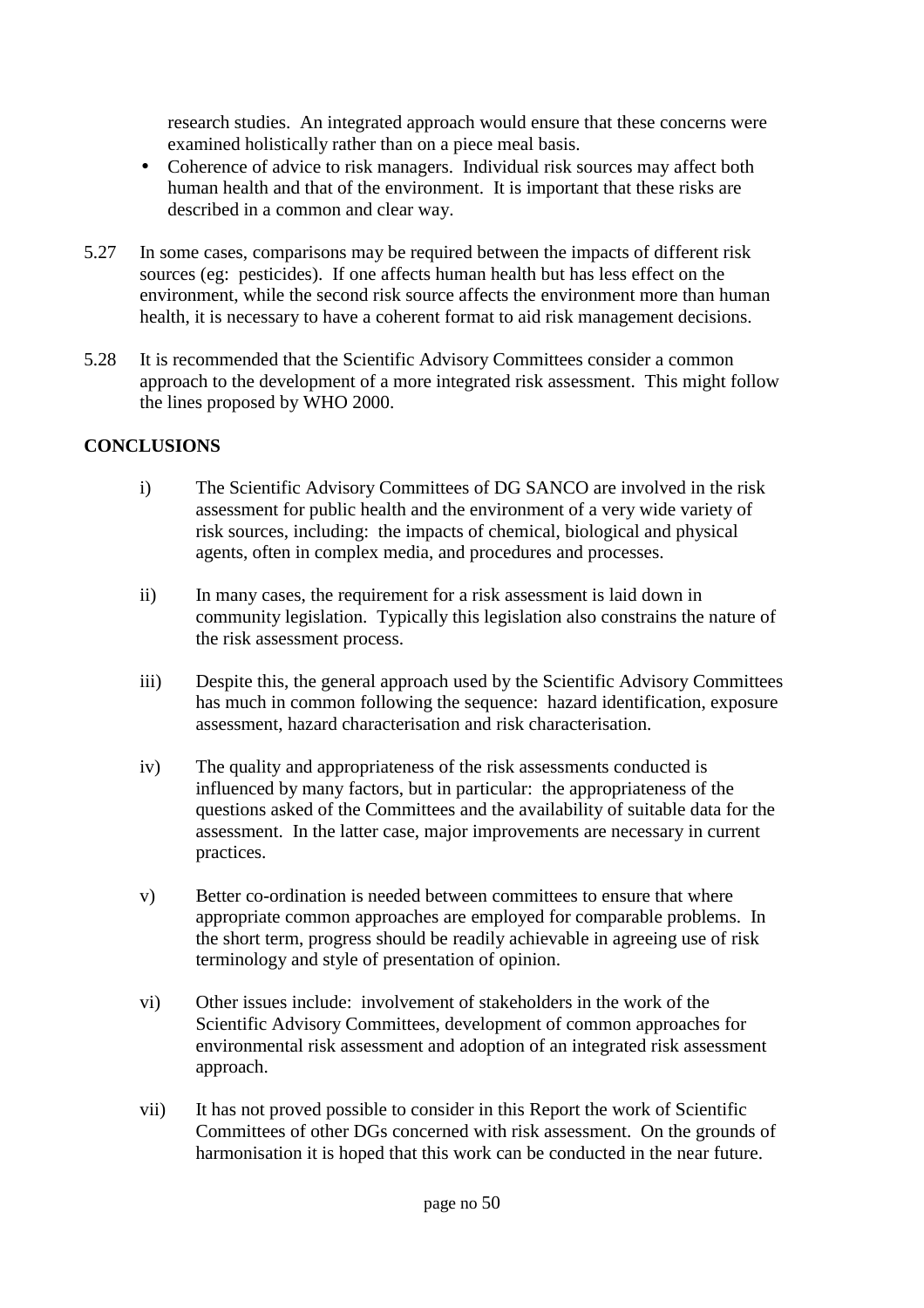research studies. An integrated approach would ensure that these concerns were examined holistically rather than on a piece meal basis.

- Coherence of advice to risk managers. Individual risk sources may affect both human health and that of the environment. It is important that these risks are described in a common and clear way.

5.27 In some cases, comparisons may be required between the impacts of different risk sources (eg: pesticides). If one affects human health but has less effect on the environment, while the second risk source affects the environment more than human health, it is necessary to have a coherent format to aid risk management decisions.

5.28 It is recommended that the Scientific Advisory Committees consider a common approach to the development of a more integrated risk assessment. This might follow the lines proposed by WHO 2000.

**CONCLUSIONS**

i) The Scientific Advisory Committees of DG SANCO are involved in the risk assessment for public health and the environment of a very wide variety of risk sources, including: the impacts of chemical, biological and physical agents, often in complex media, and procedures and processes.

ii) In many cases, the requirement for a risk assessment is laid down in community legislation. Typically this legislation also constrains the nature of the risk assessment process.

iii) Despite this, the general approach used by the Scientific Advisory Committees has much in common following the sequence: hazard identification, exposure assessment, hazard characterisation and risk characterisation.

iv) The quality and appropriateness of the risk assessments conducted is influenced by many factors, but in particular: the appropriateness of the questions asked of the Committees and the availability of suitable data for the assessment. In the latter case, major improvements are necessary in current practices.

v) Better co-ordination is needed between committees to ensure that where appropriate common approaches are employed for comparable problems. In the short term, progress should be readily achievable in agreeing use of risk terminology and style of presentation of opinion.

vi) Other issues include: involvement of stakeholders in the work of the Scientific Advisory Committees, development of common approaches for environmental risk assessment and adoption of an integrated risk assessment approach.

vii) It has not proved possible to consider in this Report the work of Scientific Committees of other DGs concerned with risk assessment. On the grounds of harmonisation it is hoped that this work can be conducted in the near future.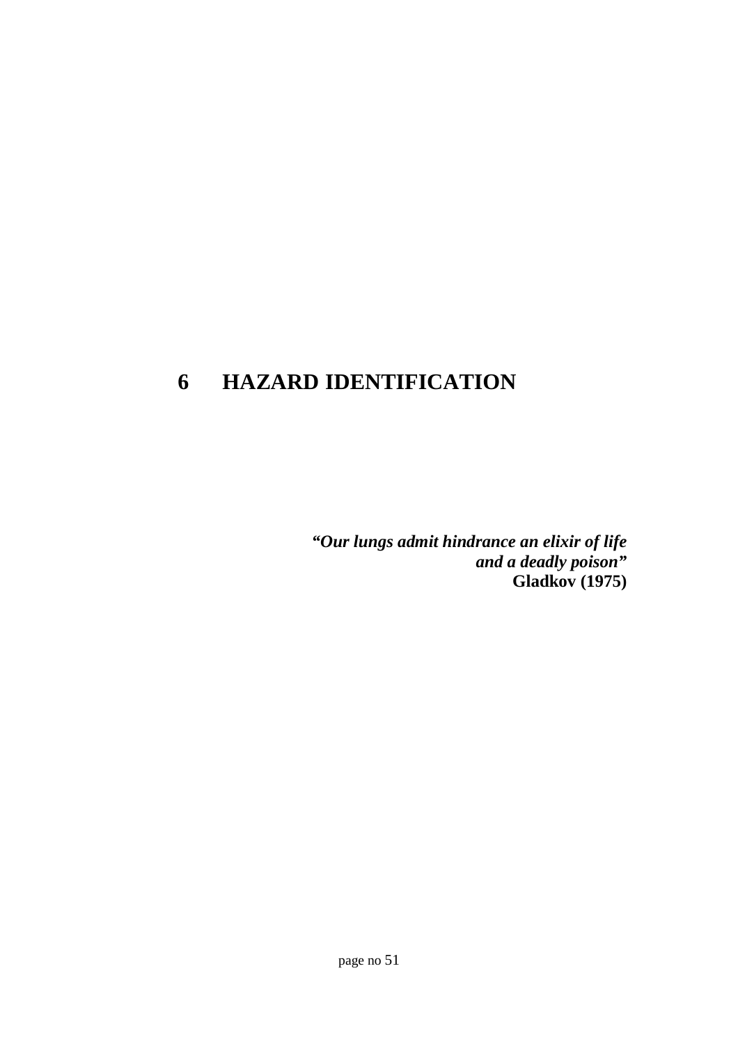# 6 HAZARD IDENTIFICATION

***"Our lungs admit hindrance an elixir of life and a deadly poison"***
**Gladkov (1975)**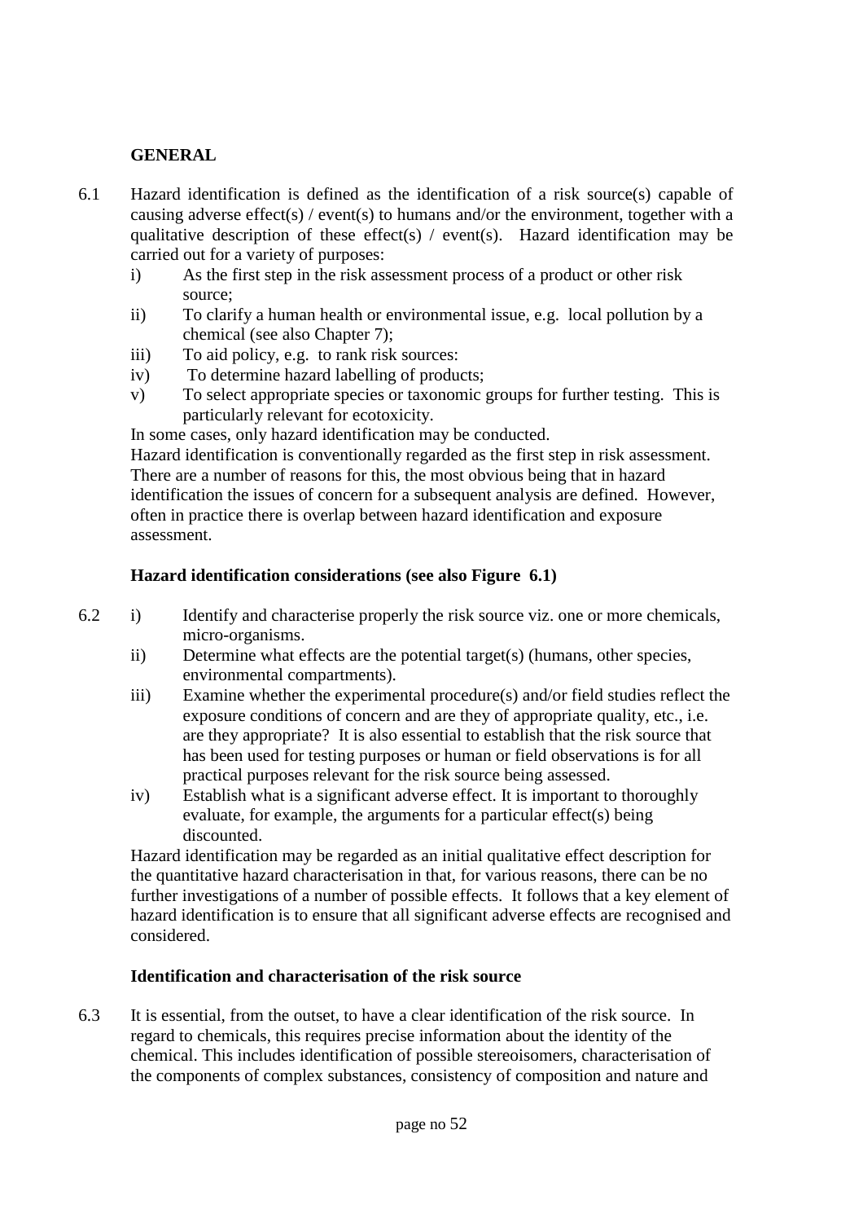## GENERAL

6.1 Hazard identification is defined as the identification of a risk source(s) capable of causing adverse effect(s) / event(s) to humans and/or the environment, together with a qualitative description of these effect(s) / event(s). Hazard identification may be carried out for a variety of purposes:

i) As the first step in the risk assessment process of a product or other risk source;
ii) To clarify a human health or environmental issue, e.g. local pollution by a chemical (see also Chapter 7);
iii) To aid policy, e.g. to rank risk sources:
iv) To determine hazard labelling of products;
v) To select appropriate species or taxonomic groups for further testing. This is particularly relevant for ecotoxicity.

In some cases, only hazard identification may be conducted.

Hazard identification is conventionally regarded as the first step in risk assessment. There are a number of reasons for this, the most obvious being that in hazard identification the issues of concern for a subsequent analysis are defined. However, often in practice there is overlap between hazard identification and exposure assessment.

### Hazard identification considerations (see also Figure 6.1)

6.2
i) Identify and characterise properly the risk source viz. one or more chemicals, micro-organisms.
ii) Determine what effects are the potential target(s) (humans, other species, environmental compartments).
iii) Examine whether the experimental procedure(s) and/or field studies reflect the exposure conditions of concern and are they of appropriate quality, etc., i.e. are they appropriate? It is also essential to establish that the risk source that has been used for testing purposes or human or field observations is for all practical purposes relevant for the risk source being assessed.
iv) Establish what is a significant adverse effect. It is important to thoroughly evaluate, for example, the arguments for a particular effect(s) being discounted.

Hazard identification may be regarded as an initial qualitative effect description for the quantitative hazard characterisation in that, for various reasons, there can be no further investigations of a number of possible effects. It follows that a key element of hazard identification is to ensure that all significant adverse effects are recognised and considered.

### Identification and characterisation of the risk source

6.3 It is essential, from the outset, to have a clear identification of the risk source. In regard to chemicals, this requires precise information about the identity of the chemical. This includes identification of possible stereoisomers, characterisation of the components of complex substances, consistency of composition and nature and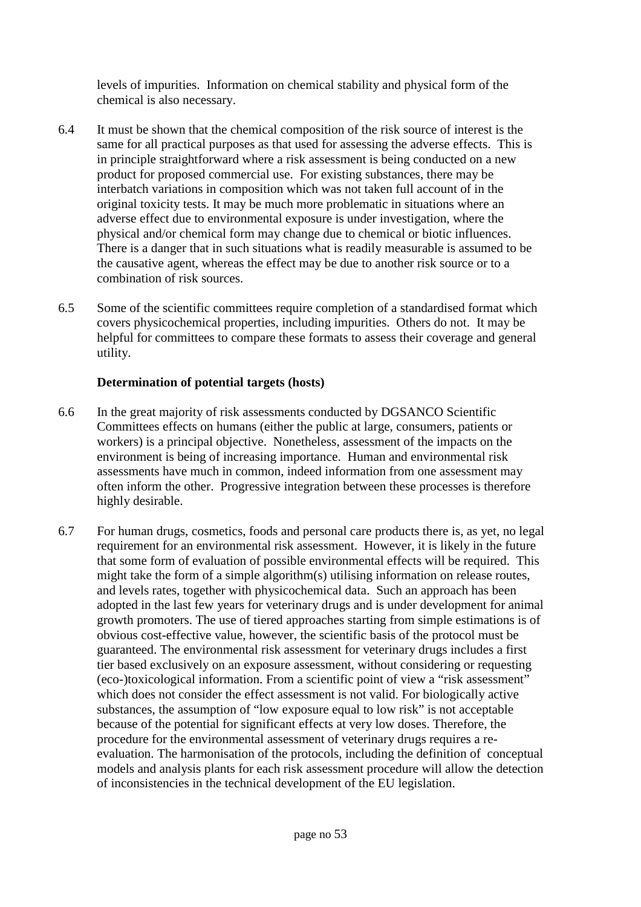levels of impurities. Information on chemical stability and physical form of the chemical is also necessary.

6.4 It must be shown that the chemical composition of the risk source of interest is the same for all practical purposes as that used for assessing the adverse effects. This is in principle straightforward where a risk assessment is being conducted on a new product for proposed commercial use. For existing substances, there may be interbatch variations in composition which was not taken full account of in the original toxicity tests. It may be much more problematic in situations where an adverse effect due to environmental exposure is under investigation, where the physical and/or chemical form may change due to chemical or biotic influences. There is a danger that in such situations what is readily measurable is assumed to be the causative agent, whereas the effect may be due to another risk source or to a combination of risk sources.

6.5 Some of the scientific committees require completion of a standardised format which covers physicochemical properties, including impurities. Others do not. It may be helpful for committees to compare these formats to assess their coverage and general utility.

**Determination of potential targets (hosts)**

6.6 In the great majority of risk assessments conducted by DGSANCO Scientific Committees effects on humans (either the public at large, consumers, patients or workers) is a principal objective. Nonetheless, assessment of the impacts on the environment is being of increasing importance. Human and environmental risk assessments have much in common, indeed information from one assessment may often inform the other. Progressive integration between these processes is therefore highly desirable.

6.7 For human drugs, cosmetics, foods and personal care products there is, as yet, no legal requirement for an environmental risk assessment. However, it is likely in the future that some form of evaluation of possible environmental effects will be required. This might take the form of a simple algorithm(s) utilising information on release routes, and levels rates, together with physicochemical data. Such an approach has been adopted in the last few years for veterinary drugs and is under development for animal growth promoters. The use of tiered approaches starting from simple estimations is of obvious cost-effective value, however, the scientific basis of the protocol must be guaranteed. The environmental risk assessment for veterinary drugs includes a first tier based exclusively on an exposure assessment, without considering or requesting (eco-)toxicological information. From a scientific point of view a "risk assessment" which does not consider the effect assessment is not valid. For biologically active substances, the assumption of "low exposure equal to low risk" is not acceptable because of the potential for significant effects at very low doses. Therefore, the procedure for the environmental assessment of veterinary drugs requires a re-evaluation. The harmonisation of the protocols, including the definition of conceptual models and analysis plants for each risk assessment procedure will allow the detection of inconsistencies in the technical development of the EU legislation.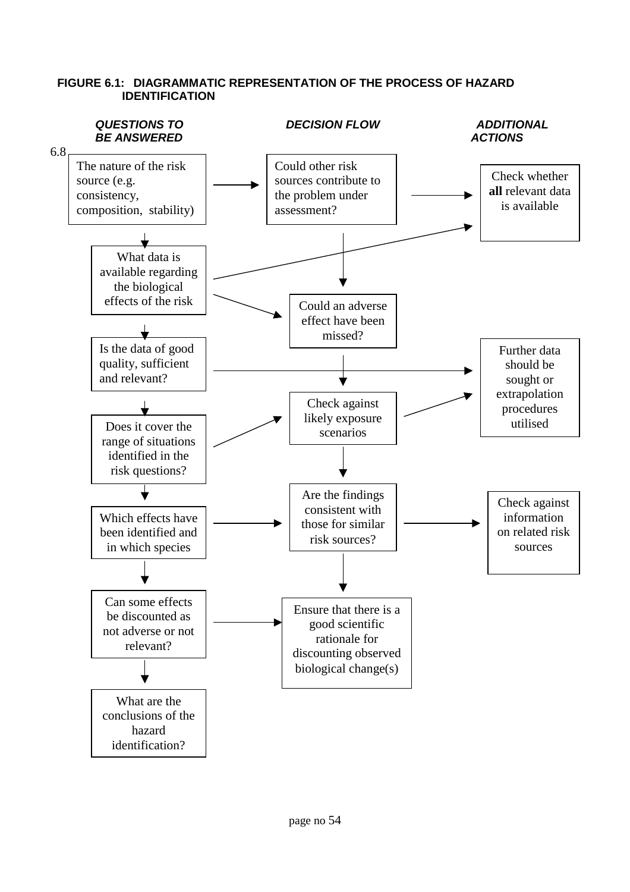**FIGURE 6.1: DIAGRAMMATIC REPRESENTATION OF THE PROCESS OF HAZARD IDENTIFICATION**

| *QUESTIONS TO BE ANSWERED* | *DECISION FLOW* | *ADDITIONAL ACTIONS* |
|---|---|---|
| 6.8 The nature of the risk source (e.g. consistency, composition, stability) → | Could other risk sources contribute to the problem under assessment? → | Check whether **all** relevant data is available |
| ↓ What data is available regarding the biological effects of the risk → | ↓ Could an adverse effect have been missed? | |
| ↓ Is the data of good quality, sufficient and relevant? → | | Further data should be sought or extrapolation procedures utilised |
| ↓ Does it cover the range of situations identified in the risk questions? → | ↓ Check against likely exposure scenarios → | |
| ↓ Which effects have been identified and in which species → | ↓ Are the findings consistent with those for similar risk sources? → | Check against information on related risk sources |
| ↓ Can some effects be discounted as not adverse or not relevant? → | ↓ Ensure that there is a good scientific rationale for discounting observed biological change(s) | |
| ↓ What are the conclusions of the hazard identification? | | |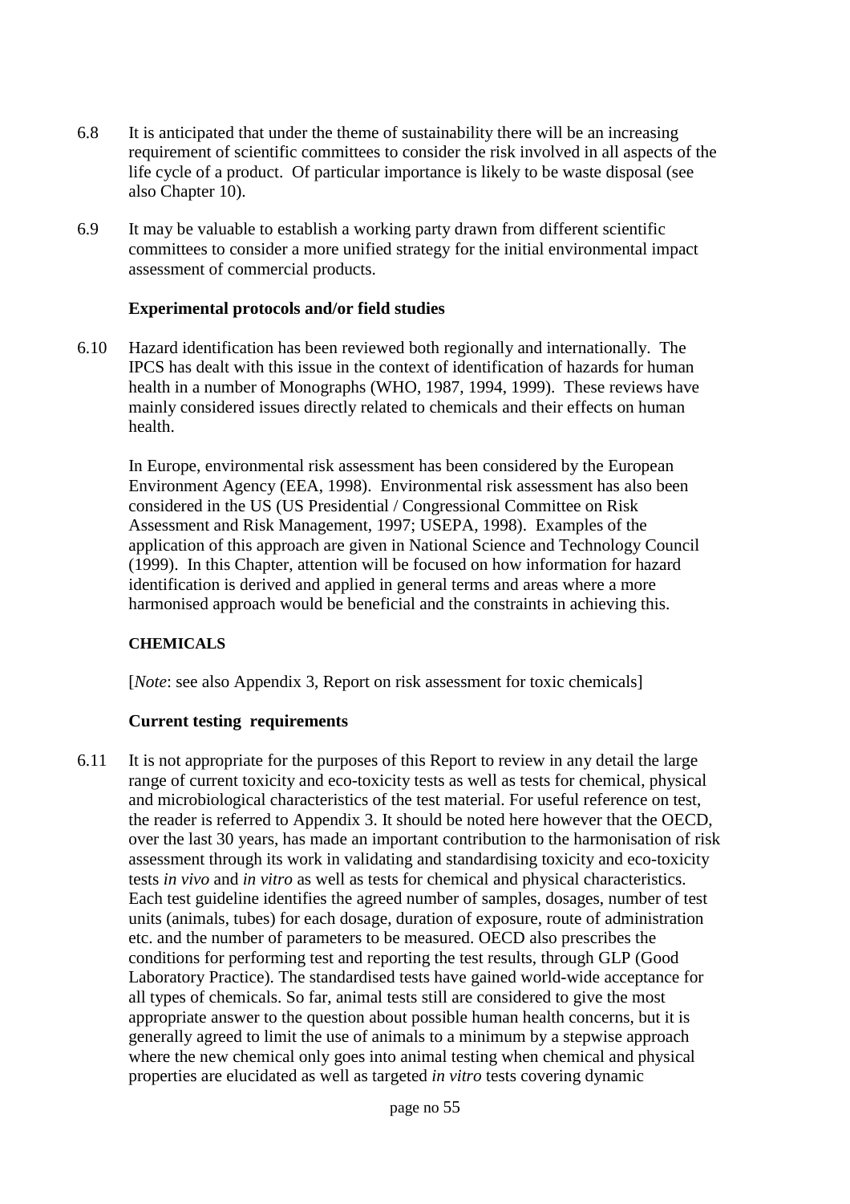6.8 It is anticipated that under the theme of sustainability there will be an increasing requirement of scientific committees to consider the risk involved in all aspects of the life cycle of a product. Of particular importance is likely to be waste disposal (see also Chapter 10).

6.9 It may be valuable to establish a working party drawn from different scientific committees to consider a more unified strategy for the initial environmental impact assessment of commercial products.

### Experimental protocols and/or field studies

6.10 Hazard identification has been reviewed both regionally and internationally. The IPCS has dealt with this issue in the context of identification of hazards for human health in a number of Monographs (WHO, 1987, 1994, 1999). These reviews have mainly considered issues directly related to chemicals and their effects on human health.

In Europe, environmental risk assessment has been considered by the European Environment Agency (EEA, 1998). Environmental risk assessment has also been considered in the US (US Presidential / Congressional Committee on Risk Assessment and Risk Management, 1997; USEPA, 1998). Examples of the application of this approach are given in National Science and Technology Council (1999). In this Chapter, attention will be focused on how information for hazard identification is derived and applied in general terms and areas where a more harmonised approach would be beneficial and the constraints in achieving this.

## CHEMICALS

[*Note*: see also Appendix 3, Report on risk assessment for toxic chemicals]

### Current testing requirements

6.11 It is not appropriate for the purposes of this Report to review in any detail the large range of current toxicity and eco-toxicity tests as well as tests for chemical, physical and microbiological characteristics of the test material. For useful reference on test, the reader is referred to Appendix 3. It should be noted here however that the OECD, over the last 30 years, has made an important contribution to the harmonisation of risk assessment through its work in validating and standardising toxicity and eco-toxicity tests *in vivo* and *in vitro* as well as tests for chemical and physical characteristics. Each test guideline identifies the agreed number of samples, dosages, number of test units (animals, tubes) for each dosage, duration of exposure, route of administration etc. and the number of parameters to be measured. OECD also prescribes the conditions for performing test and reporting the test results, through GLP (Good Laboratory Practice). The standardised tests have gained world-wide acceptance for all types of chemicals. So far, animal tests still are considered to give the most appropriate answer to the question about possible human health concerns, but it is generally agreed to limit the use of animals to a minimum by a stepwise approach where the new chemical only goes into animal testing when chemical and physical properties are elucidated as well as targeted *in vitro* tests covering dynamic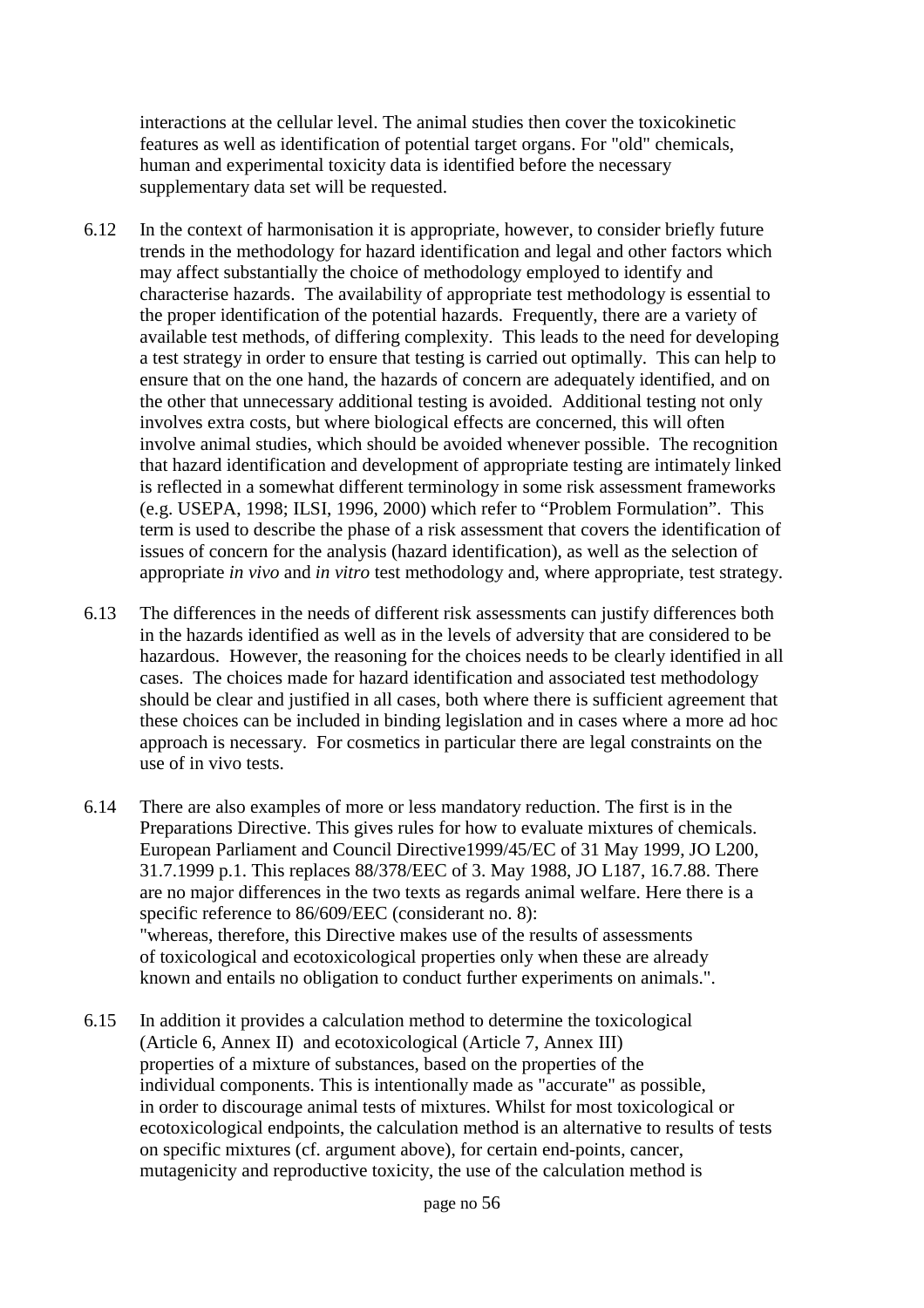interactions at the cellular level. The animal studies then cover the toxicokinetic features as well as identification of potential target organs. For "old" chemicals, human and experimental toxicity data is identified before the necessary supplementary data set will be requested.

6.12 In the context of harmonisation it is appropriate, however, to consider briefly future trends in the methodology for hazard identification and legal and other factors which may affect substantially the choice of methodology employed to identify and characterise hazards. The availability of appropriate test methodology is essential to the proper identification of the potential hazards. Frequently, there are a variety of available test methods, of differing complexity. This leads to the need for developing a test strategy in order to ensure that testing is carried out optimally. This can help to ensure that on the one hand, the hazards of concern are adequately identified, and on the other that unnecessary additional testing is avoided. Additional testing not only involves extra costs, but where biological effects are concerned, this will often involve animal studies, which should be avoided whenever possible. The recognition that hazard identification and development of appropriate testing are intimately linked is reflected in a somewhat different terminology in some risk assessment frameworks (e.g. USEPA, 1998; ILSI, 1996, 2000) which refer to "Problem Formulation". This term is used to describe the phase of a risk assessment that covers the identification of issues of concern for the analysis (hazard identification), as well as the selection of appropriate *in vivo* and *in vitro* test methodology and, where appropriate, test strategy.

6.13 The differences in the needs of different risk assessments can justify differences both in the hazards identified as well as in the levels of adversity that are considered to be hazardous. However, the reasoning for the choices needs to be clearly identified in all cases. The choices made for hazard identification and associated test methodology should be clear and justified in all cases, both where there is sufficient agreement that these choices can be included in binding legislation and in cases where a more ad hoc approach is necessary. For cosmetics in particular there are legal constraints on the use of in vivo tests.

6.14 There are also examples of more or less mandatory reduction. The first is in the Preparations Directive. This gives rules for how to evaluate mixtures of chemicals. European Parliament and Council Directive1999/45/EC of 31 May 1999, JO L200, 31.7.1999 p.1. This replaces 88/378/EEC of 3. May 1988, JO L187, 16.7.88. There are no major differences in the two texts as regards animal welfare. Here there is a specific reference to 86/609/EEC (considerant no. 8):
"whereas, therefore, this Directive makes use of the results of assessments of toxicological and ecotoxicological properties only when these are already known and entails no obligation to conduct further experiments on animals.".

6.15 In addition it provides a calculation method to determine the toxicological (Article 6, Annex II) and ecotoxicological (Article 7, Annex III) properties of a mixture of substances, based on the properties of the individual components. This is intentionally made as "accurate" as possible, in order to discourage animal tests of mixtures. Whilst for most toxicological or ecotoxicological endpoints, the calculation method is an alternative to results of tests on specific mixtures (cf. argument above), for certain end-points, cancer, mutagenicity and reproductive toxicity, the use of the calculation method is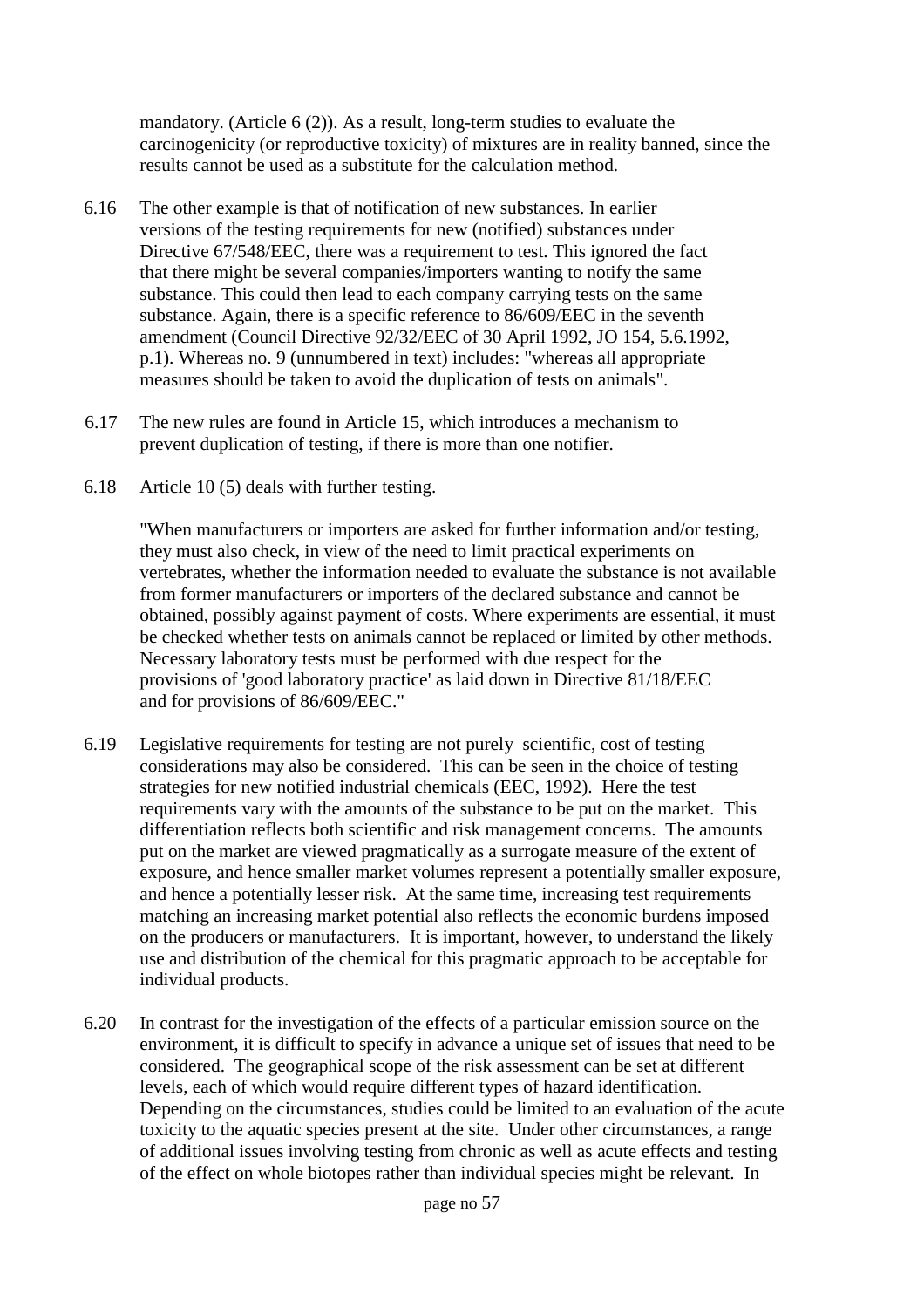mandatory. (Article 6 (2)). As a result, long-term studies to evaluate the carcinogenicity (or reproductive toxicity) of mixtures are in reality banned, since the results cannot be used as a substitute for the calculation method.

6.16 The other example is that of notification of new substances. In earlier versions of the testing requirements for new (notified) substances under Directive 67/548/EEC, there was a requirement to test. This ignored the fact that there might be several companies/importers wanting to notify the same substance. This could then lead to each company carrying tests on the same substance. Again, there is a specific reference to 86/609/EEC in the seventh amendment (Council Directive 92/32/EEC of 30 April 1992, JO 154, 5.6.1992, p.1). Whereas no. 9 (unnumbered in text) includes: "whereas all appropriate measures should be taken to avoid the duplication of tests on animals".

6.17 The new rules are found in Article 15, which introduces a mechanism to prevent duplication of testing, if there is more than one notifier.

6.18 Article 10 (5) deals with further testing.

"When manufacturers or importers are asked for further information and/or testing, they must also check, in view of the need to limit practical experiments on vertebrates, whether the information needed to evaluate the substance is not available from former manufacturers or importers of the declared substance and cannot be obtained, possibly against payment of costs. Where experiments are essential, it must be checked whether tests on animals cannot be replaced or limited by other methods. Necessary laboratory tests must be performed with due respect for the provisions of 'good laboratory practice' as laid down in Directive 81/18/EEC and for provisions of 86/609/EEC."

6.19 Legislative requirements for testing are not purely scientific, cost of testing considerations may also be considered. This can be seen in the choice of testing strategies for new notified industrial chemicals (EEC, 1992). Here the test requirements vary with the amounts of the substance to be put on the market. This differentiation reflects both scientific and risk management concerns. The amounts put on the market are viewed pragmatically as a surrogate measure of the extent of exposure, and hence smaller market volumes represent a potentially smaller exposure, and hence a potentially lesser risk. At the same time, increasing test requirements matching an increasing market potential also reflects the economic burdens imposed on the producers or manufacturers. It is important, however, to understand the likely use and distribution of the chemical for this pragmatic approach to be acceptable for individual products.

6.20 In contrast for the investigation of the effects of a particular emission source on the environment, it is difficult to specify in advance a unique set of issues that need to be considered. The geographical scope of the risk assessment can be set at different levels, each of which would require different types of hazard identification. Depending on the circumstances, studies could be limited to an evaluation of the acute toxicity to the aquatic species present at the site. Under other circumstances, a range of additional issues involving testing from chronic as well as acute effects and testing of the effect on whole biotopes rather than individual species might be relevant. In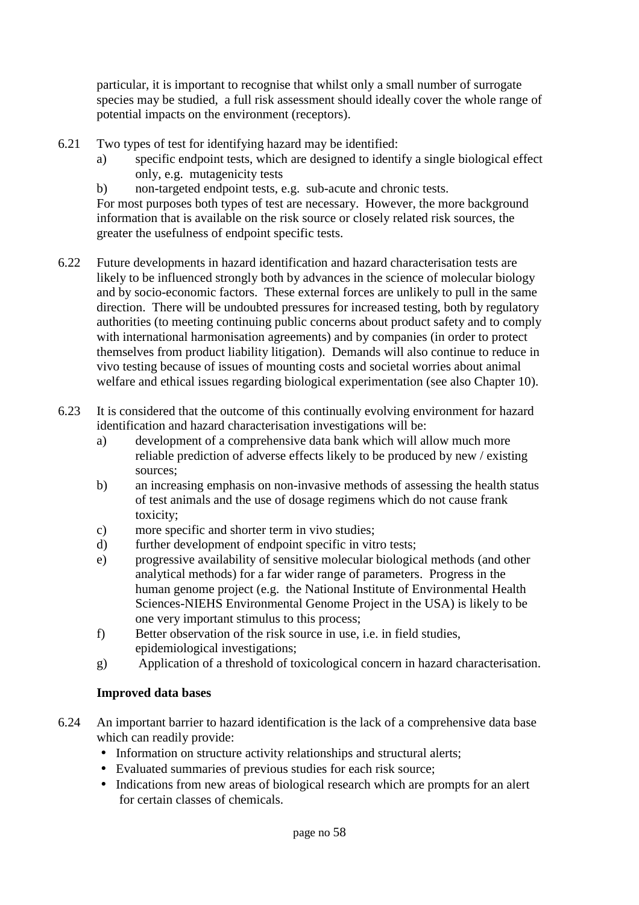particular, it is important to recognise that whilst only a small number of surrogate species may be studied, a full risk assessment should ideally cover the whole range of potential impacts on the environment (receptors).

6.21 Two types of test for identifying hazard may be identified:

a) specific endpoint tests, which are designed to identify a single biological effect only, e.g. mutagenicity tests

b) non-targeted endpoint tests, e.g. sub-acute and chronic tests.

For most purposes both types of test are necessary. However, the more background information that is available on the risk source or closely related risk sources, the greater the usefulness of endpoint specific tests.

6.22 Future developments in hazard identification and hazard characterisation tests are likely to be influenced strongly both by advances in the science of molecular biology and by socio-economic factors. These external forces are unlikely to pull in the same direction. There will be undoubted pressures for increased testing, both by regulatory authorities (to meeting continuing public concerns about product safety and to comply with international harmonisation agreements) and by companies (in order to protect themselves from product liability litigation). Demands will also continue to reduce in vivo testing because of issues of mounting costs and societal worries about animal welfare and ethical issues regarding biological experimentation (see also Chapter 10).

6.23 It is considered that the outcome of this continually evolving environment for hazard identification and hazard characterisation investigations will be:

a) development of a comprehensive data bank which will allow much more reliable prediction of adverse effects likely to be produced by new / existing sources;

b) an increasing emphasis on non-invasive methods of assessing the health status of test animals and the use of dosage regimens which do not cause frank toxicity;

c) more specific and shorter term in vivo studies;

d) further development of endpoint specific in vitro tests;

e) progressive availability of sensitive molecular biological methods (and other analytical methods) for a far wider range of parameters. Progress in the human genome project (e.g. the National Institute of Environmental Health Sciences-NIEHS Environmental Genome Project in the USA) is likely to be one very important stimulus to this process;

f) Better observation of the risk source in use, i.e. in field studies, epidemiological investigations;

g) Application of a threshold of toxicological concern in hazard characterisation.

**Improved data bases**

6.24 An important barrier to hazard identification is the lack of a comprehensive data base which can readily provide:

- Information on structure activity relationships and structural alerts;
- Evaluated summaries of previous studies for each risk source;
- Indications from new areas of biological research which are prompts for an alert for certain classes of chemicals.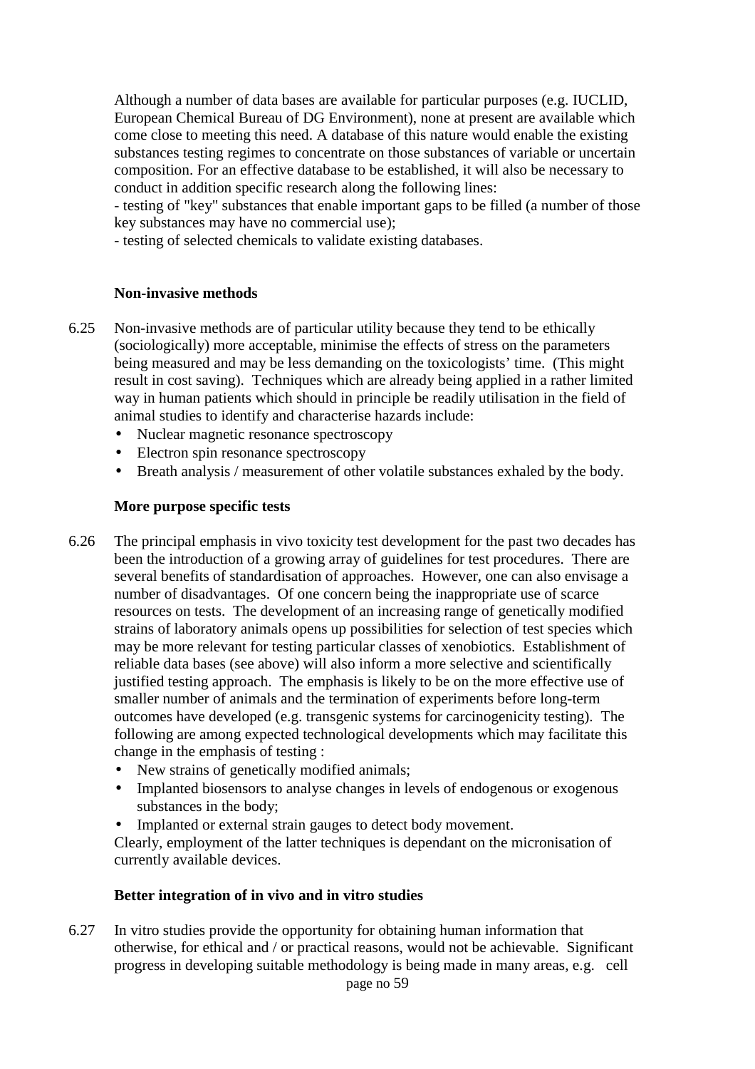Although a number of data bases are available for particular purposes (e.g. IUCLID, European Chemical Bureau of DG Environment), none at present are available which come close to meeting this need. A database of this nature would enable the existing substances testing regimes to concentrate on those substances of variable or uncertain composition. For an effective database to be established, it will also be necessary to conduct in addition specific research along the following lines:

- testing of "key" substances that enable important gaps to be filled (a number of those key substances may have no commercial use);
- testing of selected chemicals to validate existing databases.

**Non-invasive methods**

6.25 Non-invasive methods are of particular utility because they tend to be ethically (sociologically) more acceptable, minimise the effects of stress on the parameters being measured and may be less demanding on the toxicologists' time. (This might result in cost saving). Techniques which are already being applied in a rather limited way in human patients which should in principle be readily utilisation in the field of animal studies to identify and characterise hazards include:

- Nuclear magnetic resonance spectroscopy
- Electron spin resonance spectroscopy
- Breath analysis / measurement of other volatile substances exhaled by the body.

**More purpose specific tests**

6.26 The principal emphasis in vivo toxicity test development for the past two decades has been the introduction of a growing array of guidelines for test procedures. There are several benefits of standardisation of approaches. However, one can also envisage a number of disadvantages. Of one concern being the inappropriate use of scarce resources on tests. The development of an increasing range of genetically modified strains of laboratory animals opens up possibilities for selection of test species which may be more relevant for testing particular classes of xenobiotics. Establishment of reliable data bases (see above) will also inform a more selective and scientifically justified testing approach. The emphasis is likely to be on the more effective use of smaller number of animals and the termination of experiments before long-term outcomes have developed (e.g. transgenic systems for carcinogenicity testing). The following are among expected technological developments which may facilitate this change in the emphasis of testing :

- New strains of genetically modified animals;
- Implanted biosensors to analyse changes in levels of endogenous or exogenous substances in the body;
- Implanted or external strain gauges to detect body movement.

Clearly, employment of the latter techniques is dependant on the micronisation of currently available devices.

**Better integration of in vivo and in vitro studies**

6.27 In vitro studies provide the opportunity for obtaining human information that otherwise, for ethical and / or practical reasons, would not be achievable. Significant progress in developing suitable methodology is being made in many areas, e.g. cell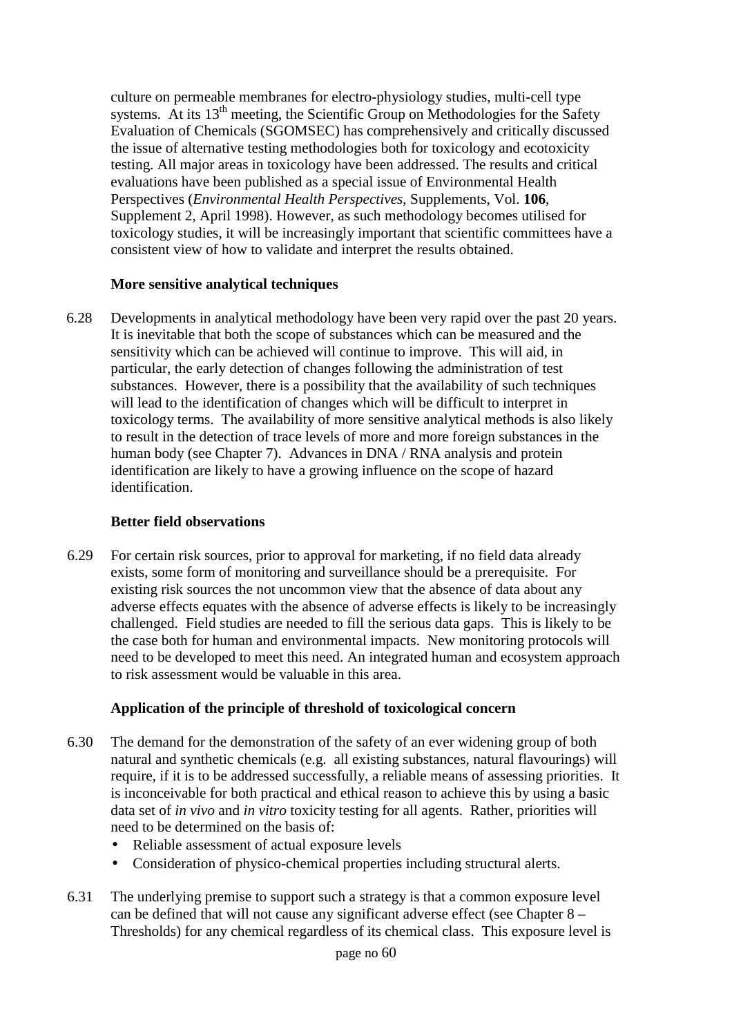culture on permeable membranes for electro-physiology studies, multi-cell type systems. At its 13th meeting, the Scientific Group on Methodologies for the Safety Evaluation of Chemicals (SGOMSEC) has comprehensively and critically discussed the issue of alternative testing methodologies both for toxicology and ecotoxicity testing. All major areas in toxicology have been addressed. The results and critical evaluations have been published as a special issue of Environmental Health Perspectives (*Environmental Health Perspectives*, Supplements, Vol. **106**, Supplement 2, April 1998). However, as such methodology becomes utilised for toxicology studies, it will be increasingly important that scientific committees have a consistent view of how to validate and interpret the results obtained.

**More sensitive analytical techniques**

6.28 Developments in analytical methodology have been very rapid over the past 20 years. It is inevitable that both the scope of substances which can be measured and the sensitivity which can be achieved will continue to improve. This will aid, in particular, the early detection of changes following the administration of test substances. However, there is a possibility that the availability of such techniques will lead to the identification of changes which will be difficult to interpret in toxicology terms. The availability of more sensitive analytical methods is also likely to result in the detection of trace levels of more and more foreign substances in the human body (see Chapter 7). Advances in DNA / RNA analysis and protein identification are likely to have a growing influence on the scope of hazard identification.

**Better field observations**

6.29 For certain risk sources, prior to approval for marketing, if no field data already exists, some form of monitoring and surveillance should be a prerequisite. For existing risk sources the not uncommon view that the absence of data about any adverse effects equates with the absence of adverse effects is likely to be increasingly challenged. Field studies are needed to fill the serious data gaps. This is likely to be the case both for human and environmental impacts. New monitoring protocols will need to be developed to meet this need. An integrated human and ecosystem approach to risk assessment would be valuable in this area.

**Application of the principle of threshold of toxicological concern**

6.30 The demand for the demonstration of the safety of an ever widening group of both natural and synthetic chemicals (e.g. all existing substances, natural flavourings) will require, if it is to be addressed successfully, a reliable means of assessing priorities. It is inconceivable for both practical and ethical reason to achieve this by using a basic data set of *in vivo* and *in vitro* toxicity testing for all agents. Rather, priorities will need to be determined on the basis of:

- Reliable assessment of actual exposure levels
- Consideration of physico-chemical properties including structural alerts.

6.31 The underlying premise to support such a strategy is that a common exposure level can be defined that will not cause any significant adverse effect (see Chapter 8 – Thresholds) for any chemical regardless of its chemical class. This exposure level is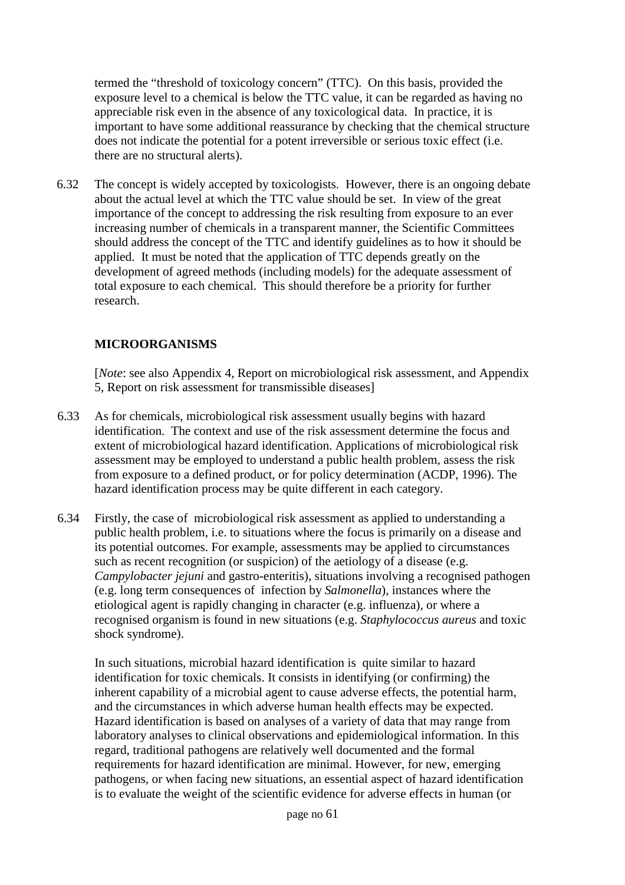termed the "threshold of toxicology concern" (TTC). On this basis, provided the exposure level to a chemical is below the TTC value, it can be regarded as having no appreciable risk even in the absence of any toxicological data. In practice, it is important to have some additional reassurance by checking that the chemical structure does not indicate the potential for a potent irreversible or serious toxic effect (i.e. there are no structural alerts).

6.32 The concept is widely accepted by toxicologists. However, there is an ongoing debate about the actual level at which the TTC value should be set. In view of the great importance of the concept to addressing the risk resulting from exposure to an ever increasing number of chemicals in a transparent manner, the Scientific Committees should address the concept of the TTC and identify guidelines as to how it should be applied. It must be noted that the application of TTC depends greatly on the development of agreed methods (including models) for the adequate assessment of total exposure to each chemical. This should therefore be a priority for further research.

## MICROORGANISMS

[*Note*: see also Appendix 4, Report on microbiological risk assessment, and Appendix 5, Report on risk assessment for transmissible diseases]

6.33 As for chemicals, microbiological risk assessment usually begins with hazard identification. The context and use of the risk assessment determine the focus and extent of microbiological hazard identification. Applications of microbiological risk assessment may be employed to understand a public health problem, assess the risk from exposure to a defined product, or for policy determination (ACDP, 1996). The hazard identification process may be quite different in each category.

6.34 Firstly, the case of microbiological risk assessment as applied to understanding a public health problem, i.e. to situations where the focus is primarily on a disease and its potential outcomes. For example, assessments may be applied to circumstances such as recent recognition (or suspicion) of the aetiology of a disease (e.g. *Campylobacter jejuni* and gastro-enteritis), situations involving a recognised pathogen (e.g. long term consequences of infection by *Salmonella*), instances where the etiological agent is rapidly changing in character (e.g. influenza), or where a recognised organism is found in new situations (e.g. *Staphylococcus aureus* and toxic shock syndrome).

In such situations, microbial hazard identification is quite similar to hazard identification for toxic chemicals. It consists in identifying (or confirming) the inherent capability of a microbial agent to cause adverse effects, the potential harm, and the circumstances in which adverse human health effects may be expected. Hazard identification is based on analyses of a variety of data that may range from laboratory analyses to clinical observations and epidemiological information. In this regard, traditional pathogens are relatively well documented and the formal requirements for hazard identification are minimal. However, for new, emerging pathogens, or when facing new situations, an essential aspect of hazard identification is to evaluate the weight of the scientific evidence for adverse effects in human (or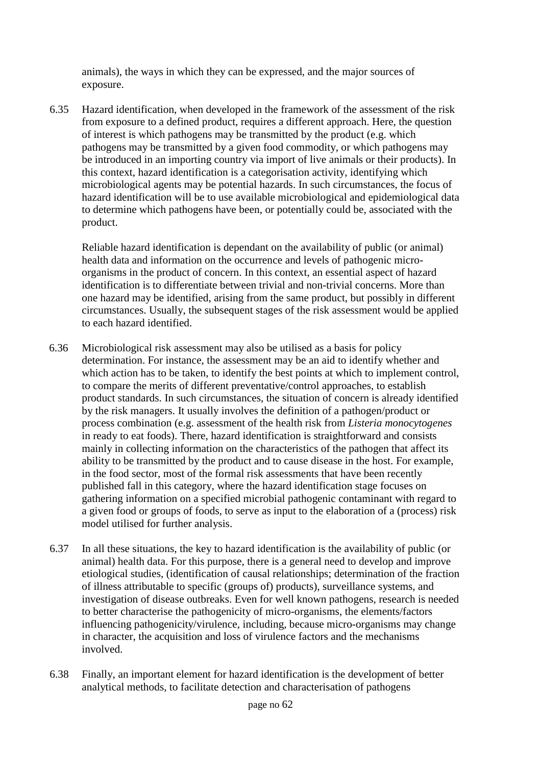animals), the ways in which they can be expressed, and the major sources of exposure.

6.35 Hazard identification, when developed in the framework of the assessment of the risk from exposure to a defined product, requires a different approach. Here, the question of interest is which pathogens may be transmitted by the product (e.g. which pathogens may be transmitted by a given food commodity, or which pathogens may be introduced in an importing country via import of live animals or their products). In this context, hazard identification is a categorisation activity, identifying which microbiological agents may be potential hazards. In such circumstances, the focus of hazard identification will be to use available microbiological and epidemiological data to determine which pathogens have been, or potentially could be, associated with the product.

Reliable hazard identification is dependant on the availability of public (or animal) health data and information on the occurrence and levels of pathogenic micro-organisms in the product of concern. In this context, an essential aspect of hazard identification is to differentiate between trivial and non-trivial concerns. More than one hazard may be identified, arising from the same product, but possibly in different circumstances. Usually, the subsequent stages of the risk assessment would be applied to each hazard identified.

6.36 Microbiological risk assessment may also be utilised as a basis for policy determination. For instance, the assessment may be an aid to identify whether and which action has to be taken, to identify the best points at which to implement control, to compare the merits of different preventative/control approaches, to establish product standards. In such circumstances, the situation of concern is already identified by the risk managers. It usually involves the definition of a pathogen/product or process combination (e.g. assessment of the health risk from *Listeria monocytogenes* in ready to eat foods). There, hazard identification is straightforward and consists mainly in collecting information on the characteristics of the pathogen that affect its ability to be transmitted by the product and to cause disease in the host. For example, in the food sector, most of the formal risk assessments that have been recently published fall in this category, where the hazard identification stage focuses on gathering information on a specified microbial pathogenic contaminant with regard to a given food or groups of foods, to serve as input to the elaboration of a (process) risk model utilised for further analysis.

6.37 In all these situations, the key to hazard identification is the availability of public (or animal) health data. For this purpose, there is a general need to develop and improve etiological studies, (identification of causal relationships; determination of the fraction of illness attributable to specific (groups of) products), surveillance systems, and investigation of disease outbreaks. Even for well known pathogens, research is needed to better characterise the pathogenicity of micro-organisms, the elements/factors influencing pathogenicity/virulence, including, because micro-organisms may change in character, the acquisition and loss of virulence factors and the mechanisms involved.

6.38 Finally, an important element for hazard identification is the development of better analytical methods, to facilitate detection and characterisation of pathogens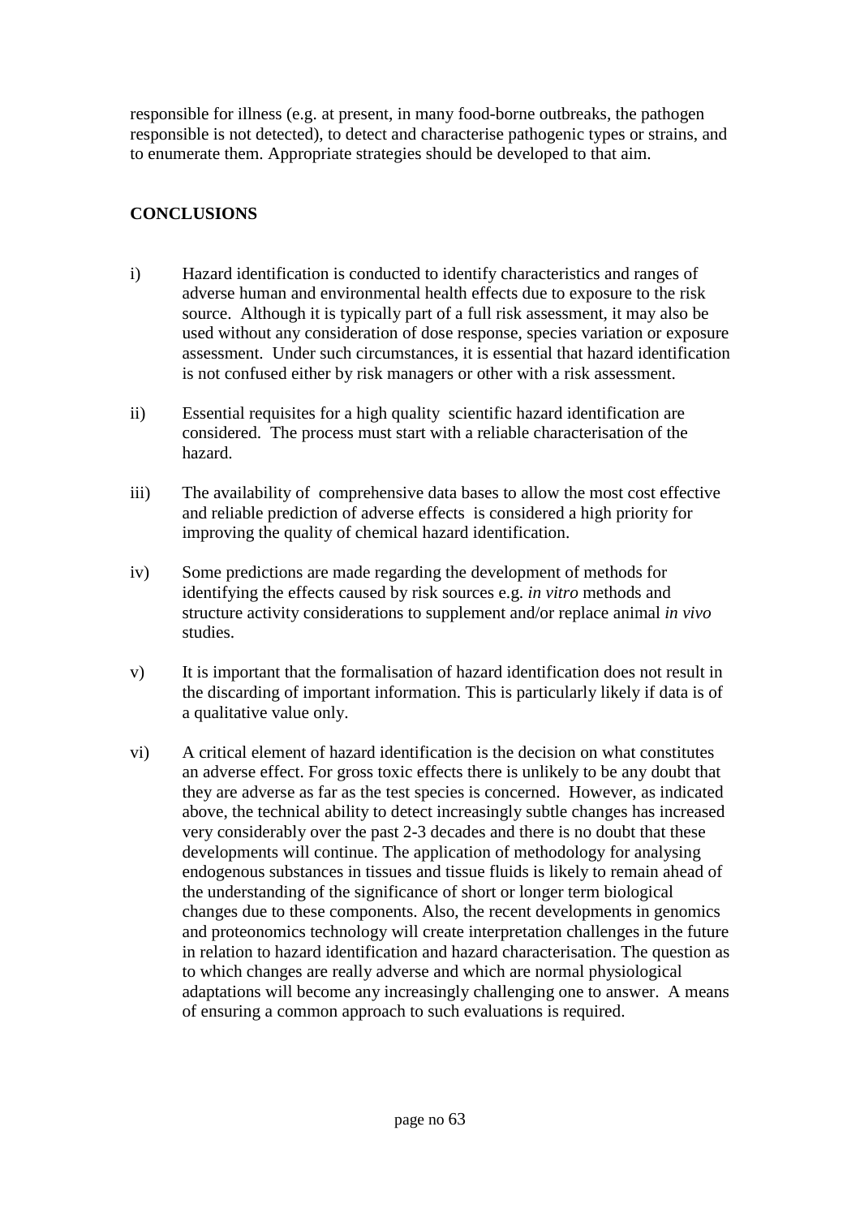responsible for illness (e.g. at present, in many food-borne outbreaks, the pathogen responsible is not detected), to detect and characterise pathogenic types or strains, and to enumerate them. Appropriate strategies should be developed to that aim.

## CONCLUSIONS

i) Hazard identification is conducted to identify characteristics and ranges of adverse human and environmental health effects due to exposure to the risk source. Although it is typically part of a full risk assessment, it may also be used without any consideration of dose response, species variation or exposure assessment. Under such circumstances, it is essential that hazard identification is not confused either by risk managers or other with a risk assessment.

ii) Essential requisites for a high quality scientific hazard identification are considered. The process must start with a reliable characterisation of the hazard.

iii) The availability of comprehensive data bases to allow the most cost effective and reliable prediction of adverse effects is considered a high priority for improving the quality of chemical hazard identification.

iv) Some predictions are made regarding the development of methods for identifying the effects caused by risk sources e.g. *in vitro* methods and structure activity considerations to supplement and/or replace animal *in vivo* studies.

v) It is important that the formalisation of hazard identification does not result in the discarding of important information. This is particularly likely if data is of a qualitative value only.

vi) A critical element of hazard identification is the decision on what constitutes an adverse effect. For gross toxic effects there is unlikely to be any doubt that they are adverse as far as the test species is concerned. However, as indicated above, the technical ability to detect increasingly subtle changes has increased very considerably over the past 2-3 decades and there is no doubt that these developments will continue. The application of methodology for analysing endogenous substances in tissues and tissue fluids is likely to remain ahead of the understanding of the significance of short or longer term biological changes due to these components. Also, the recent developments in genomics and proteonomics technology will create interpretation challenges in the future in relation to hazard identification and hazard characterisation. The question as to which changes are really adverse and which are normal physiological adaptations will become any increasingly challenging one to answer. A means of ensuring a common approach to such evaluations is required.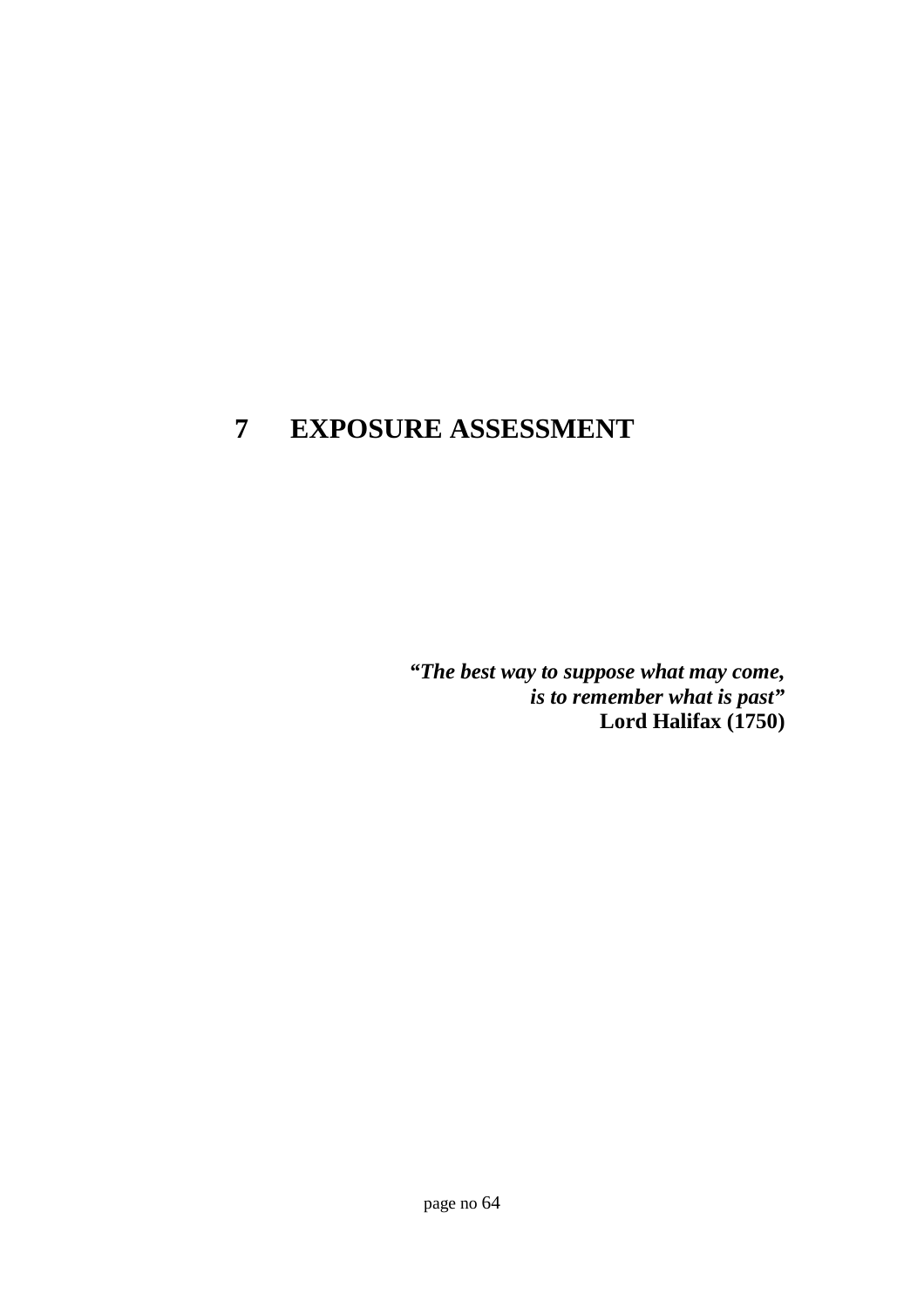# 7 EXPOSURE ASSESSMENT

***"The best way to suppose what may come, is to remember what is past"***
**Lord Halifax (1750)**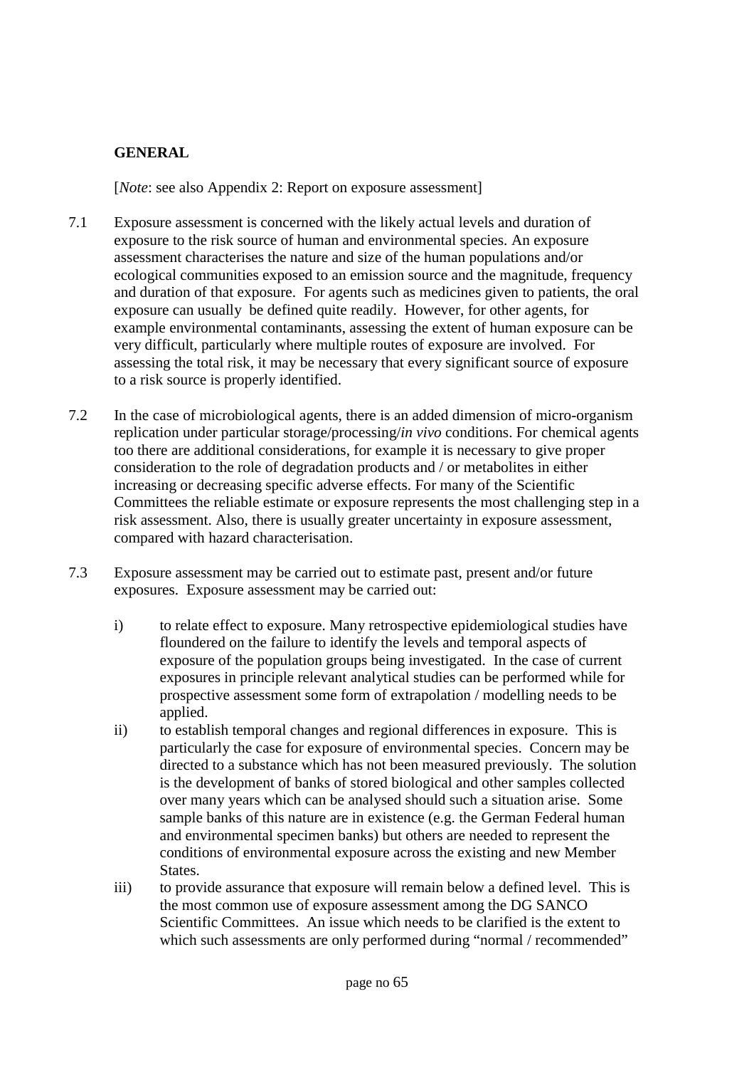## GENERAL

[*Note*: see also Appendix 2: Report on exposure assessment]

7.1 Exposure assessment is concerned with the likely actual levels and duration of exposure to the risk source of human and environmental species. An exposure assessment characterises the nature and size of the human populations and/or ecological communities exposed to an emission source and the magnitude, frequency and duration of that exposure. For agents such as medicines given to patients, the oral exposure can usually be defined quite readily. However, for other agents, for example environmental contaminants, assessing the extent of human exposure can be very difficult, particularly where multiple routes of exposure are involved. For assessing the total risk, it may be necessary that every significant source of exposure to a risk source is properly identified.

7.2 In the case of microbiological agents, there is an added dimension of micro-organism replication under particular storage/processing/*in vivo* conditions. For chemical agents too there are additional considerations, for example it is necessary to give proper consideration to the role of degradation products and / or metabolites in either increasing or decreasing specific adverse effects. For many of the Scientific Committees the reliable estimate or exposure represents the most challenging step in a risk assessment. Also, there is usually greater uncertainty in exposure assessment, compared with hazard characterisation.

7.3 Exposure assessment may be carried out to estimate past, present and/or future exposures. Exposure assessment may be carried out:

i) to relate effect to exposure. Many retrospective epidemiological studies have floundered on the failure to identify the levels and temporal aspects of exposure of the population groups being investigated. In the case of current exposures in principle relevant analytical studies can be performed while for prospective assessment some form of extrapolation / modelling needs to be applied.

ii) to establish temporal changes and regional differences in exposure. This is particularly the case for exposure of environmental species. Concern may be directed to a substance which has not been measured previously. The solution is the development of banks of stored biological and other samples collected over many years which can be analysed should such a situation arise. Some sample banks of this nature are in existence (e.g. the German Federal human and environmental specimen banks) but others are needed to represent the conditions of environmental exposure across the existing and new Member States.

iii) to provide assurance that exposure will remain below a defined level. This is the most common use of exposure assessment among the DG SANCO Scientific Committees. An issue which needs to be clarified is the extent to which such assessments are only performed during "normal / recommended"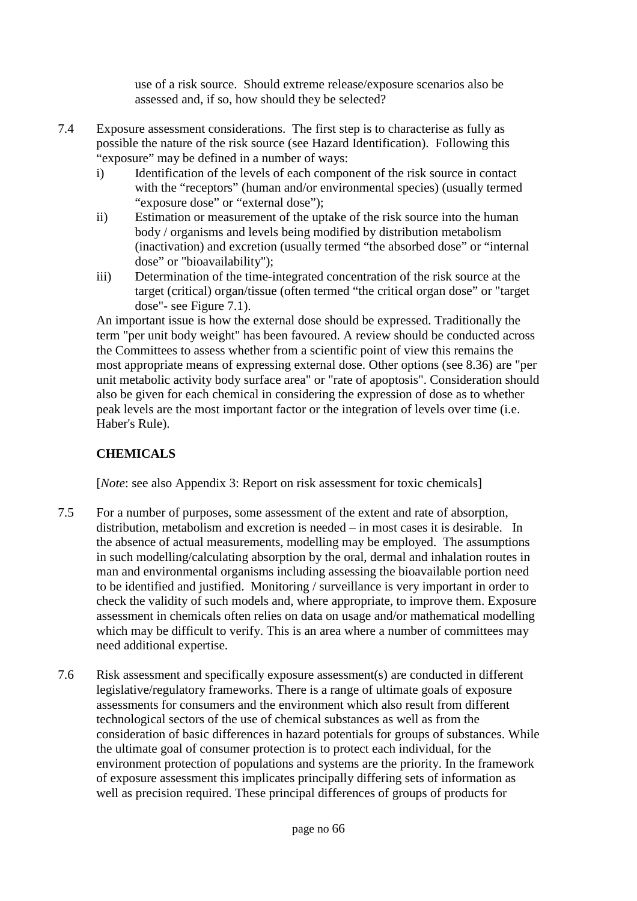use of a risk source. Should extreme release/exposure scenarios also be assessed and, if so, how should they be selected?

7.4 Exposure assessment considerations. The first step is to characterise as fully as possible the nature of the risk source (see Hazard Identification). Following this "exposure" may be defined in a number of ways:

i) Identification of the levels of each component of the risk source in contact with the "receptors" (human and/or environmental species) (usually termed "exposure dose" or "external dose");

ii) Estimation or measurement of the uptake of the risk source into the human body / organisms and levels being modified by distribution metabolism (inactivation) and excretion (usually termed "the absorbed dose" or "internal dose" or "bioavailability");

iii) Determination of the time-integrated concentration of the risk source at the target (critical) organ/tissue (often termed "the critical organ dose" or "target dose"- see Figure 7.1).

An important issue is how the external dose should be expressed. Traditionally the term "per unit body weight" has been favoured. A review should be conducted across the Committees to assess whether from a scientific point of view this remains the most appropriate means of expressing external dose. Other options (see 8.36) are "per unit metabolic activity body surface area" or "rate of apoptosis". Consideration should also be given for each chemical in considering the expression of dose as to whether peak levels are the most important factor or the integration of levels over time (i.e. Haber's Rule).

## CHEMICALS

[*Note*: see also Appendix 3: Report on risk assessment for toxic chemicals]

7.5 For a number of purposes, some assessment of the extent and rate of absorption, distribution, metabolism and excretion is needed – in most cases it is desirable. In the absence of actual measurements, modelling may be employed. The assumptions in such modelling/calculating absorption by the oral, dermal and inhalation routes in man and environmental organisms including assessing the bioavailable portion need to be identified and justified. Monitoring / surveillance is very important in order to check the validity of such models and, where appropriate, to improve them. Exposure assessment in chemicals often relies on data on usage and/or mathematical modelling which may be difficult to verify. This is an area where a number of committees may need additional expertise.

7.6 Risk assessment and specifically exposure assessment(s) are conducted in different legislative/regulatory frameworks. There is a range of ultimate goals of exposure assessments for consumers and the environment which also result from different technological sectors of the use of chemical substances as well as from the consideration of basic differences in hazard potentials for groups of substances. While the ultimate goal of consumer protection is to protect each individual, for the environment protection of populations and systems are the priority. In the framework of exposure assessment this implicates principally differing sets of information as well as precision required. These principal differences of groups of products for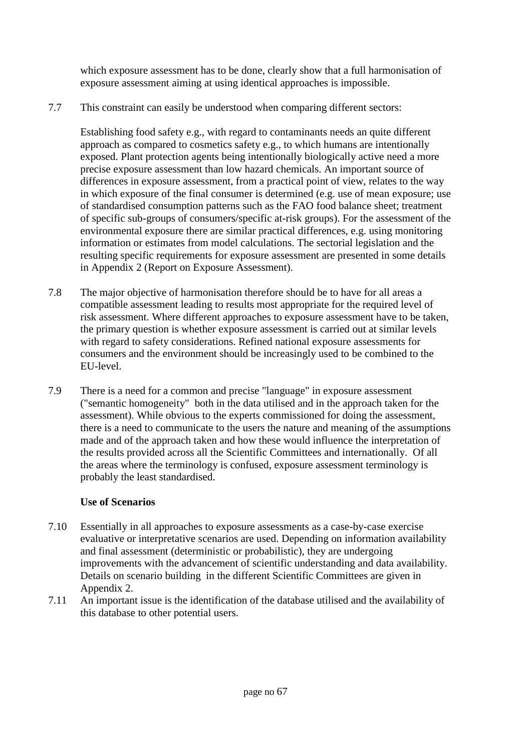which exposure assessment has to be done, clearly show that a full harmonisation of exposure assessment aiming at using identical approaches is impossible.

7.7 This constraint can easily be understood when comparing different sectors:

Establishing food safety e.g., with regard to contaminants needs an quite different approach as compared to cosmetics safety e.g., to which humans are intentionally exposed. Plant protection agents being intentionally biologically active need a more precise exposure assessment than low hazard chemicals. An important source of differences in exposure assessment, from a practical point of view, relates to the way in which exposure of the final consumer is determined (e.g. use of mean exposure; use of standardised consumption patterns such as the FAO food balance sheet; treatment of specific sub-groups of consumers/specific at-risk groups). For the assessment of the environmental exposure there are similar practical differences, e.g. using monitoring information or estimates from model calculations. The sectorial legislation and the resulting specific requirements for exposure assessment are presented in some details in Appendix 2 (Report on Exposure Assessment).

7.8 The major objective of harmonisation therefore should be to have for all areas a compatible assessment leading to results most appropriate for the required level of risk assessment. Where different approaches to exposure assessment have to be taken, the primary question is whether exposure assessment is carried out at similar levels with regard to safety considerations. Refined national exposure assessments for consumers and the environment should be increasingly used to be combined to the EU-level.

7.9 There is a need for a common and precise "language" in exposure assessment ("semantic homogeneity" both in the data utilised and in the approach taken for the assessment). While obvious to the experts commissioned for doing the assessment, there is a need to communicate to the users the nature and meaning of the assumptions made and of the approach taken and how these would influence the interpretation of the results provided across all the Scientific Committees and internationally. Of all the areas where the terminology is confused, exposure assessment terminology is probably the least standardised.

**Use of Scenarios**

7.10 Essentially in all approaches to exposure assessments as a case-by-case exercise evaluative or interpretative scenarios are used. Depending on information availability and final assessment (deterministic or probabilistic), they are undergoing improvements with the advancement of scientific understanding and data availability. Details on scenario building in the different Scientific Committees are given in Appendix 2.

7.11 An important issue is the identification of the database utilised and the availability of this database to other potential users.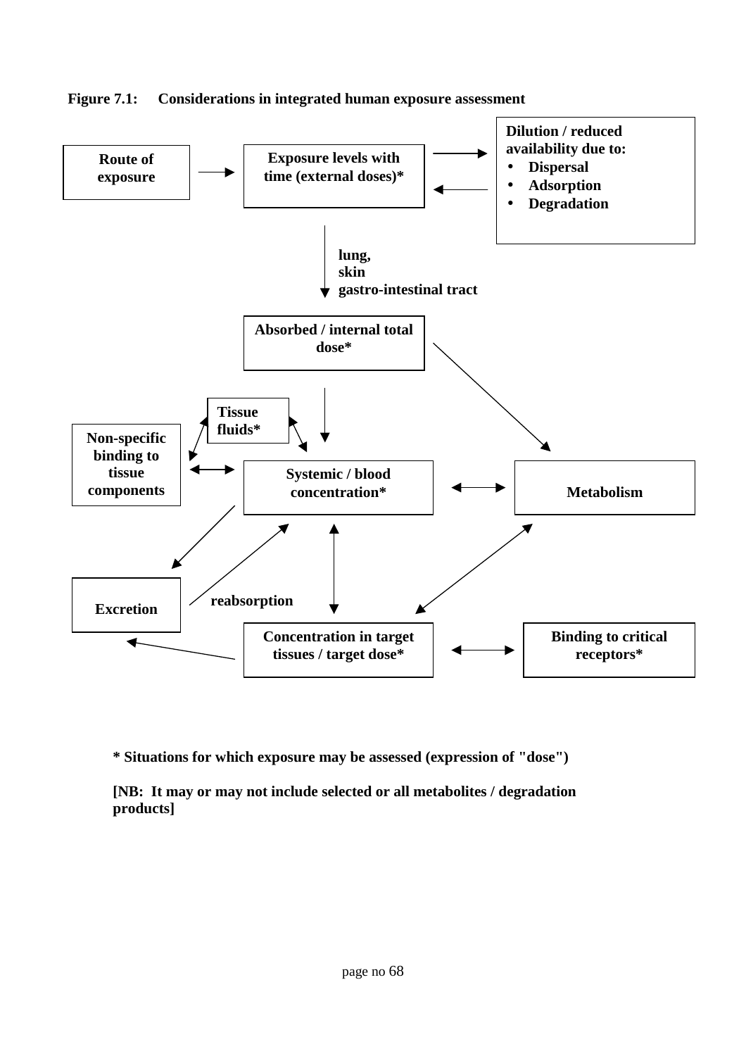**Figure 7.1: Considerations in integrated human exposure assessment**

Route of exposure

Exposure levels with time (external doses)*

Dilution / reduced availability due to:

- Dispersal
- Adsorption
- Degradation

lung, skin gastro-intestinal tract

Absorbed / internal total dose*

Tissue fluids*

Non-specific binding to tissue components

Systemic / blood concentration*

Metabolism

Excretion

reabsorption

Concentration in target tissues / target dose*

Binding to critical receptors*

**\* Situations for which exposure may be assessed (expression of "dose")**

**[NB: It may or may not include selected or all metabolites / degradation products]**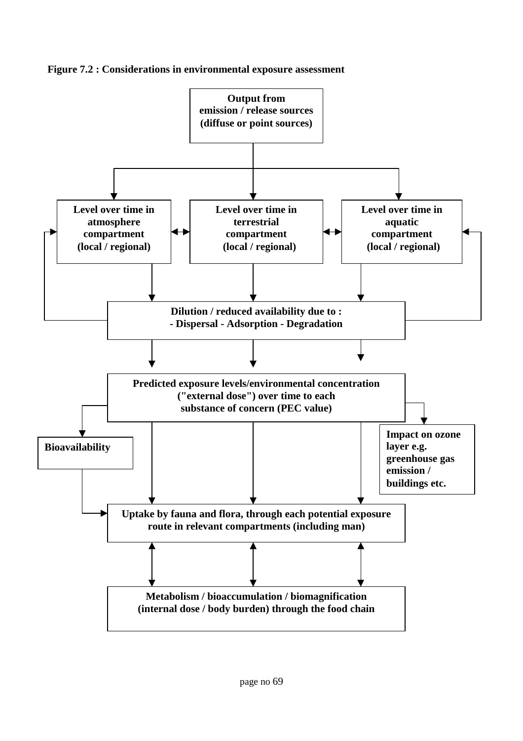**Figure 7.2 : Considerations in environmental exposure assessment**

**Output from emission / release sources (diffuse or point sources)**

**Level over time in atmosphere compartment (local / regional)**

**Level over time in terrestrial compartment (local / regional)**

**Level over time in aquatic compartment (local / regional)**

**Dilution / reduced availability due to :**
**- Dispersal - Adsorption - Degradation**

**Predicted exposure levels/environmental concentration ("external dose") over time to each substance of concern (PEC value)**

**Bioavailability**

**Impact on ozone layer e.g. greenhouse gas emission / buildings etc.**

**Uptake by fauna and flora, through each potential exposure route in relevant compartments (including man)**

**Metabolism / bioaccumulation / biomagnification (internal dose / body burden) through the food chain**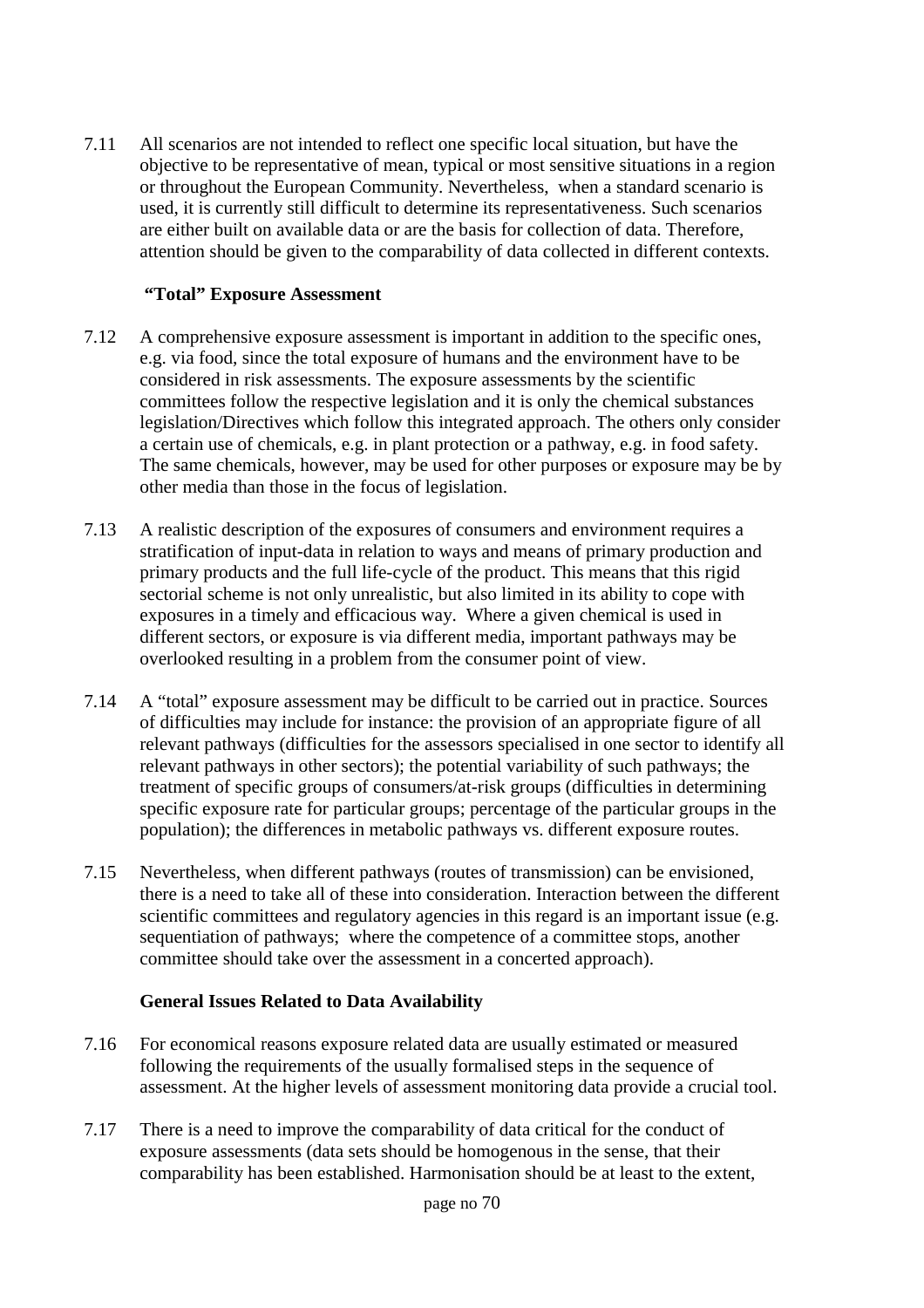7.11 All scenarios are not intended to reflect one specific local situation, but have the objective to be representative of mean, typical or most sensitive situations in a region or throughout the European Community. Nevertheless, when a standard scenario is used, it is currently still difficult to determine its representativeness. Such scenarios are either built on available data or are the basis for collection of data. Therefore, attention should be given to the comparability of data collected in different contexts.

### "Total" Exposure Assessment

7.12 A comprehensive exposure assessment is important in addition to the specific ones, e.g. via food, since the total exposure of humans and the environment have to be considered in risk assessments. The exposure assessments by the scientific committees follow the respective legislation and it is only the chemical substances legislation/Directives which follow this integrated approach. The others only consider a certain use of chemicals, e.g. in plant protection or a pathway, e.g. in food safety. The same chemicals, however, may be used for other purposes or exposure may be by other media than those in the focus of legislation.

7.13 A realistic description of the exposures of consumers and environment requires a stratification of input-data in relation to ways and means of primary production and primary products and the full life-cycle of the product. This means that this rigid sectorial scheme is not only unrealistic, but also limited in its ability to cope with exposures in a timely and efficacious way. Where a given chemical is used in different sectors, or exposure is via different media, important pathways may be overlooked resulting in a problem from the consumer point of view.

7.14 A "total" exposure assessment may be difficult to be carried out in practice. Sources of difficulties may include for instance: the provision of an appropriate figure of all relevant pathways (difficulties for the assessors specialised in one sector to identify all relevant pathways in other sectors); the potential variability of such pathways; the treatment of specific groups of consumers/at-risk groups (difficulties in determining specific exposure rate for particular groups; percentage of the particular groups in the population); the differences in metabolic pathways vs. different exposure routes.

7.15 Nevertheless, when different pathways (routes of transmission) can be envisioned, there is a need to take all of these into consideration. Interaction between the different scientific committees and regulatory agencies in this regard is an important issue (e.g. sequentiation of pathways; where the competence of a committee stops, another committee should take over the assessment in a concerted approach).

### General Issues Related to Data Availability

7.16 For economical reasons exposure related data are usually estimated or measured following the requirements of the usually formalised steps in the sequence of assessment. At the higher levels of assessment monitoring data provide a crucial tool.

7.17 There is a need to improve the comparability of data critical for the conduct of exposure assessments (data sets should be homogenous in the sense, that their comparability has been established. Harmonisation should be at least to the extent,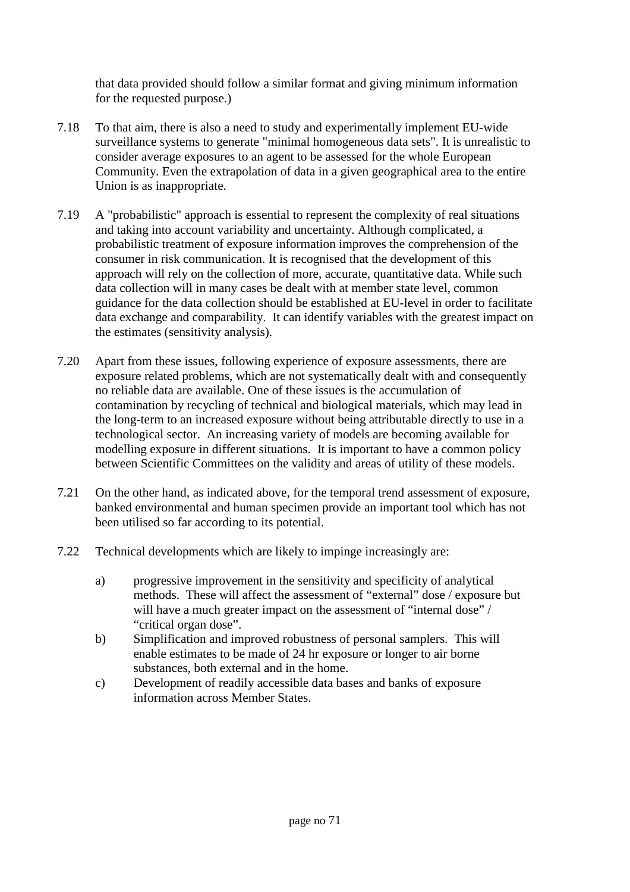that data provided should follow a similar format and giving minimum information for the requested purpose.)

7.18 To that aim, there is also a need to study and experimentally implement EU-wide surveillance systems to generate "minimal homogeneous data sets". It is unrealistic to consider average exposures to an agent to be assessed for the whole European Community. Even the extrapolation of data in a given geographical area to the entire Union is as inappropriate.

7.19 A "probabilistic" approach is essential to represent the complexity of real situations and taking into account variability and uncertainty. Although complicated, a probabilistic treatment of exposure information improves the comprehension of the consumer in risk communication. It is recognised that the development of this approach will rely on the collection of more, accurate, quantitative data. While such data collection will in many cases be dealt with at member state level, common guidance for the data collection should be established at EU-level in order to facilitate data exchange and comparability. It can identify variables with the greatest impact on the estimates (sensitivity analysis).

7.20 Apart from these issues, following experience of exposure assessments, there are exposure related problems, which are not systematically dealt with and consequently no reliable data are available. One of these issues is the accumulation of contamination by recycling of technical and biological materials, which may lead in the long-term to an increased exposure without being attributable directly to use in a technological sector. An increasing variety of models are becoming available for modelling exposure in different situations. It is important to have a common policy between Scientific Committees on the validity and areas of utility of these models.

7.21 On the other hand, as indicated above, for the temporal trend assessment of exposure, banked environmental and human specimen provide an important tool which has not been utilised so far according to its potential.

7.22 Technical developments which are likely to impinge increasingly are:

a) progressive improvement in the sensitivity and specificity of analytical methods. These will affect the assessment of “external” dose / exposure but will have a much greater impact on the assessment of “internal dose” / “critical organ dose”.
b) Simplification and improved robustness of personal samplers. This will enable estimates to be made of 24 hr exposure or longer to air borne substances, both external and in the home.
c) Development of readily accessible data bases and banks of exposure information across Member States.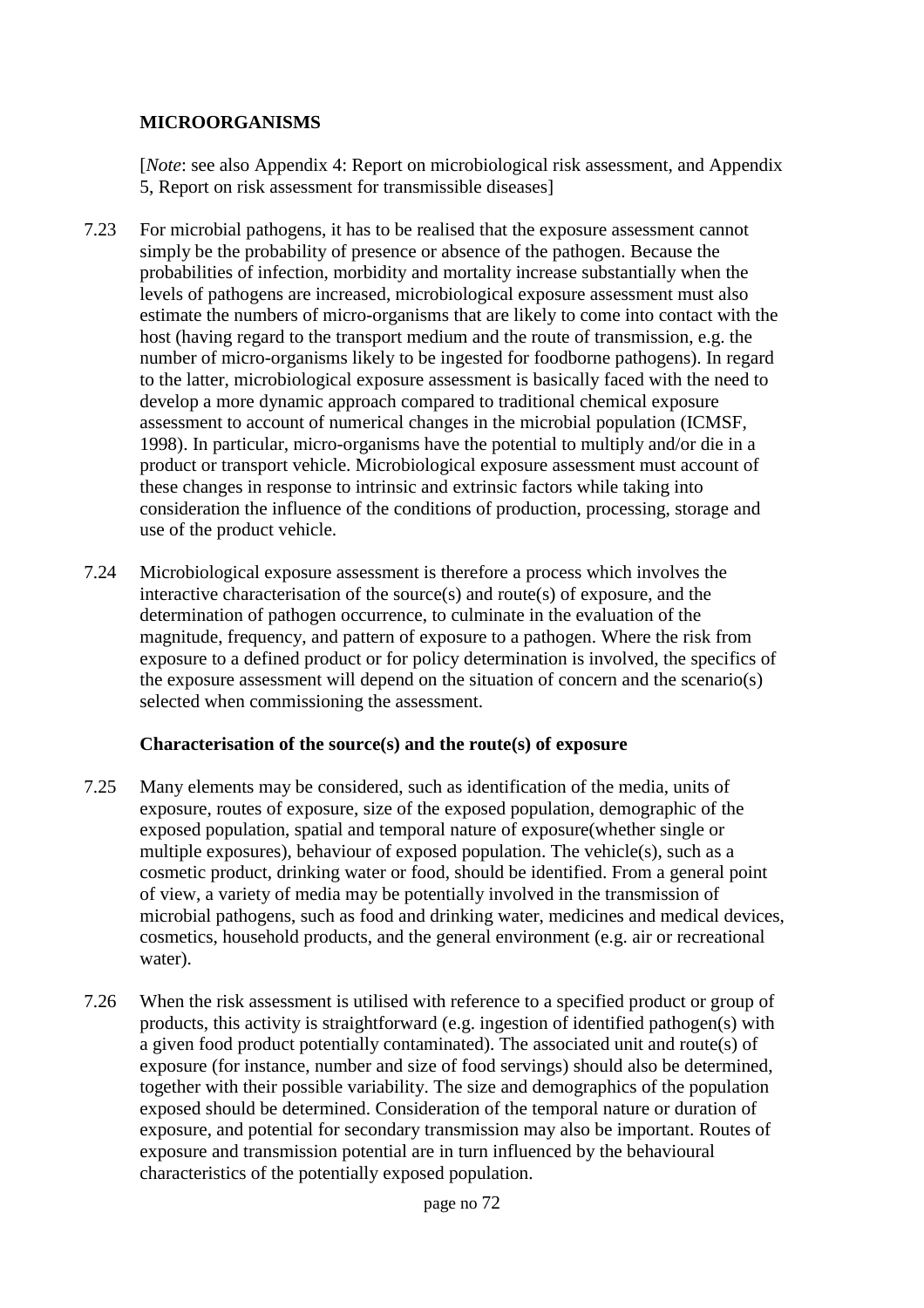**MICROORGANISMS**

[*Note*: see also Appendix 4: Report on microbiological risk assessment, and Appendix 5, Report on risk assessment for transmissible diseases]

7.23 For microbial pathogens, it has to be realised that the exposure assessment cannot simply be the probability of presence or absence of the pathogen. Because the probabilities of infection, morbidity and mortality increase substantially when the levels of pathogens are increased, microbiological exposure assessment must also estimate the numbers of micro-organisms that are likely to come into contact with the host (having regard to the transport medium and the route of transmission, e.g. the number of micro-organisms likely to be ingested for foodborne pathogens). In regard to the latter, microbiological exposure assessment is basically faced with the need to develop a more dynamic approach compared to traditional chemical exposure assessment to account of numerical changes in the microbial population (ICMSF, 1998). In particular, micro-organisms have the potential to multiply and/or die in a product or transport vehicle. Microbiological exposure assessment must account of these changes in response to intrinsic and extrinsic factors while taking into consideration the influence of the conditions of production, processing, storage and use of the product vehicle.

7.24 Microbiological exposure assessment is therefore a process which involves the interactive characterisation of the source(s) and route(s) of exposure, and the determination of pathogen occurrence, to culminate in the evaluation of the magnitude, frequency, and pattern of exposure to a pathogen. Where the risk from exposure to a defined product or for policy determination is involved, the specifics of the exposure assessment will depend on the situation of concern and the scenario(s) selected when commissioning the assessment.

**Characterisation of the source(s) and the route(s) of exposure**

7.25 Many elements may be considered, such as identification of the media, units of exposure, routes of exposure, size of the exposed population, demographic of the exposed population, spatial and temporal nature of exposure(whether single or multiple exposures), behaviour of exposed population. The vehicle(s), such as a cosmetic product, drinking water or food, should be identified. From a general point of view, a variety of media may be potentially involved in the transmission of microbial pathogens, such as food and drinking water, medicines and medical devices, cosmetics, household products, and the general environment (e.g. air or recreational water).

7.26 When the risk assessment is utilised with reference to a specified product or group of products, this activity is straightforward (e.g. ingestion of identified pathogen(s) with a given food product potentially contaminated). The associated unit and route(s) of exposure (for instance, number and size of food servings) should also be determined, together with their possible variability. The size and demographics of the population exposed should be determined. Consideration of the temporal nature or duration of exposure, and potential for secondary transmission may also be important. Routes of exposure and transmission potential are in turn influenced by the behavioural characteristics of the potentially exposed population.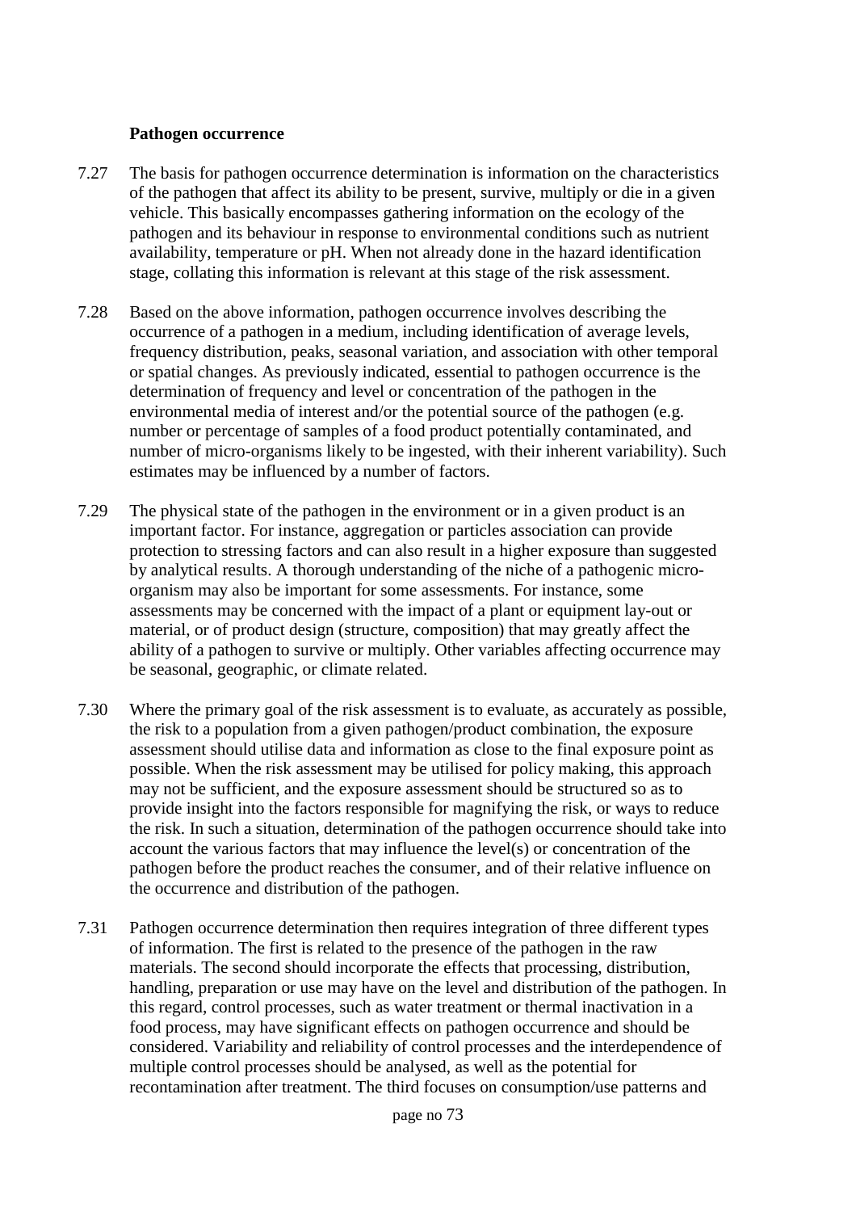### Pathogen occurrence

7.27 The basis for pathogen occurrence determination is information on the characteristics of the pathogen that affect its ability to be present, survive, multiply or die in a given vehicle. This basically encompasses gathering information on the ecology of the pathogen and its behaviour in response to environmental conditions such as nutrient availability, temperature or pH. When not already done in the hazard identification stage, collating this information is relevant at this stage of the risk assessment.

7.28 Based on the above information, pathogen occurrence involves describing the occurrence of a pathogen in a medium, including identification of average levels, frequency distribution, peaks, seasonal variation, and association with other temporal or spatial changes. As previously indicated, essential to pathogen occurrence is the determination of frequency and level or concentration of the pathogen in the environmental media of interest and/or the potential source of the pathogen (e.g. number or percentage of samples of a food product potentially contaminated, and number of micro-organisms likely to be ingested, with their inherent variability). Such estimates may be influenced by a number of factors.

7.29 The physical state of the pathogen in the environment or in a given product is an important factor. For instance, aggregation or particles association can provide protection to stressing factors and can also result in a higher exposure than suggested by analytical results. A thorough understanding of the niche of a pathogenic micro-organism may also be important for some assessments. For instance, some assessments may be concerned with the impact of a plant or equipment lay-out or material, or of product design (structure, composition) that may greatly affect the ability of a pathogen to survive or multiply. Other variables affecting occurrence may be seasonal, geographic, or climate related.

7.30 Where the primary goal of the risk assessment is to evaluate, as accurately as possible, the risk to a population from a given pathogen/product combination, the exposure assessment should utilise data and information as close to the final exposure point as possible. When the risk assessment may be utilised for policy making, this approach may not be sufficient, and the exposure assessment should be structured so as to provide insight into the factors responsible for magnifying the risk, or ways to reduce the risk. In such a situation, determination of the pathogen occurrence should take into account the various factors that may influence the level(s) or concentration of the pathogen before the product reaches the consumer, and of their relative influence on the occurrence and distribution of the pathogen.

7.31 Pathogen occurrence determination then requires integration of three different types of information. The first is related to the presence of the pathogen in the raw materials. The second should incorporate the effects that processing, distribution, handling, preparation or use may have on the level and distribution of the pathogen. In this regard, control processes, such as water treatment or thermal inactivation in a food process, may have significant effects on pathogen occurrence and should be considered. Variability and reliability of control processes and the interdependence of multiple control processes should be analysed, as well as the potential for recontamination after treatment. The third focuses on consumption/use patterns and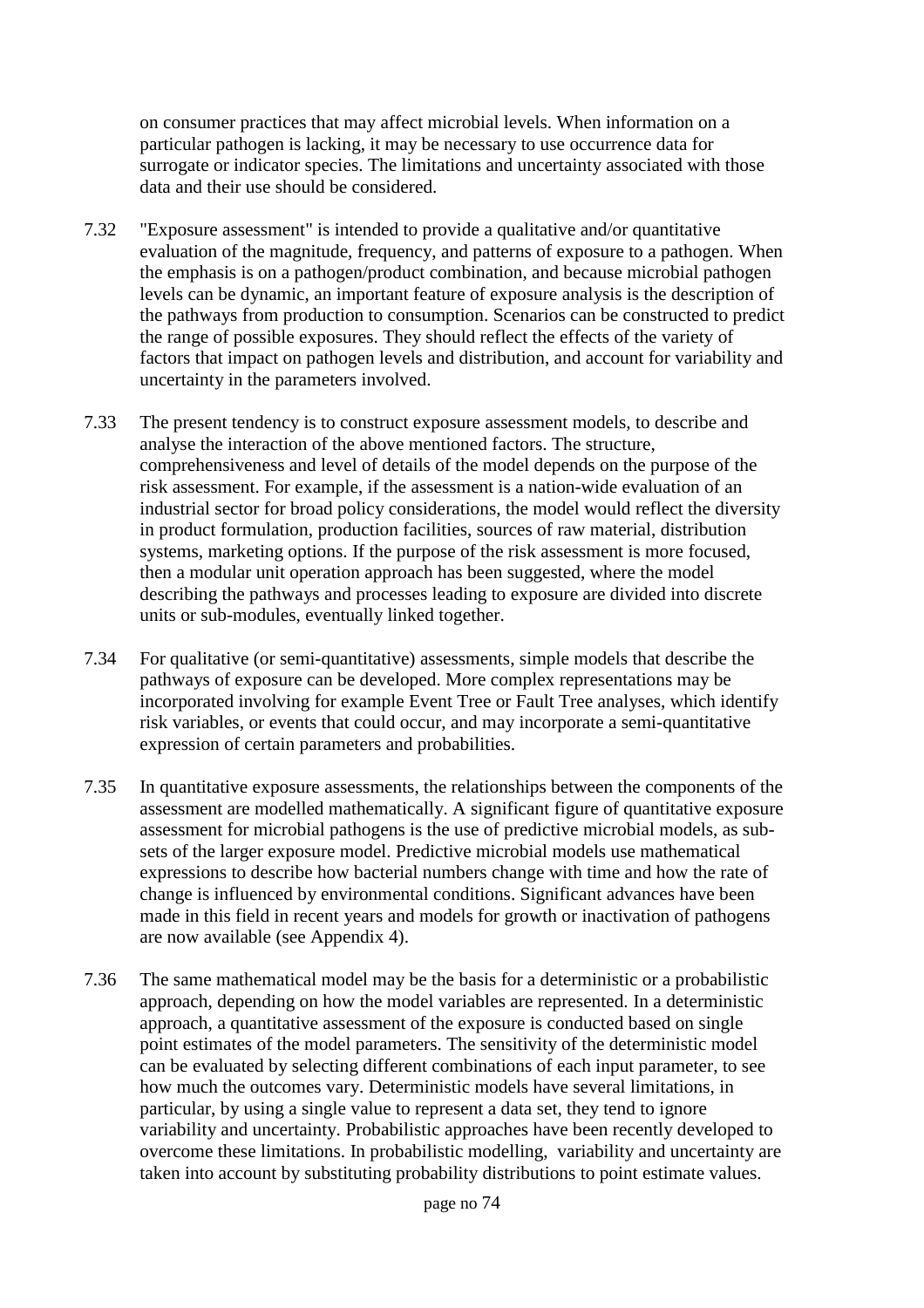on consumer practices that may affect microbial levels. When information on a particular pathogen is lacking, it may be necessary to use occurrence data for surrogate or indicator species. The limitations and uncertainty associated with those data and their use should be considered.

7.32 "Exposure assessment" is intended to provide a qualitative and/or quantitative evaluation of the magnitude, frequency, and patterns of exposure to a pathogen. When the emphasis is on a pathogen/product combination, and because microbial pathogen levels can be dynamic, an important feature of exposure analysis is the description of the pathways from production to consumption. Scenarios can be constructed to predict the range of possible exposures. They should reflect the effects of the variety of factors that impact on pathogen levels and distribution, and account for variability and uncertainty in the parameters involved.

7.33 The present tendency is to construct exposure assessment models, to describe and analyse the interaction of the above mentioned factors. The structure, comprehensiveness and level of details of the model depends on the purpose of the risk assessment. For example, if the assessment is a nation-wide evaluation of an industrial sector for broad policy considerations, the model would reflect the diversity in product formulation, production facilities, sources of raw material, distribution systems, marketing options. If the purpose of the risk assessment is more focused, then a modular unit operation approach has been suggested, where the model describing the pathways and processes leading to exposure are divided into discrete units or sub-modules, eventually linked together.

7.34 For qualitative (or semi-quantitative) assessments, simple models that describe the pathways of exposure can be developed. More complex representations may be incorporated involving for example Event Tree or Fault Tree analyses, which identify risk variables, or events that could occur, and may incorporate a semi-quantitative expression of certain parameters and probabilities.

7.35 In quantitative exposure assessments, the relationships between the components of the assessment are modelled mathematically. A significant figure of quantitative exposure assessment for microbial pathogens is the use of predictive microbial models, as sub-sets of the larger exposure model. Predictive microbial models use mathematical expressions to describe how bacterial numbers change with time and how the rate of change is influenced by environmental conditions. Significant advances have been made in this field in recent years and models for growth or inactivation of pathogens are now available (see Appendix 4).

7.36 The same mathematical model may be the basis for a deterministic or a probabilistic approach, depending on how the model variables are represented. In a deterministic approach, a quantitative assessment of the exposure is conducted based on single point estimates of the model parameters. The sensitivity of the deterministic model can be evaluated by selecting different combinations of each input parameter, to see how much the outcomes vary. Deterministic models have several limitations, in particular, by using a single value to represent a data set, they tend to ignore variability and uncertainty. Probabilistic approaches have been recently developed to overcome these limitations. In probabilistic modelling, variability and uncertainty are taken into account by substituting probability distributions to point estimate values.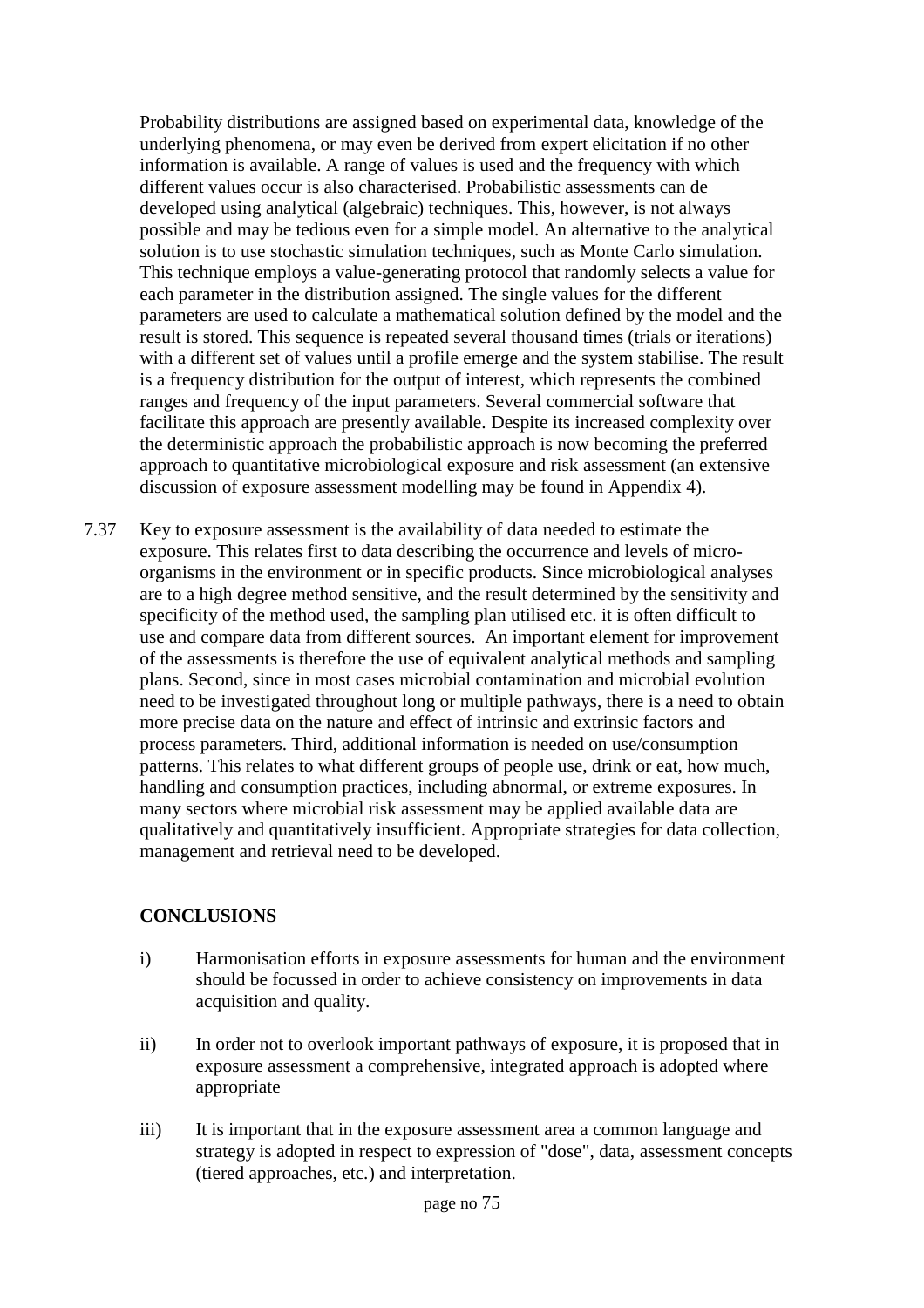Probability distributions are assigned based on experimental data, knowledge of the underlying phenomena, or may even be derived from expert elicitation if no other information is available. A range of values is used and the frequency with which different values occur is also characterised. Probabilistic assessments can de developed using analytical (algebraic) techniques. This, however, is not always possible and may be tedious even for a simple model. An alternative to the analytical solution is to use stochastic simulation techniques, such as Monte Carlo simulation. This technique employs a value-generating protocol that randomly selects a value for each parameter in the distribution assigned. The single values for the different parameters are used to calculate a mathematical solution defined by the model and the result is stored. This sequence is repeated several thousand times (trials or iterations) with a different set of values until a profile emerge and the system stabilise. The result is a frequency distribution for the output of interest, which represents the combined ranges and frequency of the input parameters. Several commercial software that facilitate this approach are presently available. Despite its increased complexity over the deterministic approach the probabilistic approach is now becoming the preferred approach to quantitative microbiological exposure and risk assessment (an extensive discussion of exposure assessment modelling may be found in Appendix 4).

7.37 Key to exposure assessment is the availability of data needed to estimate the exposure. This relates first to data describing the occurrence and levels of micro-organisms in the environment or in specific products. Since microbiological analyses are to a high degree method sensitive, and the result determined by the sensitivity and specificity of the method used, the sampling plan utilised etc. it is often difficult to use and compare data from different sources. An important element for improvement of the assessments is therefore the use of equivalent analytical methods and sampling plans. Second, since in most cases microbial contamination and microbial evolution need to be investigated throughout long or multiple pathways, there is a need to obtain more precise data on the nature and effect of intrinsic and extrinsic factors and process parameters. Third, additional information is needed on use/consumption patterns. This relates to what different groups of people use, drink or eat, how much, handling and consumption practices, including abnormal, or extreme exposures. In many sectors where microbial risk assessment may be applied available data are qualitatively and quantitatively insufficient. Appropriate strategies for data collection, management and retrieval need to be developed.

## CONCLUSIONS

i) Harmonisation efforts in exposure assessments for human and the environment should be focussed in order to achieve consistency on improvements in data acquisition and quality.

ii) In order not to overlook important pathways of exposure, it is proposed that in exposure assessment a comprehensive, integrated approach is adopted where appropriate

iii) It is important that in the exposure assessment area a common language and strategy is adopted in respect to expression of "dose", data, assessment concepts (tiered approaches, etc.) and interpretation.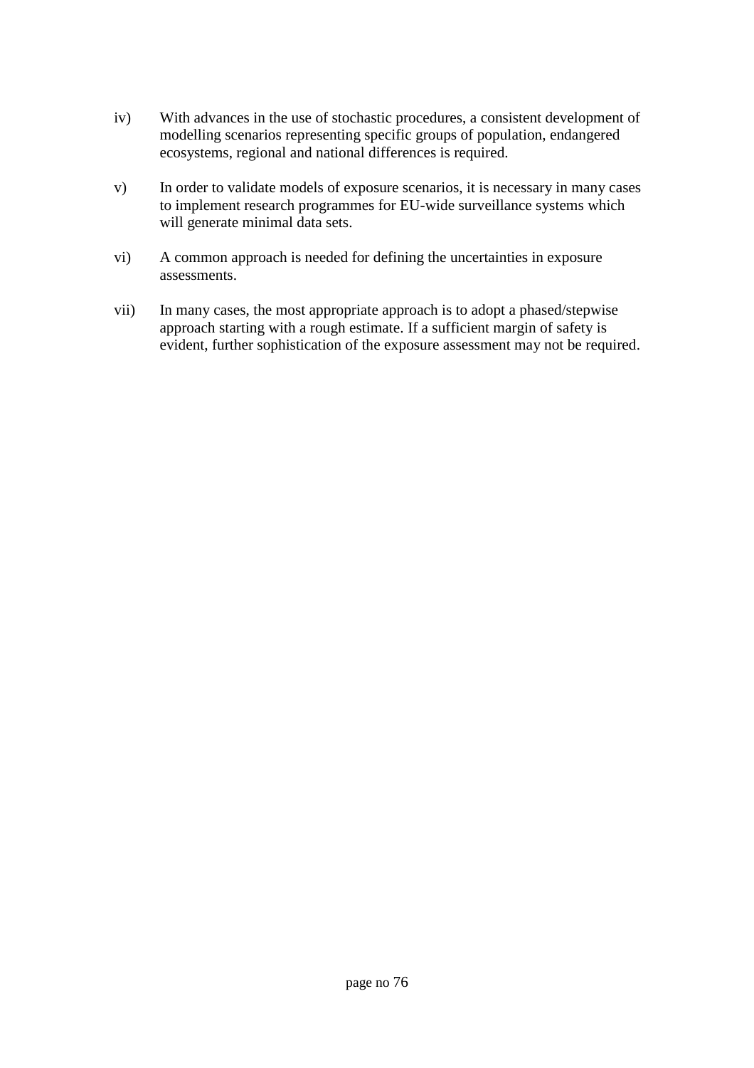iv) With advances in the use of stochastic procedures, a consistent development of modelling scenarios representing specific groups of population, endangered ecosystems, regional and national differences is required.

v) In order to validate models of exposure scenarios, it is necessary in many cases to implement research programmes for EU-wide surveillance systems which will generate minimal data sets.

vi) A common approach is needed for defining the uncertainties in exposure assessments.

vii) In many cases, the most appropriate approach is to adopt a phased/stepwise approach starting with a rough estimate. If a sufficient margin of safety is evident, further sophistication of the exposure assessment may not be required.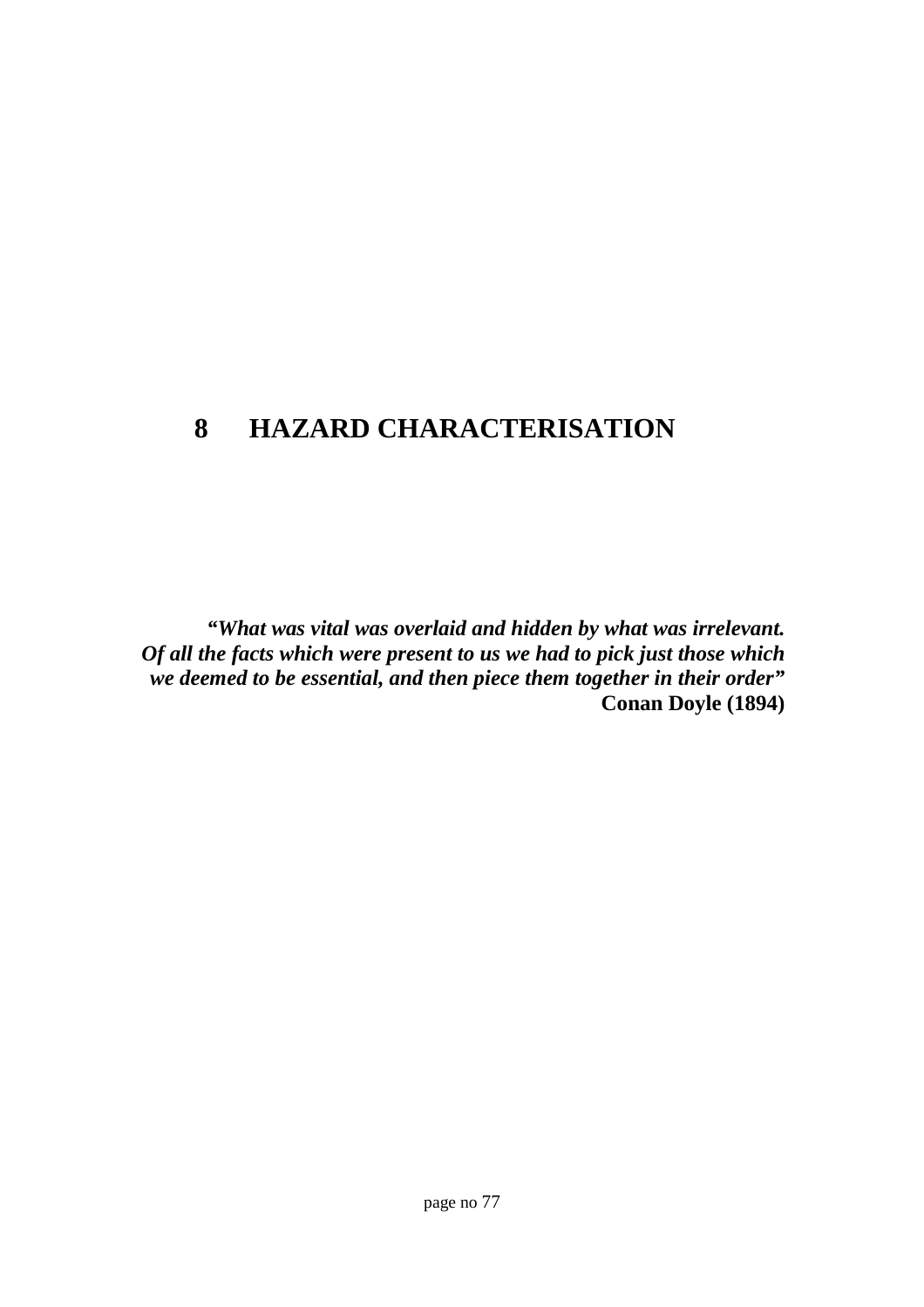# 8 HAZARD CHARACTERISATION

> ***"What was vital was overlaid and hidden by what was irrelevant. Of all the facts which were present to us we had to pick just those which we deemed to be essential, and then piece them together in their order"***
> **Conan Doyle (1894)**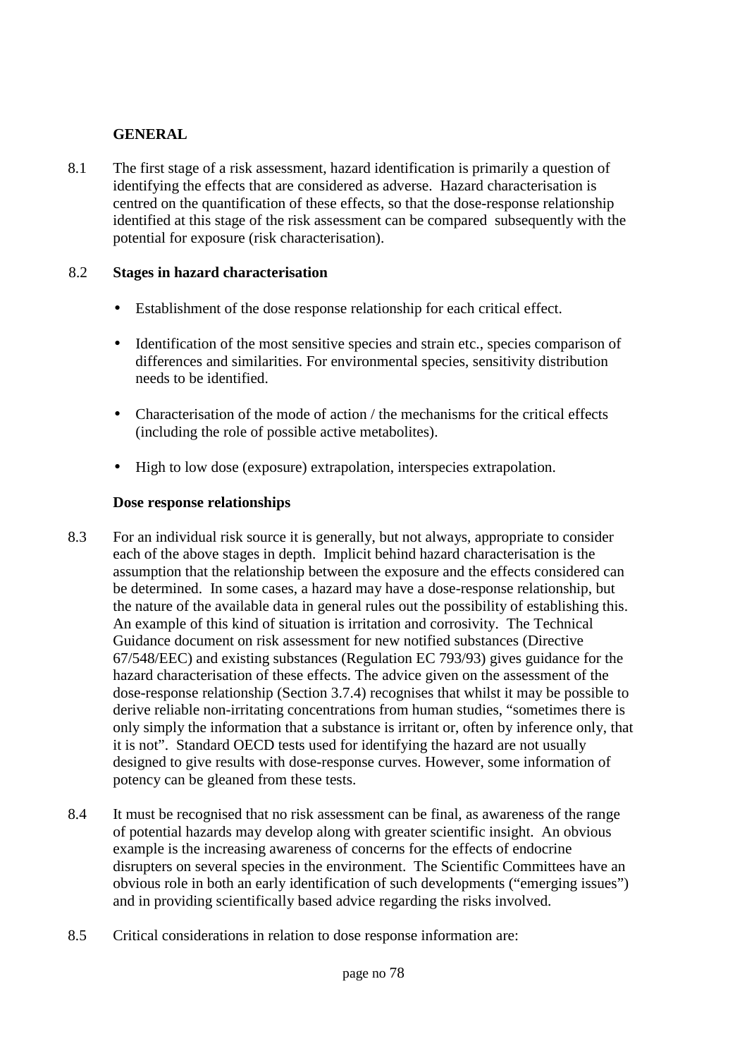**GENERAL**

8.1 The first stage of a risk assessment, hazard identification is primarily a question of identifying the effects that are considered as adverse. Hazard characterisation is centred on the quantification of these effects, so that the dose-response relationship identified at this stage of the risk assessment can be compared subsequently with the potential for exposure (risk characterisation).

8.2 **Stages in hazard characterisation**

- Establishment of the dose response relationship for each critical effect.
- Identification of the most sensitive species and strain etc., species comparison of differences and similarities. For environmental species, sensitivity distribution needs to be identified.
- Characterisation of the mode of action / the mechanisms for the critical effects (including the role of possible active metabolites).
- High to low dose (exposure) extrapolation, interspecies extrapolation.

**Dose response relationships**

8.3 For an individual risk source it is generally, but not always, appropriate to consider each of the above stages in depth. Implicit behind hazard characterisation is the assumption that the relationship between the exposure and the effects considered can be determined. In some cases, a hazard may have a dose-response relationship, but the nature of the available data in general rules out the possibility of establishing this. An example of this kind of situation is irritation and corrosivity. The Technical Guidance document on risk assessment for new notified substances (Directive 67/548/EEC) and existing substances (Regulation EC 793/93) gives guidance for the hazard characterisation of these effects. The advice given on the assessment of the dose-response relationship (Section 3.7.4) recognises that whilst it may be possible to derive reliable non-irritating concentrations from human studies, "sometimes there is only simply the information that a substance is irritant or, often by inference only, that it is not". Standard OECD tests used for identifying the hazard are not usually designed to give results with dose-response curves. However, some information of potency can be gleaned from these tests.

8.4 It must be recognised that no risk assessment can be final, as awareness of the range of potential hazards may develop along with greater scientific insight. An obvious example is the increasing awareness of concerns for the effects of endocrine disrupters on several species in the environment. The Scientific Committees have an obvious role in both an early identification of such developments ("emerging issues") and in providing scientifically based advice regarding the risks involved.

8.5 Critical considerations in relation to dose response information are: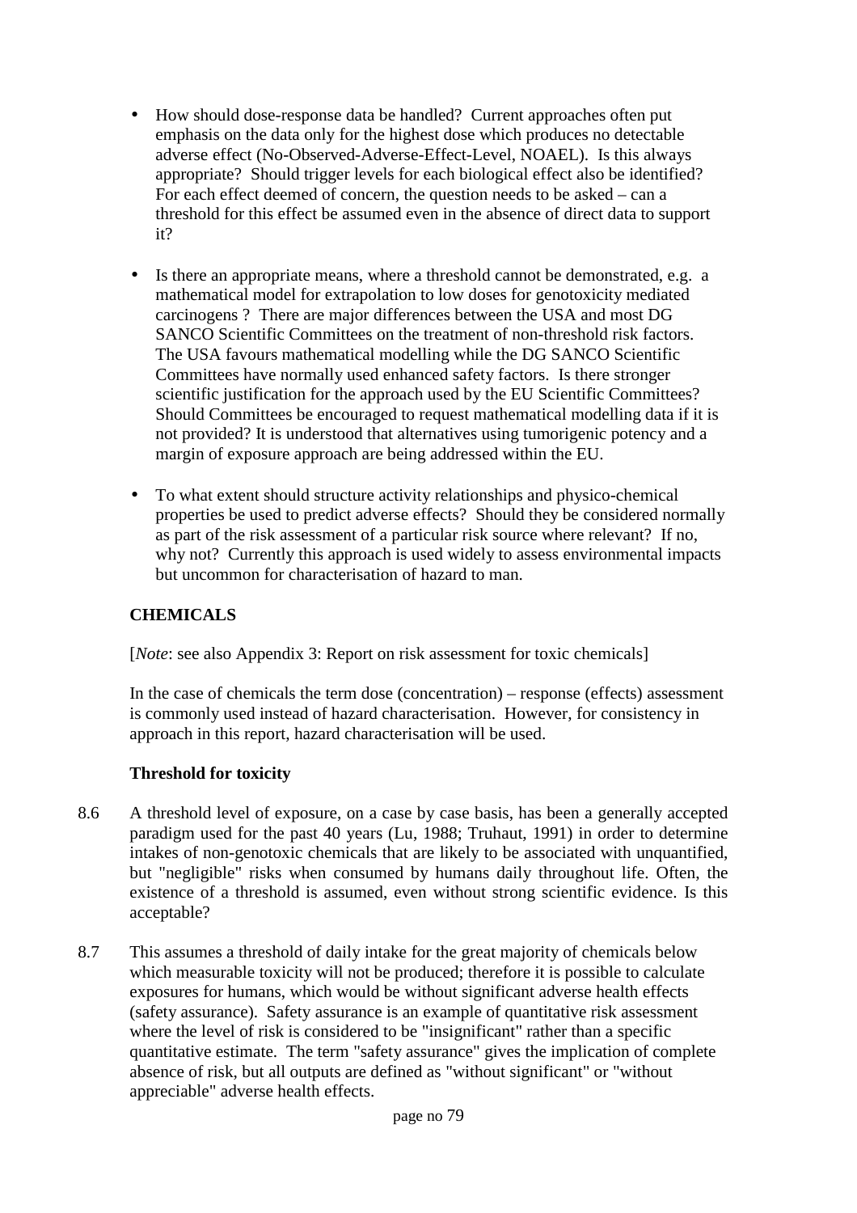- How should dose-response data be handled? Current approaches often put emphasis on the data only for the highest dose which produces no detectable adverse effect (No-Observed-Adverse-Effect-Level, NOAEL). Is this always appropriate? Should trigger levels for each biological effect also be identified? For each effect deemed of concern, the question needs to be asked – can a threshold for this effect be assumed even in the absence of direct data to support it?

- Is there an appropriate means, where a threshold cannot be demonstrated, e.g. a mathematical model for extrapolation to low doses for genotoxicity mediated carcinogens ? There are major differences between the USA and most DG SANCO Scientific Committees on the treatment of non-threshold risk factors. The USA favours mathematical modelling while the DG SANCO Scientific Committees have normally used enhanced safety factors. Is there stronger scientific justification for the approach used by the EU Scientific Committees? Should Committees be encouraged to request mathematical modelling data if it is not provided? It is understood that alternatives using tumorigenic potency and a margin of exposure approach are being addressed within the EU.

- To what extent should structure activity relationships and physico-chemical properties be used to predict adverse effects? Should they be considered normally as part of the risk assessment of a particular risk source where relevant? If no, why not? Currently this approach is used widely to assess environmental impacts but uncommon for characterisation of hazard to man.

## CHEMICALS

[*Note*: see also Appendix 3: Report on risk assessment for toxic chemicals]

In the case of chemicals the term dose (concentration) – response (effects) assessment is commonly used instead of hazard characterisation. However, for consistency in approach in this report, hazard characterisation will be used.

### Threshold for toxicity

8.6 A threshold level of exposure, on a case by case basis, has been a generally accepted paradigm used for the past 40 years (Lu, 1988; Truhaut, 1991) in order to determine intakes of non-genotoxic chemicals that are likely to be associated with unquantified, but "negligible" risks when consumed by humans daily throughout life. Often, the existence of a threshold is assumed, even without strong scientific evidence. Is this acceptable?

8.7 This assumes a threshold of daily intake for the great majority of chemicals below which measurable toxicity will not be produced; therefore it is possible to calculate exposures for humans, which would be without significant adverse health effects (safety assurance). Safety assurance is an example of quantitative risk assessment where the level of risk is considered to be "insignificant" rather than a specific quantitative estimate. The term "safety assurance" gives the implication of complete absence of risk, but all outputs are defined as "without significant" or "without appreciable" adverse health effects.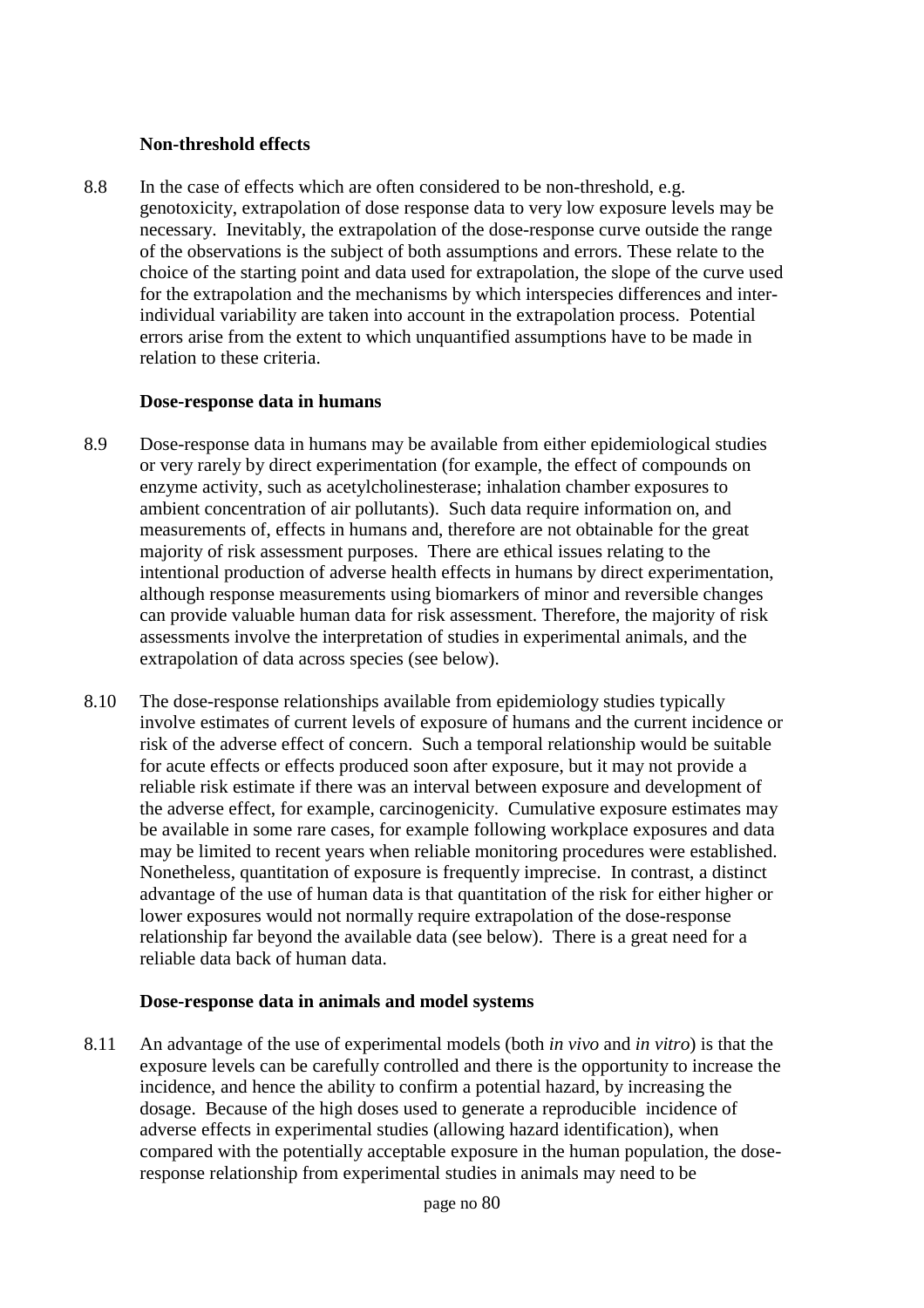### Non-threshold effects

8.8 In the case of effects which are often considered to be non-threshold, e.g. genotoxicity, extrapolation of dose response data to very low exposure levels may be necessary. Inevitably, the extrapolation of the dose-response curve outside the range of the observations is the subject of both assumptions and errors. These relate to the choice of the starting point and data used for extrapolation, the slope of the curve used for the extrapolation and the mechanisms by which interspecies differences and inter-individual variability are taken into account in the extrapolation process. Potential errors arise from the extent to which unquantified assumptions have to be made in relation to these criteria.

### Dose-response data in humans

8.9 Dose-response data in humans may be available from either epidemiological studies or very rarely by direct experimentation (for example, the effect of compounds on enzyme activity, such as acetylcholinesterase; inhalation chamber exposures to ambient concentration of air pollutants). Such data require information on, and measurements of, effects in humans and, therefore are not obtainable for the great majority of risk assessment purposes. There are ethical issues relating to the intentional production of adverse health effects in humans by direct experimentation, although response measurements using biomarkers of minor and reversible changes can provide valuable human data for risk assessment. Therefore, the majority of risk assessments involve the interpretation of studies in experimental animals, and the extrapolation of data across species (see below).

8.10 The dose-response relationships available from epidemiology studies typically involve estimates of current levels of exposure of humans and the current incidence or risk of the adverse effect of concern. Such a temporal relationship would be suitable for acute effects or effects produced soon after exposure, but it may not provide a reliable risk estimate if there was an interval between exposure and development of the adverse effect, for example, carcinogenicity. Cumulative exposure estimates may be available in some rare cases, for example following workplace exposures and data may be limited to recent years when reliable monitoring procedures were established. Nonetheless, quantitation of exposure is frequently imprecise. In contrast, a distinct advantage of the use of human data is that quantitation of the risk for either higher or lower exposures would not normally require extrapolation of the dose-response relationship far beyond the available data (see below). There is a great need for a reliable data back of human data.

### Dose-response data in animals and model systems

8.11 An advantage of the use of experimental models (both *in vivo* and *in vitro*) is that the exposure levels can be carefully controlled and there is the opportunity to increase the incidence, and hence the ability to confirm a potential hazard, by increasing the dosage. Because of the high doses used to generate a reproducible incidence of adverse effects in experimental studies (allowing hazard identification), when compared with the potentially acceptable exposure in the human population, the dose-response relationship from experimental studies in animals may need to be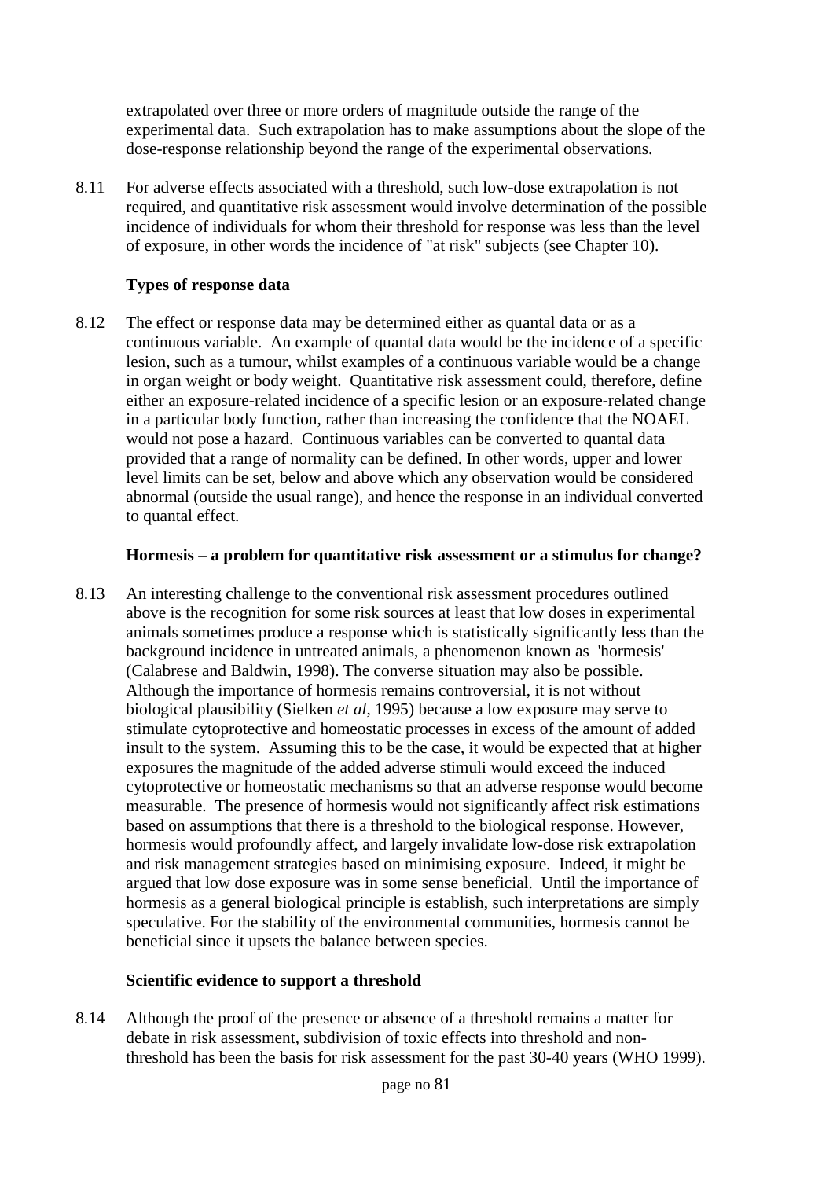extrapolated over three or more orders of magnitude outside the range of the experimental data. Such extrapolation has to make assumptions about the slope of the dose-response relationship beyond the range of the experimental observations.

8.11 For adverse effects associated with a threshold, such low-dose extrapolation is not required, and quantitative risk assessment would involve determination of the possible incidence of individuals for whom their threshold for response was less than the level of exposure, in other words the incidence of "at risk" subjects (see Chapter 10).

### Types of response data

8.12 The effect or response data may be determined either as quantal data or as a continuous variable. An example of quantal data would be the incidence of a specific lesion, such as a tumour, whilst examples of a continuous variable would be a change in organ weight or body weight. Quantitative risk assessment could, therefore, define either an exposure-related incidence of a specific lesion or an exposure-related change in a particular body function, rather than increasing the confidence that the NOAEL would not pose a hazard. Continuous variables can be converted to quantal data provided that a range of normality can be defined. In other words, upper and lower level limits can be set, below and above which any observation would be considered abnormal (outside the usual range), and hence the response in an individual converted to quantal effect.

### Hormesis – a problem for quantitative risk assessment or a stimulus for change?

8.13 An interesting challenge to the conventional risk assessment procedures outlined above is the recognition for some risk sources at least that low doses in experimental animals sometimes produce a response which is statistically significantly less than the background incidence in untreated animals, a phenomenon known as 'hormesis' (Calabrese and Baldwin, 1998). The converse situation may also be possible. Although the importance of hormesis remains controversial, it is not without biological plausibility (Sielken *et al*, 1995) because a low exposure may serve to stimulate cytoprotective and homeostatic processes in excess of the amount of added insult to the system. Assuming this to be the case, it would be expected that at higher exposures the magnitude of the added adverse stimuli would exceed the induced cytoprotective or homeostatic mechanisms so that an adverse response would become measurable. The presence of hormesis would not significantly affect risk estimations based on assumptions that there is a threshold to the biological response. However, hormesis would profoundly affect, and largely invalidate low-dose risk extrapolation and risk management strategies based on minimising exposure. Indeed, it might be argued that low dose exposure was in some sense beneficial. Until the importance of hormesis as a general biological principle is establish, such interpretations are simply speculative. For the stability of the environmental communities, hormesis cannot be beneficial since it upsets the balance between species.

### Scientific evidence to support a threshold

8.14 Although the proof of the presence or absence of a threshold remains a matter for debate in risk assessment, subdivision of toxic effects into threshold and non-threshold has been the basis for risk assessment for the past 30-40 years (WHO 1999).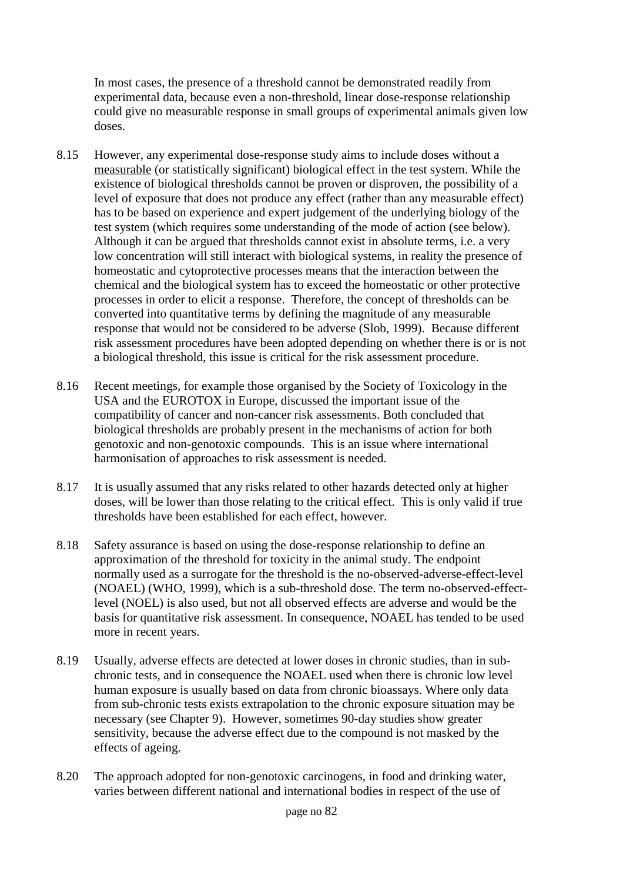In most cases, the presence of a threshold cannot be demonstrated readily from experimental data, because even a non-threshold, linear dose-response relationship could give no measurable response in small groups of experimental animals given low doses.

8.15 However, any experimental dose-response study aims to include doses without a measurable (or statistically significant) biological effect in the test system. While the existence of biological thresholds cannot be proven or disproven, the possibility of a level of exposure that does not produce any effect (rather than any measurable effect) has to be based on experience and expert judgement of the underlying biology of the test system (which requires some understanding of the mode of action (see below). Although it can be argued that thresholds cannot exist in absolute terms, i.e. a very low concentration will still interact with biological systems, in reality the presence of homeostatic and cytoprotective processes means that the interaction between the chemical and the biological system has to exceed the homeostatic or other protective processes in order to elicit a response. Therefore, the concept of thresholds can be converted into quantitative terms by defining the magnitude of any measurable response that would not be considered to be adverse (Slob, 1999). Because different risk assessment procedures have been adopted depending on whether there is or is not a biological threshold, this issue is critical for the risk assessment procedure.

8.16 Recent meetings, for example those organised by the Society of Toxicology in the USA and the EUROTOX in Europe, discussed the important issue of the compatibility of cancer and non-cancer risk assessments. Both concluded that biological thresholds are probably present in the mechanisms of action for both genotoxic and non-genotoxic compounds. This is an issue where international harmonisation of approaches to risk assessment is needed.

8.17 It is usually assumed that any risks related to other hazards detected only at higher doses, will be lower than those relating to the critical effect. This is only valid if true thresholds have been established for each effect, however.

8.18 Safety assurance is based on using the dose-response relationship to define an approximation of the threshold for toxicity in the animal study. The endpoint normally used as a surrogate for the threshold is the no-observed-adverse-effect-level (NOAEL) (WHO, 1999), which is a sub-threshold dose. The term no-observed-effect-level (NOEL) is also used, but not all observed effects are adverse and would be the basis for quantitative risk assessment. In consequence, NOAEL has tended to be used more in recent years.

8.19 Usually, adverse effects are detected at lower doses in chronic studies, than in sub-chronic tests, and in consequence the NOAEL used when there is chronic low level human exposure is usually based on data from chronic bioassays. Where only data from sub-chronic tests exists extrapolation to the chronic exposure situation may be necessary (see Chapter 9). However, sometimes 90-day studies show greater sensitivity, because the adverse effect due to the compound is not masked by the effects of ageing.

8.20 The approach adopted for non-genotoxic carcinogens, in food and drinking water, varies between different national and international bodies in respect of the use of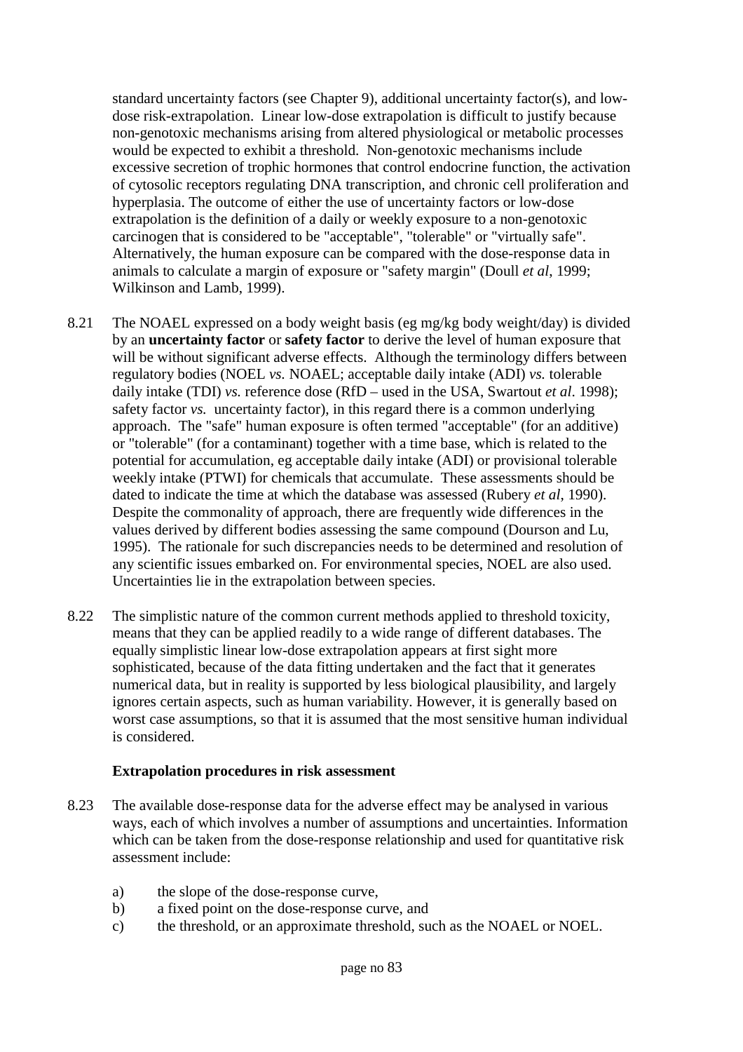standard uncertainty factors (see Chapter 9), additional uncertainty factor(s), and low-dose risk-extrapolation. Linear low-dose extrapolation is difficult to justify because non-genotoxic mechanisms arising from altered physiological or metabolic processes would be expected to exhibit a threshold. Non-genotoxic mechanisms include excessive secretion of trophic hormones that control endocrine function, the activation of cytosolic receptors regulating DNA transcription, and chronic cell proliferation and hyperplasia. The outcome of either the use of uncertainty factors or low-dose extrapolation is the definition of a daily or weekly exposure to a non-genotoxic carcinogen that is considered to be "acceptable", "tolerable" or "virtually safe". Alternatively, the human exposure can be compared with the dose-response data in animals to calculate a margin of exposure or "safety margin" (Doull *et al*, 1999; Wilkinson and Lamb, 1999).

8.21 The NOAEL expressed on a body weight basis (eg mg/kg body weight/day) is divided by an **uncertainty factor** or **safety factor** to derive the level of human exposure that will be without significant adverse effects. Although the terminology differs between regulatory bodies (NOEL *vs.* NOAEL; acceptable daily intake (ADI) *vs.* tolerable daily intake (TDI) *vs.* reference dose (RfD – used in the USA, Swartout *et al*. 1998); safety factor *vs.* uncertainty factor), in this regard there is a common underlying approach. The "safe" human exposure is often termed "acceptable" (for an additive) or "tolerable" (for a contaminant) together with a time base, which is related to the potential for accumulation, eg acceptable daily intake (ADI) or provisional tolerable weekly intake (PTWI) for chemicals that accumulate. These assessments should be dated to indicate the time at which the database was assessed (Rubery *et al*, 1990). Despite the commonality of approach, there are frequently wide differences in the values derived by different bodies assessing the same compound (Dourson and Lu, 1995). The rationale for such discrepancies needs to be determined and resolution of any scientific issues embarked on. For environmental species, NOEL are also used. Uncertainties lie in the extrapolation between species.

8.22 The simplistic nature of the common current methods applied to threshold toxicity, means that they can be applied readily to a wide range of different databases. The equally simplistic linear low-dose extrapolation appears at first sight more sophisticated, because of the data fitting undertaken and the fact that it generates numerical data, but in reality is supported by less biological plausibility, and largely ignores certain aspects, such as human variability. However, it is generally based on worst case assumptions, so that it is assumed that the most sensitive human individual is considered.

### Extrapolation procedures in risk assessment

8.23 The available dose-response data for the adverse effect may be analysed in various ways, each of which involves a number of assumptions and uncertainties. Information which can be taken from the dose-response relationship and used for quantitative risk assessment include:

a) the slope of the dose-response curve,
b) a fixed point on the dose-response curve, and
c) the threshold, or an approximate threshold, such as the NOAEL or NOEL.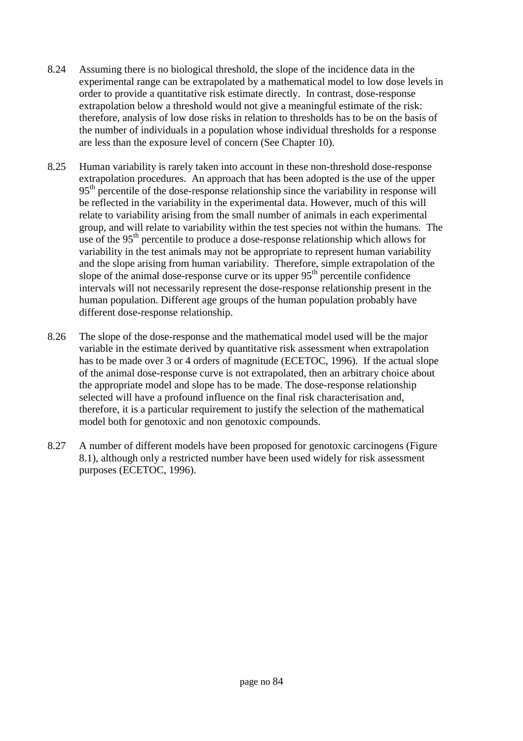8.24 Assuming there is no biological threshold, the slope of the incidence data in the experimental range can be extrapolated by a mathematical model to low dose levels in order to provide a quantitative risk estimate directly. In contrast, dose-response extrapolation below a threshold would not give a meaningful estimate of the risk: therefore, analysis of low dose risks in relation to thresholds has to be on the basis of the number of individuals in a population whose individual thresholds for a response are less than the exposure level of concern (See Chapter 10).

8.25 Human variability is rarely taken into account in these non-threshold dose-response extrapolation procedures. An approach that has been adopted is the use of the upper $95^{th}$ percentile of the dose-response relationship since the variability in response will be reflected in the variability in the experimental data. However, much of this will relate to variability arising from the small number of animals in each experimental group, and will relate to variability within the test species not within the humans. The use of the $95^{th}$ percentile to produce a dose-response relationship which allows for variability in the test animals may not be appropriate to represent human variability and the slope arising from human variability. Therefore, simple extrapolation of the slope of the animal dose-response curve or its upper $95^{th}$ percentile confidence intervals will not necessarily represent the dose-response relationship present in the human population. Different age groups of the human population probably have different dose-response relationship.

8.26 The slope of the dose-response and the mathematical model used will be the major variable in the estimate derived by quantitative risk assessment when extrapolation has to be made over 3 or 4 orders of magnitude (ECETOC, 1996). If the actual slope of the animal dose-response curve is not extrapolated, then an arbitrary choice about the appropriate model and slope has to be made. The dose-response relationship selected will have a profound influence on the final risk characterisation and, therefore, it is a particular requirement to justify the selection of the mathematical model both for genotoxic and non genotoxic compounds.

8.27 A number of different models have been proposed for genotoxic carcinogens (Figure 8.1), although only a restricted number have been used widely for risk assessment purposes (ECETOC, 1996).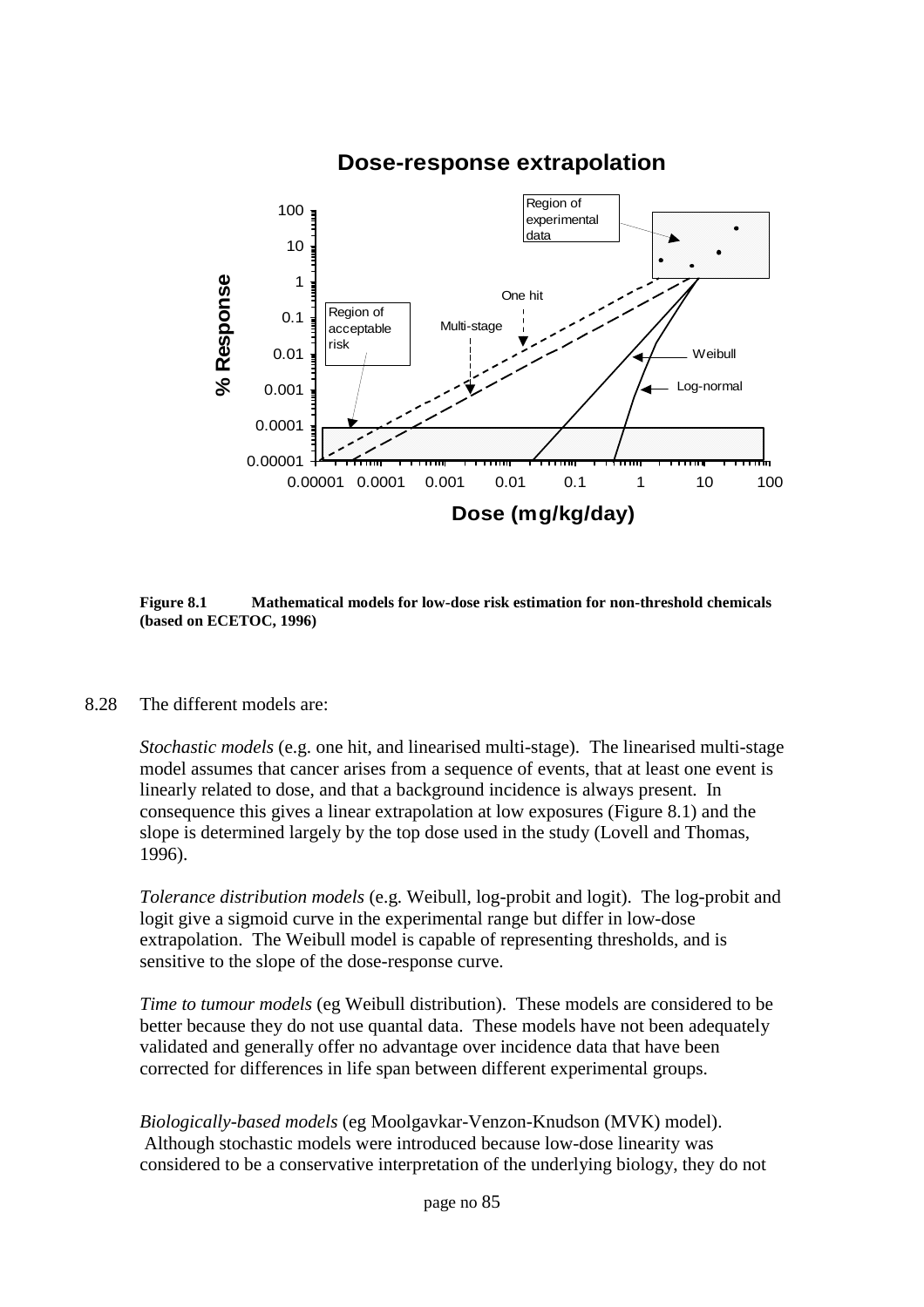**Figure 8.1 Mathematical models for low-dose risk estimation for non-threshold chemicals (based on ECETOC, 1996)**

8.28 The different models are:

*Stochastic models* (e.g. one hit, and linearised multi-stage). The linearised multi-stage model assumes that cancer arises from a sequence of events, that at least one event is linearly related to dose, and that a background incidence is always present. In consequence this gives a linear extrapolation at low exposures (Figure 8.1) and the slope is determined largely by the top dose used in the study (Lovell and Thomas, 1996).

*Tolerance distribution models* (e.g. Weibull, log-probit and logit). The log-probit and logit give a sigmoid curve in the experimental range but differ in low-dose extrapolation. The Weibull model is capable of representing thresholds, and is sensitive to the slope of the dose-response curve.

*Time to tumour models* (eg Weibull distribution). These models are considered to be better because they do not use quantal data. These models have not been adequately validated and generally offer no advantage over incidence data that have been corrected for differences in life span between different experimental groups.

*Biologically-based models* (eg Moolgavkar-Venzon-Knudson (MVK) model). Although stochastic models were introduced because low-dose linearity was considered to be a conservative interpretation of the underlying biology, they do not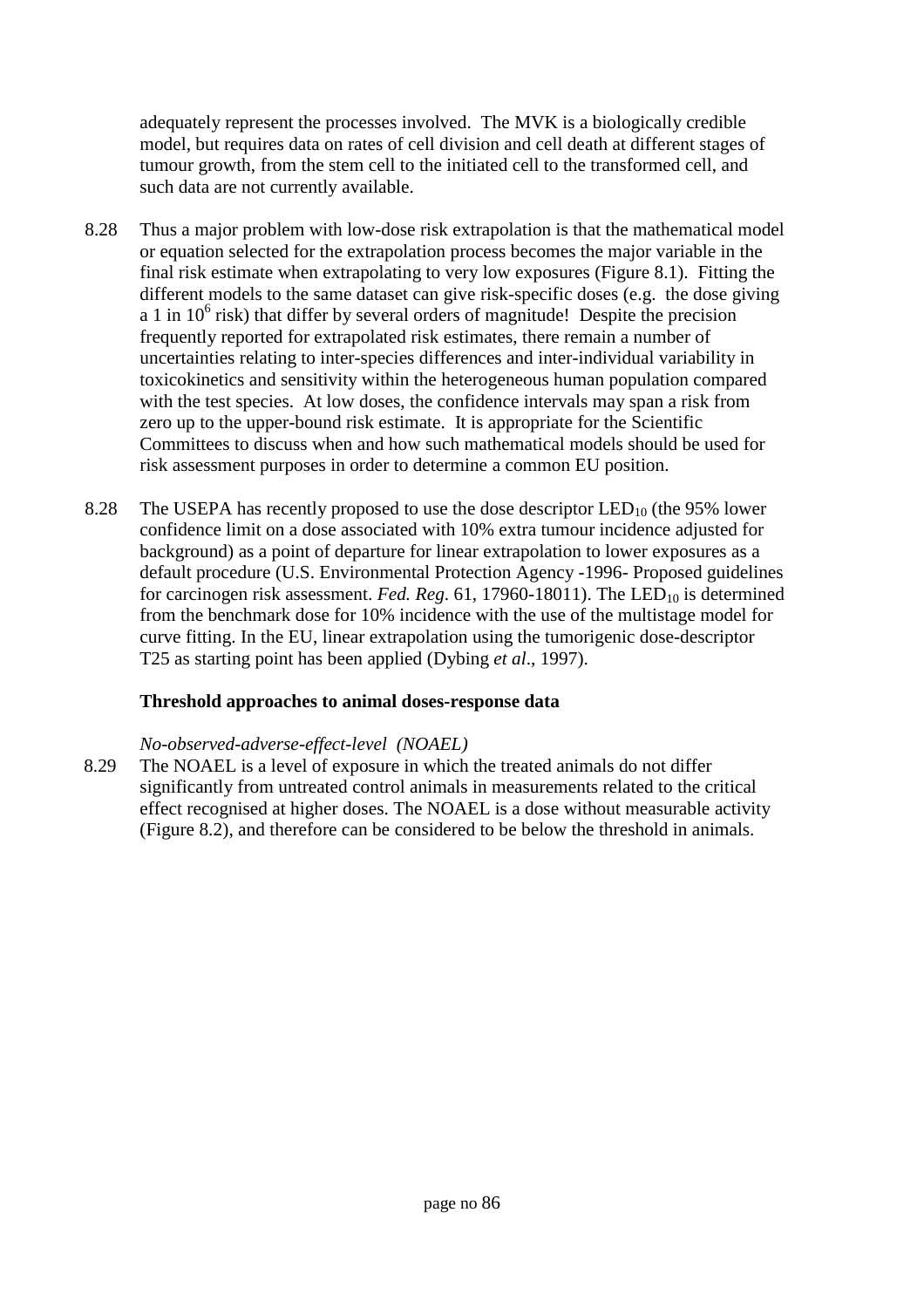adequately represent the processes involved. The MVK is a biologically credible model, but requires data on rates of cell division and cell death at different stages of tumour growth, from the stem cell to the initiated cell to the transformed cell, and such data are not currently available.

8.28 Thus a major problem with low-dose risk extrapolation is that the mathematical model or equation selected for the extrapolation process becomes the major variable in the final risk estimate when extrapolating to very low exposures (Figure 8.1). Fitting the different models to the same dataset can give risk-specific doses (e.g. the dose giving a 1 in $10^6$ risk) that differ by several orders of magnitude! Despite the precision frequently reported for extrapolated risk estimates, there remain a number of uncertainties relating to inter-species differences and inter-individual variability in toxicokinetics and sensitivity within the heterogeneous human population compared with the test species. At low doses, the confidence intervals may span a risk from zero up to the upper-bound risk estimate. It is appropriate for the Scientific Committees to discuss when and how such mathematical models should be used for risk assessment purposes in order to determine a common EU position.

8.28 The USEPA has recently proposed to use the dose descriptor $LED_{10}$ (the 95% lower confidence limit on a dose associated with 10% extra tumour incidence adjusted for background) as a point of departure for linear extrapolation to lower exposures as a default procedure (U.S. Environmental Protection Agency -1996- Proposed guidelines for carcinogen risk assessment. *Fed. Reg.* 61, 17960-18011). The $LED_{10}$ is determined from the benchmark dose for 10% incidence with the use of the multistage model for curve fitting. In the EU, linear extrapolation using the tumorigenic dose-descriptor T25 as starting point has been applied (Dybing *et al*., 1997).

**Threshold approaches to animal doses-response data**

*No-observed-adverse-effect-level (NOAEL)*

8.29 The NOAEL is a level of exposure in which the treated animals do not differ significantly from untreated control animals in measurements related to the critical effect recognised at higher doses. The NOAEL is a dose without measurable activity (Figure 8.2), and therefore can be considered to be below the threshold in animals.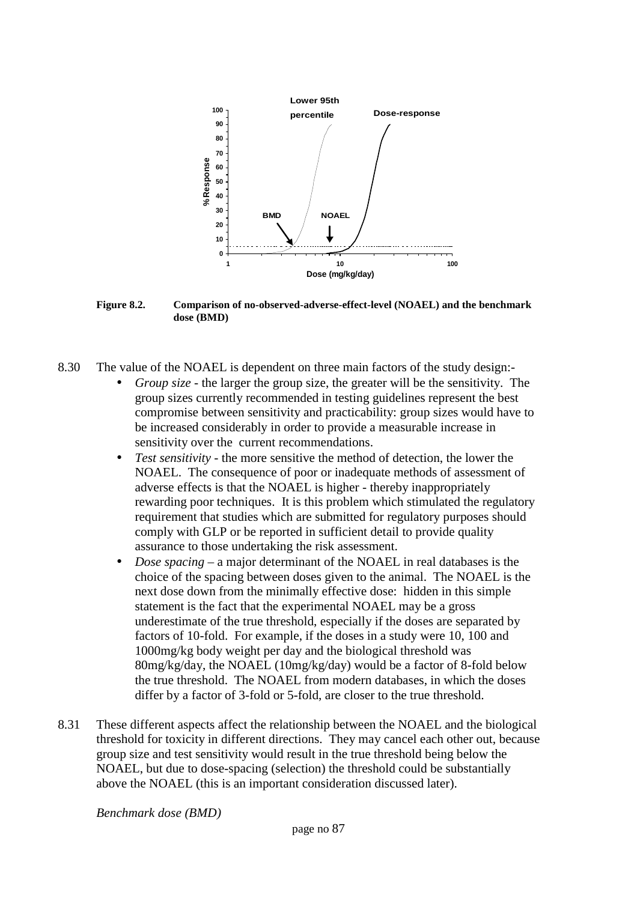**Figure 8.2. Comparison of no-observed-adverse-effect-level (NOAEL) and the benchmark dose (BMD)**

8.30 The value of the NOAEL is dependent on three main factors of the study design:-

- *Group size* - the larger the group size, the greater will be the sensitivity. The group sizes currently recommended in testing guidelines represent the best compromise between sensitivity and practicability: group sizes would have to be increased considerably in order to provide a measurable increase in sensitivity over the current recommendations.
- *Test sensitivity* - the more sensitive the method of detection, the lower the NOAEL. The consequence of poor or inadequate methods of assessment of adverse effects is that the NOAEL is higher - thereby inappropriately rewarding poor techniques. It is this problem which stimulated the regulatory requirement that studies which are submitted for regulatory purposes should comply with GLP or be reported in sufficient detail to provide quality assurance to those undertaking the risk assessment.
- *Dose spacing* – a major determinant of the NOAEL in real databases is the choice of the spacing between doses given to the animal. The NOAEL is the next dose down from the minimally effective dose: hidden in this simple statement is the fact that the experimental NOAEL may be a gross underestimate of the true threshold, especially if the doses are separated by factors of 10-fold. For example, if the doses in a study were 10, 100 and 1000mg/kg body weight per day and the biological threshold was 80mg/kg/day, the NOAEL (10mg/kg/day) would be a factor of 8-fold below the true threshold. The NOAEL from modern databases, in which the doses differ by a factor of 3-fold or 5-fold, are closer to the true threshold.

8.31 These different aspects affect the relationship between the NOAEL and the biological threshold for toxicity in different directions. They may cancel each other out, because group size and test sensitivity would result in the true threshold being below the NOAEL, but due to dose-spacing (selection) the threshold could be substantially above the NOAEL (this is an important consideration discussed later).

*Benchmark dose (BMD)*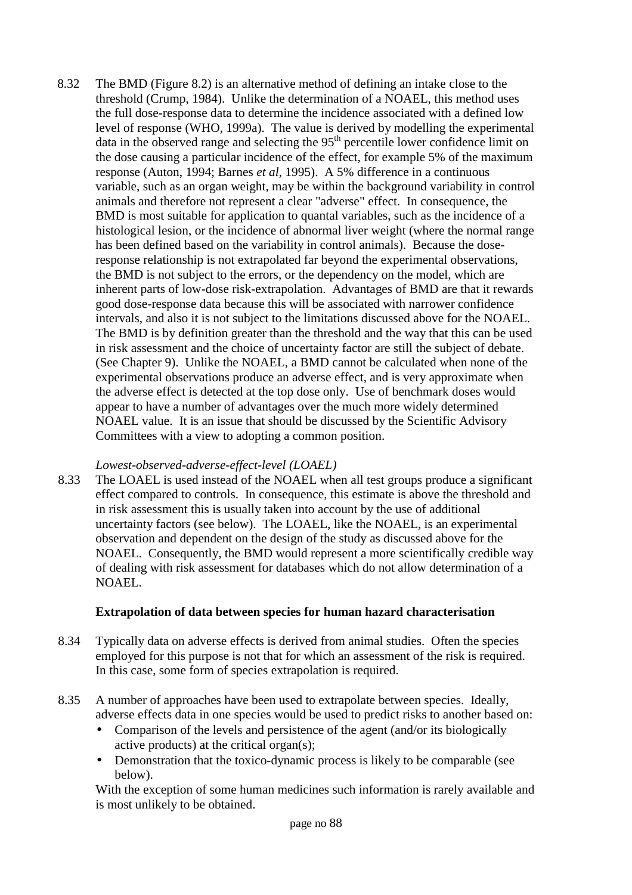8.32 The BMD (Figure 8.2) is an alternative method of defining an intake close to the threshold (Crump, 1984). Unlike the determination of a NOAEL, this method uses the full dose-response data to determine the incidence associated with a defined low level of response (WHO, 1999a). The value is derived by modelling the experimental data in the observed range and selecting the 95th percentile lower confidence limit on the dose causing a particular incidence of the effect, for example 5% of the maximum response (Auton, 1994; Barnes *et al*, 1995). A 5% difference in a continuous variable, such as an organ weight, may be within the background variability in control animals and therefore not represent a clear "adverse" effect. In consequence, the BMD is most suitable for application to quantal variables, such as the incidence of a histological lesion, or the incidence of abnormal liver weight (where the normal range has been defined based on the variability in control animals). Because the dose-response relationship is not extrapolated far beyond the experimental observations, the BMD is not subject to the errors, or the dependency on the model, which are inherent parts of low-dose risk-extrapolation. Advantages of BMD are that it rewards good dose-response data because this will be associated with narrower confidence intervals, and also it is not subject to the limitations discussed above for the NOAEL. The BMD is by definition greater than the threshold and the way that this can be used in risk assessment and the choice of uncertainty factor are still the subject of debate. (See Chapter 9). Unlike the NOAEL, a BMD cannot be calculated when none of the experimental observations produce an adverse effect, and is very approximate when the adverse effect is detected at the top dose only. Use of benchmark doses would appear to have a number of advantages over the much more widely determined NOAEL value. It is an issue that should be discussed by the Scientific Advisory Committees with a view to adopting a common position.

*Lowest-observed-adverse-effect-level (LOAEL)*

8.33 The LOAEL is used instead of the NOAEL when all test groups produce a significant effect compared to controls. In consequence, this estimate is above the threshold and in risk assessment this is usually taken into account by the use of additional uncertainty factors (see below). The LOAEL, like the NOAEL, is an experimental observation and dependent on the design of the study as discussed above for the NOAEL. Consequently, the BMD would represent a more scientifically credible way of dealing with risk assessment for databases which do not allow determination of a NOAEL.

**Extrapolation of data between species for human hazard characterisation**

8.34 Typically data on adverse effects is derived from animal studies. Often the species employed for this purpose is not that for which an assessment of the risk is required. In this case, some form of species extrapolation is required.

8.35 A number of approaches have been used to extrapolate between species. Ideally, adverse effects data in one species would be used to predict risks to another based on:

- Comparison of the levels and persistence of the agent (and/or its biologically active products) at the critical organ(s);
- Demonstration that the toxico-dynamic process is likely to be comparable (see below).

With the exception of some human medicines such information is rarely available and is most unlikely to be obtained.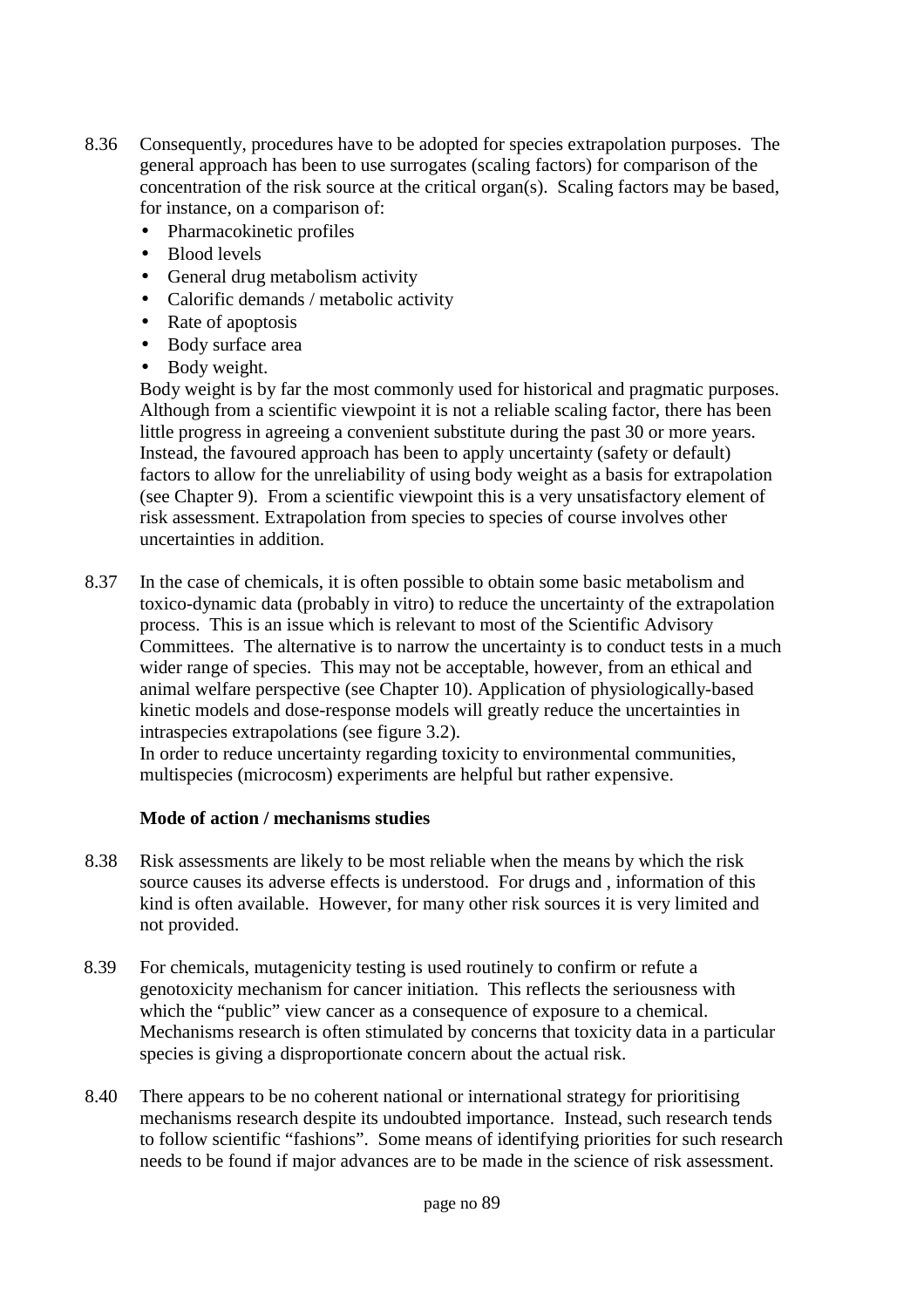8.36 Consequently, procedures have to be adopted for species extrapolation purposes. The general approach has been to use surrogates (scaling factors) for comparison of the concentration of the risk source at the critical organ(s). Scaling factors may be based, for instance, on a comparison of:

- Pharmacokinetic profiles
- Blood levels
- General drug metabolism activity
- Calorific demands / metabolic activity
- Rate of apoptosis
- Body surface area
- Body weight.

Body weight is by far the most commonly used for historical and pragmatic purposes. Although from a scientific viewpoint it is not a reliable scaling factor, there has been little progress in agreeing a convenient substitute during the past 30 or more years. Instead, the favoured approach has been to apply uncertainty (safety or default) factors to allow for the unreliability of using body weight as a basis for extrapolation (see Chapter 9). From a scientific viewpoint this is a very unsatisfactory element of risk assessment. Extrapolation from species to species of course involves other uncertainties in addition.

8.37 In the case of chemicals, it is often possible to obtain some basic metabolism and toxico-dynamic data (probably in vitro) to reduce the uncertainty of the extrapolation process. This is an issue which is relevant to most of the Scientific Advisory Committees. The alternative is to narrow the uncertainty is to conduct tests in a much wider range of species. This may not be acceptable, however, from an ethical and animal welfare perspective (see Chapter 10). Application of physiologically-based kinetic models and dose-response models will greatly reduce the uncertainties in intraspecies extrapolations (see figure 3.2).
In order to reduce uncertainty regarding toxicity to environmental communities, multispecies (microcosm) experiments are helpful but rather expensive.

**Mode of action / mechanisms studies**

8.38 Risk assessments are likely to be most reliable when the means by which the risk source causes its adverse effects is understood. For drugs and , information of this kind is often available. However, for many other risk sources it is very limited and not provided.

8.39 For chemicals, mutagenicity testing is used routinely to confirm or refute a genotoxicity mechanism for cancer initiation. This reflects the seriousness with which the "public" view cancer as a consequence of exposure to a chemical. Mechanisms research is often stimulated by concerns that toxicity data in a particular species is giving a disproportionate concern about the actual risk.

8.40 There appears to be no coherent national or international strategy for prioritising mechanisms research despite its undoubted importance. Instead, such research tends to follow scientific "fashions". Some means of identifying priorities for such research needs to be found if major advances are to be made in the science of risk assessment.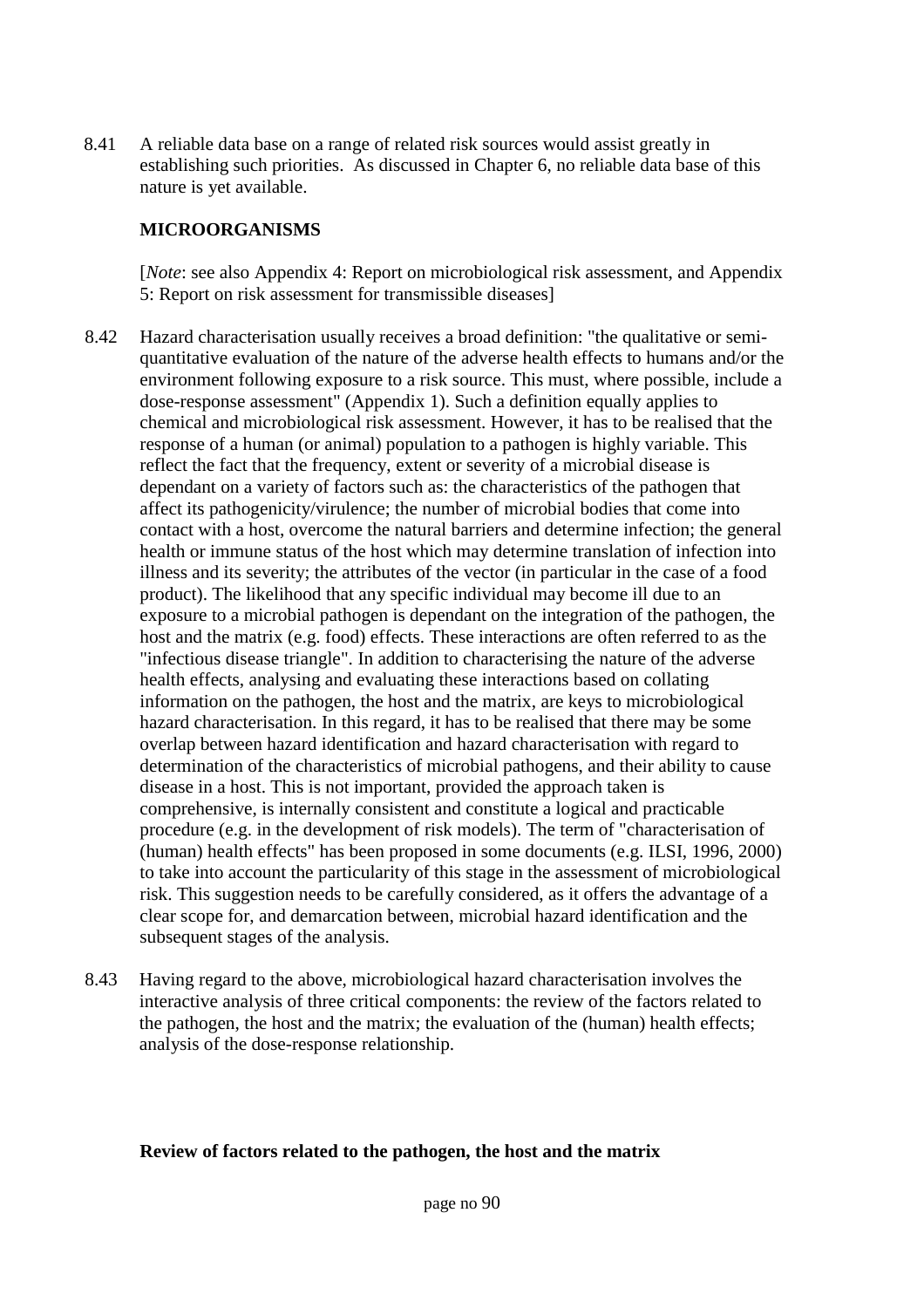8.41 A reliable data base on a range of related risk sources would assist greatly in establishing such priorities. As discussed in Chapter 6, no reliable data base of this nature is yet available.

## MICROORGANISMS

[*Note*: see also Appendix 4: Report on microbiological risk assessment, and Appendix 5: Report on risk assessment for transmissible diseases]

8.42 Hazard characterisation usually receives a broad definition: "the qualitative or semi-quantitative evaluation of the nature of the adverse health effects to humans and/or the environment following exposure to a risk source. This must, where possible, include a dose-response assessment" (Appendix 1). Such a definition equally applies to chemical and microbiological risk assessment. However, it has to be realised that the response of a human (or animal) population to a pathogen is highly variable. This reflect the fact that the frequency, extent or severity of a microbial disease is dependant on a variety of factors such as: the characteristics of the pathogen that affect its pathogenicity/virulence; the number of microbial bodies that come into contact with a host, overcome the natural barriers and determine infection; the general health or immune status of the host which may determine translation of infection into illness and its severity; the attributes of the vector (in particular in the case of a food product). The likelihood that any specific individual may become ill due to an exposure to a microbial pathogen is dependant on the integration of the pathogen, the host and the matrix (e.g. food) effects. These interactions are often referred to as the "infectious disease triangle". In addition to characterising the nature of the adverse health effects, analysing and evaluating these interactions based on collating information on the pathogen, the host and the matrix, are keys to microbiological hazard characterisation. In this regard, it has to be realised that there may be some overlap between hazard identification and hazard characterisation with regard to determination of the characteristics of microbial pathogens, and their ability to cause disease in a host. This is not important, provided the approach taken is comprehensive, is internally consistent and constitute a logical and practicable procedure (e.g. in the development of risk models). The term of "characterisation of (human) health effects" has been proposed in some documents (e.g. ILSI, 1996, 2000) to take into account the particularity of this stage in the assessment of microbiological risk. This suggestion needs to be carefully considered, as it offers the advantage of a clear scope for, and demarcation between, microbial hazard identification and the subsequent stages of the analysis.

8.43 Having regard to the above, microbiological hazard characterisation involves the interactive analysis of three critical components: the review of the factors related to the pathogen, the host and the matrix; the evaluation of the (human) health effects; analysis of the dose-response relationship.

### Review of factors related to the pathogen, the host and the matrix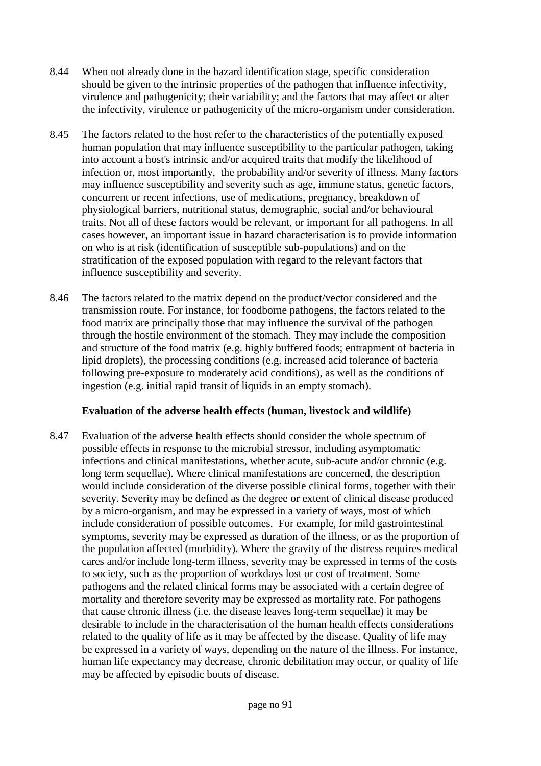8.44 When not already done in the hazard identification stage, specific consideration should be given to the intrinsic properties of the pathogen that influence infectivity, virulence and pathogenicity; their variability; and the factors that may affect or alter the infectivity, virulence or pathogenicity of the micro-organism under consideration.

8.45 The factors related to the host refer to the characteristics of the potentially exposed human population that may influence susceptibility to the particular pathogen, taking into account a host's intrinsic and/or acquired traits that modify the likelihood of infection or, most importantly, the probability and/or severity of illness. Many factors may influence susceptibility and severity such as age, immune status, genetic factors, concurrent or recent infections, use of medications, pregnancy, breakdown of physiological barriers, nutritional status, demographic, social and/or behavioural traits. Not all of these factors would be relevant, or important for all pathogens. In all cases however, an important issue in hazard characterisation is to provide information on who is at risk (identification of susceptible sub-populations) and on the stratification of the exposed population with regard to the relevant factors that influence susceptibility and severity.

8.46 The factors related to the matrix depend on the product/vector considered and the transmission route. For instance, for foodborne pathogens, the factors related to the food matrix are principally those that may influence the survival of the pathogen through the hostile environment of the stomach. They may include the composition and structure of the food matrix (e.g. highly buffered foods; entrapment of bacteria in lipid droplets), the processing conditions (e.g. increased acid tolerance of bacteria following pre-exposure to moderately acid conditions), as well as the conditions of ingestion (e.g. initial rapid transit of liquids in an empty stomach).

**Evaluation of the adverse health effects (human, livestock and wildlife)**

8.47 Evaluation of the adverse health effects should consider the whole spectrum of possible effects in response to the microbial stressor, including asymptomatic infections and clinical manifestations, whether acute, sub-acute and/or chronic (e.g. long term sequellae). Where clinical manifestations are concerned, the description would include consideration of the diverse possible clinical forms, together with their severity. Severity may be defined as the degree or extent of clinical disease produced by a micro-organism, and may be expressed in a variety of ways, most of which include consideration of possible outcomes. For example, for mild gastrointestinal symptoms, severity may be expressed as duration of the illness, or as the proportion of the population affected (morbidity). Where the gravity of the distress requires medical cares and/or include long-term illness, severity may be expressed in terms of the costs to society, such as the proportion of workdays lost or cost of treatment. Some pathogens and the related clinical forms may be associated with a certain degree of mortality and therefore severity may be expressed as mortality rate. For pathogens that cause chronic illness (i.e. the disease leaves long-term sequellae) it may be desirable to include in the characterisation of the human health effects considerations related to the quality of life as it may be affected by the disease. Quality of life may be expressed in a variety of ways, depending on the nature of the illness. For instance, human life expectancy may decrease, chronic debilitation may occur, or quality of life may be affected by episodic bouts of disease.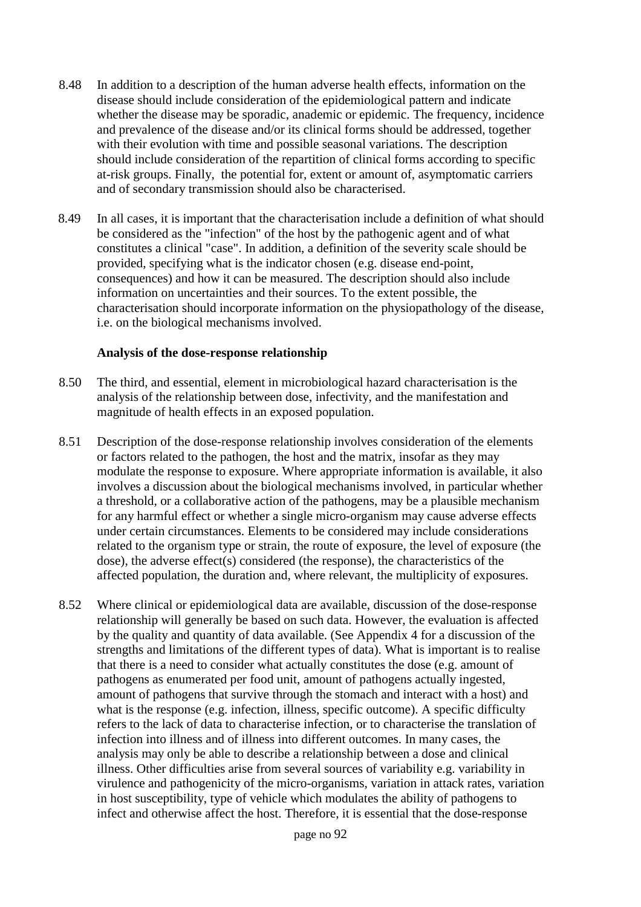8.48 In addition to a description of the human adverse health effects, information on the disease should include consideration of the epidemiological pattern and indicate whether the disease may be sporadic, anademic or epidemic. The frequency, incidence and prevalence of the disease and/or its clinical forms should be addressed, together with their evolution with time and possible seasonal variations. The description should include consideration of the repartition of clinical forms according to specific at-risk groups. Finally, the potential for, extent or amount of, asymptomatic carriers and of secondary transmission should also be characterised.

8.49 In all cases, it is important that the characterisation include a definition of what should be considered as the "infection" of the host by the pathogenic agent and of what constitutes a clinical "case". In addition, a definition of the severity scale should be provided, specifying what is the indicator chosen (e.g. disease end-point, consequences) and how it can be measured. The description should also include information on uncertainties and their sources. To the extent possible, the characterisation should incorporate information on the physiopathology of the disease, i.e. on the biological mechanisms involved.

**Analysis of the dose-response relationship**

8.50 The third, and essential, element in microbiological hazard characterisation is the analysis of the relationship between dose, infectivity, and the manifestation and magnitude of health effects in an exposed population.

8.51 Description of the dose-response relationship involves consideration of the elements or factors related to the pathogen, the host and the matrix, insofar as they may modulate the response to exposure. Where appropriate information is available, it also involves a discussion about the biological mechanisms involved, in particular whether a threshold, or a collaborative action of the pathogens, may be a plausible mechanism for any harmful effect or whether a single micro-organism may cause adverse effects under certain circumstances. Elements to be considered may include considerations related to the organism type or strain, the route of exposure, the level of exposure (the dose), the adverse effect(s) considered (the response), the characteristics of the affected population, the duration and, where relevant, the multiplicity of exposures.

8.52 Where clinical or epidemiological data are available, discussion of the dose-response relationship will generally be based on such data. However, the evaluation is affected by the quality and quantity of data available. (See Appendix 4 for a discussion of the strengths and limitations of the different types of data). What is important is to realise that there is a need to consider what actually constitutes the dose (e.g. amount of pathogens as enumerated per food unit, amount of pathogens actually ingested, amount of pathogens that survive through the stomach and interact with a host) and what is the response (e.g. infection, illness, specific outcome). A specific difficulty refers to the lack of data to characterise infection, or to characterise the translation of infection into illness and of illness into different outcomes. In many cases, the analysis may only be able to describe a relationship between a dose and clinical illness. Other difficulties arise from several sources of variability e.g. variability in virulence and pathogenicity of the micro-organisms, variation in attack rates, variation in host susceptibility, type of vehicle which modulates the ability of pathogens to infect and otherwise affect the host. Therefore, it is essential that the dose-response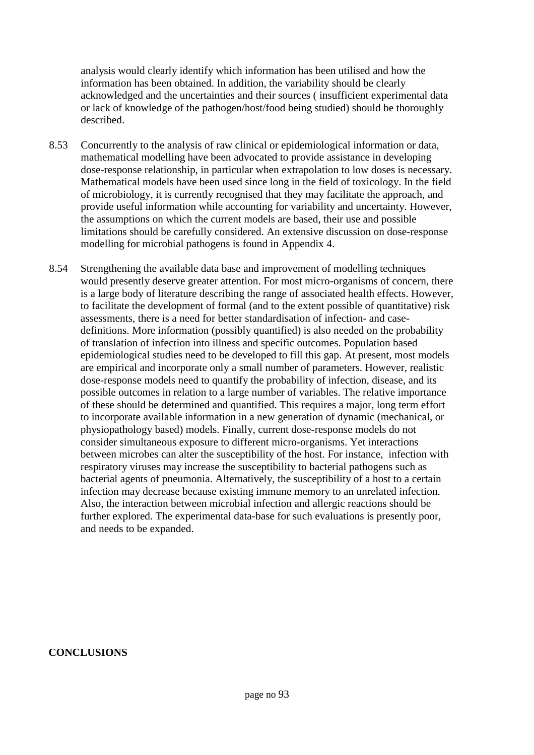analysis would clearly identify which information has been utilised and how the information has been obtained. In addition, the variability should be clearly acknowledged and the uncertainties and their sources ( insufficient experimental data or lack of knowledge of the pathogen/host/food being studied) should be thoroughly described.

8.53 Concurrently to the analysis of raw clinical or epidemiological information or data, mathematical modelling have been advocated to provide assistance in developing dose-response relationship, in particular when extrapolation to low doses is necessary. Mathematical models have been used since long in the field of toxicology. In the field of microbiology, it is currently recognised that they may facilitate the approach, and provide useful information while accounting for variability and uncertainty. However, the assumptions on which the current models are based, their use and possible limitations should be carefully considered. An extensive discussion on dose-response modelling for microbial pathogens is found in Appendix 4.

8.54 Strengthening the available data base and improvement of modelling techniques would presently deserve greater attention. For most micro-organisms of concern, there is a large body of literature describing the range of associated health effects. However, to facilitate the development of formal (and to the extent possible of quantitative) risk assessments, there is a need for better standardisation of infection- and case-definitions. More information (possibly quantified) is also needed on the probability of translation of infection into illness and specific outcomes. Population based epidemiological studies need to be developed to fill this gap. At present, most models are empirical and incorporate only a small number of parameters. However, realistic dose-response models need to quantify the probability of infection, disease, and its possible outcomes in relation to a large number of variables. The relative importance of these should be determined and quantified. This requires a major, long term effort to incorporate available information in a new generation of dynamic (mechanical, or physiopathology based) models. Finally, current dose-response models do not consider simultaneous exposure to different micro-organisms. Yet interactions between microbes can alter the susceptibility of the host. For instance, infection with respiratory viruses may increase the susceptibility to bacterial pathogens such as bacterial agents of pneumonia. Alternatively, the susceptibility of a host to a certain infection may decrease because existing immune memory to an unrelated infection. Also, the interaction between microbial infection and allergic reactions should be further explored. The experimental data-base for such evaluations is presently poor, and needs to be expanded.

**CONCLUSIONS**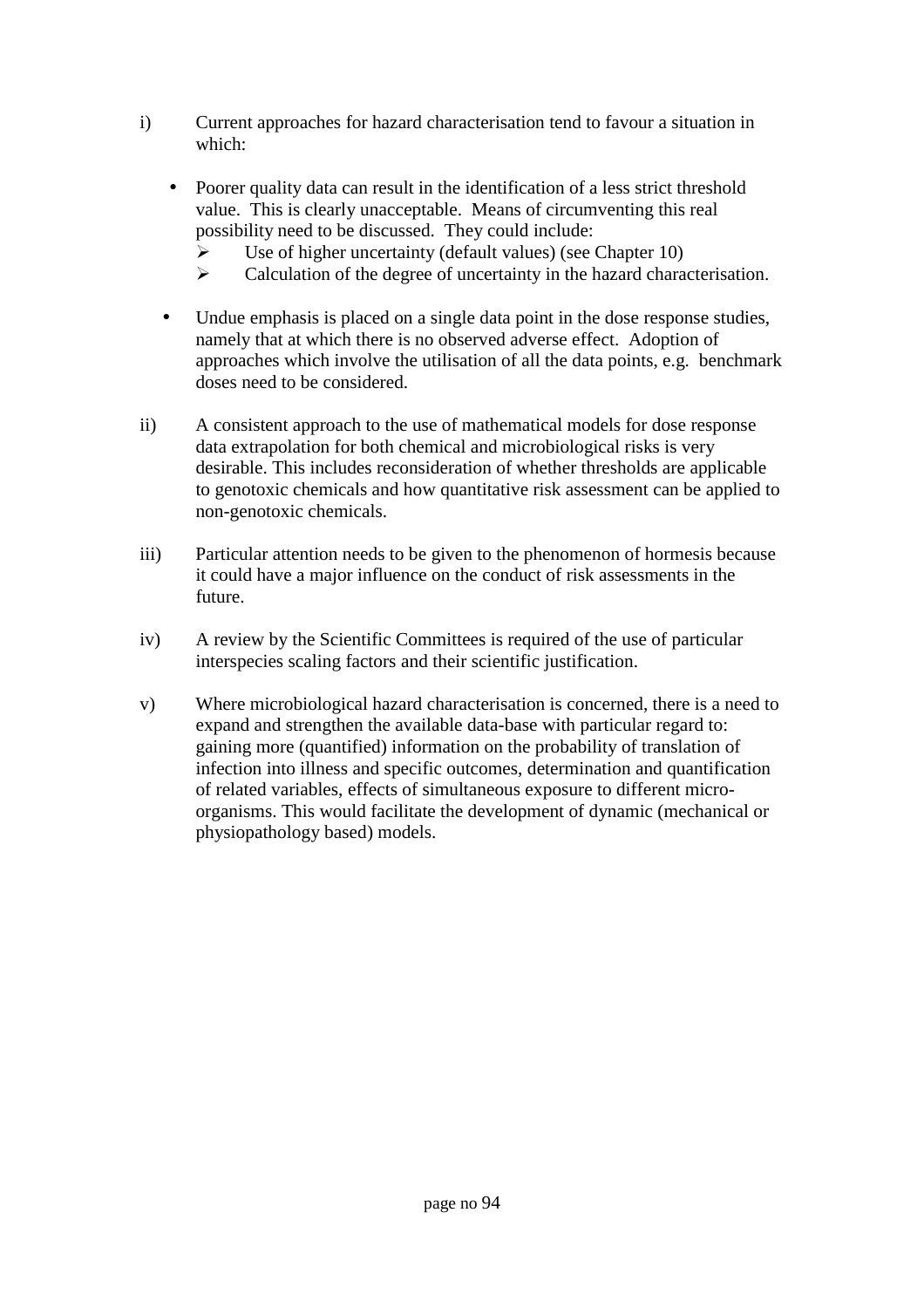i) Current approaches for hazard characterisation tend to favour a situation in which:

- Poorer quality data can result in the identification of a less strict threshold value. This is clearly unacceptable. Means of circumventing this real possibility need to be discussed. They could include:
    - Use of higher uncertainty (default values) (see Chapter 10)
    - Calculation of the degree of uncertainty in the hazard characterisation.

- Undue emphasis is placed on a single data point in the dose response studies, namely that at which there is no observed adverse effect. Adoption of approaches which involve the utilisation of all the data points, e.g. benchmark doses need to be considered.

ii) A consistent approach to the use of mathematical models for dose response data extrapolation for both chemical and microbiological risks is very desirable. This includes reconsideration of whether thresholds are applicable to genotoxic chemicals and how quantitative risk assessment can be applied to non-genotoxic chemicals.

iii) Particular attention needs to be given to the phenomenon of hormesis because it could have a major influence on the conduct of risk assessments in the future.

iv) A review by the Scientific Committees is required of the use of particular interspecies scaling factors and their scientific justification.

v) Where microbiological hazard characterisation is concerned, there is a need to expand and strengthen the available data-base with particular regard to: gaining more (quantified) information on the probability of translation of infection into illness and specific outcomes, determination and quantification of related variables, effects of simultaneous exposure to different micro-organisms. This would facilitate the development of dynamic (mechanical or physiopathology based) models.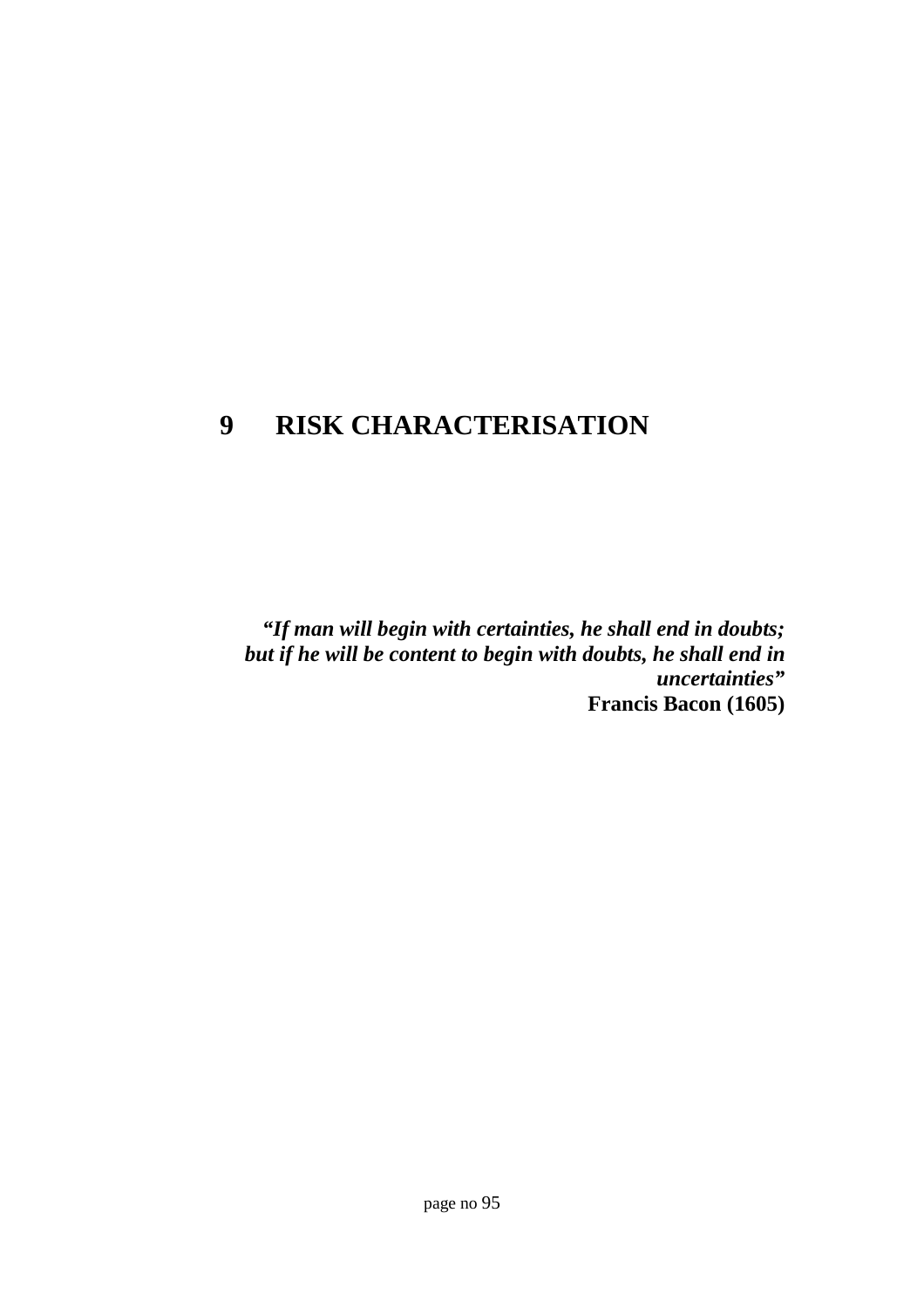# 9 RISK CHARACTERISATION

***"If man will begin with certainties, he shall end in doubts; but if he will be content to begin with doubts, he shall end in uncertainties"***
**Francis Bacon (1605)**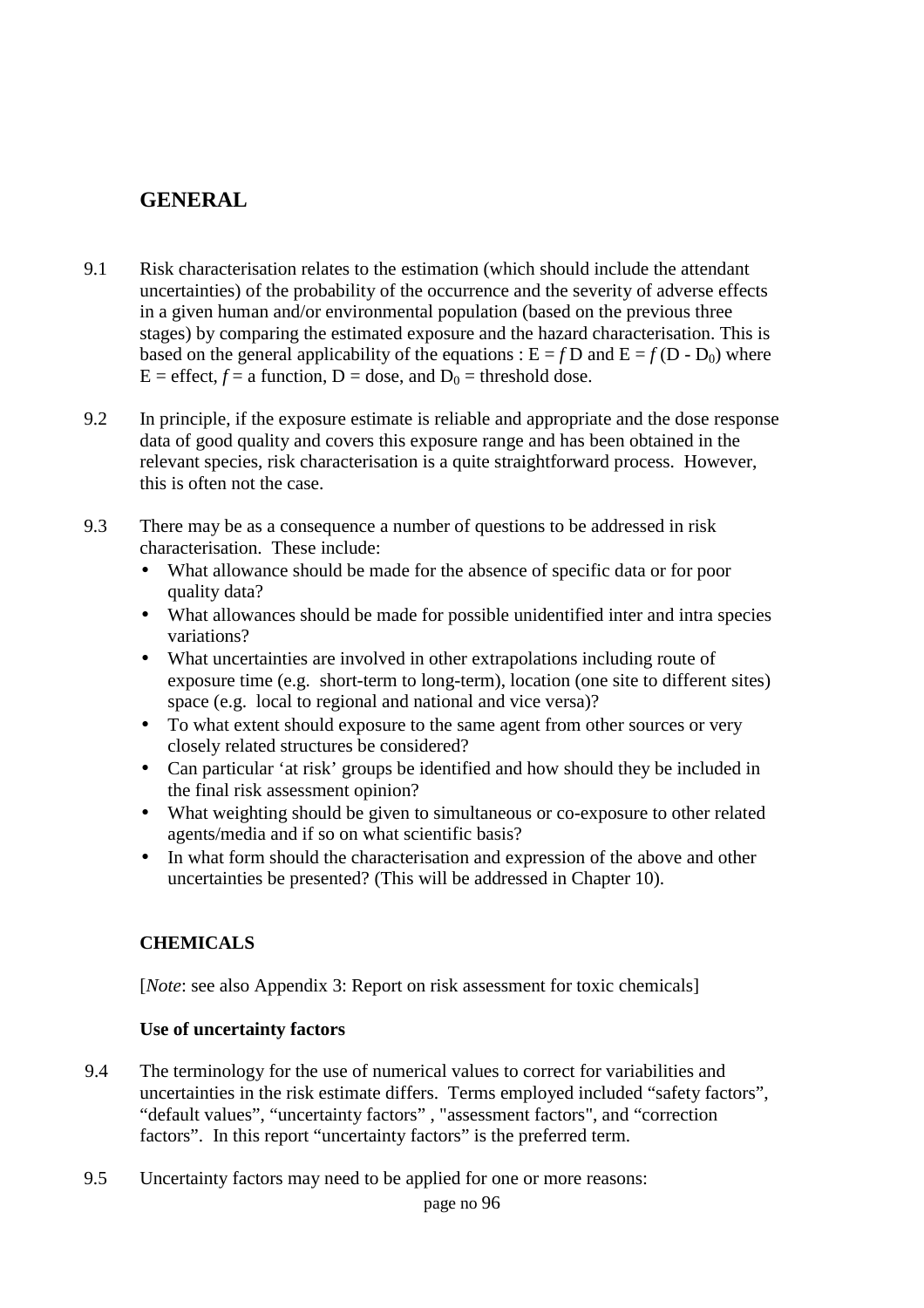## GENERAL

9.1 Risk characterisation relates to the estimation (which should include the attendant uncertainties) of the probability of the occurrence and the severity of adverse effects in a given human and/or environmental population (based on the previous three stages) by comparing the estimated exposure and the hazard characterisation. This is based on the general applicability of the equations : $E = f\,D$ and $E = f\,(D - D_0)$ where $E$ = effect, $f$ = a function, $D$ = dose, and $D_0$ = threshold dose.

9.2 In principle, if the exposure estimate is reliable and appropriate and the dose response data of good quality and covers this exposure range and has been obtained in the relevant species, risk characterisation is a quite straightforward process. However, this is often not the case.

9.3 There may be as a consequence a number of questions to be addressed in risk characterisation. These include:

- What allowance should be made for the absence of specific data or for poor quality data?
- What allowances should be made for possible unidentified inter and intra species variations?
- What uncertainties are involved in other extrapolations including route of exposure time (e.g. short-term to long-term), location (one site to different sites) space (e.g. local to regional and national and vice versa)?
- To what extent should exposure to the same agent from other sources or very closely related structures be considered?
- Can particular 'at risk' groups be identified and how should they be included in the final risk assessment opinion?
- What weighting should be given to simultaneous or co-exposure to other related agents/media and if so on what scientific basis?
- In what form should the characterisation and expression of the above and other uncertainties be presented? (This will be addressed in Chapter 10).

### CHEMICALS

[*Note*: see also Appendix 3: Report on risk assessment for toxic chemicals]

#### Use of uncertainty factors

9.4 The terminology for the use of numerical values to correct for variabilities and uncertainties in the risk estimate differs. Terms employed included "safety factors", "default values", "uncertainty factors" , "assessment factors", and "correction factors". In this report "uncertainty factors" is the preferred term.

9.5 Uncertainty factors may need to be applied for one or more reasons: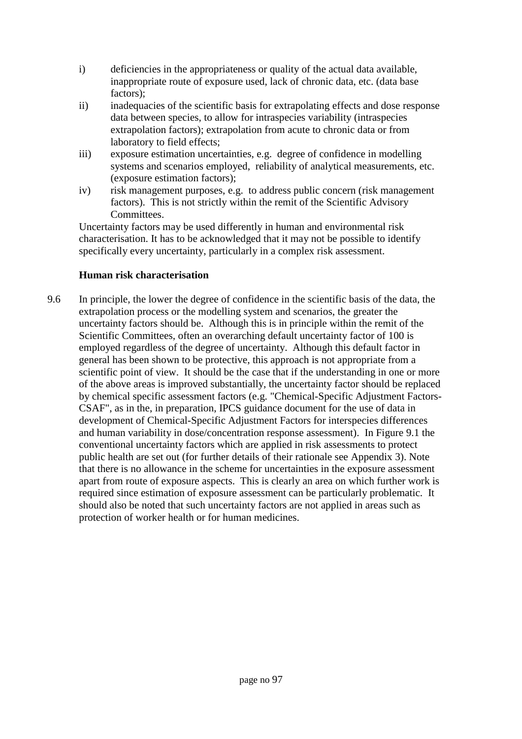i) deficiencies in the appropriateness or quality of the actual data available, inappropriate route of exposure used, lack of chronic data, etc. (data base factors);

ii) inadequacies of the scientific basis for extrapolating effects and dose response data between species, to allow for intraspecies variability (intraspecies extrapolation factors); extrapolation from acute to chronic data or from laboratory to field effects;

iii) exposure estimation uncertainties, e.g. degree of confidence in modelling systems and scenarios employed, reliability of analytical measurements, etc. (exposure estimation factors);

iv) risk management purposes, e.g. to address public concern (risk management factors). This is not strictly within the remit of the Scientific Advisory Committees.

Uncertainty factors may be used differently in human and environmental risk characterisation. It has to be acknowledged that it may not be possible to identify specifically every uncertainty, particularly in a complex risk assessment.

**Human risk characterisation**

9.6 In principle, the lower the degree of confidence in the scientific basis of the data, the extrapolation process or the modelling system and scenarios, the greater the uncertainty factors should be. Although this is in principle within the remit of the Scientific Committees, often an overarching default uncertainty factor of 100 is employed regardless of the degree of uncertainty. Although this default factor in general has been shown to be protective, this approach is not appropriate from a scientific point of view. It should be the case that if the understanding in one or more of the above areas is improved substantially, the uncertainty factor should be replaced by chemical specific assessment factors (e.g. "Chemical-Specific Adjustment Factors-CSAF", as in the, in preparation, IPCS guidance document for the use of data in development of Chemical-Specific Adjustment Factors for interspecies differences and human variability in dose/concentration response assessment). In Figure 9.1 the conventional uncertainty factors which are applied in risk assessments to protect public health are set out (for further details of their rationale see Appendix 3). Note that there is no allowance in the scheme for uncertainties in the exposure assessment apart from route of exposure aspects. This is clearly an area on which further work is required since estimation of exposure assessment can be particularly problematic. It should also be noted that such uncertainty factors are not applied in areas such as protection of worker health or for human medicines.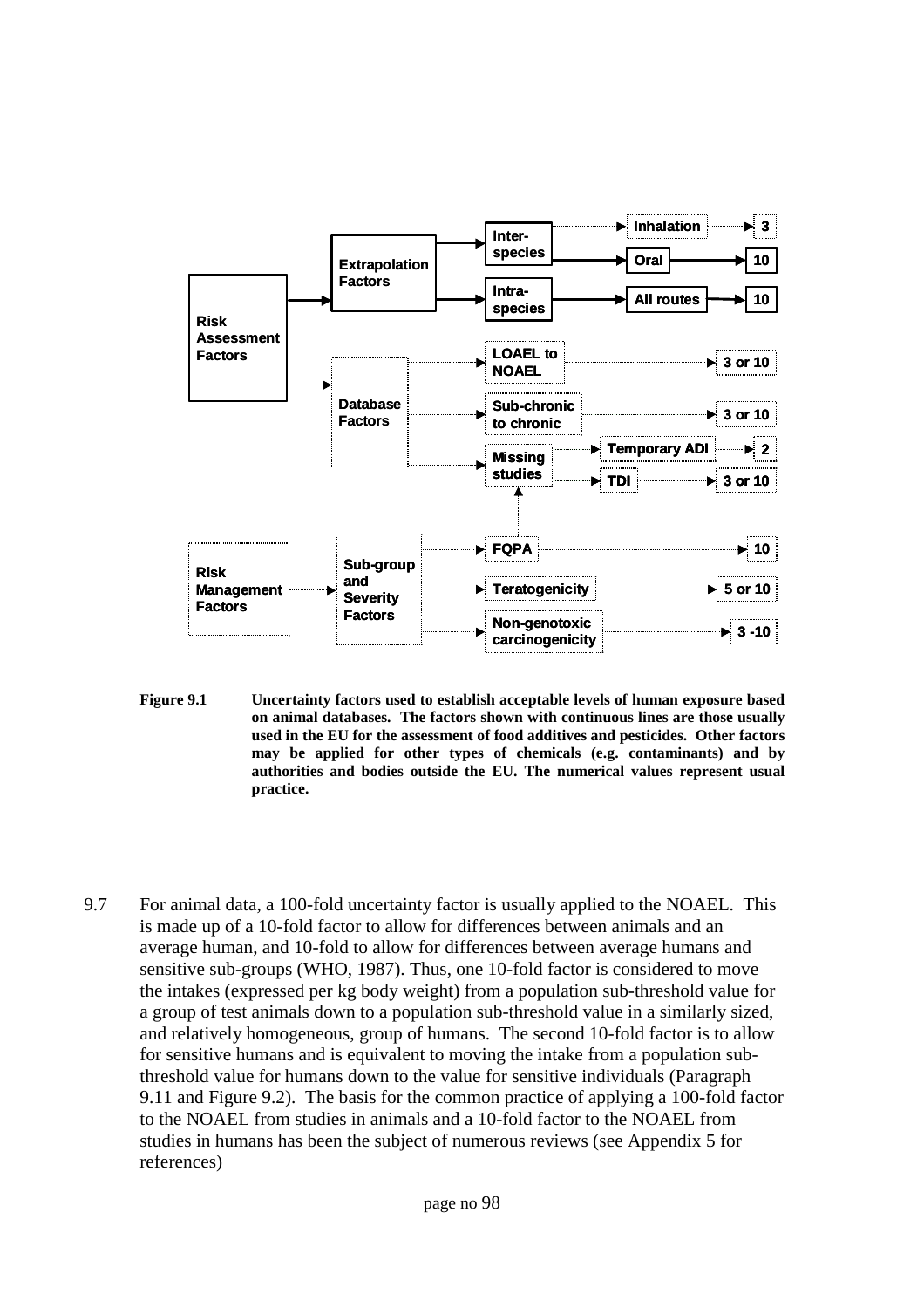Figure 9.1 Uncertainty factors used to establish acceptable levels of human exposure based on animal databases. The factors shown with continuous lines are those usually used in the EU for the assessment of food additives and pesticides. Other factors may be applied for other types of chemicals (e.g. contaminants) and by authorities and bodies outside the EU. The numerical values represent usual practice.

9.7 For animal data, a 100-fold uncertainty factor is usually applied to the NOAEL. This is made up of a 10-fold factor to allow for differences between animals and an average human, and 10-fold to allow for differences between average humans and sensitive sub-groups (WHO, 1987). Thus, one 10-fold factor is considered to move the intakes (expressed per kg body weight) from a population sub-threshold value for a group of test animals down to a population sub-threshold value in a similarly sized, and relatively homogeneous, group of humans. The second 10-fold factor is to allow for sensitive humans and is equivalent to moving the intake from a population sub-threshold value for humans down to the value for sensitive individuals (Paragraph 9.11 and Figure 9.2). The basis for the common practice of applying a 100-fold factor to the NOAEL from studies in animals and a 10-fold factor to the NOAEL from studies in humans has been the subject of numerous reviews (see Appendix 5 for references)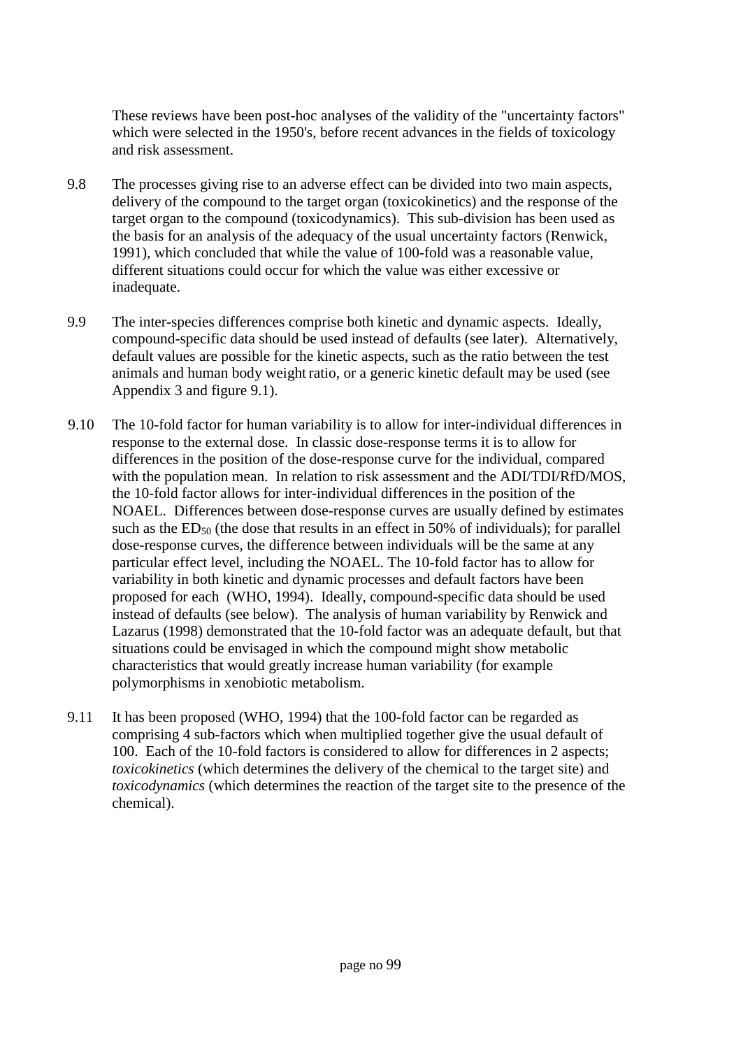These reviews have been post-hoc analyses of the validity of the "uncertainty factors" which were selected in the 1950's, before recent advances in the fields of toxicology and risk assessment.

9.8 The processes giving rise to an adverse effect can be divided into two main aspects, delivery of the compound to the target organ (toxicokinetics) and the response of the target organ to the compound (toxicodynamics). This sub-division has been used as the basis for an analysis of the adequacy of the usual uncertainty factors (Renwick, 1991), which concluded that while the value of 100-fold was a reasonable value, different situations could occur for which the value was either excessive or inadequate.

9.9 The inter-species differences comprise both kinetic and dynamic aspects. Ideally, compound-specific data should be used instead of defaults (see later). Alternatively, default values are possible for the kinetic aspects, such as the ratio between the test animals and human body weight ratio, or a generic kinetic default may be used (see Appendix 3 and figure 9.1).

9.10 The 10-fold factor for human variability is to allow for inter-individual differences in response to the external dose. In classic dose-response terms it is to allow for differences in the position of the dose-response curve for the individual, compared with the population mean. In relation to risk assessment and the ADI/TDI/RfD/MOS, the 10-fold factor allows for inter-individual differences in the position of the NOAEL. Differences between dose-response curves are usually defined by estimates such as the $ED_{50}$ (the dose that results in an effect in 50% of individuals); for parallel dose-response curves, the difference between individuals will be the same at any particular effect level, including the NOAEL. The 10-fold factor has to allow for variability in both kinetic and dynamic processes and default factors have been proposed for each (WHO, 1994). Ideally, compound-specific data should be used instead of defaults (see below). The analysis of human variability by Renwick and Lazarus (1998) demonstrated that the 10-fold factor was an adequate default, but that situations could be envisaged in which the compound might show metabolic characteristics that would greatly increase human variability (for example polymorphisms in xenobiotic metabolism.

9.11 It has been proposed (WHO, 1994) that the 100-fold factor can be regarded as comprising 4 sub-factors which when multiplied together give the usual default of 100. Each of the 10-fold factors is considered to allow for differences in 2 aspects; *toxicokinetics* (which determines the delivery of the chemical to the target site) and *toxicodynamics* (which determines the reaction of the target site to the presence of the chemical).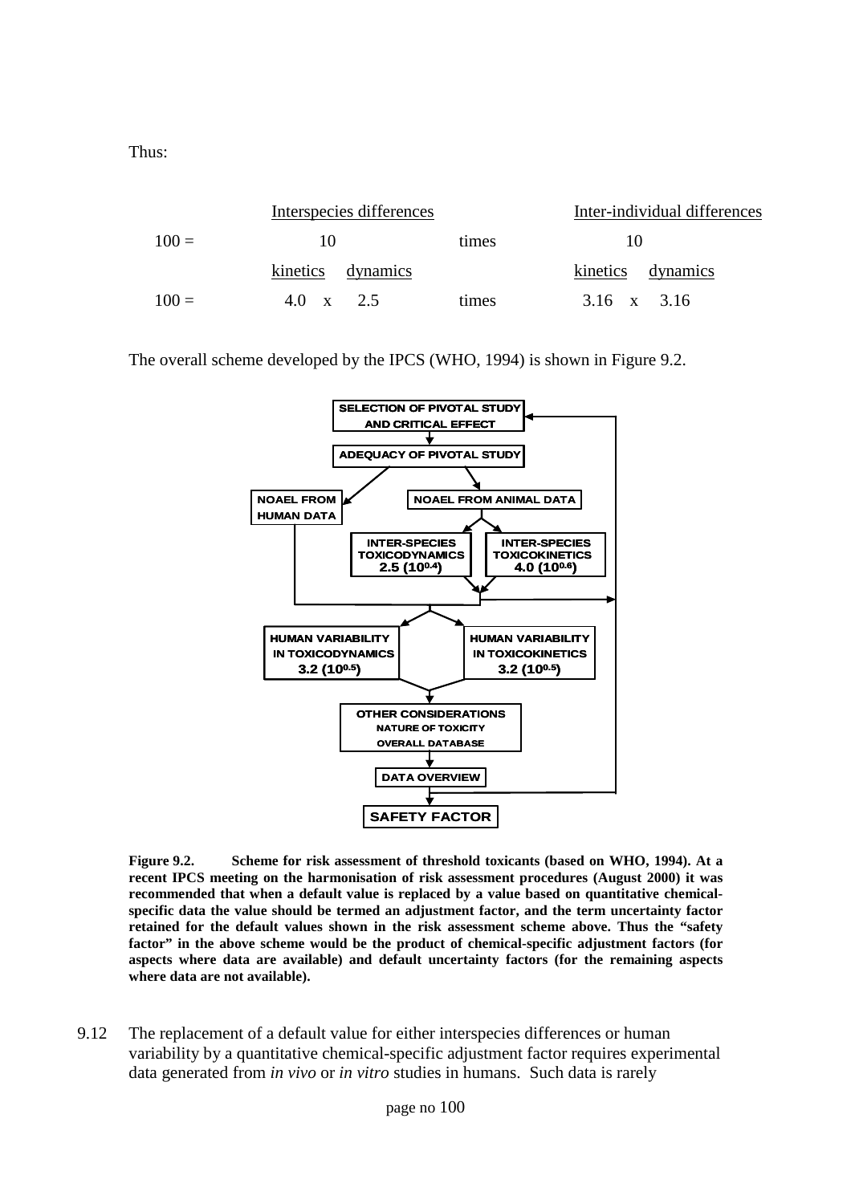Thus:

| | Interspecies differences | | Inter-individual differences |
|---|---|---|---|
| 100 = | 10 | times | 10 |
| | kinetics   dynamics | | kinetics   dynamics |
| 100 = | 4.0 x 2.5 | times | 3.16 x 3.16 |

The overall scheme developed by the IPCS (WHO, 1994) is shown in Figure 9.2.

SELECTION OF PIVOTAL STUDY AND CRITICAL EFFECT

ADEQUACY OF PIVOTAL STUDY

NOAEL FROM HUMAN DATA

NOAEL FROM ANIMAL DATA

INTER-SPECIES TOXICODYNAMICS 2.5 ($10^{0.4}$)

INTER-SPECIES TOXICOKINETICS 4.0 ($10^{0.6}$)

HUMAN VARIABILITY IN TOXICODYNAMICS 3.2 ($10^{0.5}$)

HUMAN VARIABILITY IN TOXICOKINETICS 3.2 ($10^{0.5}$)

OTHER CONSIDERATIONS NATURE OF TOXICITY OVERALL DATABASE

DATA OVERVIEW

SAFETY FACTOR

**Figure 9.2. Scheme for risk assessment of threshold toxicants (based on WHO, 1994). At a recent IPCS meeting on the harmonisation of risk assessment procedures (August 2000) it was recommended that when a default value is replaced by a value based on quantitative chemical-specific data the value should be termed an adjustment factor, and the term uncertainty factor retained for the default values shown in the risk assessment scheme above. Thus the "safety factor" in the above scheme would be the product of chemical-specific adjustment factors (for aspects where data are available) and default uncertainty factors (for the remaining aspects where data are not available).**

9.12 The replacement of a default value for either interspecies differences or human variability by a quantitative chemical-specific adjustment factor requires experimental data generated from *in vivo* or *in vitro* studies in humans. Such data is rarely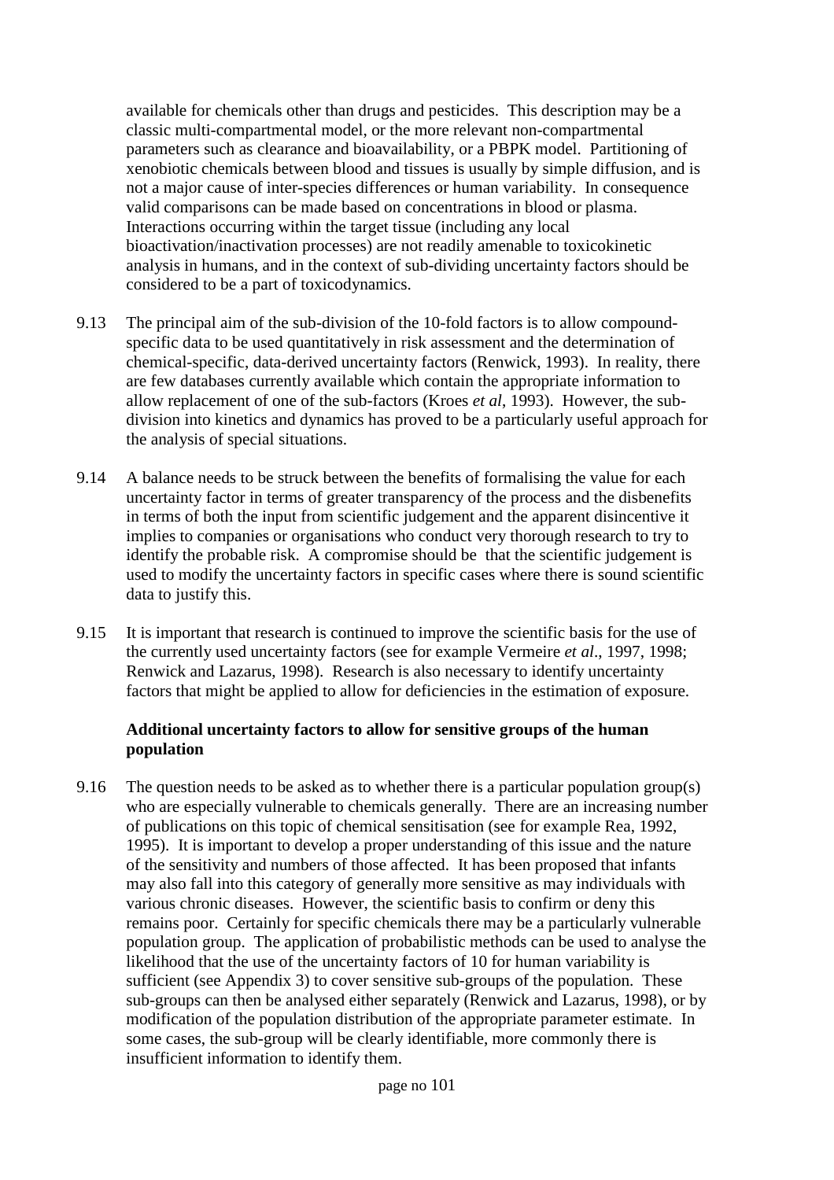available for chemicals other than drugs and pesticides. This description may be a classic multi-compartmental model, or the more relevant non-compartmental parameters such as clearance and bioavailability, or a PBPK model. Partitioning of xenobiotic chemicals between blood and tissues is usually by simple diffusion, and is not a major cause of inter-species differences or human variability. In consequence valid comparisons can be made based on concentrations in blood or plasma. Interactions occurring within the target tissue (including any local bioactivation/inactivation processes) are not readily amenable to toxicokinetic analysis in humans, and in the context of sub-dividing uncertainty factors should be considered to be a part of toxicodynamics.

9.13 The principal aim of the sub-division of the 10-fold factors is to allow compound-specific data to be used quantitatively in risk assessment and the determination of chemical-specific, data-derived uncertainty factors (Renwick, 1993). In reality, there are few databases currently available which contain the appropriate information to allow replacement of one of the sub-factors (Kroes *et al*, 1993). However, the sub-division into kinetics and dynamics has proved to be a particularly useful approach for the analysis of special situations.

9.14 A balance needs to be struck between the benefits of formalising the value for each uncertainty factor in terms of greater transparency of the process and the disbenefits in terms of both the input from scientific judgement and the apparent disincentive it implies to companies or organisations who conduct very thorough research to try to identify the probable risk. A compromise should be that the scientific judgement is used to modify the uncertainty factors in specific cases where there is sound scientific data to justify this.

9.15 It is important that research is continued to improve the scientific basis for the use of the currently used uncertainty factors (see for example Vermeire *et al*., 1997, 1998; Renwick and Lazarus, 1998). Research is also necessary to identify uncertainty factors that might be applied to allow for deficiencies in the estimation of exposure.

**Additional uncertainty factors to allow for sensitive groups of the human population**

9.16 The question needs to be asked as to whether there is a particular population group(s) who are especially vulnerable to chemicals generally. There are an increasing number of publications on this topic of chemical sensitisation (see for example Rea, 1992, 1995). It is important to develop a proper understanding of this issue and the nature of the sensitivity and numbers of those affected. It has been proposed that infants may also fall into this category of generally more sensitive as may individuals with various chronic diseases. However, the scientific basis to confirm or deny this remains poor. Certainly for specific chemicals there may be a particularly vulnerable population group. The application of probabilistic methods can be used to analyse the likelihood that the use of the uncertainty factors of 10 for human variability is sufficient (see Appendix 3) to cover sensitive sub-groups of the population. These sub-groups can then be analysed either separately (Renwick and Lazarus, 1998), or by modification of the population distribution of the appropriate parameter estimate. In some cases, the sub-group will be clearly identifiable, more commonly there is insufficient information to identify them.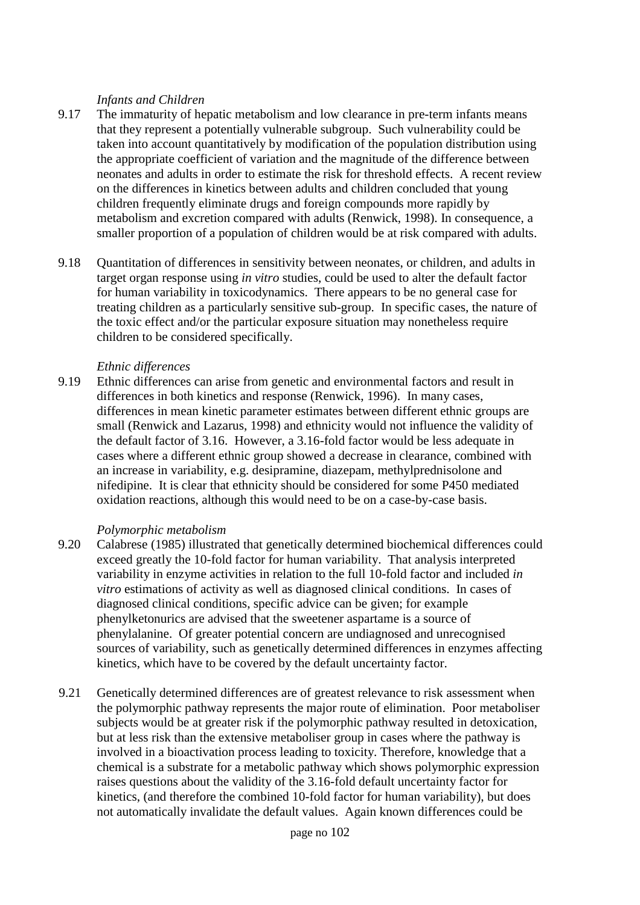*Infants and Children*

9.17 The immaturity of hepatic metabolism and low clearance in pre-term infants means that they represent a potentially vulnerable subgroup. Such vulnerability could be taken into account quantitatively by modification of the population distribution using the appropriate coefficient of variation and the magnitude of the difference between neonates and adults in order to estimate the risk for threshold effects. A recent review on the differences in kinetics between adults and children concluded that young children frequently eliminate drugs and foreign compounds more rapidly by metabolism and excretion compared with adults (Renwick, 1998). In consequence, a smaller proportion of a population of children would be at risk compared with adults.

9.18 Quantitation of differences in sensitivity between neonates, or children, and adults in target organ response using *in vitro* studies, could be used to alter the default factor for human variability in toxicodynamics. There appears to be no general case for treating children as a particularly sensitive sub-group. In specific cases, the nature of the toxic effect and/or the particular exposure situation may nonetheless require children to be considered specifically.

*Ethnic differences*

9.19 Ethnic differences can arise from genetic and environmental factors and result in differences in both kinetics and response (Renwick, 1996). In many cases, differences in mean kinetic parameter estimates between different ethnic groups are small (Renwick and Lazarus, 1998) and ethnicity would not influence the validity of the default factor of 3.16. However, a 3.16-fold factor would be less adequate in cases where a different ethnic group showed a decrease in clearance, combined with an increase in variability, e.g. desipramine, diazepam, methylprednisolone and nifedipine. It is clear that ethnicity should be considered for some P450 mediated oxidation reactions, although this would need to be on a case-by-case basis.

*Polymorphic metabolism*

9.20 Calabrese (1985) illustrated that genetically determined biochemical differences could exceed greatly the 10-fold factor for human variability. That analysis interpreted variability in enzyme activities in relation to the full 10-fold factor and included *in vitro* estimations of activity as well as diagnosed clinical conditions. In cases of diagnosed clinical conditions, specific advice can be given; for example phenylketonurics are advised that the sweetener aspartame is a source of phenylalanine. Of greater potential concern are undiagnosed and unrecognised sources of variability, such as genetically determined differences in enzymes affecting kinetics, which have to be covered by the default uncertainty factor.

9.21 Genetically determined differences are of greatest relevance to risk assessment when the polymorphic pathway represents the major route of elimination. Poor metaboliser subjects would be at greater risk if the polymorphic pathway resulted in detoxication, but at less risk than the extensive metaboliser group in cases where the pathway is involved in a bioactivation process leading to toxicity. Therefore, knowledge that a chemical is a substrate for a metabolic pathway which shows polymorphic expression raises questions about the validity of the 3.16-fold default uncertainty factor for kinetics, (and therefore the combined 10-fold factor for human variability), but does not automatically invalidate the default values. Again known differences could be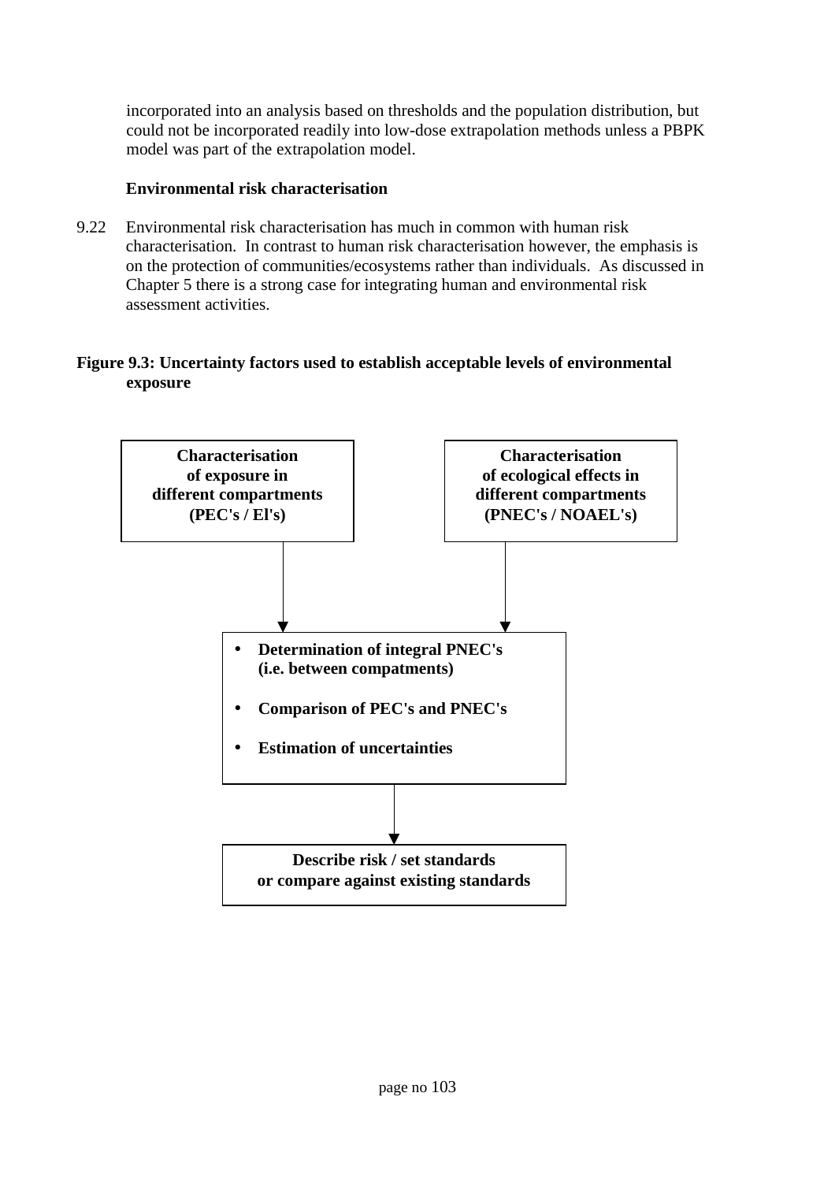incorporated into an analysis based on thresholds and the population distribution, but could not be incorporated readily into low-dose extrapolation methods unless a PBPK model was part of the extrapolation model.

**Environmental risk characterisation**

9.22 Environmental risk characterisation has much in common with human risk characterisation. In contrast to human risk characterisation however, the emphasis is on the protection of communities/ecosystems rather than individuals. As discussed in Chapter 5 there is a strong case for integrating human and environmental risk assessment activities.

**Figure 9.3: Uncertainty factors used to establish acceptable levels of environmental exposure**

**Characterisation of exposure in different compartments (PEC's / El's)**

**Characterisation of ecological effects in different compartments (PNEC's / NOAEL's)**

↓

- **Determination of integral PNEC's (i.e. between compatments)**
- **Comparison of PEC's and PNEC's**
- **Estimation of uncertainties**

↓

**Describe risk / set standards or compare against existing standards**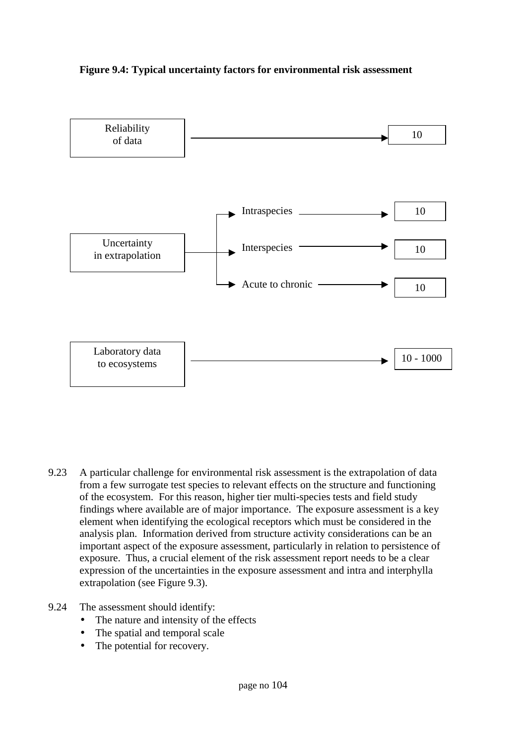**Figure 9.4: Typical uncertainty factors for environmental risk assessment**

| Source of uncertainty | | Factor |
|---|---|---|
| Reliability of data | | 10 |
| Uncertainty in extrapolation | Intraspecies | 10 |
| | Interspecies | 10 |
| | Acute to chronic | 10 |
| Laboratory data to ecosystems | | 10 - 1000 |

9.23 A particular challenge for environmental risk assessment is the extrapolation of data from a few surrogate test species to relevant effects on the structure and functioning of the ecosystem. For this reason, higher tier multi-species tests and field study findings where available are of major importance. The exposure assessment is a key element when identifying the ecological receptors which must be considered in the analysis plan. Information derived from structure activity considerations can be an important aspect of the exposure assessment, particularly in relation to persistence of exposure. Thus, a crucial element of the risk assessment report needs to be a clear expression of the uncertainties in the exposure assessment and intra and interphylla extrapolation (see Figure 9.3).

9.24 The assessment should identify:

- The nature and intensity of the effects
- The spatial and temporal scale
- The potential for recovery.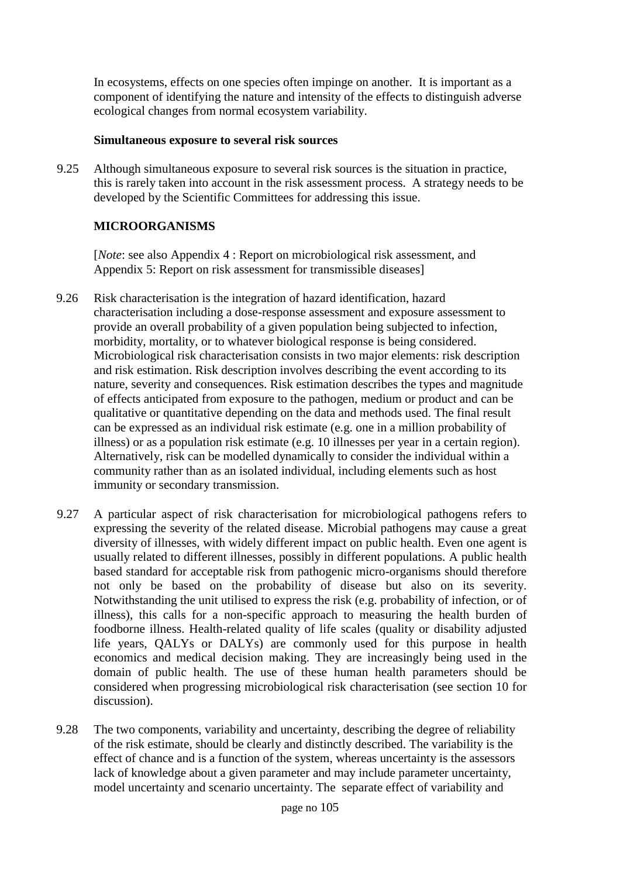In ecosystems, effects on one species often impinge on another. It is important as a component of identifying the nature and intensity of the effects to distinguish adverse ecological changes from normal ecosystem variability.

**Simultaneous exposure to several risk sources**

9.25 Although simultaneous exposure to several risk sources is the situation in practice, this is rarely taken into account in the risk assessment process. A strategy needs to be developed by the Scientific Committees for addressing this issue.

**MICROORGANISMS**

[*Note*: see also Appendix 4 : Report on microbiological risk assessment, and Appendix 5: Report on risk assessment for transmissible diseases]

9.26 Risk characterisation is the integration of hazard identification, hazard characterisation including a dose-response assessment and exposure assessment to provide an overall probability of a given population being subjected to infection, morbidity, mortality, or to whatever biological response is being considered. Microbiological risk characterisation consists in two major elements: risk description and risk estimation. Risk description involves describing the event according to its nature, severity and consequences. Risk estimation describes the types and magnitude of effects anticipated from exposure to the pathogen, medium or product and can be qualitative or quantitative depending on the data and methods used. The final result can be expressed as an individual risk estimate (e.g. one in a million probability of illness) or as a population risk estimate (e.g. 10 illnesses per year in a certain region). Alternatively, risk can be modelled dynamically to consider the individual within a community rather than as an isolated individual, including elements such as host immunity or secondary transmission.

9.27 A particular aspect of risk characterisation for microbiological pathogens refers to expressing the severity of the related disease. Microbial pathogens may cause a great diversity of illnesses, with widely different impact on public health. Even one agent is usually related to different illnesses, possibly in different populations. A public health based standard for acceptable risk from pathogenic micro-organisms should therefore not only be based on the probability of disease but also on its severity. Notwithstanding the unit utilised to express the risk (e.g. probability of infection, or of illness), this calls for a non-specific approach to measuring the health burden of foodborne illness. Health-related quality of life scales (quality or disability adjusted life years, QALYs or DALYs) are commonly used for this purpose in health economics and medical decision making. They are increasingly being used in the domain of public health. The use of these human health parameters should be considered when progressing microbiological risk characterisation (see section 10 for discussion).

9.28 The two components, variability and uncertainty, describing the degree of reliability of the risk estimate, should be clearly and distinctly described. The variability is the effect of chance and is a function of the system, whereas uncertainty is the assessors lack of knowledge about a given parameter and may include parameter uncertainty, model uncertainty and scenario uncertainty. The separate effect of variability and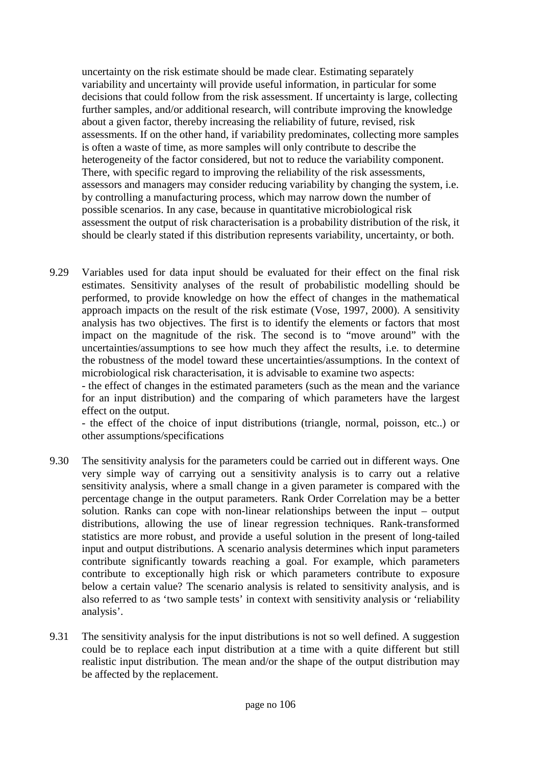uncertainty on the risk estimate should be made clear. Estimating separately variability and uncertainty will provide useful information, in particular for some decisions that could follow from the risk assessment. If uncertainty is large, collecting further samples, and/or additional research, will contribute improving the knowledge about a given factor, thereby increasing the reliability of future, revised, risk assessments. If on the other hand, if variability predominates, collecting more samples is often a waste of time, as more samples will only contribute to describe the heterogeneity of the factor considered, but not to reduce the variability component. There, with specific regard to improving the reliability of the risk assessments, assessors and managers may consider reducing variability by changing the system, i.e. by controlling a manufacturing process, which may narrow down the number of possible scenarios. In any case, because in quantitative microbiological risk assessment the output of risk characterisation is a probability distribution of the risk, it should be clearly stated if this distribution represents variability, uncertainty, or both.

9.29 Variables used for data input should be evaluated for their effect on the final risk estimates. Sensitivity analyses of the result of probabilistic modelling should be performed, to provide knowledge on how the effect of changes in the mathematical approach impacts on the result of the risk estimate (Vose, 1997, 2000). A sensitivity analysis has two objectives. The first is to identify the elements or factors that most impact on the magnitude of the risk. The second is to "move around" with the uncertainties/assumptions to see how much they affect the results, i.e. to determine the robustness of the model toward these uncertainties/assumptions. In the context of microbiological risk characterisation, it is advisable to examine two aspects:
- the effect of changes in the estimated parameters (such as the mean and the variance for an input distribution) and the comparing of which parameters have the largest effect on the output.
- the effect of the choice of input distributions (triangle, normal, poisson, etc..) or other assumptions/specifications

9.30 The sensitivity analysis for the parameters could be carried out in different ways. One very simple way of carrying out a sensitivity analysis is to carry out a relative sensitivity analysis, where a small change in a given parameter is compared with the percentage change in the output parameters. Rank Order Correlation may be a better solution. Ranks can cope with non-linear relationships between the input – output distributions, allowing the use of linear regression techniques. Rank-transformed statistics are more robust, and provide a useful solution in the present of long-tailed input and output distributions. A scenario analysis determines which input parameters contribute significantly towards reaching a goal. For example, which parameters contribute to exceptionally high risk or which parameters contribute to exposure below a certain value? The scenario analysis is related to sensitivity analysis, and is also referred to as 'two sample tests' in context with sensitivity analysis or 'reliability analysis'.

9.31 The sensitivity analysis for the input distributions is not so well defined. A suggestion could be to replace each input distribution at a time with a quite different but still realistic input distribution. The mean and/or the shape of the output distribution may be affected by the replacement.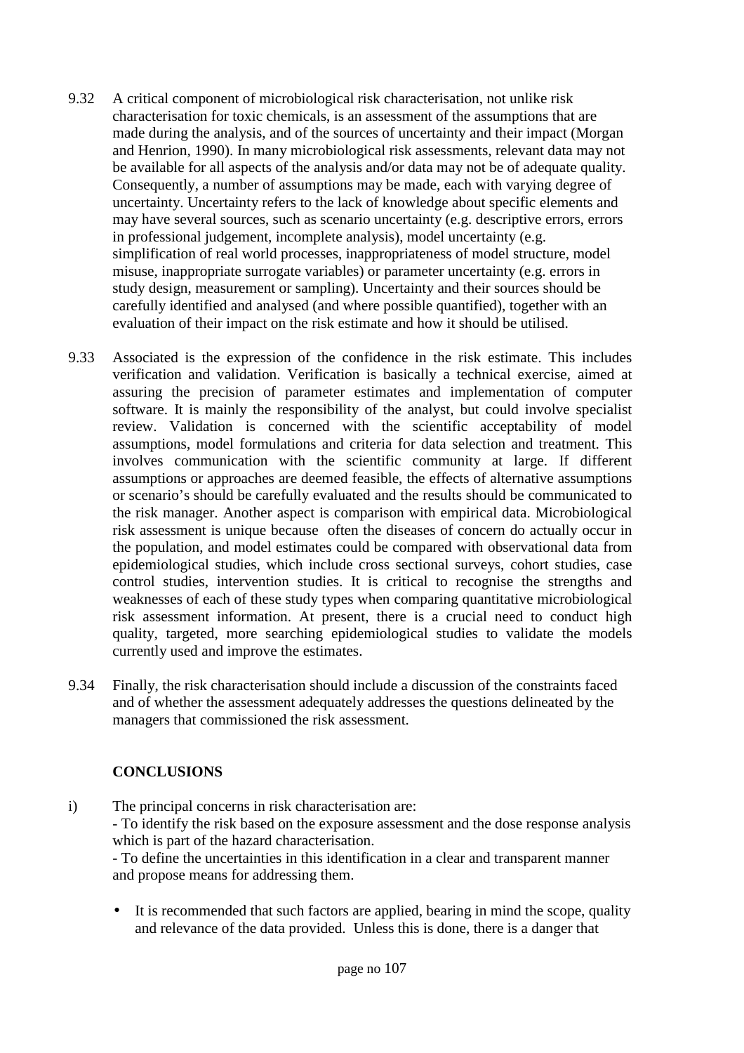9.32 A critical component of microbiological risk characterisation, not unlike risk characterisation for toxic chemicals, is an assessment of the assumptions that are made during the analysis, and of the sources of uncertainty and their impact (Morgan and Henrion, 1990). In many microbiological risk assessments, relevant data may not be available for all aspects of the analysis and/or data may not be of adequate quality. Consequently, a number of assumptions may be made, each with varying degree of uncertainty. Uncertainty refers to the lack of knowledge about specific elements and may have several sources, such as scenario uncertainty (e.g. descriptive errors, errors in professional judgement, incomplete analysis), model uncertainty (e.g. simplification of real world processes, inappropriateness of model structure, model misuse, inappropriate surrogate variables) or parameter uncertainty (e.g. errors in study design, measurement or sampling). Uncertainty and their sources should be carefully identified and analysed (and where possible quantified), together with an evaluation of their impact on the risk estimate and how it should be utilised.

9.33 Associated is the expression of the confidence in the risk estimate. This includes verification and validation. Verification is basically a technical exercise, aimed at assuring the precision of parameter estimates and implementation of computer software. It is mainly the responsibility of the analyst, but could involve specialist review. Validation is concerned with the scientific acceptability of model assumptions, model formulations and criteria for data selection and treatment. This involves communication with the scientific community at large. If different assumptions or approaches are deemed feasible, the effects of alternative assumptions or scenario's should be carefully evaluated and the results should be communicated to the risk manager. Another aspect is comparison with empirical data. Microbiological risk assessment is unique because often the diseases of concern do actually occur in the population, and model estimates could be compared with observational data from epidemiological studies, which include cross sectional surveys, cohort studies, case control studies, intervention studies. It is critical to recognise the strengths and weaknesses of each of these study types when comparing quantitative microbiological risk assessment information. At present, there is a crucial need to conduct high quality, targeted, more searching epidemiological studies to validate the models currently used and improve the estimates.

9.34 Finally, the risk characterisation should include a discussion of the constraints faced and of whether the assessment adequately addresses the questions delineated by the managers that commissioned the risk assessment.

**CONCLUSIONS**

i) The principal concerns in risk characterisation are:
- To identify the risk based on the exposure assessment and the dose response analysis which is part of the hazard characterisation.
- To define the uncertainties in this identification in a clear and transparent manner and propose means for addressing them.

- It is recommended that such factors are applied, bearing in mind the scope, quality and relevance of the data provided. Unless this is done, there is a danger that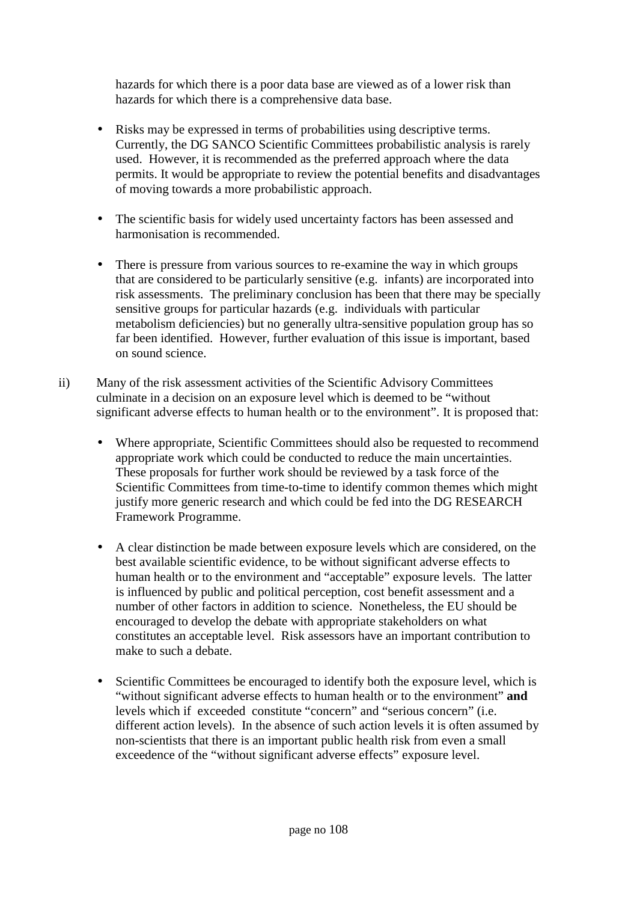hazards for which there is a poor data base are viewed as of a lower risk than hazards for which there is a comprehensive data base.

- Risks may be expressed in terms of probabilities using descriptive terms. Currently, the DG SANCO Scientific Committees probabilistic analysis is rarely used. However, it is recommended as the preferred approach where the data permits. It would be appropriate to review the potential benefits and disadvantages of moving towards a more probabilistic approach.

- The scientific basis for widely used uncertainty factors has been assessed and harmonisation is recommended.

- There is pressure from various sources to re-examine the way in which groups that are considered to be particularly sensitive (e.g. infants) are incorporated into risk assessments. The preliminary conclusion has been that there may be specially sensitive groups for particular hazards (e.g. individuals with particular metabolism deficiencies) but no generally ultra-sensitive population group has so far been identified. However, further evaluation of this issue is important, based on sound science.

ii) Many of the risk assessment activities of the Scientific Advisory Committees culminate in a decision on an exposure level which is deemed to be "without significant adverse effects to human health or to the environment". It is proposed that:

- Where appropriate, Scientific Committees should also be requested to recommend appropriate work which could be conducted to reduce the main uncertainties. These proposals for further work should be reviewed by a task force of the Scientific Committees from time-to-time to identify common themes which might justify more generic research and which could be fed into the DG RESEARCH Framework Programme.

- A clear distinction be made between exposure levels which are considered, on the best available scientific evidence, to be without significant adverse effects to human health or to the environment and "acceptable" exposure levels. The latter is influenced by public and political perception, cost benefit assessment and a number of other factors in addition to science. Nonetheless, the EU should be encouraged to develop the debate with appropriate stakeholders on what constitutes an acceptable level. Risk assessors have an important contribution to make to such a debate.

- Scientific Committees be encouraged to identify both the exposure level, which is "without significant adverse effects to human health or to the environment" **and** levels which if exceeded constitute "concern" and "serious concern" (i.e. different action levels). In the absence of such action levels it is often assumed by non-scientists that there is an important public health risk from even a small exceedence of the "without significant adverse effects" exposure level.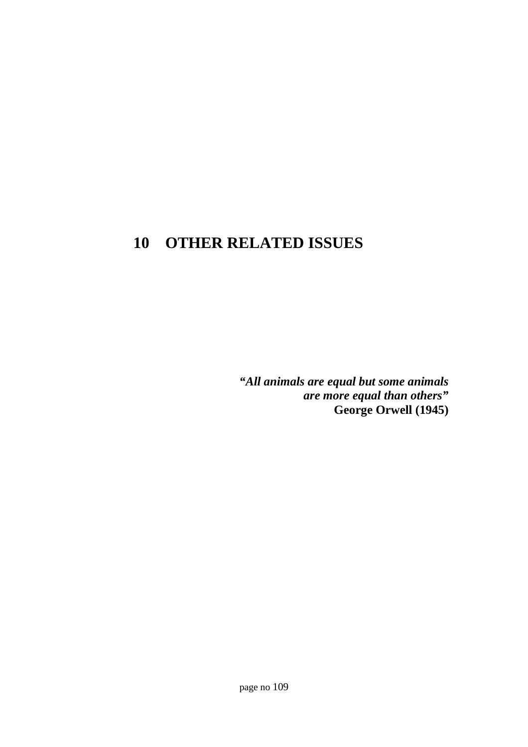# 10 OTHER RELATED ISSUES

***"All animals are equal but some animals are more equal than others"***
**George Orwell (1945)**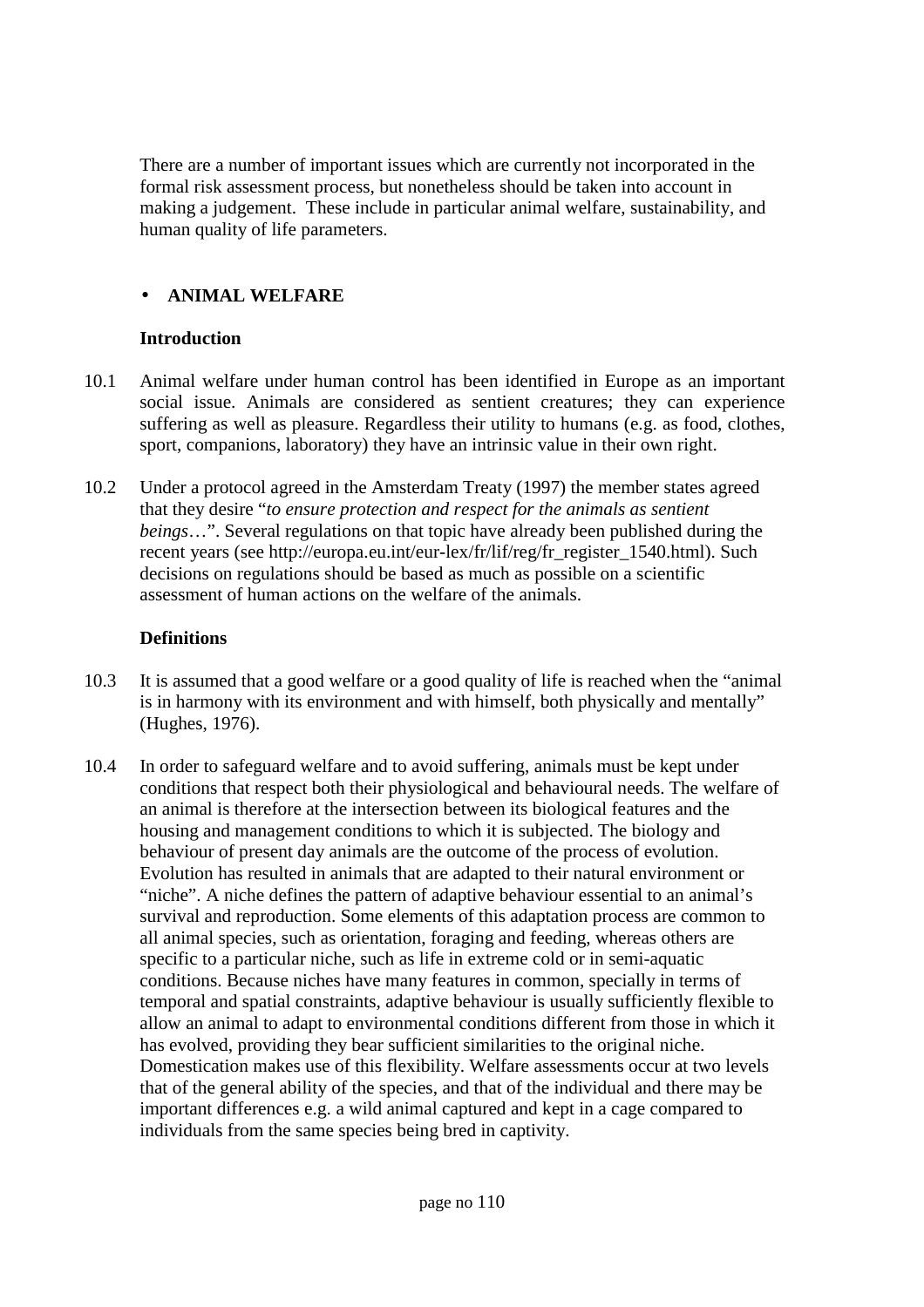There are a number of important issues which are currently not incorporated in the formal risk assessment process, but nonetheless should be taken into account in making a judgement. These include in particular animal welfare, sustainability, and human quality of life parameters.

- **ANIMAL WELFARE**

**Introduction**

10.1 Animal welfare under human control has been identified in Europe as an important social issue. Animals are considered as sentient creatures; they can experience suffering as well as pleasure. Regardless their utility to humans (e.g. as food, clothes, sport, companions, laboratory) they have an intrinsic value in their own right.

10.2 Under a protocol agreed in the Amsterdam Treaty (1997) the member states agreed that they desire "*to ensure protection and respect for the animals as sentient beings*…". Several regulations on that topic have already been published during the recent years (see http://europa.eu.int/eur-lex/fr/lif/reg/fr_register_1540.html). Such decisions on regulations should be based as much as possible on a scientific assessment of human actions on the welfare of the animals.

**Definitions**

10.3 It is assumed that a good welfare or a good quality of life is reached when the "animal is in harmony with its environment and with himself, both physically and mentally" (Hughes, 1976).

10.4 In order to safeguard welfare and to avoid suffering, animals must be kept under conditions that respect both their physiological and behavioural needs. The welfare of an animal is therefore at the intersection between its biological features and the housing and management conditions to which it is subjected. The biology and behaviour of present day animals are the outcome of the process of evolution. Evolution has resulted in animals that are adapted to their natural environment or "niche". A niche defines the pattern of adaptive behaviour essential to an animal's survival and reproduction. Some elements of this adaptation process are common to all animal species, such as orientation, foraging and feeding, whereas others are specific to a particular niche, such as life in extreme cold or in semi-aquatic conditions. Because niches have many features in common, specially in terms of temporal and spatial constraints, adaptive behaviour is usually sufficiently flexible to allow an animal to adapt to environmental conditions different from those in which it has evolved, providing they bear sufficient similarities to the original niche. Domestication makes use of this flexibility. Welfare assessments occur at two levels that of the general ability of the species, and that of the individual and there may be important differences e.g. a wild animal captured and kept in a cage compared to individuals from the same species being bred in captivity.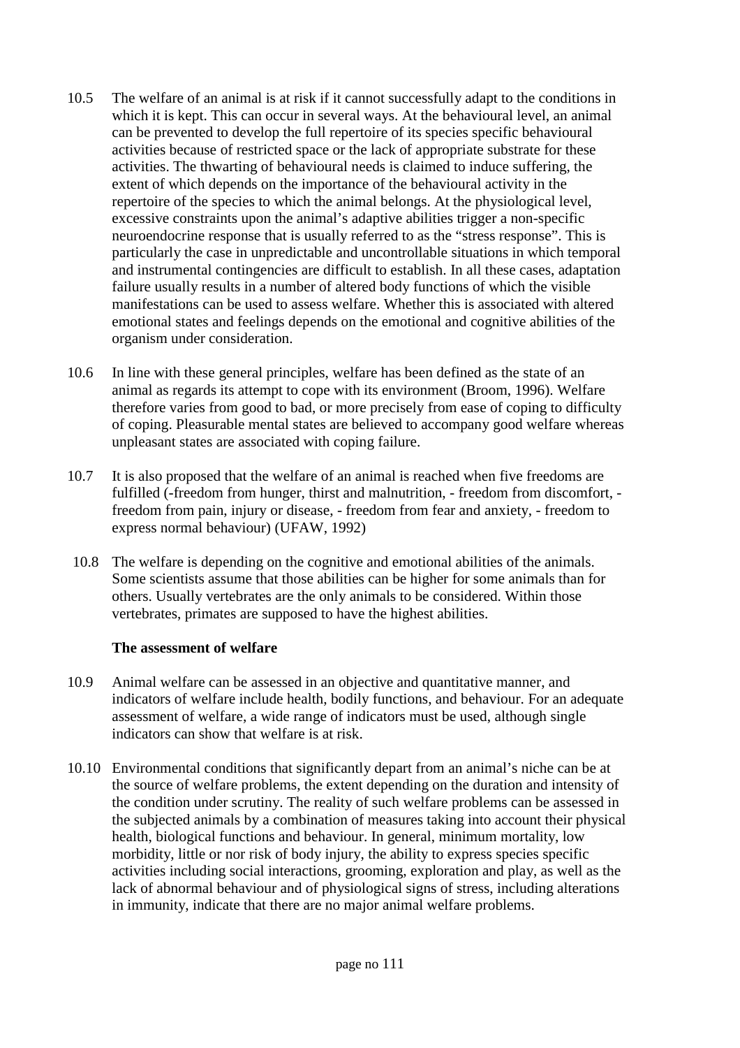10.5 The welfare of an animal is at risk if it cannot successfully adapt to the conditions in which it is kept. This can occur in several ways. At the behavioural level, an animal can be prevented to develop the full repertoire of its species specific behavioural activities because of restricted space or the lack of appropriate substrate for these activities. The thwarting of behavioural needs is claimed to induce suffering, the extent of which depends on the importance of the behavioural activity in the repertoire of the species to which the animal belongs. At the physiological level, excessive constraints upon the animal's adaptive abilities trigger a non-specific neuroendocrine response that is usually referred to as the "stress response". This is particularly the case in unpredictable and uncontrollable situations in which temporal and instrumental contingencies are difficult to establish. In all these cases, adaptation failure usually results in a number of altered body functions of which the visible manifestations can be used to assess welfare. Whether this is associated with altered emotional states and feelings depends on the emotional and cognitive abilities of the organism under consideration.

10.6 In line with these general principles, welfare has been defined as the state of an animal as regards its attempt to cope with its environment (Broom, 1996). Welfare therefore varies from good to bad, or more precisely from ease of coping to difficulty of coping. Pleasurable mental states are believed to accompany good welfare whereas unpleasant states are associated with coping failure.

10.7 It is also proposed that the welfare of an animal is reached when five freedoms are fulfilled (-freedom from hunger, thirst and malnutrition, - freedom from discomfort, - freedom from pain, injury or disease, - freedom from fear and anxiety, - freedom to express normal behaviour) (UFAW, 1992)

10.8 The welfare is depending on the cognitive and emotional abilities of the animals. Some scientists assume that those abilities can be higher for some animals than for others. Usually vertebrates are the only animals to be considered. Within those vertebrates, primates are supposed to have the highest abilities.

**The assessment of welfare**

10.9 Animal welfare can be assessed in an objective and quantitative manner, and indicators of welfare include health, bodily functions, and behaviour. For an adequate assessment of welfare, a wide range of indicators must be used, although single indicators can show that welfare is at risk.

10.10 Environmental conditions that significantly depart from an animal's niche can be at the source of welfare problems, the extent depending on the duration and intensity of the condition under scrutiny. The reality of such welfare problems can be assessed in the subjected animals by a combination of measures taking into account their physical health, biological functions and behaviour. In general, minimum mortality, low morbidity, little or nor risk of body injury, the ability to express species specific activities including social interactions, grooming, exploration and play, as well as the lack of abnormal behaviour and of physiological signs of stress, including alterations in immunity, indicate that there are no major animal welfare problems.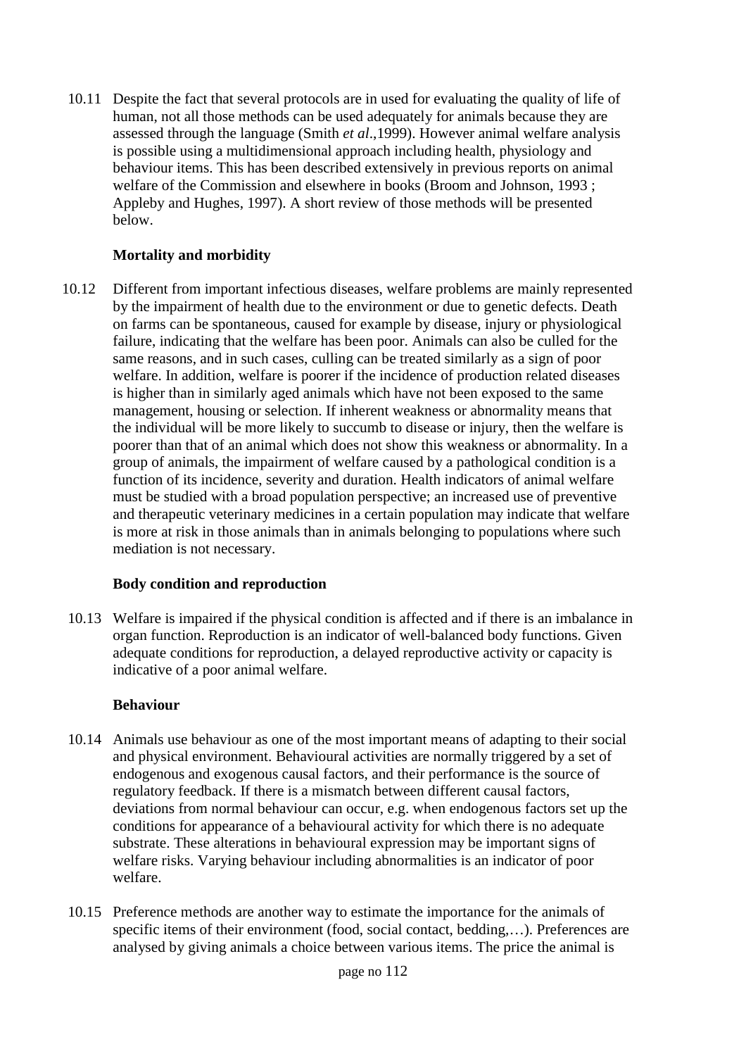10.11 Despite the fact that several protocols are in used for evaluating the quality of life of human, not all those methods can be used adequately for animals because they are assessed through the language (Smith *et al*.,1999). However animal welfare analysis is possible using a multidimensional approach including health, physiology and behaviour items. This has been described extensively in previous reports on animal welfare of the Commission and elsewhere in books (Broom and Johnson, 1993 ; Appleby and Hughes, 1997). A short review of those methods will be presented below.

### Mortality and morbidity

10.12 Different from important infectious diseases, welfare problems are mainly represented by the impairment of health due to the environment or due to genetic defects. Death on farms can be spontaneous, caused for example by disease, injury or physiological failure, indicating that the welfare has been poor. Animals can also be culled for the same reasons, and in such cases, culling can be treated similarly as a sign of poor welfare. In addition, welfare is poorer if the incidence of production related diseases is higher than in similarly aged animals which have not been exposed to the same management, housing or selection. If inherent weakness or abnormality means that the individual will be more likely to succumb to disease or injury, then the welfare is poorer than that of an animal which does not show this weakness or abnormality. In a group of animals, the impairment of welfare caused by a pathological condition is a function of its incidence, severity and duration. Health indicators of animal welfare must be studied with a broad population perspective; an increased use of preventive and therapeutic veterinary medicines in a certain population may indicate that welfare is more at risk in those animals than in animals belonging to populations where such mediation is not necessary.

### Body condition and reproduction

10.13 Welfare is impaired if the physical condition is affected and if there is an imbalance in organ function. Reproduction is an indicator of well-balanced body functions. Given adequate conditions for reproduction, a delayed reproductive activity or capacity is indicative of a poor animal welfare.

### Behaviour

10.14 Animals use behaviour as one of the most important means of adapting to their social and physical environment. Behavioural activities are normally triggered by a set of endogenous and exogenous causal factors, and their performance is the source of regulatory feedback. If there is a mismatch between different causal factors, deviations from normal behaviour can occur, e.g. when endogenous factors set up the conditions for appearance of a behavioural activity for which there is no adequate substrate. These alterations in behavioural expression may be important signs of welfare risks. Varying behaviour including abnormalities is an indicator of poor welfare.

10.15 Preference methods are another way to estimate the importance for the animals of specific items of their environment (food, social contact, bedding,…). Preferences are analysed by giving animals a choice between various items. The price the animal is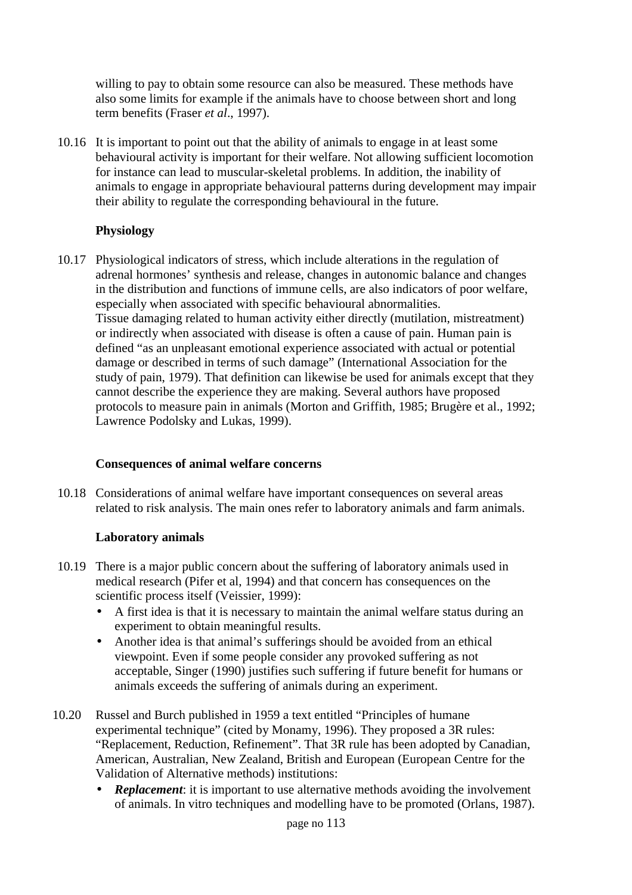willing to pay to obtain some resource can also be measured. These methods have also some limits for example if the animals have to choose between short and long term benefits (Fraser *et al*., 1997).

10.16 It is important to point out that the ability of animals to engage in at least some behavioural activity is important for their welfare. Not allowing sufficient locomotion for instance can lead to muscular-skeletal problems. In addition, the inability of animals to engage in appropriate behavioural patterns during development may impair their ability to regulate the corresponding behavioural in the future.

**Physiology**

10.17 Physiological indicators of stress, which include alterations in the regulation of adrenal hormones' synthesis and release, changes in autonomic balance and changes in the distribution and functions of immune cells, are also indicators of poor welfare, especially when associated with specific behavioural abnormalities.
Tissue damaging related to human activity either directly (mutilation, mistreatment) or indirectly when associated with disease is often a cause of pain. Human pain is defined "as an unpleasant emotional experience associated with actual or potential damage or described in terms of such damage" (International Association for the study of pain, 1979). That definition can likewise be used for animals except that they cannot describe the experience they are making. Several authors have proposed protocols to measure pain in animals (Morton and Griffith, 1985; Brugère et al., 1992; Lawrence Podolsky and Lukas, 1999).

**Consequences of animal welfare concerns**

10.18 Considerations of animal welfare have important consequences on several areas related to risk analysis. The main ones refer to laboratory animals and farm animals.

**Laboratory animals**

10.19 There is a major public concern about the suffering of laboratory animals used in medical research (Pifer et al, 1994) and that concern has consequences on the scientific process itself (Veissier, 1999):

- A first idea is that it is necessary to maintain the animal welfare status during an experiment to obtain meaningful results.
- Another idea is that animal's sufferings should be avoided from an ethical viewpoint. Even if some people consider any provoked suffering as not acceptable, Singer (1990) justifies such suffering if future benefit for humans or animals exceeds the suffering of animals during an experiment.

10.20 Russel and Burch published in 1959 a text entitled "Principles of humane experimental technique" (cited by Monamy, 1996). They proposed a 3R rules: "Replacement, Reduction, Refinement". That 3R rule has been adopted by Canadian, American, Australian, New Zealand, British and European (European Centre for the Validation of Alternative methods) institutions:

- ***Replacement***: it is important to use alternative methods avoiding the involvement of animals. In vitro techniques and modelling have to be promoted (Orlans, 1987).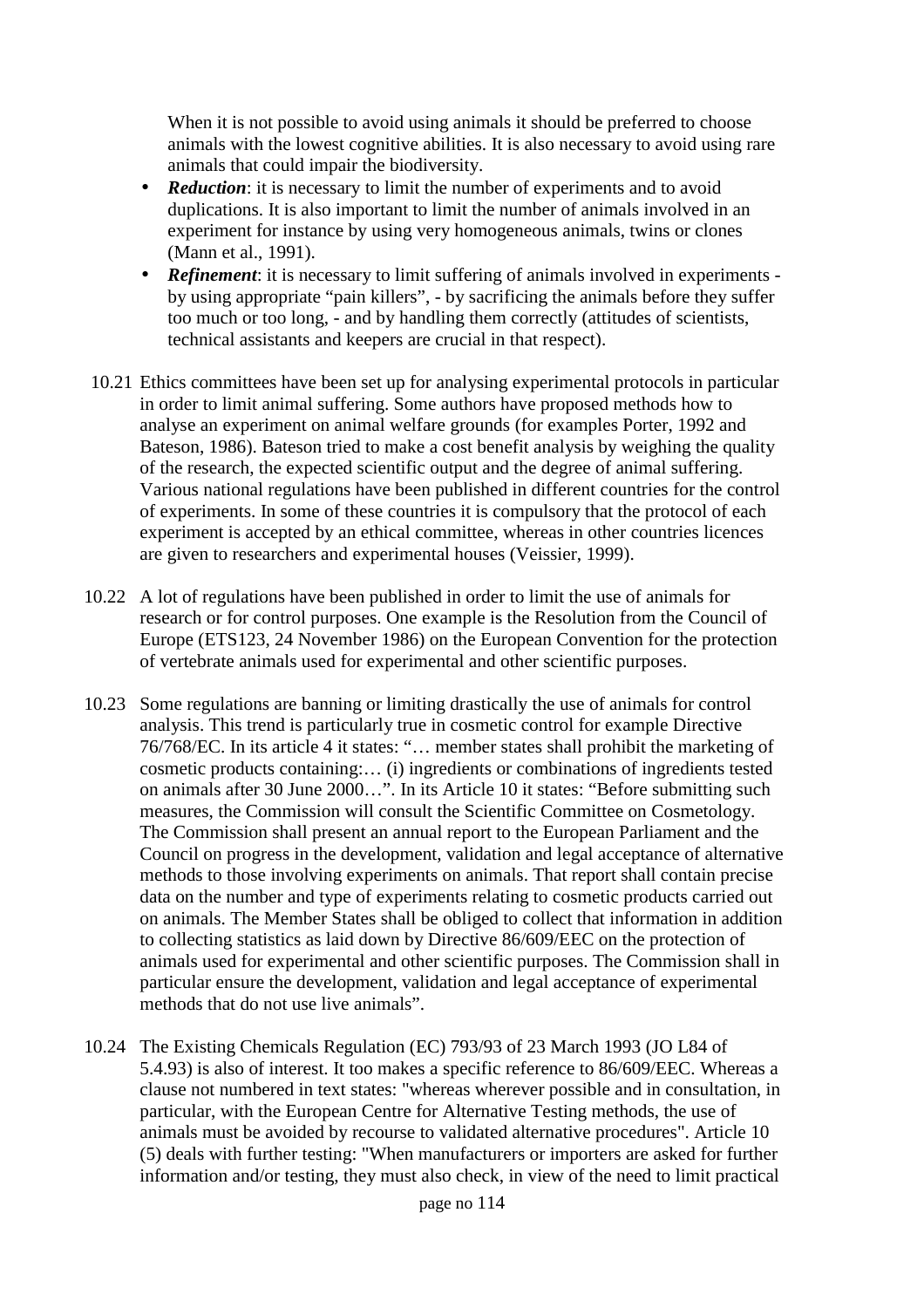When it is not possible to avoid using animals it should be preferred to choose animals with the lowest cognitive abilities. It is also necessary to avoid using rare animals that could impair the biodiversity.

- ***Reduction***: it is necessary to limit the number of experiments and to avoid duplications. It is also important to limit the number of animals involved in an experiment for instance by using very homogeneous animals, twins or clones (Mann et al., 1991).
- ***Refinement***: it is necessary to limit suffering of animals involved in experiments - by using appropriate "pain killers", - by sacrificing the animals before they suffer too much or too long, - and by handling them correctly (attitudes of scientists, technical assistants and keepers are crucial in that respect).

10.21 Ethics committees have been set up for analysing experimental protocols in particular in order to limit animal suffering. Some authors have proposed methods how to analyse an experiment on animal welfare grounds (for examples Porter, 1992 and Bateson, 1986). Bateson tried to make a cost benefit analysis by weighing the quality of the research, the expected scientific output and the degree of animal suffering. Various national regulations have been published in different countries for the control of experiments. In some of these countries it is compulsory that the protocol of each experiment is accepted by an ethical committee, whereas in other countries licences are given to researchers and experimental houses (Veissier, 1999).

10.22 A lot of regulations have been published in order to limit the use of animals for research or for control purposes. One example is the Resolution from the Council of Europe (ETS123, 24 November 1986) on the European Convention for the protection of vertebrate animals used for experimental and other scientific purposes.

10.23 Some regulations are banning or limiting drastically the use of animals for control analysis. This trend is particularly true in cosmetic control for example Directive 76/768/EC. In its article 4 it states: "… member states shall prohibit the marketing of cosmetic products containing:… (i) ingredients or combinations of ingredients tested on animals after 30 June 2000…". In its Article 10 it states: "Before submitting such measures, the Commission will consult the Scientific Committee on Cosmetology. The Commission shall present an annual report to the European Parliament and the Council on progress in the development, validation and legal acceptance of alternative methods to those involving experiments on animals. That report shall contain precise data on the number and type of experiments relating to cosmetic products carried out on animals. The Member States shall be obliged to collect that information in addition to collecting statistics as laid down by Directive 86/609/EEC on the protection of animals used for experimental and other scientific purposes. The Commission shall in particular ensure the development, validation and legal acceptance of experimental methods that do not use live animals".

10.24 The Existing Chemicals Regulation (EC) 793/93 of 23 March 1993 (JO L84 of 5.4.93) is also of interest. It too makes a specific reference to 86/609/EEC. Whereas a clause not numbered in text states: "whereas wherever possible and in consultation, in particular, with the European Centre for Alternative Testing methods, the use of animals must be avoided by recourse to validated alternative procedures". Article 10 (5) deals with further testing: "When manufacturers or importers are asked for further information and/or testing, they must also check, in view of the need to limit practical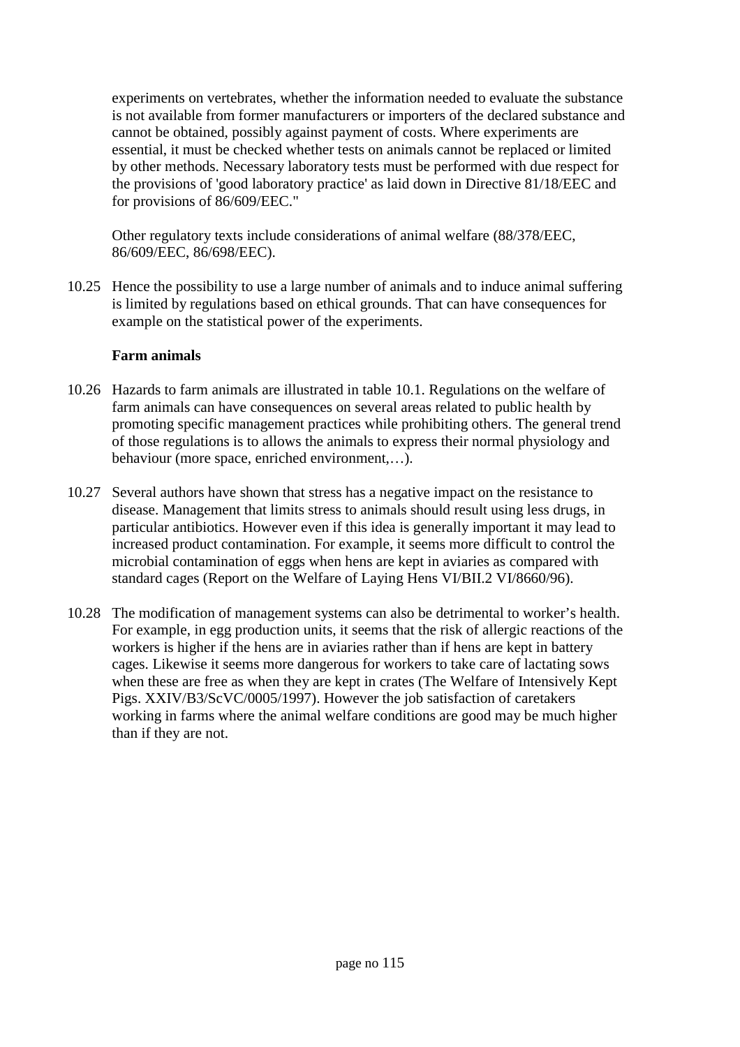experiments on vertebrates, whether the information needed to evaluate the substance is not available from former manufacturers or importers of the declared substance and cannot be obtained, possibly against payment of costs. Where experiments are essential, it must be checked whether tests on animals cannot be replaced or limited by other methods. Necessary laboratory tests must be performed with due respect for the provisions of 'good laboratory practice' as laid down in Directive 81/18/EEC and for provisions of 86/609/EEC."

Other regulatory texts include considerations of animal welfare (88/378/EEC, 86/609/EEC, 86/698/EEC).

10.25 Hence the possibility to use a large number of animals and to induce animal suffering is limited by regulations based on ethical grounds. That can have consequences for example on the statistical power of the experiments.

**Farm animals**

10.26 Hazards to farm animals are illustrated in table 10.1. Regulations on the welfare of farm animals can have consequences on several areas related to public health by promoting specific management practices while prohibiting others. The general trend of those regulations is to allows the animals to express their normal physiology and behaviour (more space, enriched environment,…).

10.27 Several authors have shown that stress has a negative impact on the resistance to disease. Management that limits stress to animals should result using less drugs, in particular antibiotics. However even if this idea is generally important it may lead to increased product contamination. For example, it seems more difficult to control the microbial contamination of eggs when hens are kept in aviaries as compared with standard cages (Report on the Welfare of Laying Hens VI/BII.2 VI/8660/96).

10.28 The modification of management systems can also be detrimental to worker's health. For example, in egg production units, it seems that the risk of allergic reactions of the workers is higher if the hens are in aviaries rather than if hens are kept in battery cages. Likewise it seems more dangerous for workers to take care of lactating sows when these are free as when they are kept in crates (The Welfare of Intensively Kept Pigs. XXIV/B3/ScVC/0005/1997). However the job satisfaction of caretakers working in farms where the animal welfare conditions are good may be much higher than if they are not.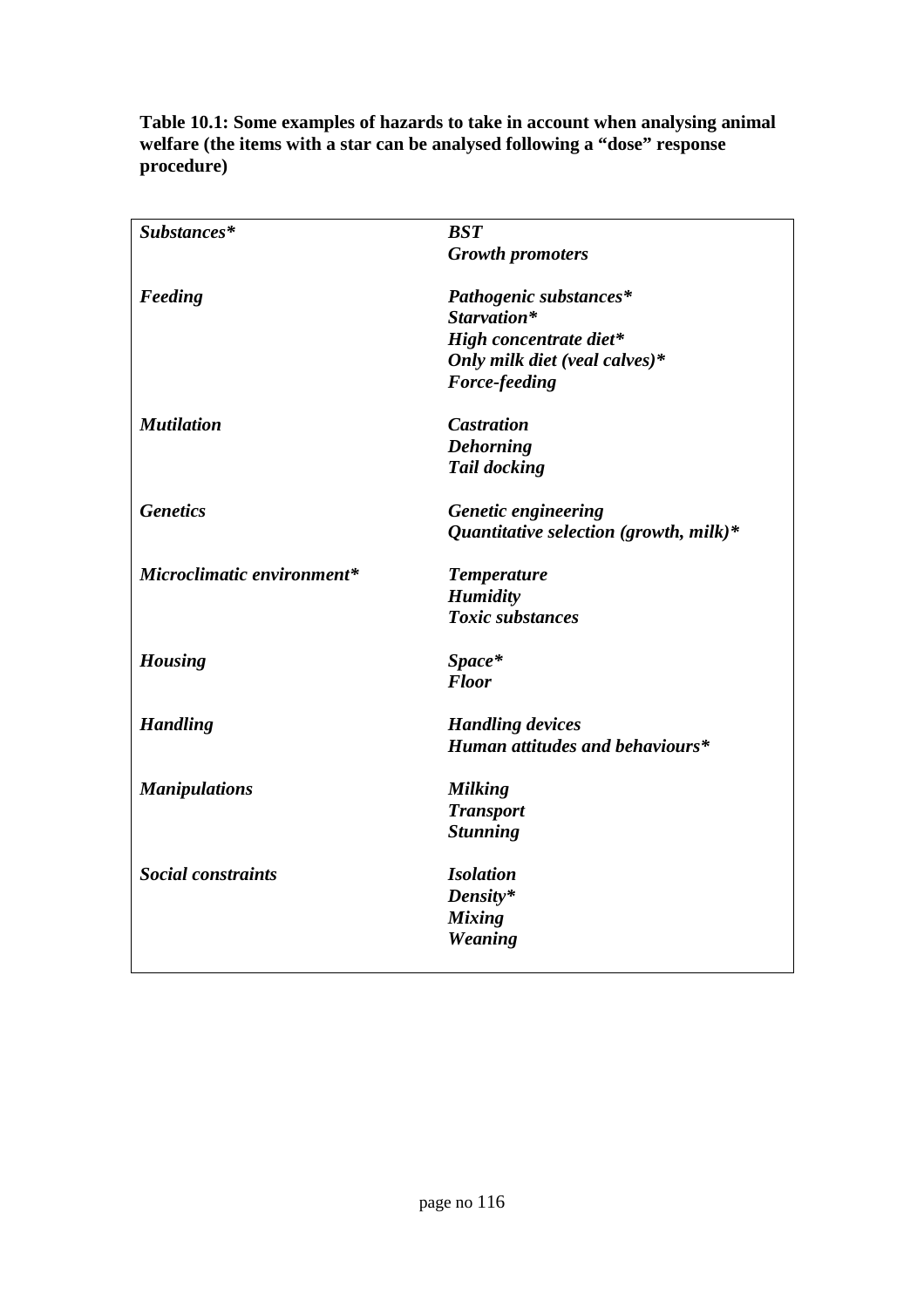**Table 10.1: Some examples of hazards to take in account when analysing animal welfare (the items with a star can be analysed following a "dose" response procedure)**

| | |
|---|---|
| ***Substances**** | ***BST*** |
| | ***Growth promoters*** |
| ***Feeding*** | ***Pathogenic substances**** |
| | ***Starvation**** |
| | ***High concentrate diet**** |
| | ***Only milk diet (veal calves)**** |
| | ***Force-feeding*** |
| ***Mutilation*** | ***Castration*** |
| | ***Dehorning*** |
| | ***Tail docking*** |
| ***Genetics*** | ***Genetic engineering*** |
| | ***Quantitative selection (growth, milk)**** |
| ***Microclimatic environment**** | ***Temperature*** |
| | ***Humidity*** |
| | ***Toxic substances*** |
| ***Housing*** | ***Space**** |
| | ***Floor*** |
| ***Handling*** | ***Handling devices*** |
| | ***Human attitudes and behaviours**** |
| ***Manipulations*** | ***Milking*** |
| | ***Transport*** |
| | ***Stunning*** |
| ***Social constraints*** | ***Isolation*** |
| | ***Density**** |
| | ***Mixing*** |
| | ***Weaning*** |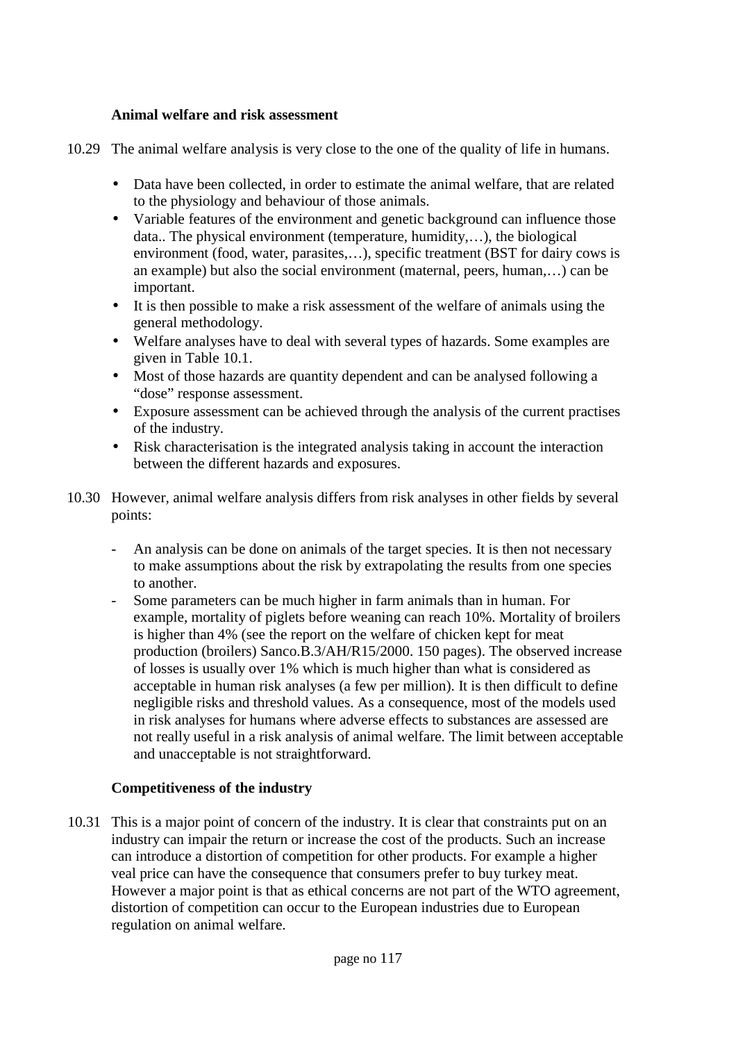### Animal welfare and risk assessment

10.29 The animal welfare analysis is very close to the one of the quality of life in humans.

- Data have been collected, in order to estimate the animal welfare, that are related to the physiology and behaviour of those animals.
- Variable features of the environment and genetic background can influence those data.. The physical environment (temperature, humidity,…), the biological environment (food, water, parasites,…), specific treatment (BST for dairy cows is an example) but also the social environment (maternal, peers, human,…) can be important.
- It is then possible to make a risk assessment of the welfare of animals using the general methodology.
- Welfare analyses have to deal with several types of hazards. Some examples are given in Table 10.1.
- Most of those hazards are quantity dependent and can be analysed following a "dose" response assessment.
- Exposure assessment can be achieved through the analysis of the current practises of the industry.
- Risk characterisation is the integrated analysis taking in account the interaction between the different hazards and exposures.

10.30 However, animal welfare analysis differs from risk analyses in other fields by several points:

- An analysis can be done on animals of the target species. It is then not necessary to make assumptions about the risk by extrapolating the results from one species to another.
- Some parameters can be much higher in farm animals than in human. For example, mortality of piglets before weaning can reach 10%. Mortality of broilers is higher than 4% (see the report on the welfare of chicken kept for meat production (broilers) Sanco.B.3/AH/R15/2000. 150 pages). The observed increase of losses is usually over 1% which is much higher than what is considered as acceptable in human risk analyses (a few per million). It is then difficult to define negligible risks and threshold values. As a consequence, most of the models used in risk analyses for humans where adverse effects to substances are assessed are not really useful in a risk analysis of animal welfare. The limit between acceptable and unacceptable is not straightforward.

### Competitiveness of the industry

10.31 This is a major point of concern of the industry. It is clear that constraints put on an industry can impair the return or increase the cost of the products. Such an increase can introduce a distortion of competition for other products. For example a higher veal price can have the consequence that consumers prefer to buy turkey meat. However a major point is that as ethical concerns are not part of the WTO agreement, distortion of competition can occur to the European industries due to European regulation on animal welfare.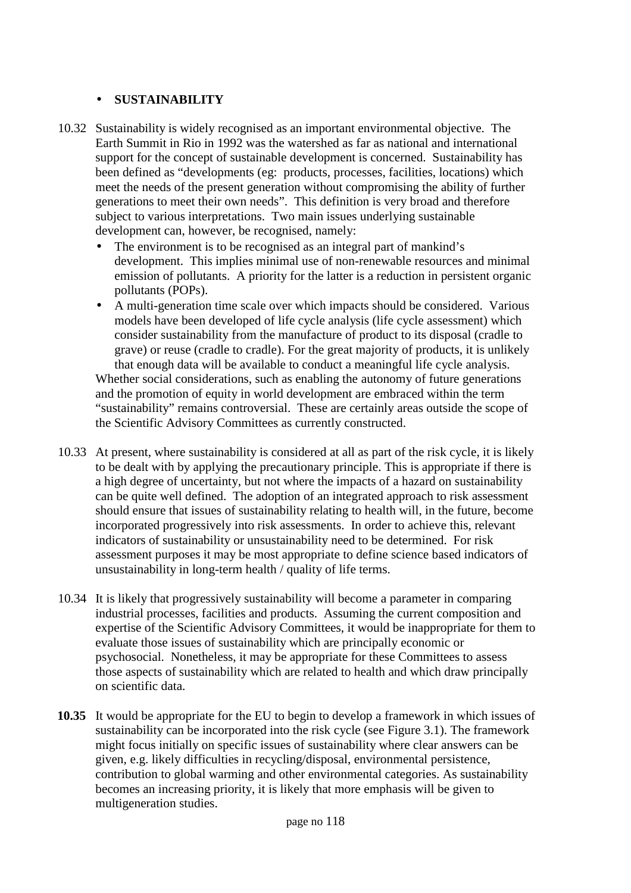- **SUSTAINABILITY**

10.32 Sustainability is widely recognised as an important environmental objective. The Earth Summit in Rio in 1992 was the watershed as far as national and international support for the concept of sustainable development is concerned. Sustainability has been defined as "developments (eg: products, processes, facilities, locations) which meet the needs of the present generation without compromising the ability of further generations to meet their own needs". This definition is very broad and therefore subject to various interpretations. Two main issues underlying sustainable development can, however, be recognised, namely:

- The environment is to be recognised as an integral part of mankind's development. This implies minimal use of non-renewable resources and minimal emission of pollutants. A priority for the latter is a reduction in persistent organic pollutants (POPs).
- A multi-generation time scale over which impacts should be considered. Various models have been developed of life cycle analysis (life cycle assessment) which consider sustainability from the manufacture of product to its disposal (cradle to grave) or reuse (cradle to cradle). For the great majority of products, it is unlikely that enough data will be available to conduct a meaningful life cycle analysis.

Whether social considerations, such as enabling the autonomy of future generations and the promotion of equity in world development are embraced within the term "sustainability" remains controversial. These are certainly areas outside the scope of the Scientific Advisory Committees as currently constructed.

10.33 At present, where sustainability is considered at all as part of the risk cycle, it is likely to be dealt with by applying the precautionary principle. This is appropriate if there is a high degree of uncertainty, but not where the impacts of a hazard on sustainability can be quite well defined. The adoption of an integrated approach to risk assessment should ensure that issues of sustainability relating to health will, in the future, become incorporated progressively into risk assessments. In order to achieve this, relevant indicators of sustainability or unsustainability need to be determined. For risk assessment purposes it may be most appropriate to define science based indicators of unsustainability in long-term health / quality of life terms.

10.34 It is likely that progressively sustainability will become a parameter in comparing industrial processes, facilities and products. Assuming the current composition and expertise of the Scientific Advisory Committees, it would be inappropriate for them to evaluate those issues of sustainability which are principally economic or psychosocial. Nonetheless, it may be appropriate for these Committees to assess those aspects of sustainability which are related to health and which draw principally on scientific data.

**10.35** It would be appropriate for the EU to begin to develop a framework in which issues of sustainability can be incorporated into the risk cycle (see Figure 3.1). The framework might focus initially on specific issues of sustainability where clear answers can be given, e.g. likely difficulties in recycling/disposal, environmental persistence, contribution to global warming and other environmental categories. As sustainability becomes an increasing priority, it is likely that more emphasis will be given to multigeneration studies.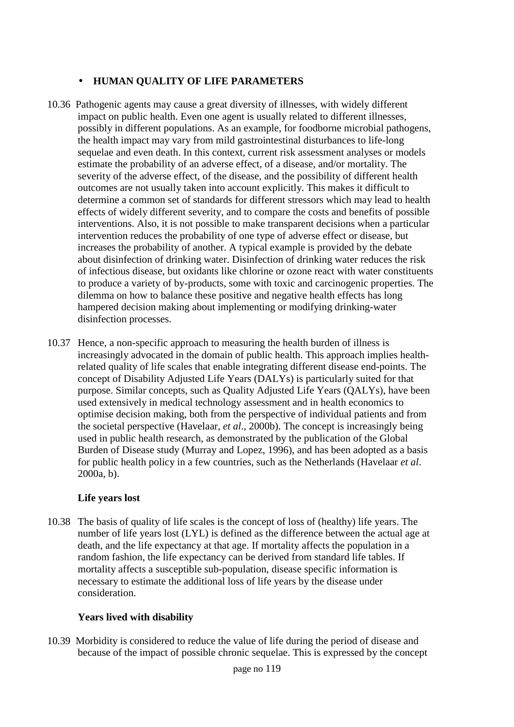- **HUMAN QUALITY OF LIFE PARAMETERS**

10.36 Pathogenic agents may cause a great diversity of illnesses, with widely different impact on public health. Even one agent is usually related to different illnesses, possibly in different populations. As an example, for foodborne microbial pathogens, the health impact may vary from mild gastrointestinal disturbances to life-long sequelae and even death. In this context, current risk assessment analyses or models estimate the probability of an adverse effect, of a disease, and/or mortality. The severity of the adverse effect, of the disease, and the possibility of different health outcomes are not usually taken into account explicitly. This makes it difficult to determine a common set of standards for different stressors which may lead to health effects of widely different severity, and to compare the costs and benefits of possible interventions. Also, it is not possible to make transparent decisions when a particular intervention reduces the probability of one type of adverse effect or disease, but increases the probability of another. A typical example is provided by the debate about disinfection of drinking water. Disinfection of drinking water reduces the risk of infectious disease, but oxidants like chlorine or ozone react with water constituents to produce a variety of by-products, some with toxic and carcinogenic properties. The dilemma on how to balance these positive and negative health effects has long hampered decision making about implementing or modifying drinking-water disinfection processes.

10.37 Hence, a non-specific approach to measuring the health burden of illness is increasingly advocated in the domain of public health. This approach implies health-related quality of life scales that enable integrating different disease end-points. The concept of Disability Adjusted Life Years (DALYs) is particularly suited for that purpose. Similar concepts, such as Quality Adjusted Life Years (QALYs), have been used extensively in medical technology assessment and in health economics to optimise decision making, both from the perspective of individual patients and from the societal perspective (Havelaar, *et al*., 2000b). The concept is increasingly being used in public health research, as demonstrated by the publication of the Global Burden of Disease study (Murray and Lopez, 1996), and has been adopted as a basis for public health policy in a few countries, such as the Netherlands (Havelaar *et al*. 2000a, b).

**Life years lost**

10.38 The basis of quality of life scales is the concept of loss of (healthy) life years. The number of life years lost (LYL) is defined as the difference between the actual age at death, and the life expectancy at that age. If mortality affects the population in a random fashion, the life expectancy can be derived from standard life tables. If mortality affects a susceptible sub-population, disease specific information is necessary to estimate the additional loss of life years by the disease under consideration.

**Years lived with disability**

10.39 Morbidity is considered to reduce the value of life during the period of disease and because of the impact of possible chronic sequelae. This is expressed by the concept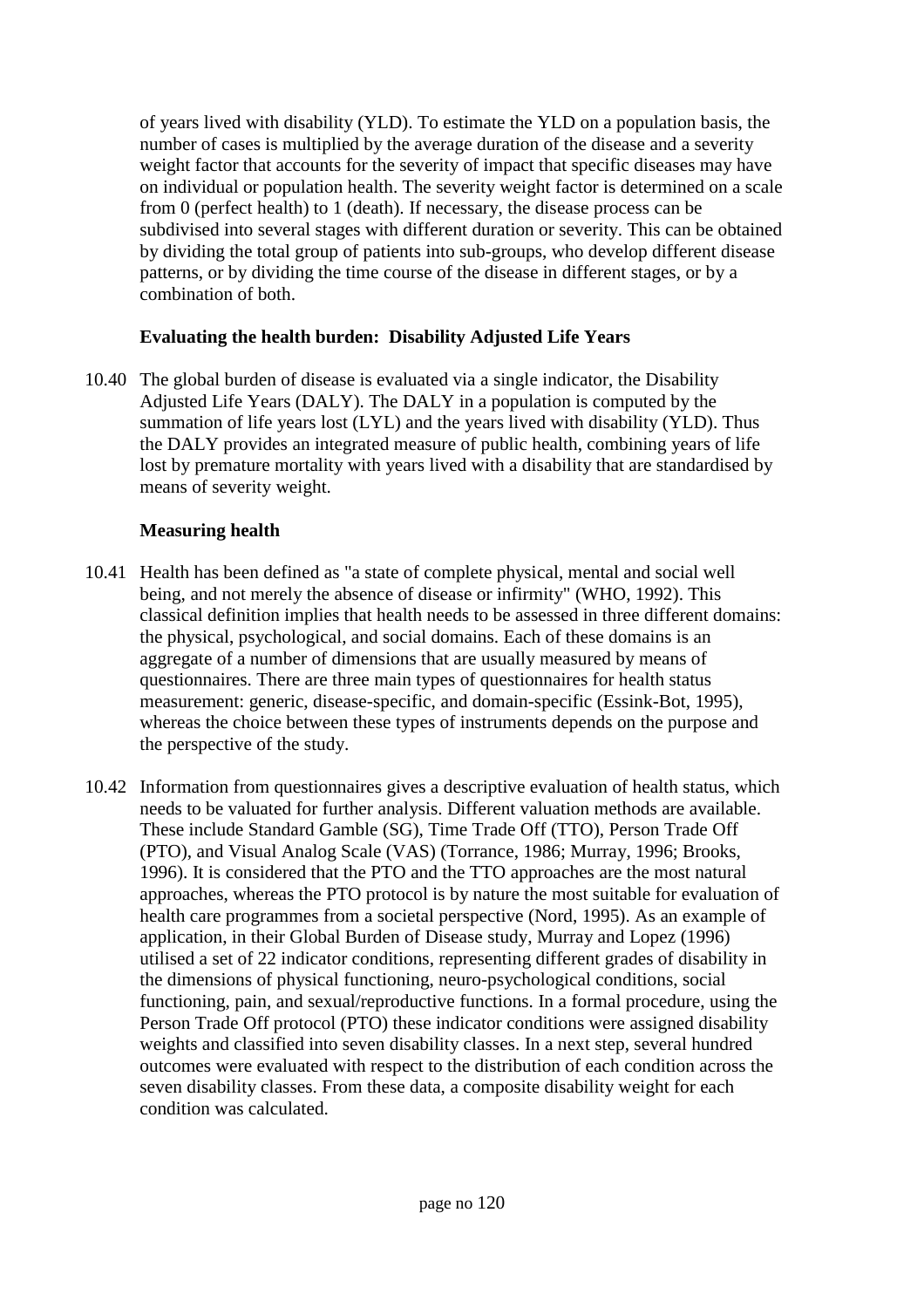of years lived with disability (YLD). To estimate the YLD on a population basis, the number of cases is multiplied by the average duration of the disease and a severity weight factor that accounts for the severity of impact that specific diseases may have on individual or population health. The severity weight factor is determined on a scale from 0 (perfect health) to 1 (death). If necessary, the disease process can be subdivised into several stages with different duration or severity. This can be obtained by dividing the total group of patients into sub-groups, who develop different disease patterns, or by dividing the time course of the disease in different stages, or by a combination of both.

**Evaluating the health burden: Disability Adjusted Life Years**

10.40 The global burden of disease is evaluated via a single indicator, the Disability Adjusted Life Years (DALY). The DALY in a population is computed by the summation of life years lost (LYL) and the years lived with disability (YLD). Thus the DALY provides an integrated measure of public health, combining years of life lost by premature mortality with years lived with a disability that are standardised by means of severity weight.

**Measuring health**

10.41 Health has been defined as "a state of complete physical, mental and social well being, and not merely the absence of disease or infirmity" (WHO, 1992). This classical definition implies that health needs to be assessed in three different domains: the physical, psychological, and social domains. Each of these domains is an aggregate of a number of dimensions that are usually measured by means of questionnaires. There are three main types of questionnaires for health status measurement: generic, disease-specific, and domain-specific (Essink-Bot, 1995), whereas the choice between these types of instruments depends on the purpose and the perspective of the study.

10.42 Information from questionnaires gives a descriptive evaluation of health status, which needs to be valuated for further analysis. Different valuation methods are available. These include Standard Gamble (SG), Time Trade Off (TTO), Person Trade Off (PTO), and Visual Analog Scale (VAS) (Torrance, 1986; Murray, 1996; Brooks, 1996). It is considered that the PTO and the TTO approaches are the most natural approaches, whereas the PTO protocol is by nature the most suitable for evaluation of health care programmes from a societal perspective (Nord, 1995). As an example of application, in their Global Burden of Disease study, Murray and Lopez (1996) utilised a set of 22 indicator conditions, representing different grades of disability in the dimensions of physical functioning, neuro-psychological conditions, social functioning, pain, and sexual/reproductive functions. In a formal procedure, using the Person Trade Off protocol (PTO) these indicator conditions were assigned disability weights and classified into seven disability classes. In a next step, several hundred outcomes were evaluated with respect to the distribution of each condition across the seven disability classes. From these data, a composite disability weight for each condition was calculated.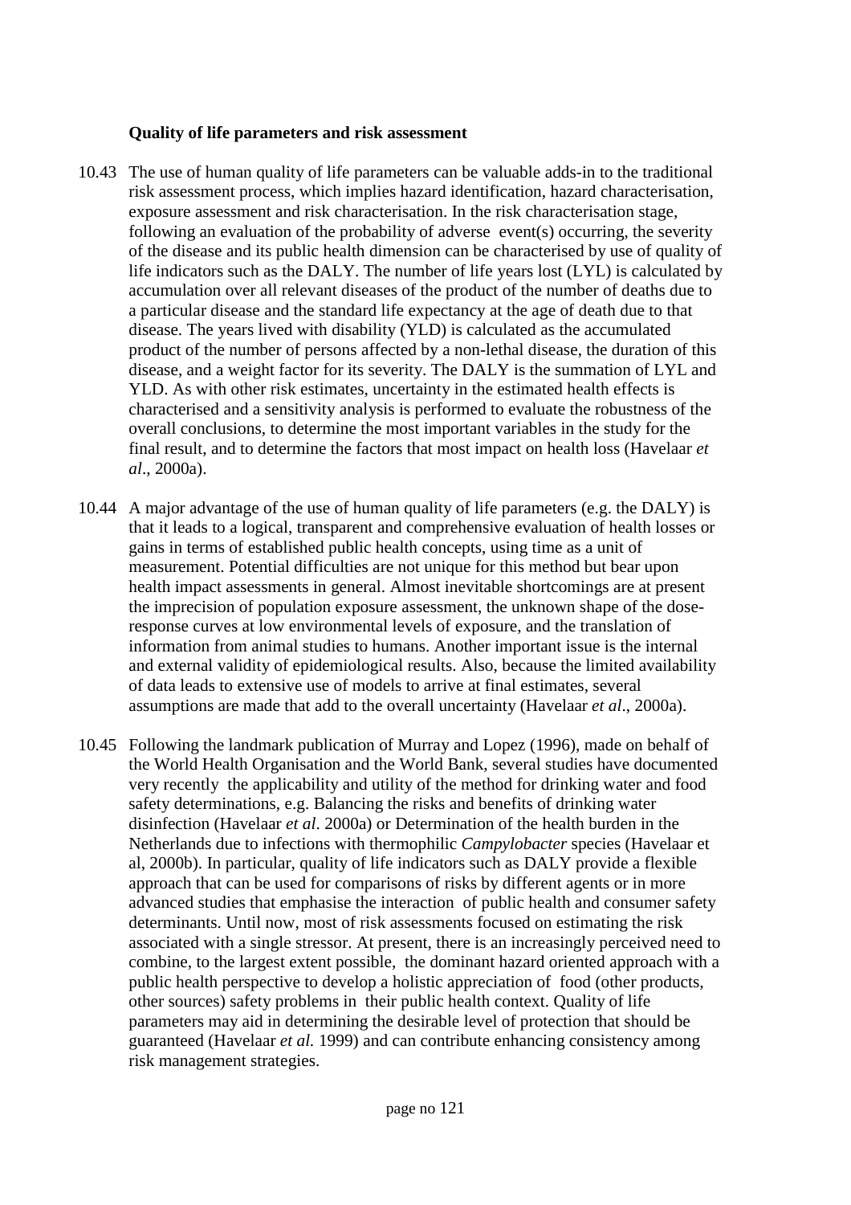**Quality of life parameters and risk assessment**

10.43 The use of human quality of life parameters can be valuable adds-in to the traditional risk assessment process, which implies hazard identification, hazard characterisation, exposure assessment and risk characterisation. In the risk characterisation stage, following an evaluation of the probability of adverse event(s) occurring, the severity of the disease and its public health dimension can be characterised by use of quality of life indicators such as the DALY. The number of life years lost (LYL) is calculated by accumulation over all relevant diseases of the product of the number of deaths due to a particular disease and the standard life expectancy at the age of death due to that disease. The years lived with disability (YLD) is calculated as the accumulated product of the number of persons affected by a non-lethal disease, the duration of this disease, and a weight factor for its severity. The DALY is the summation of LYL and YLD. As with other risk estimates, uncertainty in the estimated health effects is characterised and a sensitivity analysis is performed to evaluate the robustness of the overall conclusions, to determine the most important variables in the study for the final result, and to determine the factors that most impact on health loss (Havelaar *et al*., 2000a).

10.44 A major advantage of the use of human quality of life parameters (e.g. the DALY) is that it leads to a logical, transparent and comprehensive evaluation of health losses or gains in terms of established public health concepts, using time as a unit of measurement. Potential difficulties are not unique for this method but bear upon health impact assessments in general. Almost inevitable shortcomings are at present the imprecision of population exposure assessment, the unknown shape of the dose-response curves at low environmental levels of exposure, and the translation of information from animal studies to humans. Another important issue is the internal and external validity of epidemiological results. Also, because the limited availability of data leads to extensive use of models to arrive at final estimates, several assumptions are made that add to the overall uncertainty (Havelaar *et al*., 2000a).

10.45 Following the landmark publication of Murray and Lopez (1996), made on behalf of the World Health Organisation and the World Bank, several studies have documented very recently the applicability and utility of the method for drinking water and food safety determinations, e.g. Balancing the risks and benefits of drinking water disinfection (Havelaar *et al.* 2000a) or Determination of the health burden in the Netherlands due to infections with thermophilic *Campylobacter* species (Havelaar et al, 2000b). In particular, quality of life indicators such as DALY provide a flexible approach that can be used for comparisons of risks by different agents or in more advanced studies that emphasise the interaction of public health and consumer safety determinants. Until now, most of risk assessments focused on estimating the risk associated with a single stressor. At present, there is an increasingly perceived need to combine, to the largest extent possible, the dominant hazard oriented approach with a public health perspective to develop a holistic appreciation of food (other products, other sources) safety problems in their public health context. Quality of life parameters may aid in determining the desirable level of protection that should be guaranteed (Havelaar *et al.* 1999) and can contribute enhancing consistency among risk management strategies.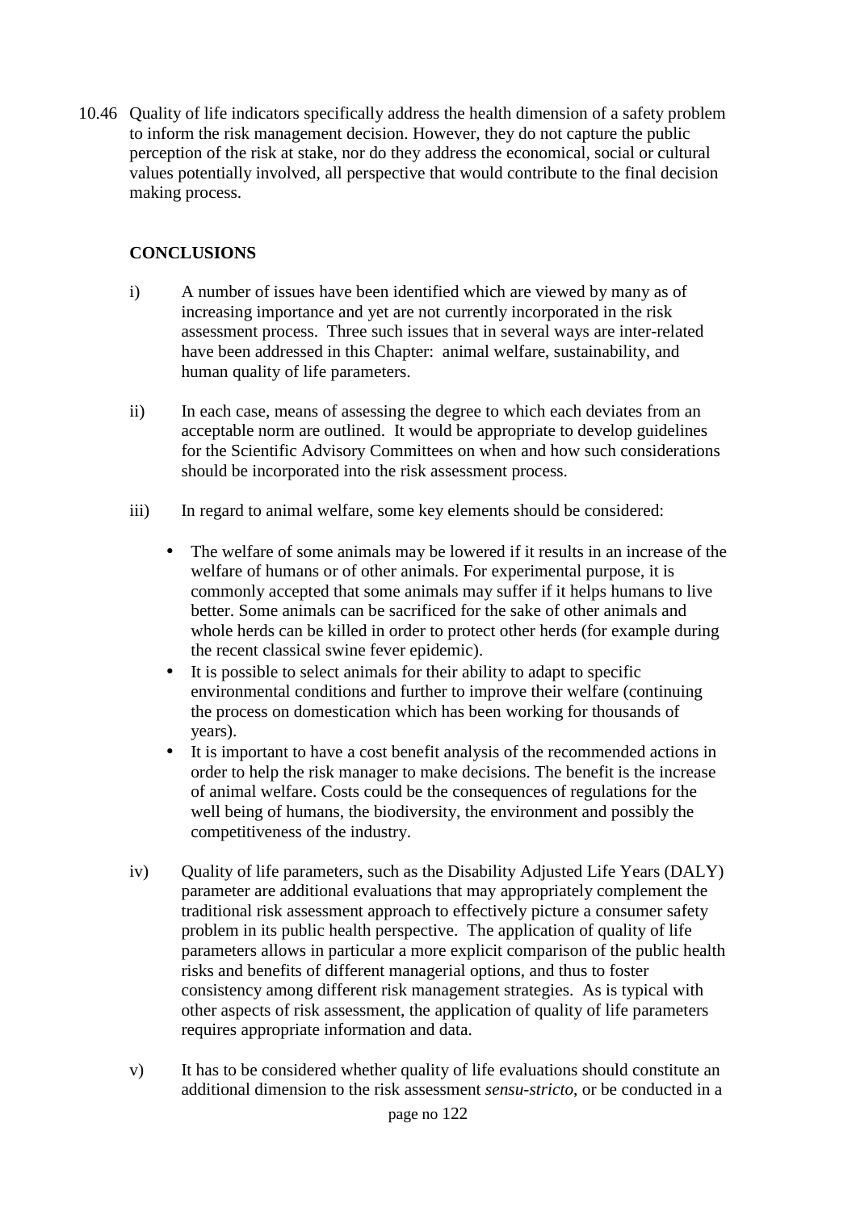10.46 Quality of life indicators specifically address the health dimension of a safety problem to inform the risk management decision. However, they do not capture the public perception of the risk at stake, nor do they address the economical, social or cultural values potentially involved, all perspective that would contribute to the final decision making process.

## CONCLUSIONS

i) A number of issues have been identified which are viewed by many as of increasing importance and yet are not currently incorporated in the risk assessment process. Three such issues that in several ways are inter-related have been addressed in this Chapter: animal welfare, sustainability, and human quality of life parameters.

ii) In each case, means of assessing the degree to which each deviates from an acceptable norm are outlined. It would be appropriate to develop guidelines for the Scientific Advisory Committees on when and how such considerations should be incorporated into the risk assessment process.

iii) In regard to animal welfare, some key elements should be considered:

- The welfare of some animals may be lowered if it results in an increase of the welfare of humans or of other animals. For experimental purpose, it is commonly accepted that some animals may suffer if it helps humans to live better. Some animals can be sacrificed for the sake of other animals and whole herds can be killed in order to protect other herds (for example during the recent classical swine fever epidemic).
- It is possible to select animals for their ability to adapt to specific environmental conditions and further to improve their welfare (continuing the process on domestication which has been working for thousands of years).
- It is important to have a cost benefit analysis of the recommended actions in order to help the risk manager to make decisions. The benefit is the increase of animal welfare. Costs could be the consequences of regulations for the well being of humans, the biodiversity, the environment and possibly the competitiveness of the industry.

iv) Quality of life parameters, such as the Disability Adjusted Life Years (DALY) parameter are additional evaluations that may appropriately complement the traditional risk assessment approach to effectively picture a consumer safety problem in its public health perspective. The application of quality of life parameters allows in particular a more explicit comparison of the public health risks and benefits of different managerial options, and thus to foster consistency among different risk management strategies. As is typical with other aspects of risk assessment, the application of quality of life parameters requires appropriate information and data.

v) It has to be considered whether quality of life evaluations should constitute an additional dimension to the risk assessment *sensu-stricto*, or be conducted in a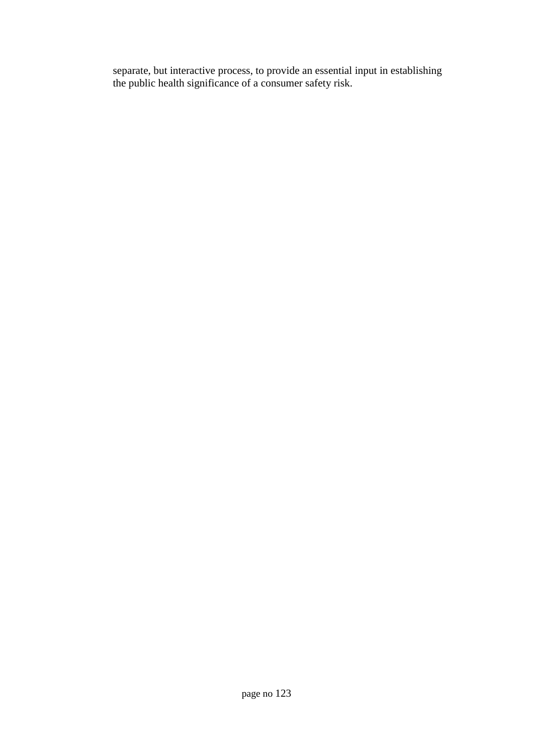separate, but interactive process, to provide an essential input in establishing the public health significance of a consumer safety risk.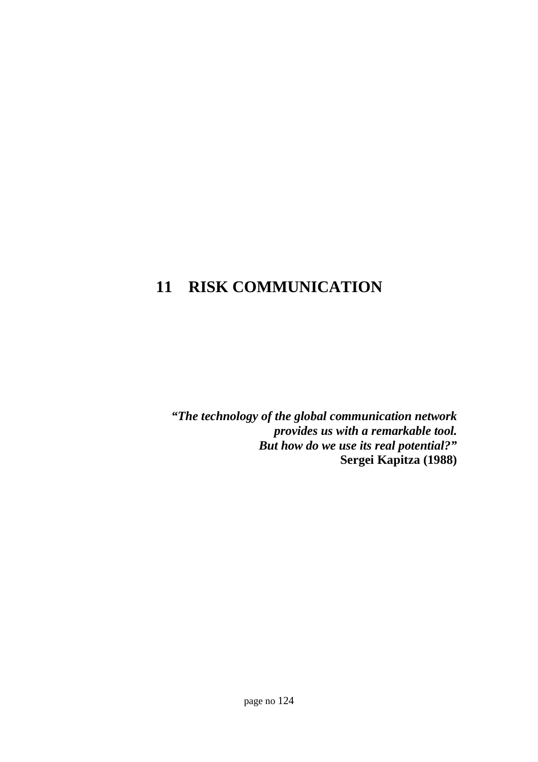# 11 RISK COMMUNICATION

***"The technology of the global communication network provides us with a remarkable tool. But how do we use its real potential?"***
**Sergei Kapitza (1988)**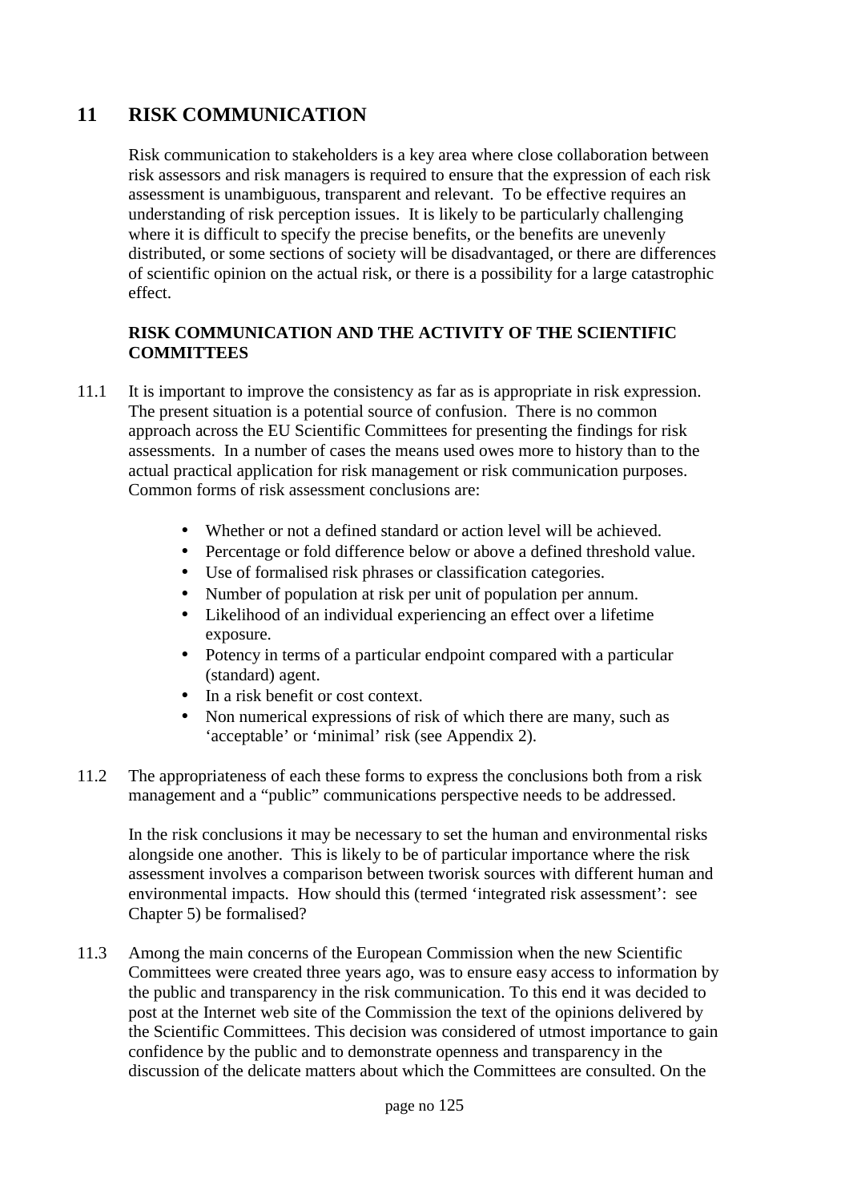# 11 RISK COMMUNICATION

Risk communication to stakeholders is a key area where close collaboration between risk assessors and risk managers is required to ensure that the expression of each risk assessment is unambiguous, transparent and relevant. To be effective requires an understanding of risk perception issues. It is likely to be particularly challenging where it is difficult to specify the precise benefits, or the benefits are unevenly distributed, or some sections of society will be disadvantaged, or there are differences of scientific opinion on the actual risk, or there is a possibility for a large catastrophic effect.

## RISK COMMUNICATION AND THE ACTIVITY OF THE SCIENTIFIC COMMITTEES

11.1 It is important to improve the consistency as far as is appropriate in risk expression. The present situation is a potential source of confusion. There is no common approach across the EU Scientific Committees for presenting the findings for risk assessments. In a number of cases the means used owes more to history than to the actual practical application for risk management or risk communication purposes. Common forms of risk assessment conclusions are:

- Whether or not a defined standard or action level will be achieved.
- Percentage or fold difference below or above a defined threshold value.
- Use of formalised risk phrases or classification categories.
- Number of population at risk per unit of population per annum.
- Likelihood of an individual experiencing an effect over a lifetime exposure.
- Potency in terms of a particular endpoint compared with a particular (standard) agent.
- In a risk benefit or cost context.
- Non numerical expressions of risk of which there are many, such as 'acceptable' or 'minimal' risk (see Appendix 2).

11.2 The appropriateness of each these forms to express the conclusions both from a risk management and a "public" communications perspective needs to be addressed.

In the risk conclusions it may be necessary to set the human and environmental risks alongside one another. This is likely to be of particular importance where the risk assessment involves a comparison between tworisk sources with different human and environmental impacts. How should this (termed 'integrated risk assessment': see Chapter 5) be formalised?

11.3 Among the main concerns of the European Commission when the new Scientific Committees were created three years ago, was to ensure easy access to information by the public and transparency in the risk communication. To this end it was decided to post at the Internet web site of the Commission the text of the opinions delivered by the Scientific Committees. This decision was considered of utmost importance to gain confidence by the public and to demonstrate openness and transparency in the discussion of the delicate matters about which the Committees are consulted. On the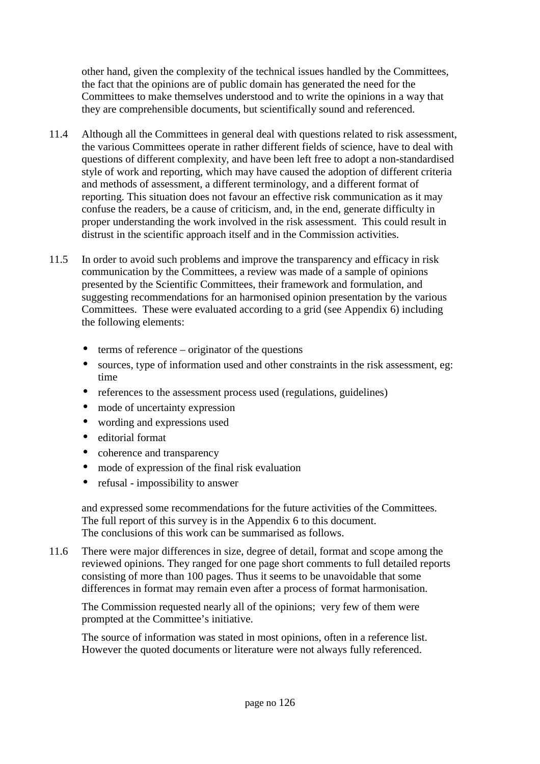other hand, given the complexity of the technical issues handled by the Committees, the fact that the opinions are of public domain has generated the need for the Committees to make themselves understood and to write the opinions in a way that they are comprehensible documents, but scientifically sound and referenced.

11.4 Although all the Committees in general deal with questions related to risk assessment, the various Committees operate in rather different fields of science, have to deal with questions of different complexity, and have been left free to adopt a non-standardised style of work and reporting, which may have caused the adoption of different criteria and methods of assessment, a different terminology, and a different format of reporting. This situation does not favour an effective risk communication as it may confuse the readers, be a cause of criticism, and, in the end, generate difficulty in proper understanding the work involved in the risk assessment. This could result in distrust in the scientific approach itself and in the Commission activities.

11.5 In order to avoid such problems and improve the transparency and efficacy in risk communication by the Committees, a review was made of a sample of opinions presented by the Scientific Committees, their framework and formulation, and suggesting recommendations for an harmonised opinion presentation by the various Committees. These were evaluated according to a grid (see Appendix 6) including the following elements:

- terms of reference – originator of the questions
- sources, type of information used and other constraints in the risk assessment, eg: time
- references to the assessment process used (regulations, guidelines)
- mode of uncertainty expression
- wording and expressions used
- editorial format
- coherence and transparency
- mode of expression of the final risk evaluation
- refusal - impossibility to answer

and expressed some recommendations for the future activities of the Committees. The full report of this survey is in the Appendix 6 to this document.
The conclusions of this work can be summarised as follows.

11.6 There were major differences in size, degree of detail, format and scope among the reviewed opinions. They ranged for one page short comments to full detailed reports consisting of more than 100 pages. Thus it seems to be unavoidable that some differences in format may remain even after a process of format harmonisation.

The Commission requested nearly all of the opinions; very few of them were prompted at the Committee's initiative.

The source of information was stated in most opinions, often in a reference list. However the quoted documents or literature were not always fully referenced.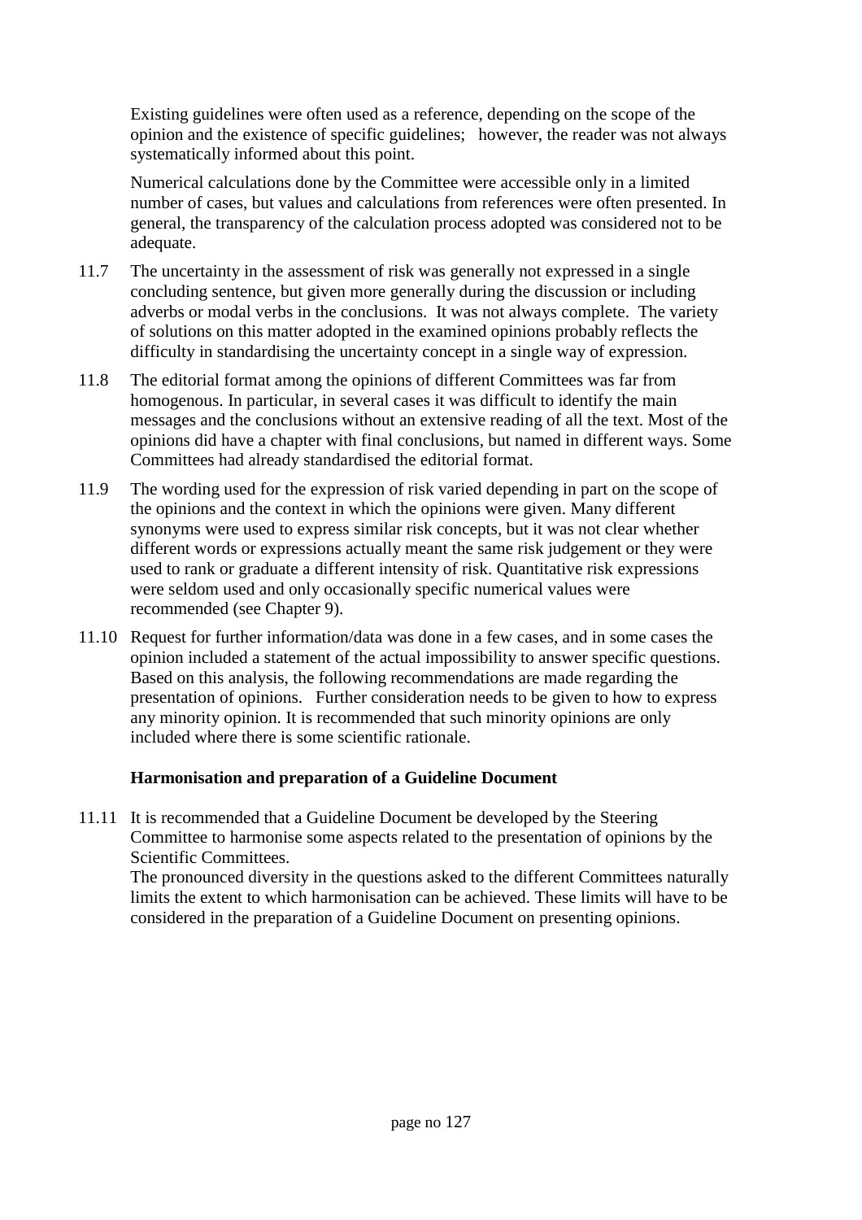Existing guidelines were often used as a reference, depending on the scope of the opinion and the existence of specific guidelines;   however, the reader was not always systematically informed about this point.

Numerical calculations done by the Committee were accessible only in a limited number of cases, but values and calculations from references were often presented. In general, the transparency of the calculation process adopted was considered not to be adequate.

11.7 The uncertainty in the assessment of risk was generally not expressed in a single concluding sentence, but given more generally during the discussion or including adverbs or modal verbs in the conclusions.  It was not always complete.  The variety of solutions on this matter adopted in the examined opinions probably reflects the difficulty in standardising the uncertainty concept in a single way of expression.

11.8 The editorial format among the opinions of different Committees was far from homogenous. In particular, in several cases it was difficult to identify the main messages and the conclusions without an extensive reading of all the text. Most of the opinions did have a chapter with final conclusions, but named in different ways. Some Committees had already standardised the editorial format.

11.9 The wording used for the expression of risk varied depending in part on the scope of the opinions and the context in which the opinions were given. Many different synonyms were used to express similar risk concepts, but it was not clear whether different words or expressions actually meant the same risk judgement or they were used to rank or graduate a different intensity of risk. Quantitative risk expressions were seldom used and only occasionally specific numerical values were recommended (see Chapter 9).

11.10 Request for further information/data was done in a few cases, and in some cases the opinion included a statement of the actual impossibility to answer specific questions. Based on this analysis, the following recommendations are made regarding the presentation of opinions.   Further consideration needs to be given to how to express any minority opinion. It is recommended that such minority opinions are only included where there is some scientific rationale.

**Harmonisation and preparation of a Guideline Document**

11.11 It is recommended that a Guideline Document be developed by the Steering Committee to harmonise some aspects related to the presentation of opinions by the Scientific Committees.
The pronounced diversity in the questions asked to the different Committees naturally limits the extent to which harmonisation can be achieved. These limits will have to be considered in the preparation of a Guideline Document on presenting opinions.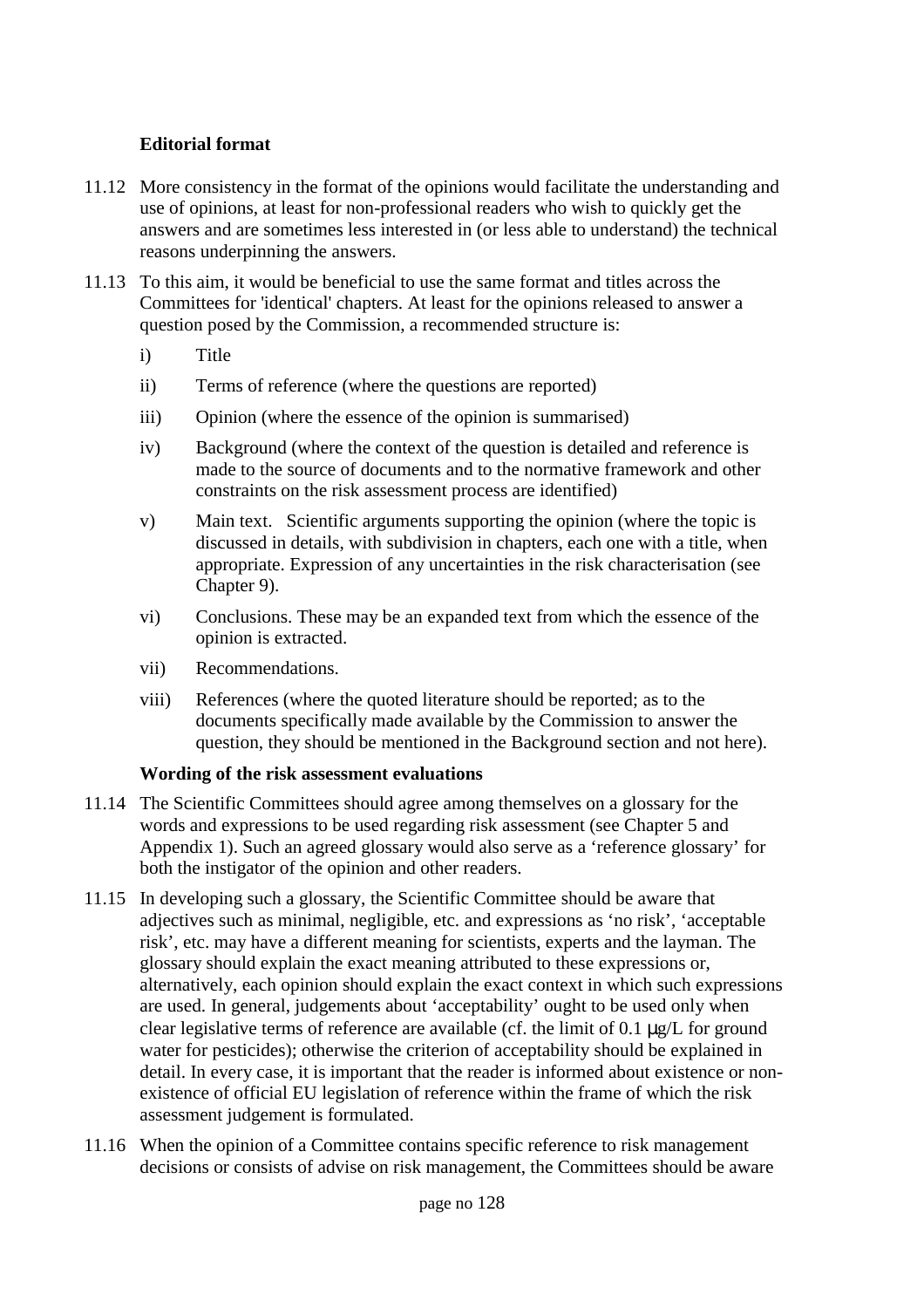**Editorial format**

11.12 More consistency in the format of the opinions would facilitate the understanding and use of opinions, at least for non-professional readers who wish to quickly get the answers and are sometimes less interested in (or less able to understand) the technical reasons underpinning the answers.

11.13 To this aim, it would be beneficial to use the same format and titles across the Committees for 'identical' chapters. At least for the opinions released to answer a question posed by the Commission, a recommended structure is:

i) Title

ii) Terms of reference (where the questions are reported)

iii) Opinion (where the essence of the opinion is summarised)

iv) Background (where the context of the question is detailed and reference is made to the source of documents and to the normative framework and other constraints on the risk assessment process are identified)

v) Main text. Scientific arguments supporting the opinion (where the topic is discussed in details, with subdivision in chapters, each one with a title, when appropriate. Expression of any uncertainties in the risk characterisation (see Chapter 9).

vi) Conclusions. These may be an expanded text from which the essence of the opinion is extracted.

vii) Recommendations.

viii) References (where the quoted literature should be reported; as to the documents specifically made available by the Commission to answer the question, they should be mentioned in the Background section and not here).

**Wording of the risk assessment evaluations**

11.14 The Scientific Committees should agree among themselves on a glossary for the words and expressions to be used regarding risk assessment (see Chapter 5 and Appendix 1). Such an agreed glossary would also serve as a 'reference glossary' for both the instigator of the opinion and other readers.

11.15 In developing such a glossary, the Scientific Committee should be aware that adjectives such as minimal, negligible, etc. and expressions as 'no risk', 'acceptable risk', etc. may have a different meaning for scientists, experts and the layman. The glossary should explain the exact meaning attributed to these expressions or, alternatively, each opinion should explain the exact context in which such expressions are used. In general, judgements about 'acceptability' ought to be used only when clear legislative terms of reference are available (cf. the limit of 0.1 μg/L for ground water for pesticides); otherwise the criterion of acceptability should be explained in detail. In every case, it is important that the reader is informed about existence or non-existence of official EU legislation of reference within the frame of which the risk assessment judgement is formulated.

11.16 When the opinion of a Committee contains specific reference to risk management decisions or consists of advise on risk management, the Committees should be aware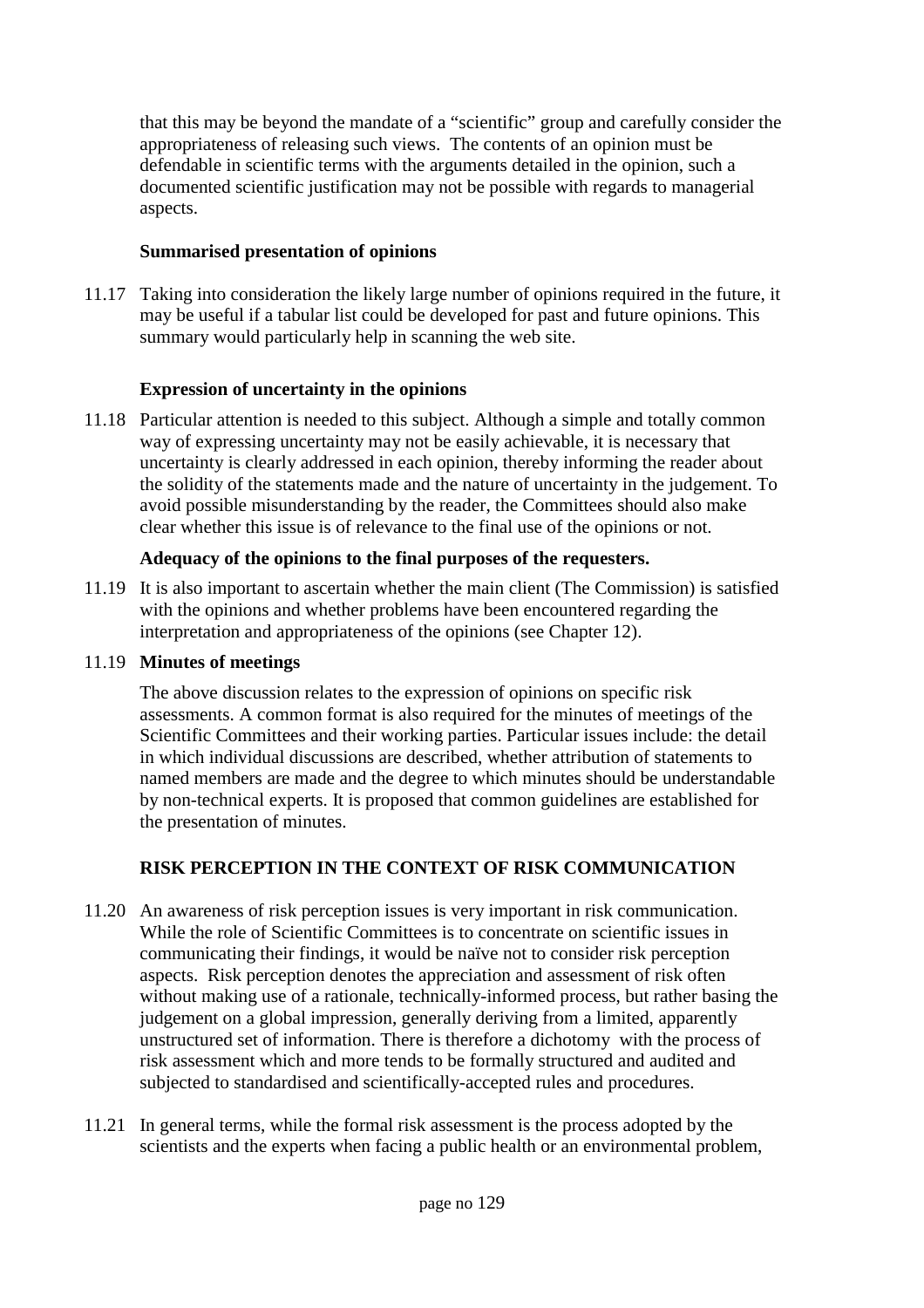that this may be beyond the mandate of a "scientific" group and carefully consider the appropriateness of releasing such views. The contents of an opinion must be defendable in scientific terms with the arguments detailed in the opinion, such a documented scientific justification may not be possible with regards to managerial aspects.

**Summarised presentation of opinions**

11.17 Taking into consideration the likely large number of opinions required in the future, it may be useful if a tabular list could be developed for past and future opinions. This summary would particularly help in scanning the web site.

**Expression of uncertainty in the opinions**

11.18 Particular attention is needed to this subject. Although a simple and totally common way of expressing uncertainty may not be easily achievable, it is necessary that uncertainty is clearly addressed in each opinion, thereby informing the reader about the solidity of the statements made and the nature of uncertainty in the judgement. To avoid possible misunderstanding by the reader, the Committees should also make clear whether this issue is of relevance to the final use of the opinions or not.

**Adequacy of the opinions to the final purposes of the requesters.**

11.19 It is also important to ascertain whether the main client (The Commission) is satisfied with the opinions and whether problems have been encountered regarding the interpretation and appropriateness of the opinions (see Chapter 12).

11.19 **Minutes of meetings**

The above discussion relates to the expression of opinions on specific risk assessments. A common format is also required for the minutes of meetings of the Scientific Committees and their working parties. Particular issues include: the detail in which individual discussions are described, whether attribution of statements to named members are made and the degree to which minutes should be understandable by non-technical experts. It is proposed that common guidelines are established for the presentation of minutes.

**RISK PERCEPTION IN THE CONTEXT OF RISK COMMUNICATION**

11.20 An awareness of risk perception issues is very important in risk communication. While the role of Scientific Committees is to concentrate on scientific issues in communicating their findings, it would be naïve not to consider risk perception aspects. Risk perception denotes the appreciation and assessment of risk often without making use of a rationale, technically-informed process, but rather basing the judgement on a global impression, generally deriving from a limited, apparently unstructured set of information. There is therefore a dichotomy with the process of risk assessment which and more tends to be formally structured and audited and subjected to standardised and scientifically-accepted rules and procedures.

11.21 In general terms, while the formal risk assessment is the process adopted by the scientists and the experts when facing a public health or an environmental problem,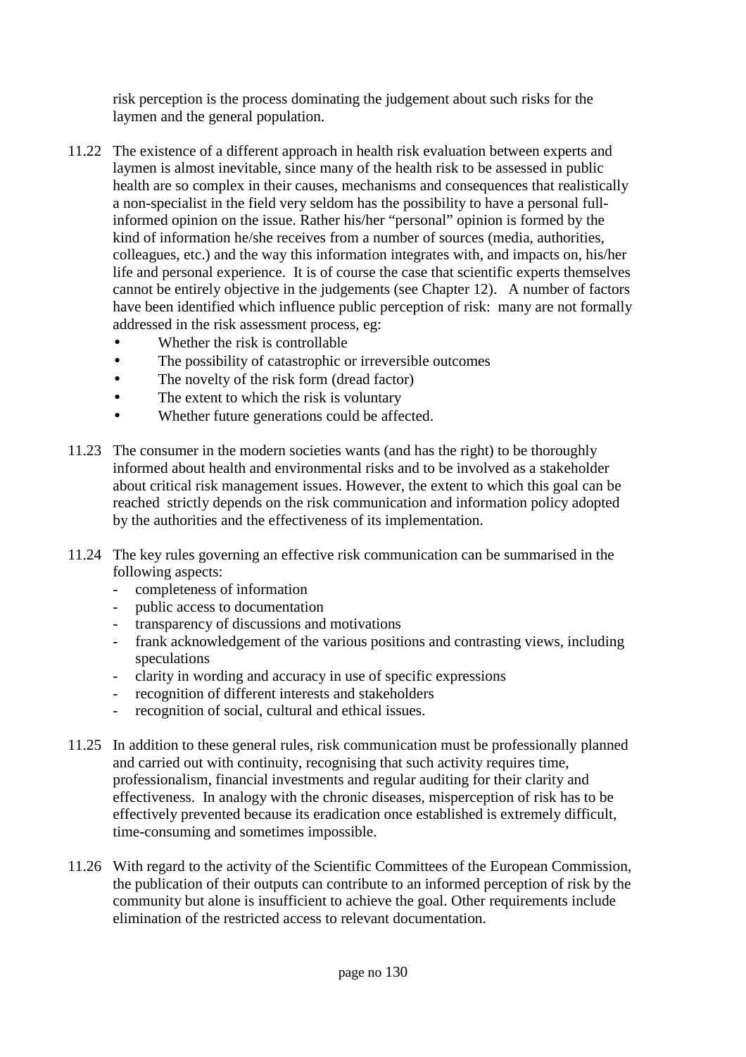risk perception is the process dominating the judgement about such risks for the laymen and the general population.

11.22 The existence of a different approach in health risk evaluation between experts and laymen is almost inevitable, since many of the health risk to be assessed in public health are so complex in their causes, mechanisms and consequences that realistically a non-specialist in the field very seldom has the possibility to have a personal full-informed opinion on the issue. Rather his/her "personal" opinion is formed by the kind of information he/she receives from a number of sources (media, authorities, colleagues, etc.) and the way this information integrates with, and impacts on, his/her life and personal experience. It is of course the case that scientific experts themselves cannot be entirely objective in the judgements (see Chapter 12). A number of factors have been identified which influence public perception of risk: many are not formally addressed in the risk assessment process, eg:

- Whether the risk is controllable
- The possibility of catastrophic or irreversible outcomes
- The novelty of the risk form (dread factor)
- The extent to which the risk is voluntary
- Whether future generations could be affected.

11.23 The consumer in the modern societies wants (and has the right) to be thoroughly informed about health and environmental risks and to be involved as a stakeholder about critical risk management issues. However, the extent to which this goal can be reached strictly depends on the risk communication and information policy adopted by the authorities and the effectiveness of its implementation.

11.24 The key rules governing an effective risk communication can be summarised in the following aspects:

- completeness of information
- public access to documentation
- transparency of discussions and motivations
- frank acknowledgement of the various positions and contrasting views, including speculations
- clarity in wording and accuracy in use of specific expressions
- recognition of different interests and stakeholders
- recognition of social, cultural and ethical issues.

11.25 In addition to these general rules, risk communication must be professionally planned and carried out with continuity, recognising that such activity requires time, professionalism, financial investments and regular auditing for their clarity and effectiveness. In analogy with the chronic diseases, misperception of risk has to be effectively prevented because its eradication once established is extremely difficult, time-consuming and sometimes impossible.

11.26 With regard to the activity of the Scientific Committees of the European Commission, the publication of their outputs can contribute to an informed perception of risk by the community but alone is insufficient to achieve the goal. Other requirements include elimination of the restricted access to relevant documentation.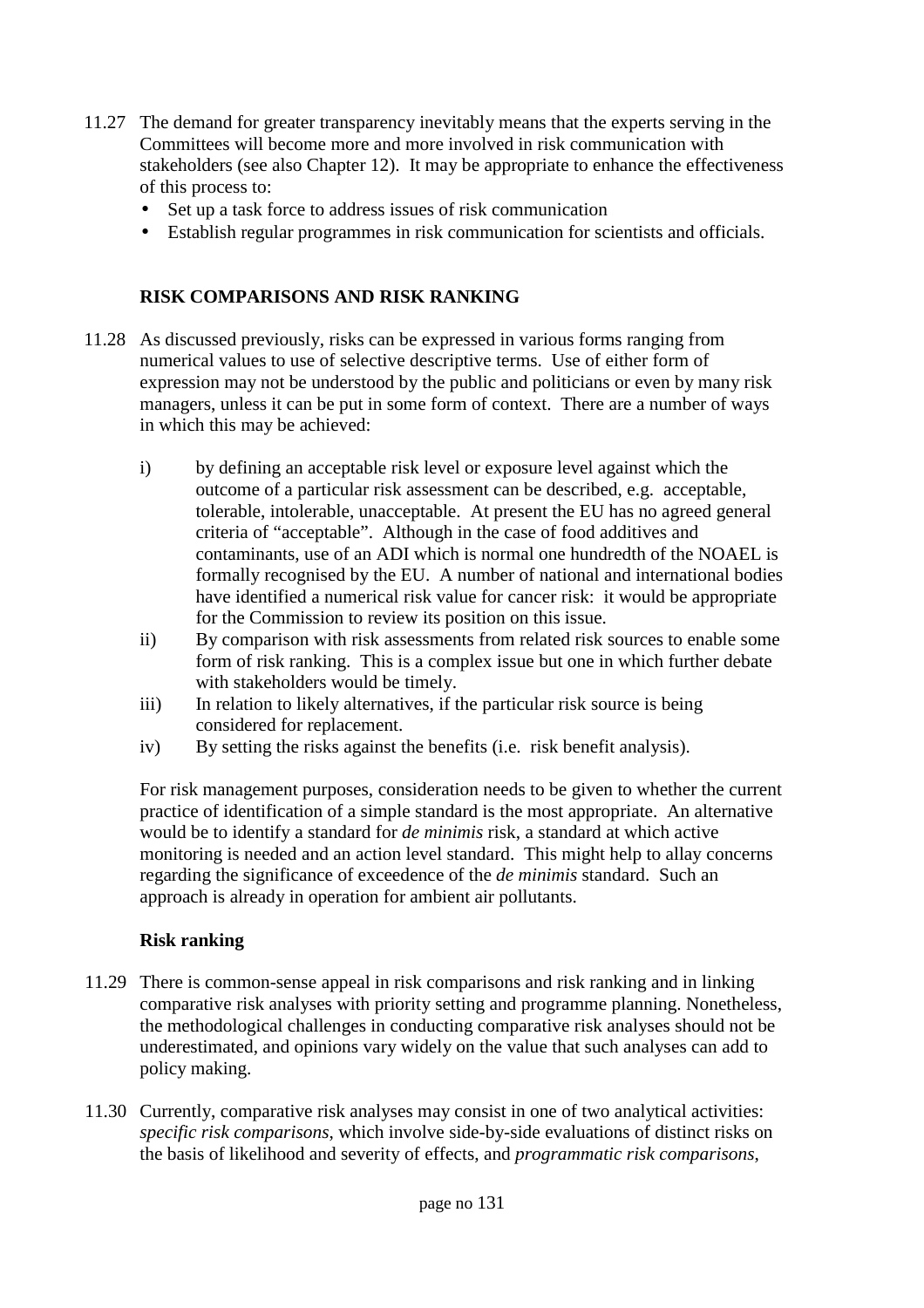11.27 The demand for greater transparency inevitably means that the experts serving in the Committees will become more and more involved in risk communication with stakeholders (see also Chapter 12). It may be appropriate to enhance the effectiveness of this process to:

- Set up a task force to address issues of risk communication
- Establish regular programmes in risk communication for scientists and officials.

## RISK COMPARISONS AND RISK RANKING

11.28 As discussed previously, risks can be expressed in various forms ranging from numerical values to use of selective descriptive terms. Use of either form of expression may not be understood by the public and politicians or even by many risk managers, unless it can be put in some form of context. There are a number of ways in which this may be achieved:

i) by defining an acceptable risk level or exposure level against which the outcome of a particular risk assessment can be described, e.g. acceptable, tolerable, intolerable, unacceptable. At present the EU has no agreed general criteria of "acceptable". Although in the case of food additives and contaminants, use of an ADI which is normal one hundredth of the NOAEL is formally recognised by the EU. A number of national and international bodies have identified a numerical risk value for cancer risk: it would be appropriate for the Commission to review its position on this issue.

ii) By comparison with risk assessments from related risk sources to enable some form of risk ranking. This is a complex issue but one in which further debate with stakeholders would be timely.

iii) In relation to likely alternatives, if the particular risk source is being considered for replacement.

iv) By setting the risks against the benefits (i.e. risk benefit analysis).

For risk management purposes, consideration needs to be given to whether the current practice of identification of a simple standard is the most appropriate. An alternative would be to identify a standard for *de minimis* risk, a standard at which active monitoring is needed and an action level standard. This might help to allay concerns regarding the significance of exceedence of the *de minimis* standard. Such an approach is already in operation for ambient air pollutants.

### Risk ranking

11.29 There is common-sense appeal in risk comparisons and risk ranking and in linking comparative risk analyses with priority setting and programme planning. Nonetheless, the methodological challenges in conducting comparative risk analyses should not be underestimated, and opinions vary widely on the value that such analyses can add to policy making.

11.30 Currently, comparative risk analyses may consist in one of two analytical activities: *specific risk comparisons*, which involve side-by-side evaluations of distinct risks on the basis of likelihood and severity of effects, and *programmatic risk comparisons*,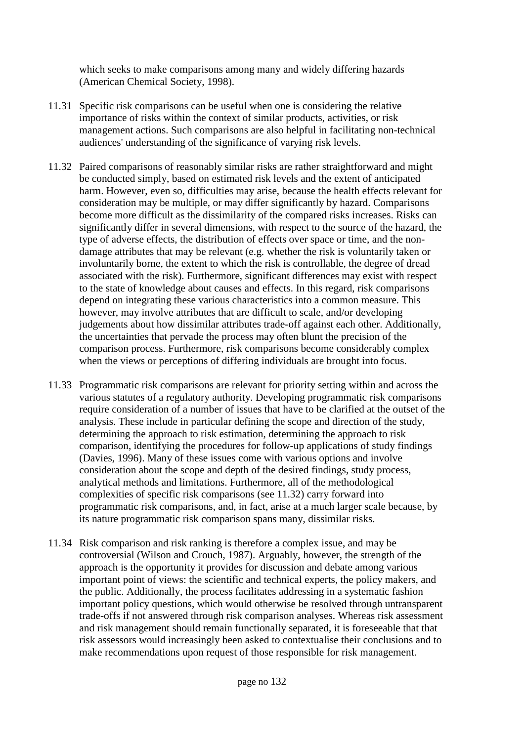which seeks to make comparisons among many and widely differing hazards (American Chemical Society, 1998).

11.31 Specific risk comparisons can be useful when one is considering the relative importance of risks within the context of similar products, activities, or risk management actions. Such comparisons are also helpful in facilitating non-technical audiences' understanding of the significance of varying risk levels.

11.32 Paired comparisons of reasonably similar risks are rather straightforward and might be conducted simply, based on estimated risk levels and the extent of anticipated harm. However, even so, difficulties may arise, because the health effects relevant for consideration may be multiple, or may differ significantly by hazard. Comparisons become more difficult as the dissimilarity of the compared risks increases. Risks can significantly differ in several dimensions, with respect to the source of the hazard, the type of adverse effects, the distribution of effects over space or time, and the non-damage attributes that may be relevant (e.g. whether the risk is voluntarily taken or involuntarily borne, the extent to which the risk is controllable, the degree of dread associated with the risk). Furthermore, significant differences may exist with respect to the state of knowledge about causes and effects. In this regard, risk comparisons depend on integrating these various characteristics into a common measure. This however, may involve attributes that are difficult to scale, and/or developing judgements about how dissimilar attributes trade-off against each other. Additionally, the uncertainties that pervade the process may often blunt the precision of the comparison process. Furthermore, risk comparisons become considerably complex when the views or perceptions of differing individuals are brought into focus.

11.33 Programmatic risk comparisons are relevant for priority setting within and across the various statutes of a regulatory authority. Developing programmatic risk comparisons require consideration of a number of issues that have to be clarified at the outset of the analysis. These include in particular defining the scope and direction of the study, determining the approach to risk estimation, determining the approach to risk comparison, identifying the procedures for follow-up applications of study findings (Davies, 1996). Many of these issues come with various options and involve consideration about the scope and depth of the desired findings, study process, analytical methods and limitations. Furthermore, all of the methodological complexities of specific risk comparisons (see 11.32) carry forward into programmatic risk comparisons, and, in fact, arise at a much larger scale because, by its nature programmatic risk comparison spans many, dissimilar risks.

11.34 Risk comparison and risk ranking is therefore a complex issue, and may be controversial (Wilson and Crouch, 1987). Arguably, however, the strength of the approach is the opportunity it provides for discussion and debate among various important point of views: the scientific and technical experts, the policy makers, and the public. Additionally, the process facilitates addressing in a systematic fashion important policy questions, which would otherwise be resolved through untransparent trade-offs if not answered through risk comparison analyses. Whereas risk assessment and risk management should remain functionally separated, it is foreseeable that that risk assessors would increasingly been asked to contextualise their conclusions and to make recommendations upon request of those responsible for risk management.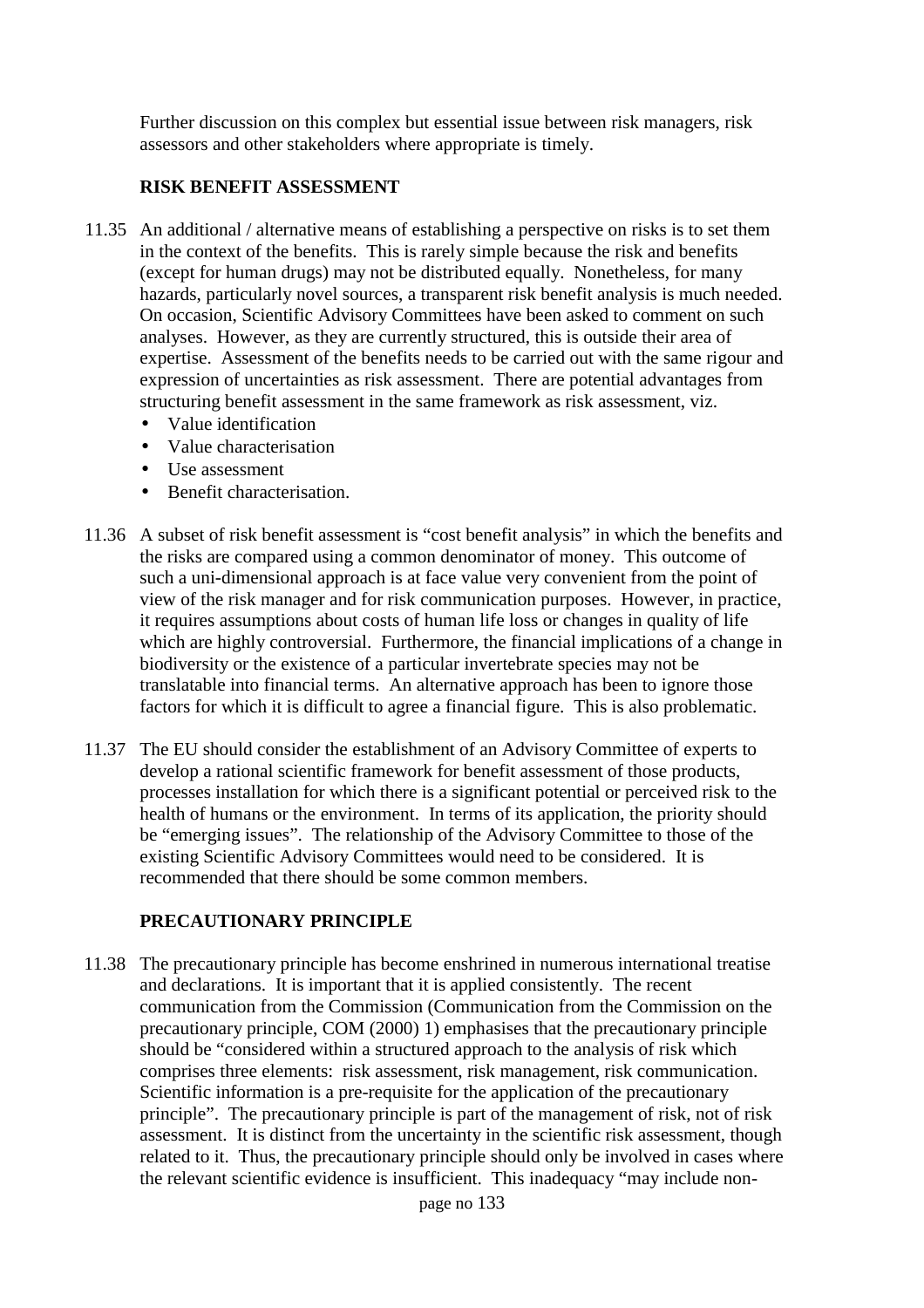Further discussion on this complex but essential issue between risk managers, risk assessors and other stakeholders where appropriate is timely.

**RISK BENEFIT ASSESSMENT**

11.35 An additional / alternative means of establishing a perspective on risks is to set them in the context of the benefits. This is rarely simple because the risk and benefits (except for human drugs) may not be distributed equally. Nonetheless, for many hazards, particularly novel sources, a transparent risk benefit analysis is much needed. On occasion, Scientific Advisory Committees have been asked to comment on such analyses. However, as they are currently structured, this is outside their area of expertise. Assessment of the benefits needs to be carried out with the same rigour and expression of uncertainties as risk assessment. There are potential advantages from structuring benefit assessment in the same framework as risk assessment, viz.

- Value identification
- Value characterisation
- Use assessment
- Benefit characterisation.

11.36 A subset of risk benefit assessment is "cost benefit analysis" in which the benefits and the risks are compared using a common denominator of money. This outcome of such a uni-dimensional approach is at face value very convenient from the point of view of the risk manager and for risk communication purposes. However, in practice, it requires assumptions about costs of human life loss or changes in quality of life which are highly controversial. Furthermore, the financial implications of a change in biodiversity or the existence of a particular invertebrate species may not be translatable into financial terms. An alternative approach has been to ignore those factors for which it is difficult to agree a financial figure. This is also problematic.

11.37 The EU should consider the establishment of an Advisory Committee of experts to develop a rational scientific framework for benefit assessment of those products, processes installation for which there is a significant potential or perceived risk to the health of humans or the environment. In terms of its application, the priority should be "emerging issues". The relationship of the Advisory Committee to those of the existing Scientific Advisory Committees would need to be considered. It is recommended that there should be some common members.

**PRECAUTIONARY PRINCIPLE**

11.38 The precautionary principle has become enshrined in numerous international treatise and declarations. It is important that it is applied consistently. The recent communication from the Commission (Communication from the Commission on the precautionary principle, COM (2000) 1) emphasises that the precautionary principle should be "considered within a structured approach to the analysis of risk which comprises three elements: risk assessment, risk management, risk communication. Scientific information is a pre-requisite for the application of the precautionary principle". The precautionary principle is part of the management of risk, not of risk assessment. It is distinct from the uncertainty in the scientific risk assessment, though related to it. Thus, the precautionary principle should only be involved in cases where the relevant scientific evidence is insufficient. This inadequacy "may include non-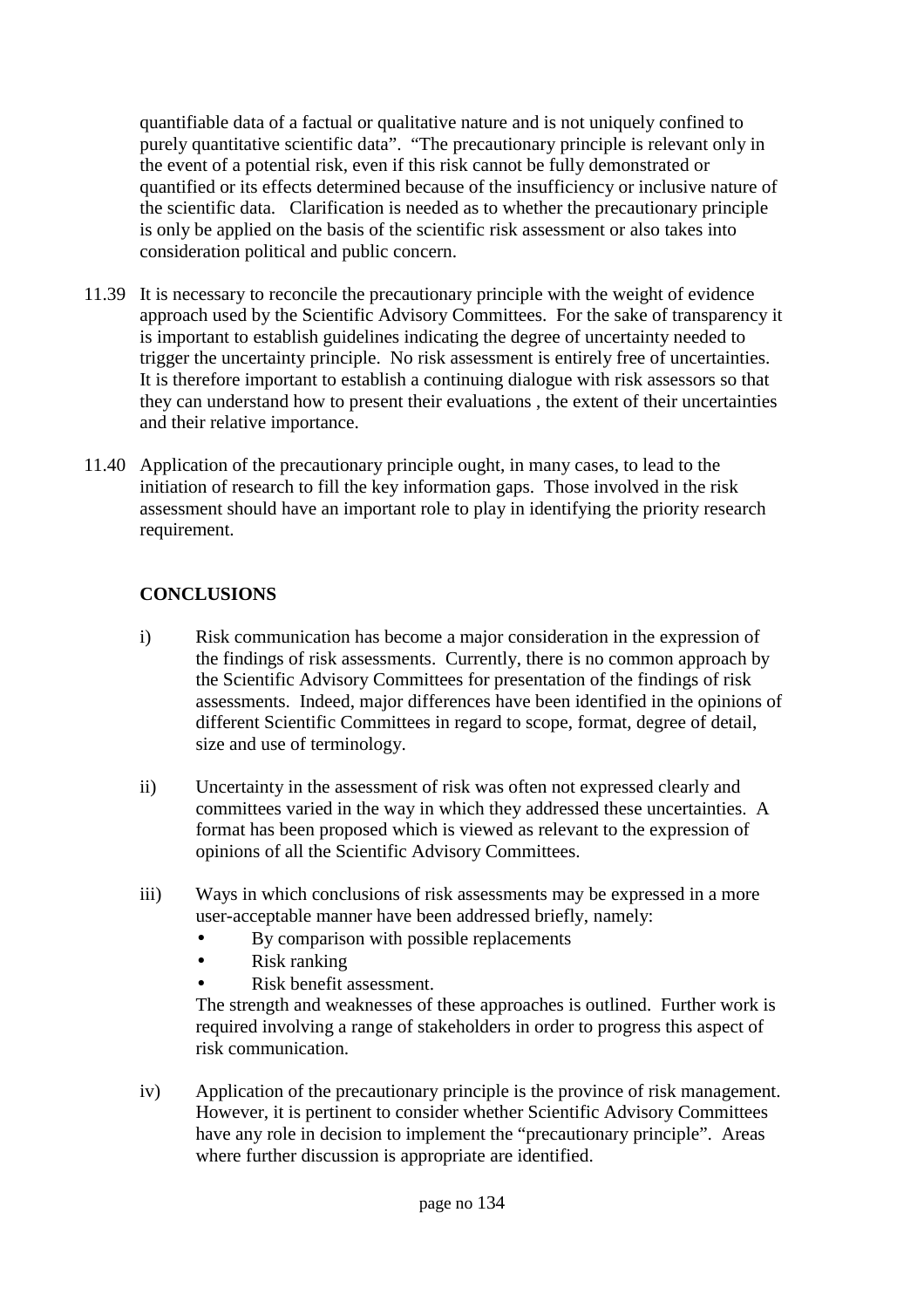quantifiable data of a factual or qualitative nature and is not uniquely confined to purely quantitative scientific data". "The precautionary principle is relevant only in the event of a potential risk, even if this risk cannot be fully demonstrated or quantified or its effects determined because of the insufficiency or inclusive nature of the scientific data. Clarification is needed as to whether the precautionary principle is only be applied on the basis of the scientific risk assessment or also takes into consideration political and public concern.

11.39 It is necessary to reconcile the precautionary principle with the weight of evidence approach used by the Scientific Advisory Committees. For the sake of transparency it is important to establish guidelines indicating the degree of uncertainty needed to trigger the uncertainty principle. No risk assessment is entirely free of uncertainties. It is therefore important to establish a continuing dialogue with risk assessors so that they can understand how to present their evaluations , the extent of their uncertainties and their relative importance.

11.40 Application of the precautionary principle ought, in many cases, to lead to the initiation of research to fill the key information gaps. Those involved in the risk assessment should have an important role to play in identifying the priority research requirement.

**CONCLUSIONS**

i) Risk communication has become a major consideration in the expression of the findings of risk assessments. Currently, there is no common approach by the Scientific Advisory Committees for presentation of the findings of risk assessments. Indeed, major differences have been identified in the opinions of different Scientific Committees in regard to scope, format, degree of detail, size and use of terminology.

ii) Uncertainty in the assessment of risk was often not expressed clearly and committees varied in the way in which they addressed these uncertainties. A format has been proposed which is viewed as relevant to the expression of opinions of all the Scientific Advisory Committees.

iii) Ways in which conclusions of risk assessments may be expressed in a more user-acceptable manner have been addressed briefly, namely:

- By comparison with possible replacements
- Risk ranking
- Risk benefit assessment.

The strength and weaknesses of these approaches is outlined. Further work is required involving a range of stakeholders in order to progress this aspect of risk communication.

iv) Application of the precautionary principle is the province of risk management. However, it is pertinent to consider whether Scientific Advisory Committees have any role in decision to implement the "precautionary principle". Areas where further discussion is appropriate are identified.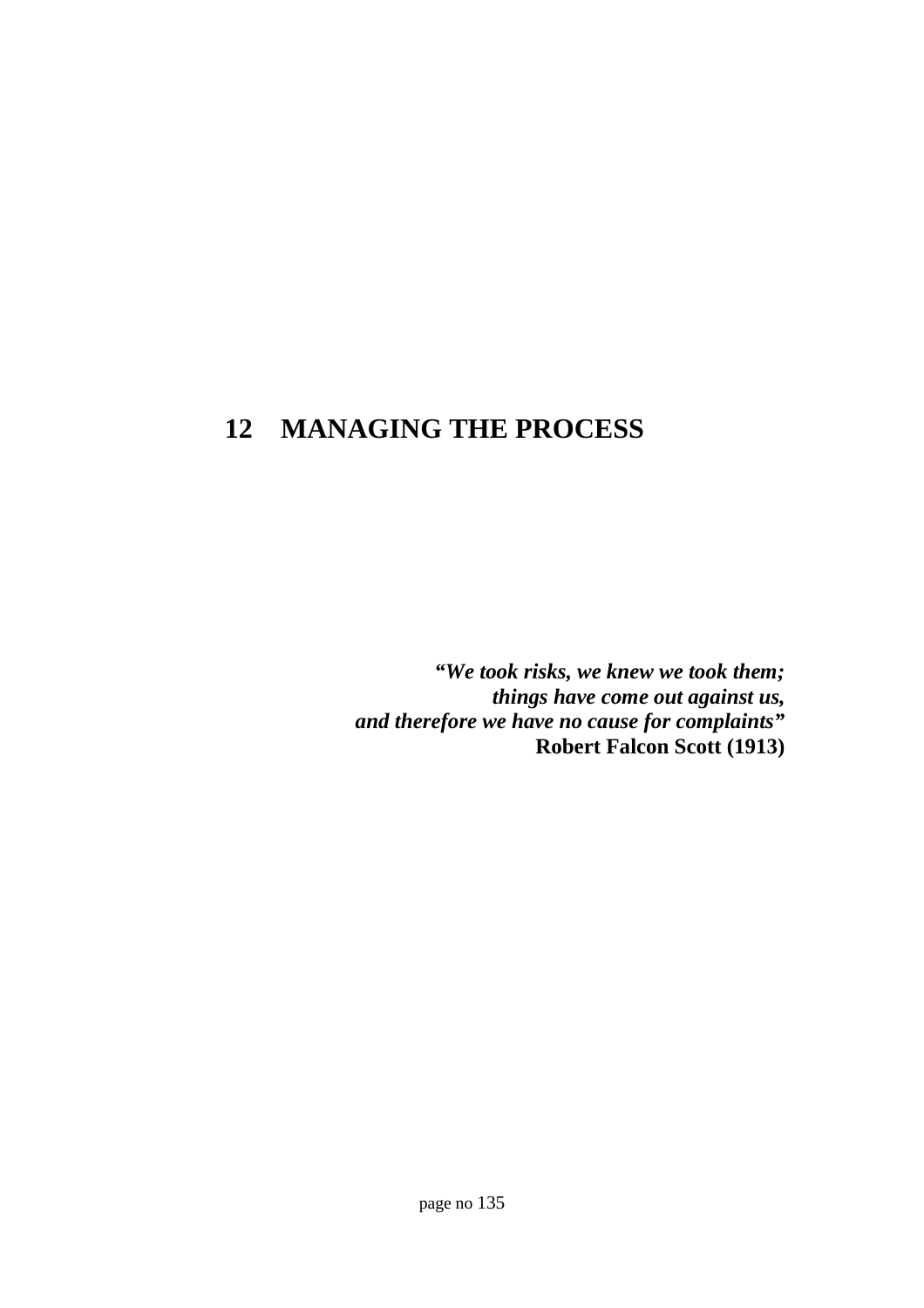# 12 MANAGING THE PROCESS

***"We took risks, we knew we took them;***
***things have come out against us,***
***and therefore we have no cause for complaints"***
**Robert Falcon Scott (1913)**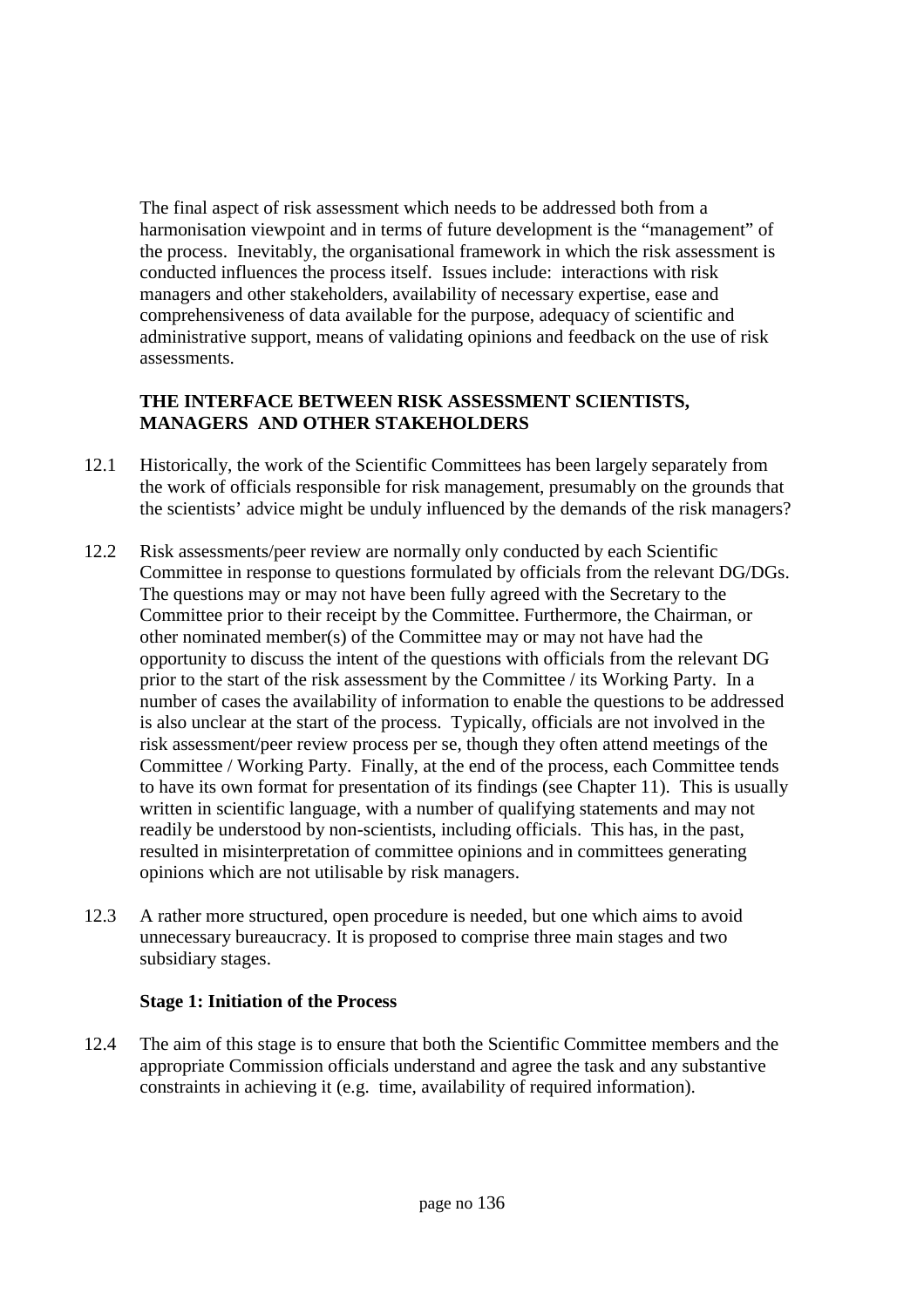The final aspect of risk assessment which needs to be addressed both from a harmonisation viewpoint and in terms of future development is the "management" of the process. Inevitably, the organisational framework in which the risk assessment is conducted influences the process itself. Issues include: interactions with risk managers and other stakeholders, availability of necessary expertise, ease and comprehensiveness of data available for the purpose, adequacy of scientific and administrative support, means of validating opinions and feedback on the use of risk assessments.

## THE INTERFACE BETWEEN RISK ASSESSMENT SCIENTISTS, MANAGERS AND OTHER STAKEHOLDERS

12.1 Historically, the work of the Scientific Committees has been largely separately from the work of officials responsible for risk management, presumably on the grounds that the scientists' advice might be unduly influenced by the demands of the risk managers?

12.2 Risk assessments/peer review are normally only conducted by each Scientific Committee in response to questions formulated by officials from the relevant DG/DGs. The questions may or may not have been fully agreed with the Secretary to the Committee prior to their receipt by the Committee. Furthermore, the Chairman, or other nominated member(s) of the Committee may or may not have had the opportunity to discuss the intent of the questions with officials from the relevant DG prior to the start of the risk assessment by the Committee / its Working Party. In a number of cases the availability of information to enable the questions to be addressed is also unclear at the start of the process. Typically, officials are not involved in the risk assessment/peer review process per se, though they often attend meetings of the Committee / Working Party. Finally, at the end of the process, each Committee tends to have its own format for presentation of its findings (see Chapter 11). This is usually written in scientific language, with a number of qualifying statements and may not readily be understood by non-scientists, including officials. This has, in the past, resulted in misinterpretation of committee opinions and in committees generating opinions which are not utilisable by risk managers.

12.3 A rather more structured, open procedure is needed, but one which aims to avoid unnecessary bureaucracy. It is proposed to comprise three main stages and two subsidiary stages.

### Stage 1: Initiation of the Process

12.4 The aim of this stage is to ensure that both the Scientific Committee members and the appropriate Commission officials understand and agree the task and any substantive constraints in achieving it (e.g. time, availability of required information).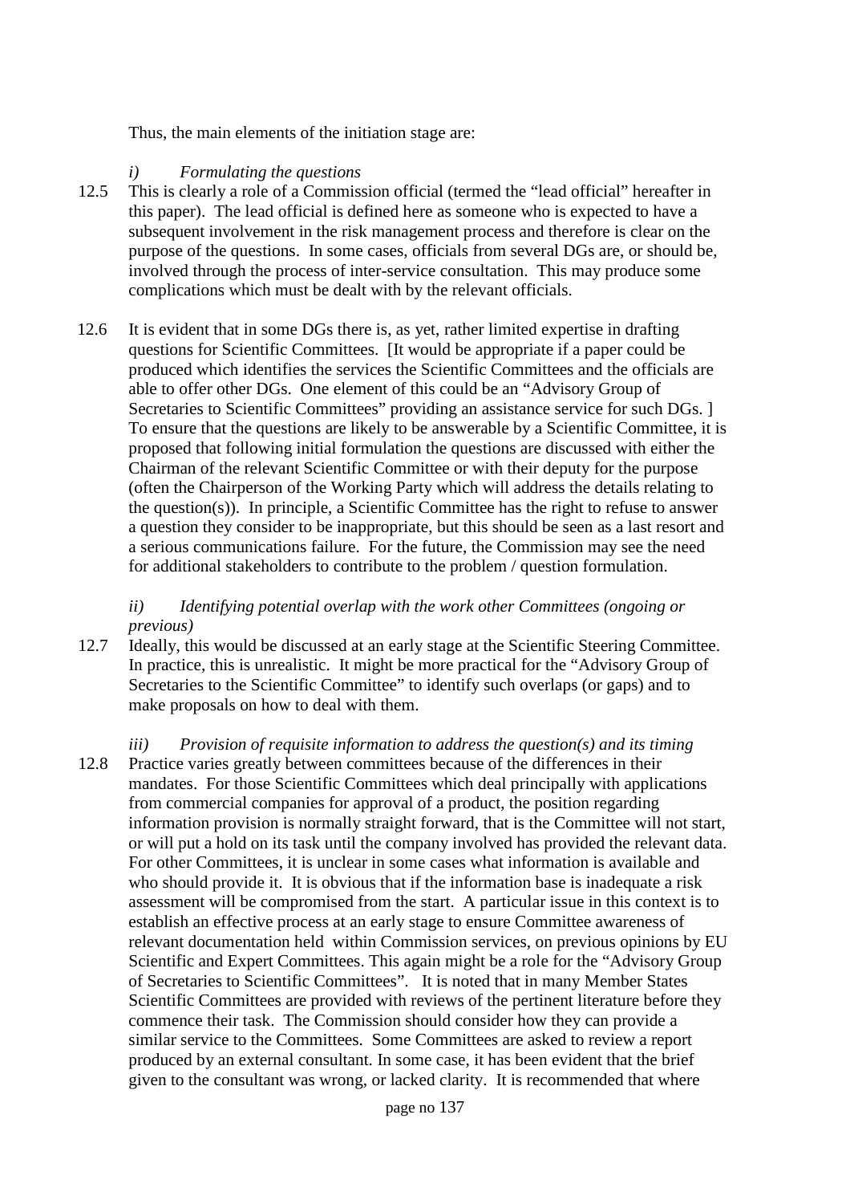Thus, the main elements of the initiation stage are:

*i) Formulating the questions*

12.5 This is clearly a role of a Commission official (termed the "lead official" hereafter in this paper). The lead official is defined here as someone who is expected to have a subsequent involvement in the risk management process and therefore is clear on the purpose of the questions. In some cases, officials from several DGs are, or should be, involved through the process of inter-service consultation. This may produce some complications which must be dealt with by the relevant officials.

12.6 It is evident that in some DGs there is, as yet, rather limited expertise in drafting questions for Scientific Committees. [It would be appropriate if a paper could be produced which identifies the services the Scientific Committees and the officials are able to offer other DGs. One element of this could be an "Advisory Group of Secretaries to Scientific Committees" providing an assistance service for such DGs. ] To ensure that the questions are likely to be answerable by a Scientific Committee, it is proposed that following initial formulation the questions are discussed with either the Chairman of the relevant Scientific Committee or with their deputy for the purpose (often the Chairperson of the Working Party which will address the details relating to the question(s)). In principle, a Scientific Committee has the right to refuse to answer a question they consider to be inappropriate, but this should be seen as a last resort and a serious communications failure. For the future, the Commission may see the need for additional stakeholders to contribute to the problem / question formulation.

*ii) Identifying potential overlap with the work other Committees (ongoing or previous)*

12.7 Ideally, this would be discussed at an early stage at the Scientific Steering Committee. In practice, this is unrealistic. It might be more practical for the "Advisory Group of Secretaries to the Scientific Committee" to identify such overlaps (or gaps) and to make proposals on how to deal with them.

*iii) Provision of requisite information to address the question(s) and its timing*

12.8 Practice varies greatly between committees because of the differences in their mandates. For those Scientific Committees which deal principally with applications from commercial companies for approval of a product, the position regarding information provision is normally straight forward, that is the Committee will not start, or will put a hold on its task until the company involved has provided the relevant data. For other Committees, it is unclear in some cases what information is available and who should provide it. It is obvious that if the information base is inadequate a risk assessment will be compromised from the start. A particular issue in this context is to establish an effective process at an early stage to ensure Committee awareness of relevant documentation held within Commission services, on previous opinions by EU Scientific and Expert Committees. This again might be a role for the "Advisory Group of Secretaries to Scientific Committees". It is noted that in many Member States Scientific Committees are provided with reviews of the pertinent literature before they commence their task. The Commission should consider how they can provide a similar service to the Committees. Some Committees are asked to review a report produced by an external consultant. In some case, it has been evident that the brief given to the consultant was wrong, or lacked clarity. It is recommended that where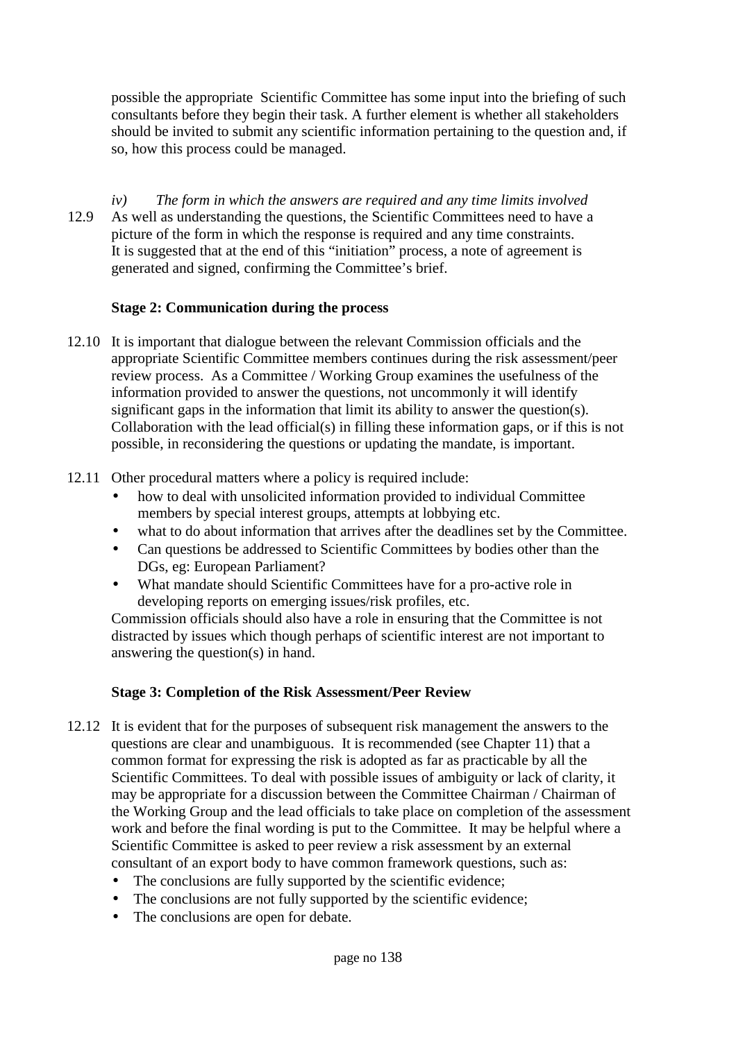possible the appropriate Scientific Committee has some input into the briefing of such consultants before they begin their task. A further element is whether all stakeholders should be invited to submit any scientific information pertaining to the question and, if so, how this process could be managed.

*iv) The form in which the answers are required and any time limits involved*

12.9 As well as understanding the questions, the Scientific Committees need to have a picture of the form in which the response is required and any time constraints. It is suggested that at the end of this "initiation" process, a note of agreement is generated and signed, confirming the Committee's brief.

**Stage 2: Communication during the process**

12.10 It is important that dialogue between the relevant Commission officials and the appropriate Scientific Committee members continues during the risk assessment/peer review process. As a Committee / Working Group examines the usefulness of the information provided to answer the questions, not uncommonly it will identify significant gaps in the information that limit its ability to answer the question(s). Collaboration with the lead official(s) in filling these information gaps, or if this is not possible, in reconsidering the questions or updating the mandate, is important.

12.11 Other procedural matters where a policy is required include:

- how to deal with unsolicited information provided to individual Committee members by special interest groups, attempts at lobbying etc.
- what to do about information that arrives after the deadlines set by the Committee.
- Can questions be addressed to Scientific Committees by bodies other than the DGs, eg: European Parliament?
- What mandate should Scientific Committees have for a pro-active role in developing reports on emerging issues/risk profiles, etc.

Commission officials should also have a role in ensuring that the Committee is not distracted by issues which though perhaps of scientific interest are not important to answering the question(s) in hand.

**Stage 3: Completion of the Risk Assessment/Peer Review**

12.12 It is evident that for the purposes of subsequent risk management the answers to the questions are clear and unambiguous. It is recommended (see Chapter 11) that a common format for expressing the risk is adopted as far as practicable by all the Scientific Committees. To deal with possible issues of ambiguity or lack of clarity, it may be appropriate for a discussion between the Committee Chairman / Chairman of the Working Group and the lead officials to take place on completion of the assessment work and before the final wording is put to the Committee. It may be helpful where a Scientific Committee is asked to peer review a risk assessment by an external consultant of an export body to have common framework questions, such as:

- The conclusions are fully supported by the scientific evidence;
- The conclusions are not fully supported by the scientific evidence;
- The conclusions are open for debate.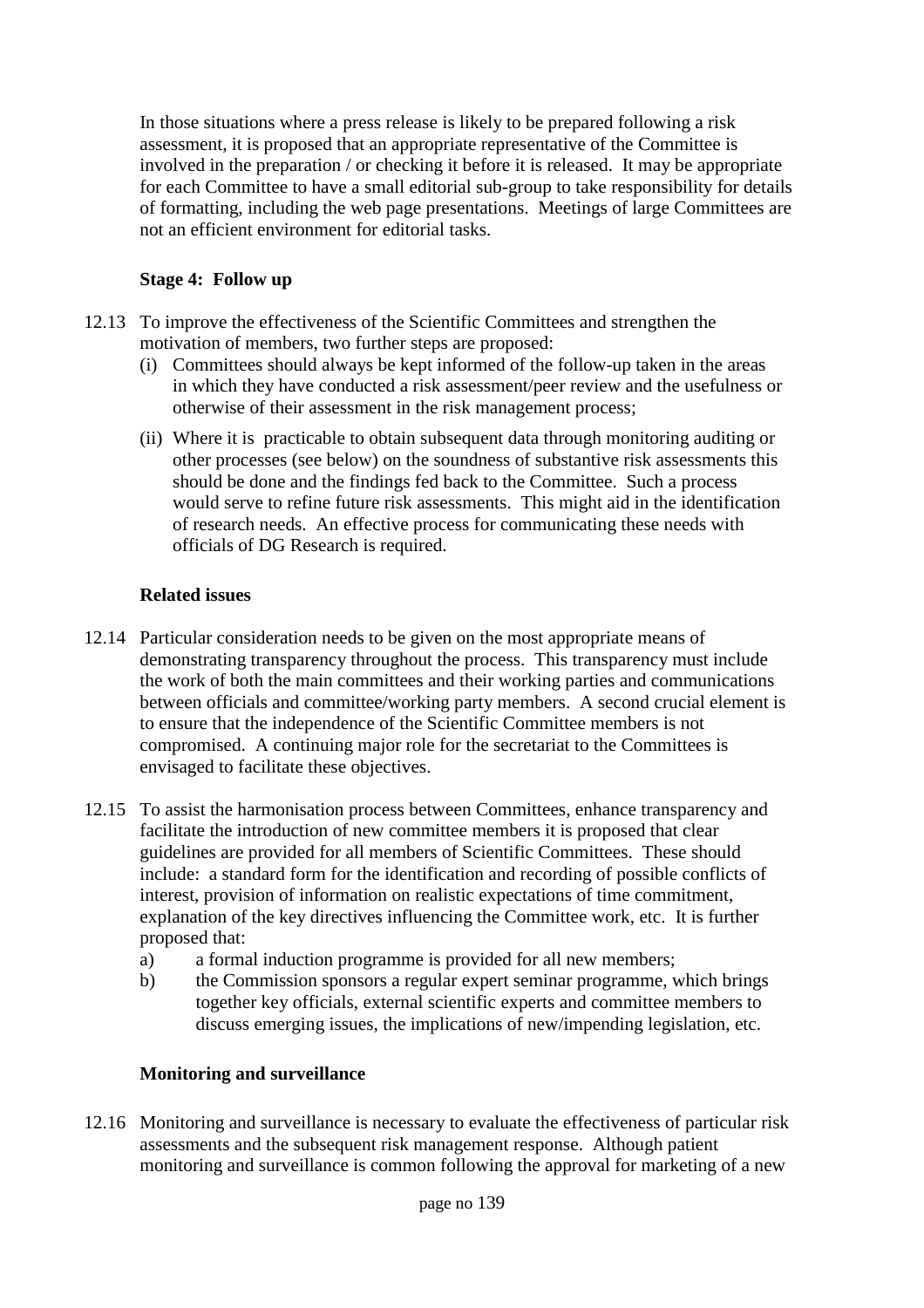In those situations where a press release is likely to be prepared following a risk assessment, it is proposed that an appropriate representative of the Committee is involved in the preparation / or checking it before it is released. It may be appropriate for each Committee to have a small editorial sub-group to take responsibility for details of formatting, including the web page presentations. Meetings of large Committees are not an efficient environment for editorial tasks.

**Stage 4: Follow up**

12.13 To improve the effectiveness of the Scientific Committees and strengthen the motivation of members, two further steps are proposed:

(i) Committees should always be kept informed of the follow-up taken in the areas in which they have conducted a risk assessment/peer review and the usefulness or otherwise of their assessment in the risk management process;

(ii) Where it is practicable to obtain subsequent data through monitoring auditing or other processes (see below) on the soundness of substantive risk assessments this should be done and the findings fed back to the Committee. Such a process would serve to refine future risk assessments. This might aid in the identification of research needs. An effective process for communicating these needs with officials of DG Research is required.

**Related issues**

12.14 Particular consideration needs to be given on the most appropriate means of demonstrating transparency throughout the process. This transparency must include the work of both the main committees and their working parties and communications between officials and committee/working party members. A second crucial element is to ensure that the independence of the Scientific Committee members is not compromised. A continuing major role for the secretariat to the Committees is envisaged to facilitate these objectives.

12.15 To assist the harmonisation process between Committees, enhance transparency and facilitate the introduction of new committee members it is proposed that clear guidelines are provided for all members of Scientific Committees. These should include: a standard form for the identification and recording of possible conflicts of interest, provision of information on realistic expectations of time commitment, explanation of the key directives influencing the Committee work, etc. It is further proposed that:

a) a formal induction programme is provided for all new members;

b) the Commission sponsors a regular expert seminar programme, which brings together key officials, external scientific experts and committee members to discuss emerging issues, the implications of new/impending legislation, etc.

**Monitoring and surveillance**

12.16 Monitoring and surveillance is necessary to evaluate the effectiveness of particular risk assessments and the subsequent risk management response. Although patient monitoring and surveillance is common following the approval for marketing of a new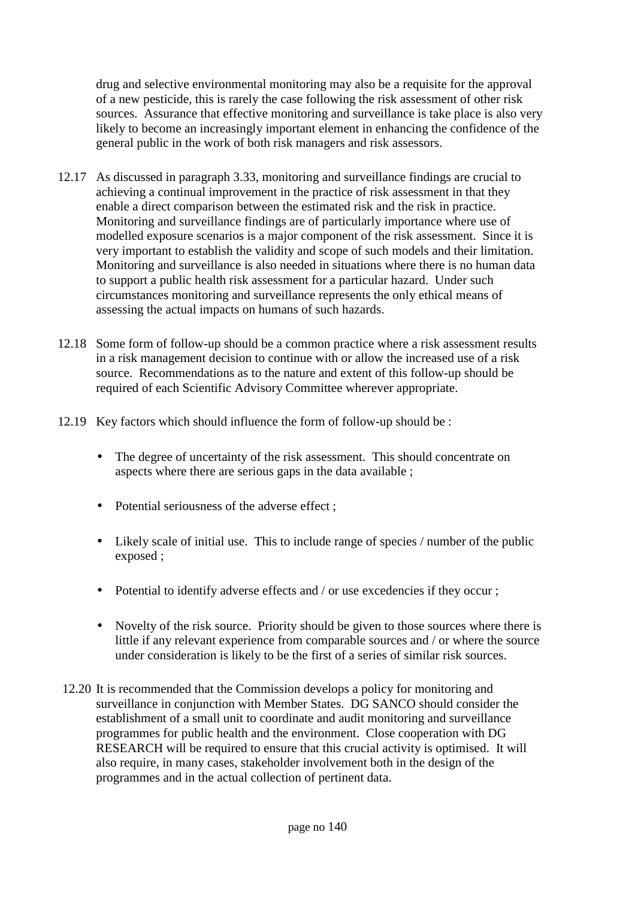drug and selective environmental monitoring may also be a requisite for the approval of a new pesticide, this is rarely the case following the risk assessment of other risk sources. Assurance that effective monitoring and surveillance is take place is also very likely to become an increasingly important element in enhancing the confidence of the general public in the work of both risk managers and risk assessors.

12.17 As discussed in paragraph 3.33, monitoring and surveillance findings are crucial to achieving a continual improvement in the practice of risk assessment in that they enable a direct comparison between the estimated risk and the risk in practice. Monitoring and surveillance findings are of particularly importance where use of modelled exposure scenarios is a major component of the risk assessment. Since it is very important to establish the validity and scope of such models and their limitation. Monitoring and surveillance is also needed in situations where there is no human data to support a public health risk assessment for a particular hazard. Under such circumstances monitoring and surveillance represents the only ethical means of assessing the actual impacts on humans of such hazards.

12.18 Some form of follow-up should be a common practice where a risk assessment results in a risk management decision to continue with or allow the increased use of a risk source. Recommendations as to the nature and extent of this follow-up should be required of each Scientific Advisory Committee wherever appropriate.

12.19 Key factors which should influence the form of follow-up should be :

- The degree of uncertainty of the risk assessment. This should concentrate on aspects where there are serious gaps in the data available ;
- Potential seriousness of the adverse effect ;
- Likely scale of initial use. This to include range of species / number of the public exposed ;
- Potential to identify adverse effects and / or use excedencies if they occur ;
- Novelty of the risk source. Priority should be given to those sources where there is little if any relevant experience from comparable sources and / or where the source under consideration is likely to be the first of a series of similar risk sources.

12.20 It is recommended that the Commission develops a policy for monitoring and surveillance in conjunction with Member States. DG SANCO should consider the establishment of a small unit to coordinate and audit monitoring and surveillance programmes for public health and the environment. Close cooperation with DG RESEARCH will be required to ensure that this crucial activity is optimised. It will also require, in many cases, stakeholder involvement both in the design of the programmes and in the actual collection of pertinent data.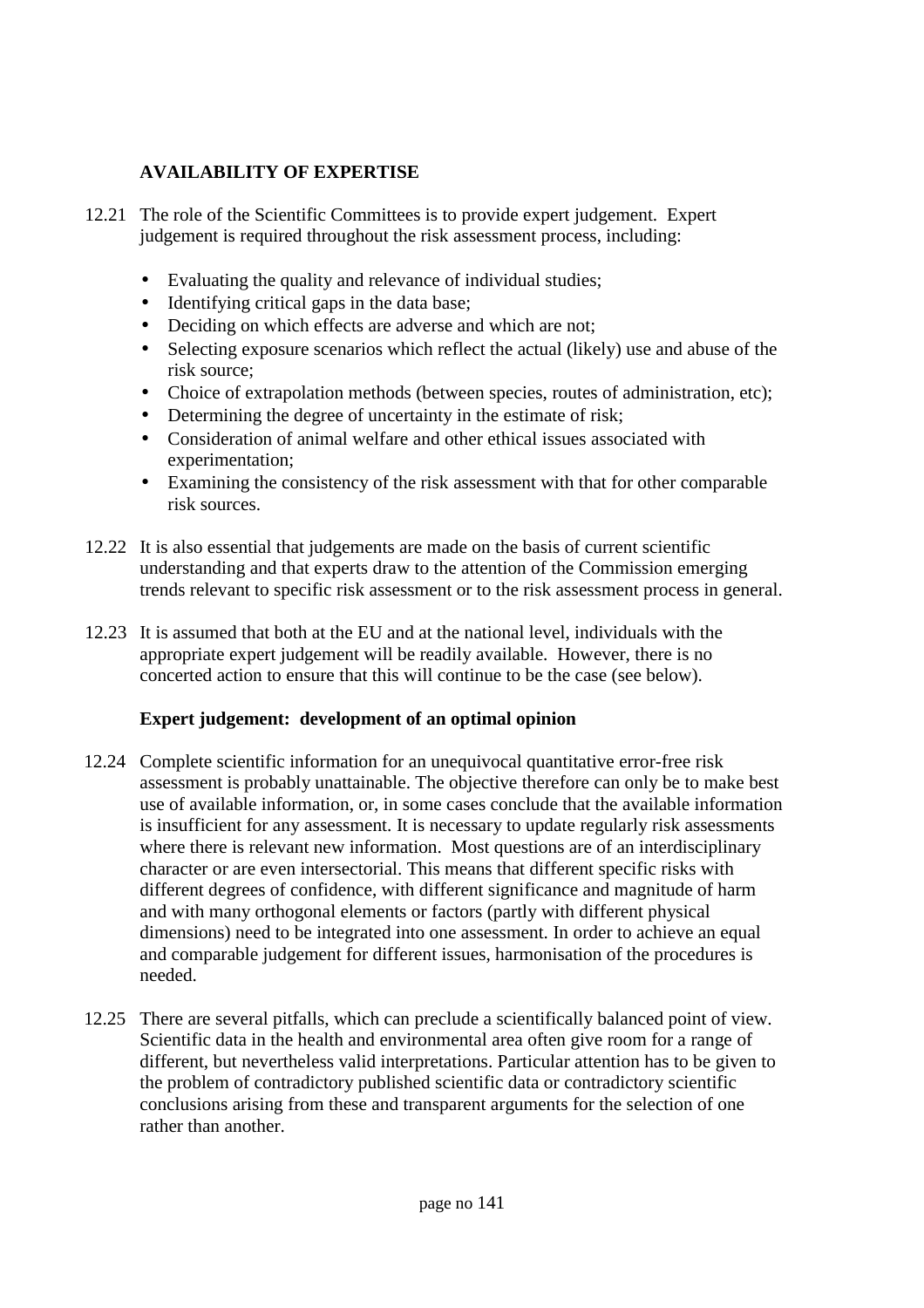## AVAILABILITY OF EXPERTISE

12.21 The role of the Scientific Committees is to provide expert judgement. Expert judgement is required throughout the risk assessment process, including:

- Evaluating the quality and relevance of individual studies;
- Identifying critical gaps in the data base;
- Deciding on which effects are adverse and which are not;
- Selecting exposure scenarios which reflect the actual (likely) use and abuse of the risk source;
- Choice of extrapolation methods (between species, routes of administration, etc);
- Determining the degree of uncertainty in the estimate of risk;
- Consideration of animal welfare and other ethical issues associated with experimentation;
- Examining the consistency of the risk assessment with that for other comparable risk sources.

12.22 It is also essential that judgements are made on the basis of current scientific understanding and that experts draw to the attention of the Commission emerging trends relevant to specific risk assessment or to the risk assessment process in general.

12.23 It is assumed that both at the EU and at the national level, individuals with the appropriate expert judgement will be readily available. However, there is no concerted action to ensure that this will continue to be the case (see below).

### Expert judgement: development of an optimal opinion

12.24 Complete scientific information for an unequivocal quantitative error-free risk assessment is probably unattainable. The objective therefore can only be to make best use of available information, or, in some cases conclude that the available information is insufficient for any assessment. It is necessary to update regularly risk assessments where there is relevant new information. Most questions are of an interdisciplinary character or are even intersectorial. This means that different specific risks with different degrees of confidence, with different significance and magnitude of harm and with many orthogonal elements or factors (partly with different physical dimensions) need to be integrated into one assessment. In order to achieve an equal and comparable judgement for different issues, harmonisation of the procedures is needed.

12.25 There are several pitfalls, which can preclude a scientifically balanced point of view. Scientific data in the health and environmental area often give room for a range of different, but nevertheless valid interpretations. Particular attention has to be given to the problem of contradictory published scientific data or contradictory scientific conclusions arising from these and transparent arguments for the selection of one rather than another.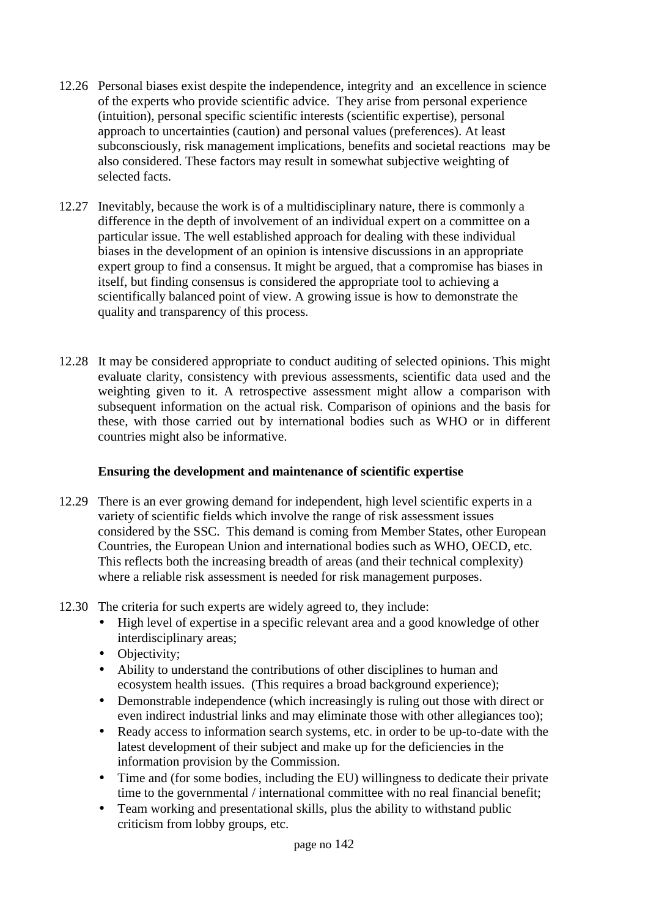12.26 Personal biases exist despite the independence, integrity and an excellence in science of the experts who provide scientific advice. They arise from personal experience (intuition), personal specific scientific interests (scientific expertise), personal approach to uncertainties (caution) and personal values (preferences). At least subconsciously, risk management implications, benefits and societal reactions may be also considered. These factors may result in somewhat subjective weighting of selected facts.

12.27 Inevitably, because the work is of a multidisciplinary nature, there is commonly a difference in the depth of involvement of an individual expert on a committee on a particular issue. The well established approach for dealing with these individual biases in the development of an opinion is intensive discussions in an appropriate expert group to find a consensus. It might be argued, that a compromise has biases in itself, but finding consensus is considered the appropriate tool to achieving a scientifically balanced point of view. A growing issue is how to demonstrate the quality and transparency of this process.

12.28 It may be considered appropriate to conduct auditing of selected opinions. This might evaluate clarity, consistency with previous assessments, scientific data used and the weighting given to it. A retrospective assessment might allow a comparison with subsequent information on the actual risk. Comparison of opinions and the basis for these, with those carried out by international bodies such as WHO or in different countries might also be informative.

**Ensuring the development and maintenance of scientific expertise**

12.29 There is an ever growing demand for independent, high level scientific experts in a variety of scientific fields which involve the range of risk assessment issues considered by the SSC. This demand is coming from Member States, other European Countries, the European Union and international bodies such as WHO, OECD, etc. This reflects both the increasing breadth of areas (and their technical complexity) where a reliable risk assessment is needed for risk management purposes.

12.30 The criteria for such experts are widely agreed to, they include:

- High level of expertise in a specific relevant area and a good knowledge of other interdisciplinary areas;
- Objectivity;
- Ability to understand the contributions of other disciplines to human and ecosystem health issues. (This requires a broad background experience);
- Demonstrable independence (which increasingly is ruling out those with direct or even indirect industrial links and may eliminate those with other allegiances too);
- Ready access to information search systems, etc. in order to be up-to-date with the latest development of their subject and make up for the deficiencies in the information provision by the Commission.
- Time and (for some bodies, including the EU) willingness to dedicate their private time to the governmental / international committee with no real financial benefit;
- Team working and presentational skills, plus the ability to withstand public criticism from lobby groups, etc.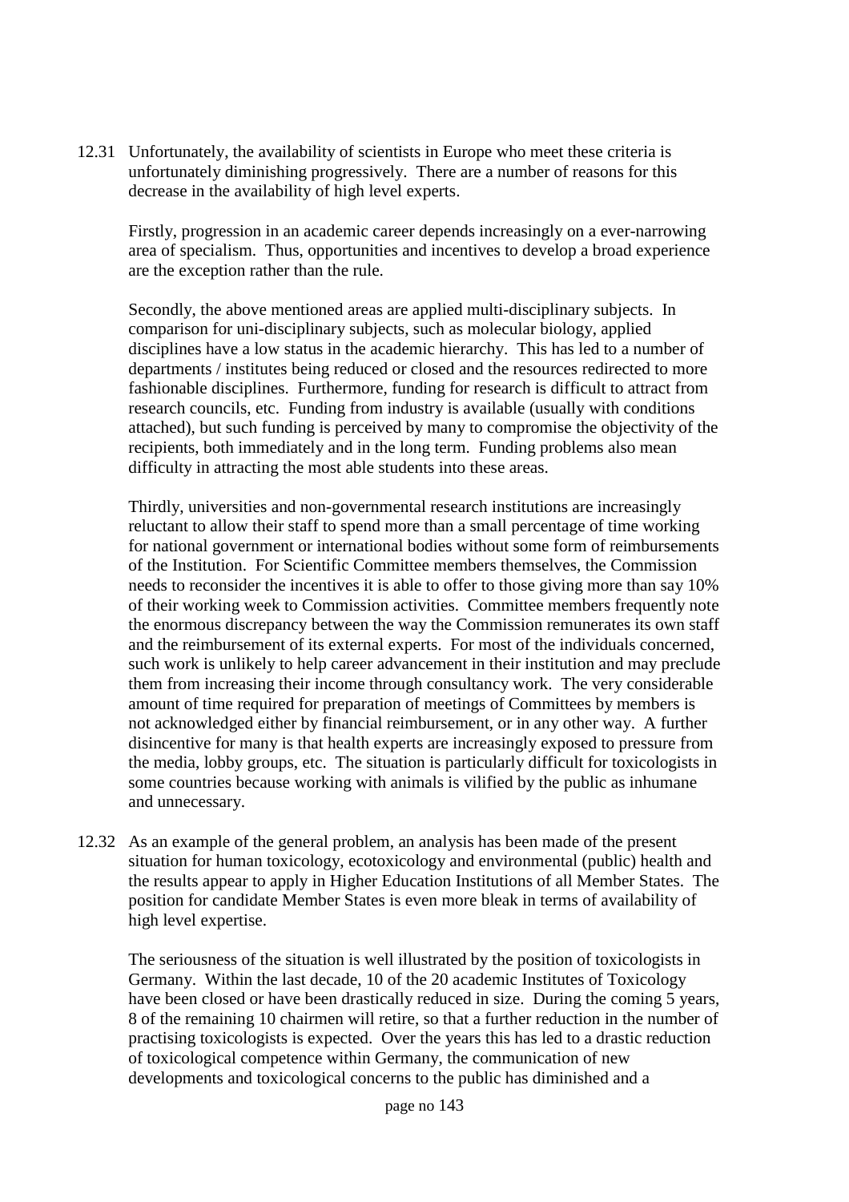12.31 Unfortunately, the availability of scientists in Europe who meet these criteria is unfortunately diminishing progressively. There are a number of reasons for this decrease in the availability of high level experts.

Firstly, progression in an academic career depends increasingly on a ever-narrowing area of specialism. Thus, opportunities and incentives to develop a broad experience are the exception rather than the rule.

Secondly, the above mentioned areas are applied multi-disciplinary subjects. In comparison for uni-disciplinary subjects, such as molecular biology, applied disciplines have a low status in the academic hierarchy. This has led to a number of departments / institutes being reduced or closed and the resources redirected to more fashionable disciplines. Furthermore, funding for research is difficult to attract from research councils, etc. Funding from industry is available (usually with conditions attached), but such funding is perceived by many to compromise the objectivity of the recipients, both immediately and in the long term. Funding problems also mean difficulty in attracting the most able students into these areas.

Thirdly, universities and non-governmental research institutions are increasingly reluctant to allow their staff to spend more than a small percentage of time working for national government or international bodies without some form of reimbursements of the Institution. For Scientific Committee members themselves, the Commission needs to reconsider the incentives it is able to offer to those giving more than say 10% of their working week to Commission activities. Committee members frequently note the enormous discrepancy between the way the Commission remunerates its own staff and the reimbursement of its external experts. For most of the individuals concerned, such work is unlikely to help career advancement in their institution and may preclude them from increasing their income through consultancy work. The very considerable amount of time required for preparation of meetings of Committees by members is not acknowledged either by financial reimbursement, or in any other way. A further disincentive for many is that health experts are increasingly exposed to pressure from the media, lobby groups, etc. The situation is particularly difficult for toxicologists in some countries because working with animals is vilified by the public as inhumane and unnecessary.

12.32 As an example of the general problem, an analysis has been made of the present situation for human toxicology, ecotoxicology and environmental (public) health and the results appear to apply in Higher Education Institutions of all Member States. The position for candidate Member States is even more bleak in terms of availability of high level expertise.

The seriousness of the situation is well illustrated by the position of toxicologists in Germany. Within the last decade, 10 of the 20 academic Institutes of Toxicology have been closed or have been drastically reduced in size. During the coming 5 years, 8 of the remaining 10 chairmen will retire, so that a further reduction in the number of practising toxicologists is expected. Over the years this has led to a drastic reduction of toxicological competence within Germany, the communication of new developments and toxicological concerns to the public has diminished and a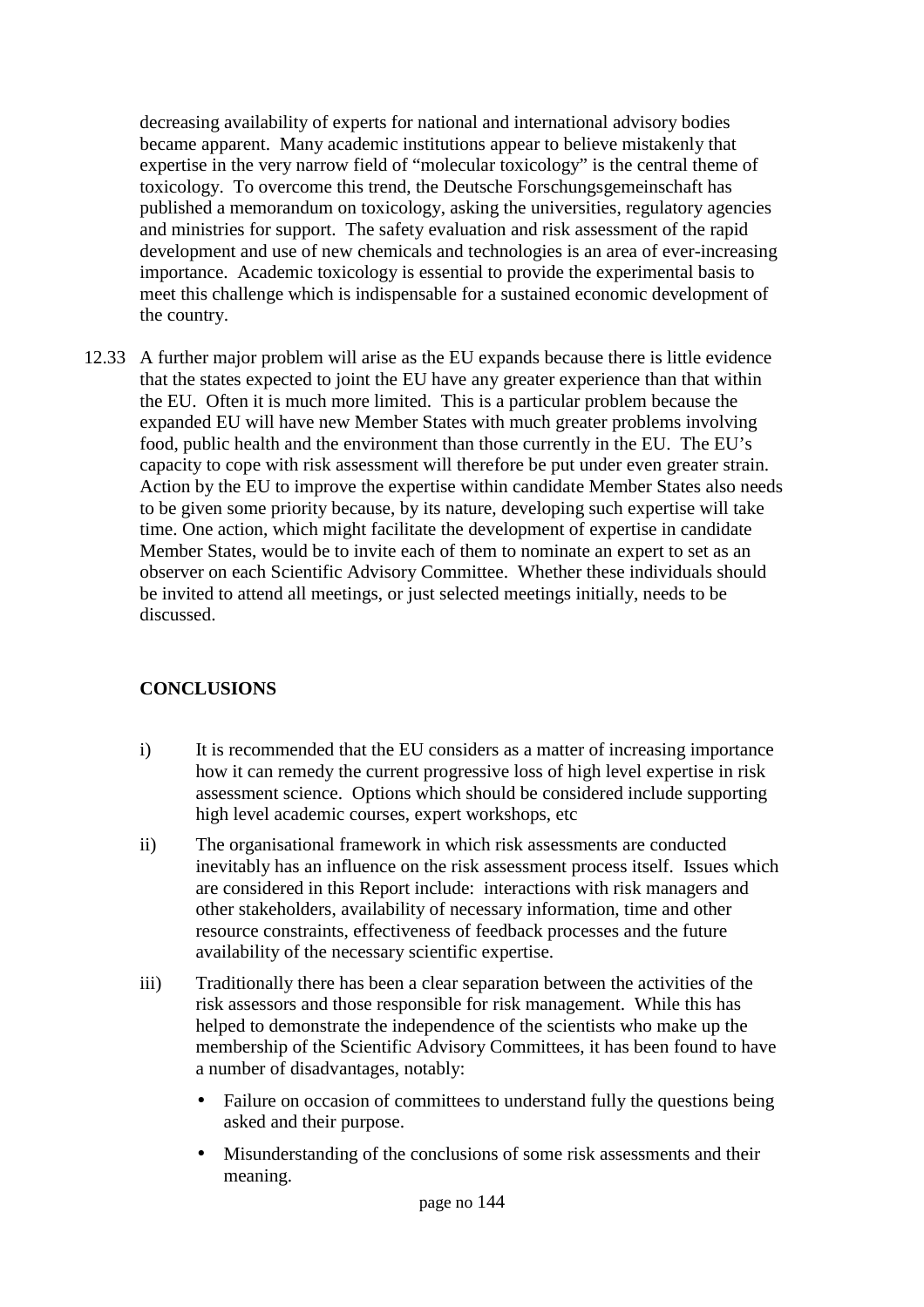decreasing availability of experts for national and international advisory bodies became apparent. Many academic institutions appear to believe mistakenly that expertise in the very narrow field of "molecular toxicology" is the central theme of toxicology. To overcome this trend, the Deutsche Forschungsgemeinschaft has published a memorandum on toxicology, asking the universities, regulatory agencies and ministries for support. The safety evaluation and risk assessment of the rapid development and use of new chemicals and technologies is an area of ever-increasing importance. Academic toxicology is essential to provide the experimental basis to meet this challenge which is indispensable for a sustained economic development of the country.

12.33 A further major problem will arise as the EU expands because there is little evidence that the states expected to joint the EU have any greater experience than that within the EU. Often it is much more limited. This is a particular problem because the expanded EU will have new Member States with much greater problems involving food, public health and the environment than those currently in the EU. The EU's capacity to cope with risk assessment will therefore be put under even greater strain. Action by the EU to improve the expertise within candidate Member States also needs to be given some priority because, by its nature, developing such expertise will take time. One action, which might facilitate the development of expertise in candidate Member States, would be to invite each of them to nominate an expert to set as an observer on each Scientific Advisory Committee. Whether these individuals should be invited to attend all meetings, or just selected meetings initially, needs to be discussed.

## CONCLUSIONS

i) It is recommended that the EU considers as a matter of increasing importance how it can remedy the current progressive loss of high level expertise in risk assessment science. Options which should be considered include supporting high level academic courses, expert workshops, etc

ii) The organisational framework in which risk assessments are conducted inevitably has an influence on the risk assessment process itself. Issues which are considered in this Report include: interactions with risk managers and other stakeholders, availability of necessary information, time and other resource constraints, effectiveness of feedback processes and the future availability of the necessary scientific expertise.

iii) Traditionally there has been a clear separation between the activities of the risk assessors and those responsible for risk management. While this has helped to demonstrate the independence of the scientists who make up the membership of the Scientific Advisory Committees, it has been found to have a number of disadvantages, notably:

- Failure on occasion of committees to understand fully the questions being asked and their purpose.
- Misunderstanding of the conclusions of some risk assessments and their meaning.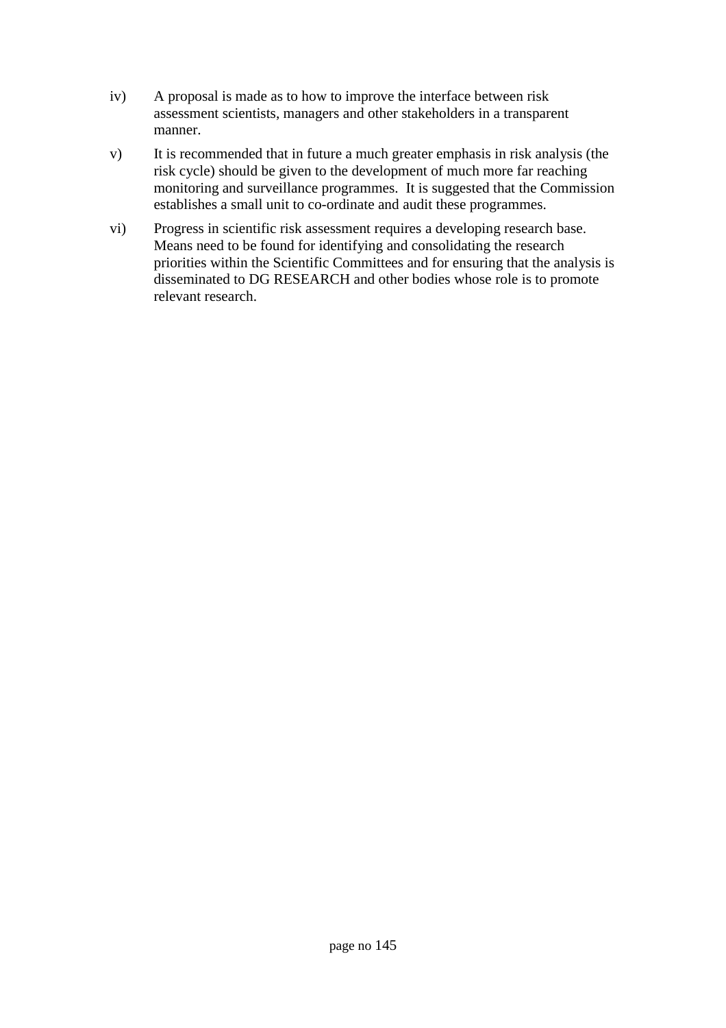iv) A proposal is made as to how to improve the interface between risk assessment scientists, managers and other stakeholders in a transparent manner.

v) It is recommended that in future a much greater emphasis in risk analysis (the risk cycle) should be given to the development of much more far reaching monitoring and surveillance programmes. It is suggested that the Commission establishes a small unit to co-ordinate and audit these programmes.

vi) Progress in scientific risk assessment requires a developing research base. Means need to be found for identifying and consolidating the research priorities within the Scientific Committees and for ensuring that the analysis is disseminated to DG RESEARCH and other bodies whose role is to promote relevant research.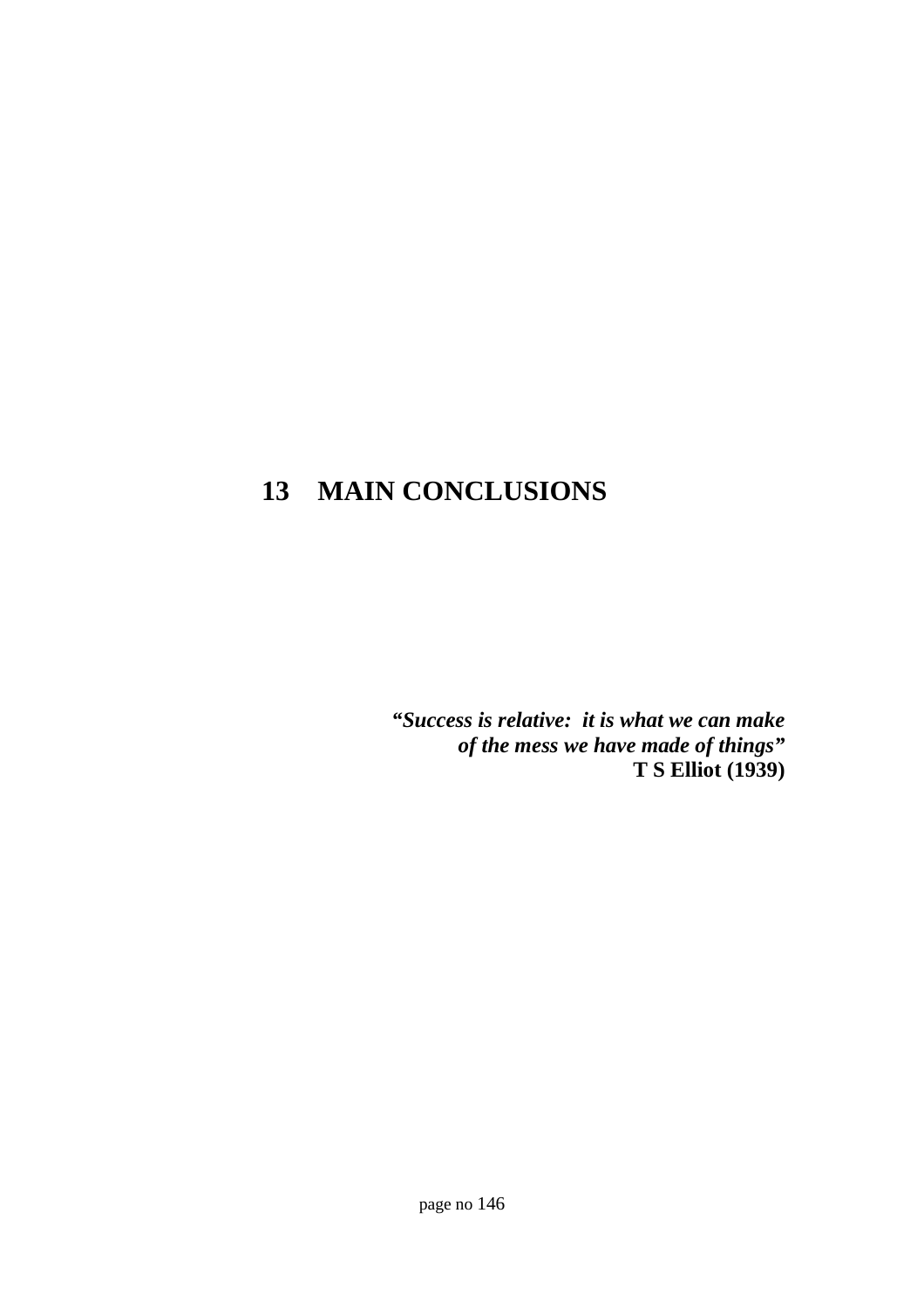# 13 MAIN CONCLUSIONS

***"Success is relative: it is what we can make of the mess we have made of things"***
**T S Elliot (1939)**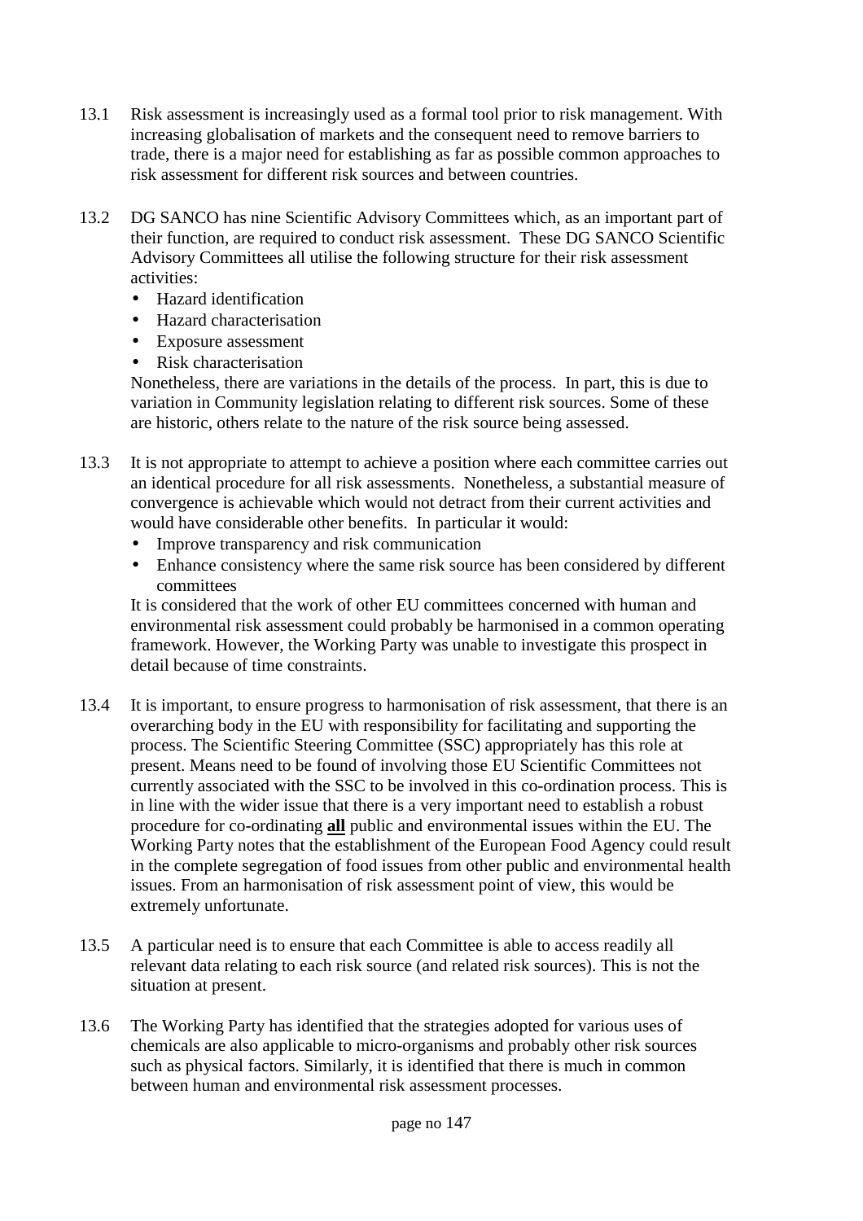13.1 Risk assessment is increasingly used as a formal tool prior to risk management. With increasing globalisation of markets and the consequent need to remove barriers to trade, there is a major need for establishing as far as possible common approaches to risk assessment for different risk sources and between countries.

13.2 DG SANCO has nine Scientific Advisory Committees which, as an important part of their function, are required to conduct risk assessment. These DG SANCO Scientific Advisory Committees all utilise the following structure for their risk assessment activities:

- Hazard identification
- Hazard characterisation
- Exposure assessment
- Risk characterisation

Nonetheless, there are variations in the details of the process. In part, this is due to variation in Community legislation relating to different risk sources. Some of these are historic, others relate to the nature of the risk source being assessed.

13.3 It is not appropriate to attempt to achieve a position where each committee carries out an identical procedure for all risk assessments. Nonetheless, a substantial measure of convergence is achievable which would not detract from their current activities and would have considerable other benefits. In particular it would:

- Improve transparency and risk communication
- Enhance consistency where the same risk source has been considered by different committees

It is considered that the work of other EU committees concerned with human and environmental risk assessment could probably be harmonised in a common operating framework. However, the Working Party was unable to investigate this prospect in detail because of time constraints.

13.4 It is important, to ensure progress to harmonisation of risk assessment, that there is an overarching body in the EU with responsibility for facilitating and supporting the process. The Scientific Steering Committee (SSC) appropriately has this role at present. Means need to be found of involving those EU Scientific Committees not currently associated with the SSC to be involved in this co-ordination process. This is in line with the wider issue that there is a very important need to establish a robust procedure for co-ordinating **<u>all</u>** public and environmental issues within the EU. The Working Party notes that the establishment of the European Food Agency could result in the complete segregation of food issues from other public and environmental health issues. From an harmonisation of risk assessment point of view, this would be extremely unfortunate.

13.5 A particular need is to ensure that each Committee is able to access readily all relevant data relating to each risk source (and related risk sources). This is not the situation at present.

13.6 The Working Party has identified that the strategies adopted for various uses of chemicals are also applicable to micro-organisms and probably other risk sources such as physical factors. Similarly, it is identified that there is much in common between human and environmental risk assessment processes.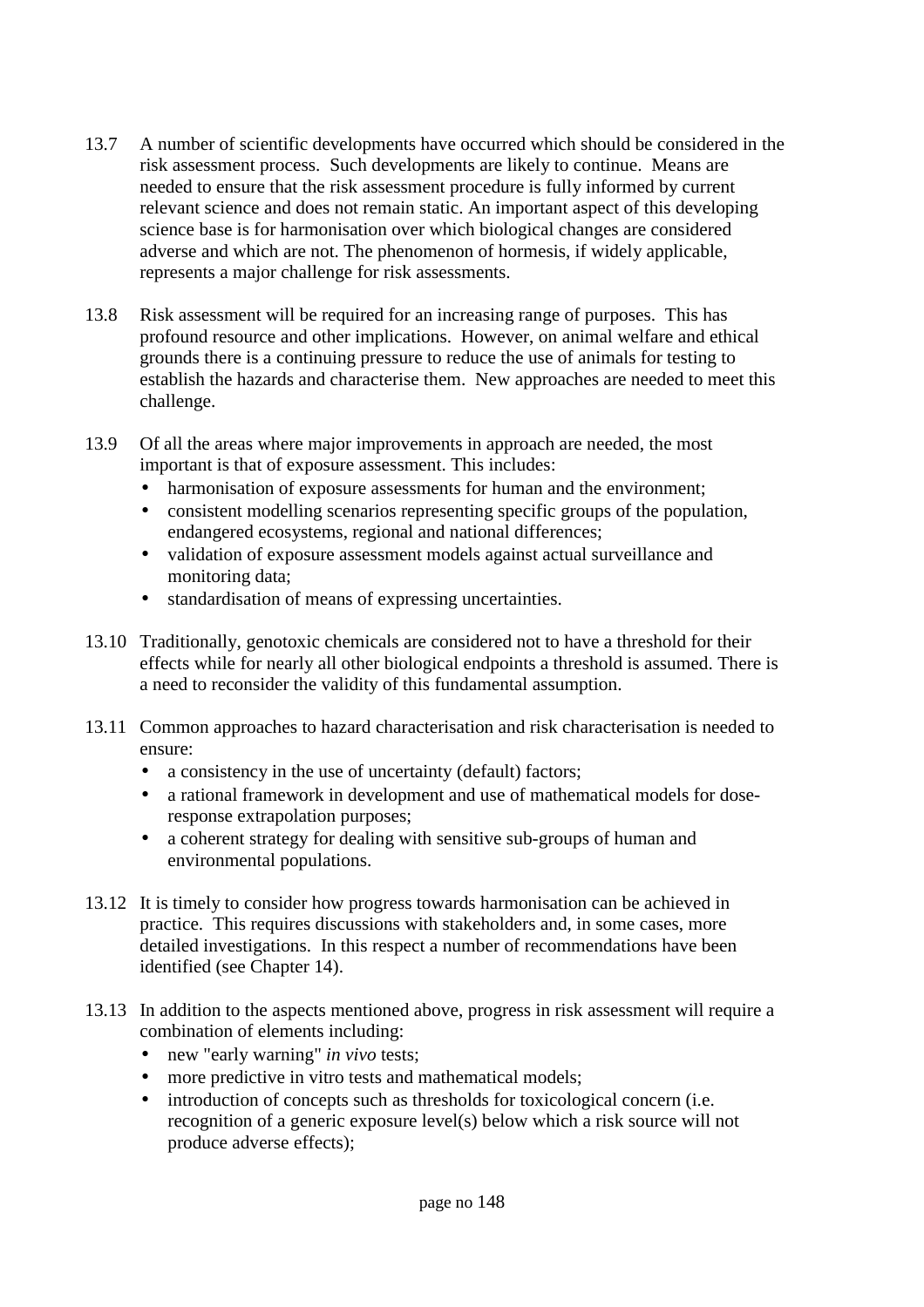13.7 A number of scientific developments have occurred which should be considered in the risk assessment process. Such developments are likely to continue. Means are needed to ensure that the risk assessment procedure is fully informed by current relevant science and does not remain static. An important aspect of this developing science base is for harmonisation over which biological changes are considered adverse and which are not. The phenomenon of hormesis, if widely applicable, represents a major challenge for risk assessments.

13.8 Risk assessment will be required for an increasing range of purposes. This has profound resource and other implications. However, on animal welfare and ethical grounds there is a continuing pressure to reduce the use of animals for testing to establish the hazards and characterise them. New approaches are needed to meet this challenge.

13.9 Of all the areas where major improvements in approach are needed, the most important is that of exposure assessment. This includes:

- harmonisation of exposure assessments for human and the environment;
- consistent modelling scenarios representing specific groups of the population, endangered ecosystems, regional and national differences;
- validation of exposure assessment models against actual surveillance and monitoring data;
- standardisation of means of expressing uncertainties.

13.10 Traditionally, genotoxic chemicals are considered not to have a threshold for their effects while for nearly all other biological endpoints a threshold is assumed. There is a need to reconsider the validity of this fundamental assumption.

13.11 Common approaches to hazard characterisation and risk characterisation is needed to ensure:

- a consistency in the use of uncertainty (default) factors;
- a rational framework in development and use of mathematical models for dose-response extrapolation purposes;
- a coherent strategy for dealing with sensitive sub-groups of human and environmental populations.

13.12 It is timely to consider how progress towards harmonisation can be achieved in practice. This requires discussions with stakeholders and, in some cases, more detailed investigations. In this respect a number of recommendations have been identified (see Chapter 14).

13.13 In addition to the aspects mentioned above, progress in risk assessment will require a combination of elements including:

- new "early warning" *in vivo* tests;
- more predictive in vitro tests and mathematical models;
- introduction of concepts such as thresholds for toxicological concern (i.e. recognition of a generic exposure level(s) below which a risk source will not produce adverse effects);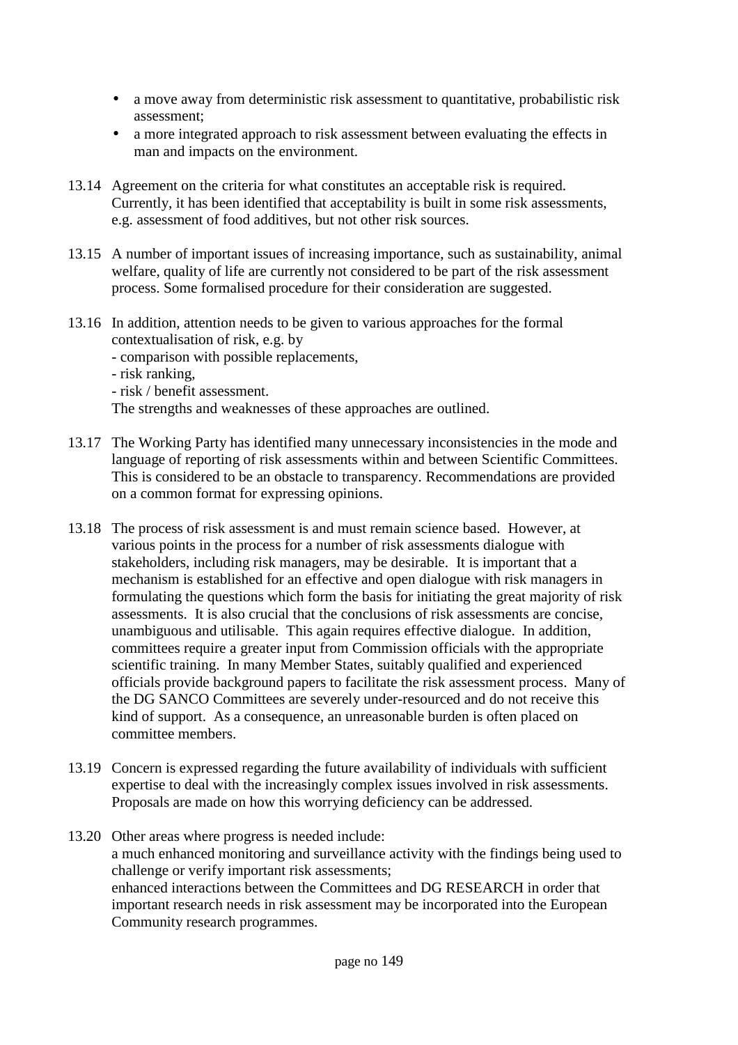- a move away from deterministic risk assessment to quantitative, probabilistic risk assessment;
- a more integrated approach to risk assessment between evaluating the effects in man and impacts on the environment.

13.14 Agreement on the criteria for what constitutes an acceptable risk is required. Currently, it has been identified that acceptability is built in some risk assessments, e.g. assessment of food additives, but not other risk sources.

13.15 A number of important issues of increasing importance, such as sustainability, animal welfare, quality of life are currently not considered to be part of the risk assessment process. Some formalised procedure for their consideration are suggested.

13.16 In addition, attention needs to be given to various approaches for the formal contextualisation of risk, e.g. by
- comparison with possible replacements,
- risk ranking,
- risk / benefit assessment.

The strengths and weaknesses of these approaches are outlined.

13.17 The Working Party has identified many unnecessary inconsistencies in the mode and language of reporting of risk assessments within and between Scientific Committees. This is considered to be an obstacle to transparency. Recommendations are provided on a common format for expressing opinions.

13.18 The process of risk assessment is and must remain science based. However, at various points in the process for a number of risk assessments dialogue with stakeholders, including risk managers, may be desirable. It is important that a mechanism is established for an effective and open dialogue with risk managers in formulating the questions which form the basis for initiating the great majority of risk assessments. It is also crucial that the conclusions of risk assessments are concise, unambiguous and utilisable. This again requires effective dialogue. In addition, committees require a greater input from Commission officials with the appropriate scientific training. In many Member States, suitably qualified and experienced officials provide background papers to facilitate the risk assessment process. Many of the DG SANCO Committees are severely under-resourced and do not receive this kind of support. As a consequence, an unreasonable burden is often placed on committee members.

13.19 Concern is expressed regarding the future availability of individuals with sufficient expertise to deal with the increasingly complex issues involved in risk assessments. Proposals are made on how this worrying deficiency can be addressed.

13.20 Other areas where progress is needed include:
a much enhanced monitoring and surveillance activity with the findings being used to challenge or verify important risk assessments;
enhanced interactions between the Committees and DG RESEARCH in order that important research needs in risk assessment may be incorporated into the European Community research programmes.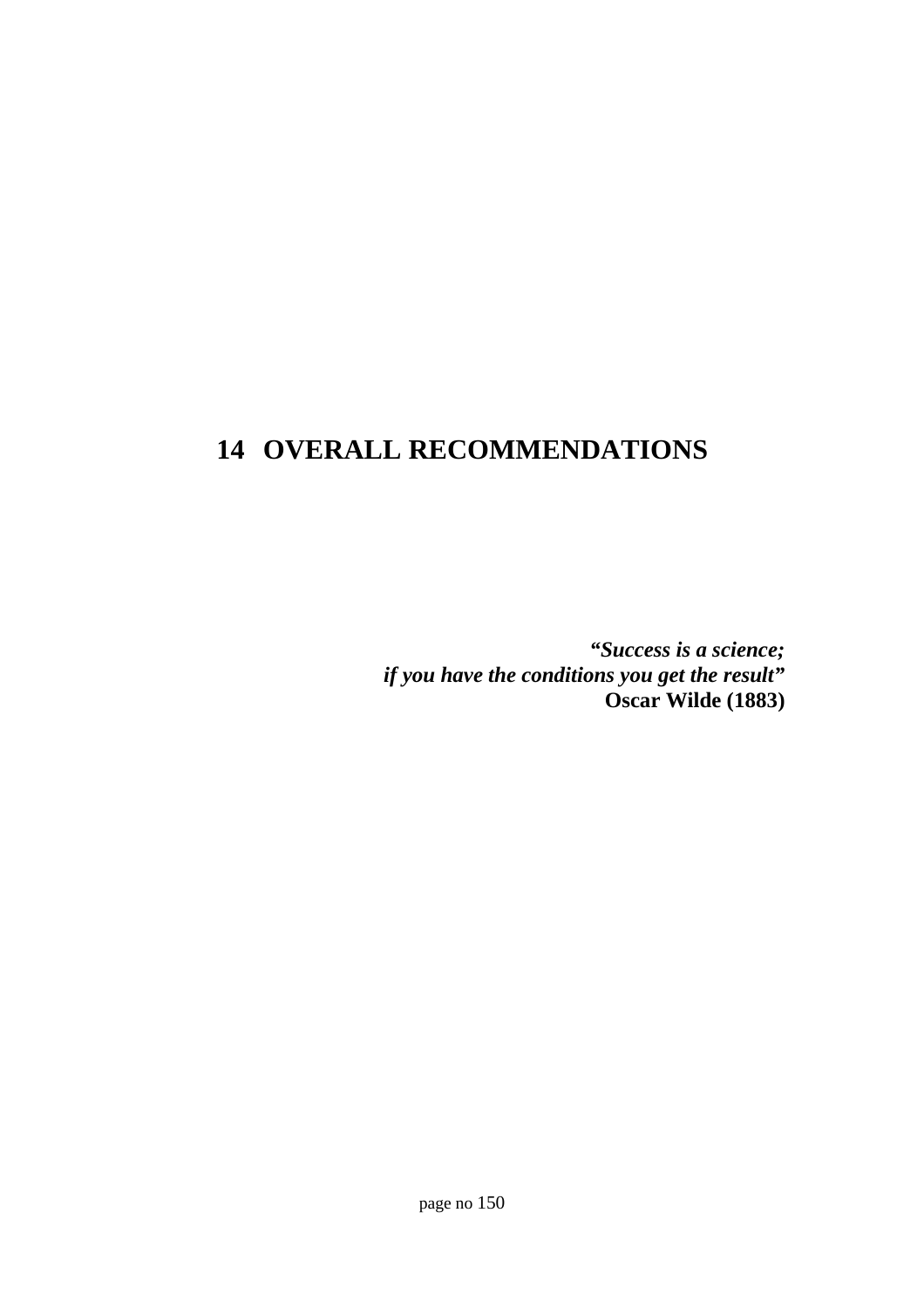# 14 OVERALL RECOMMENDATIONS

***"Success is a science;***
***if you have the conditions you get the result"***
**Oscar Wilde (1883)**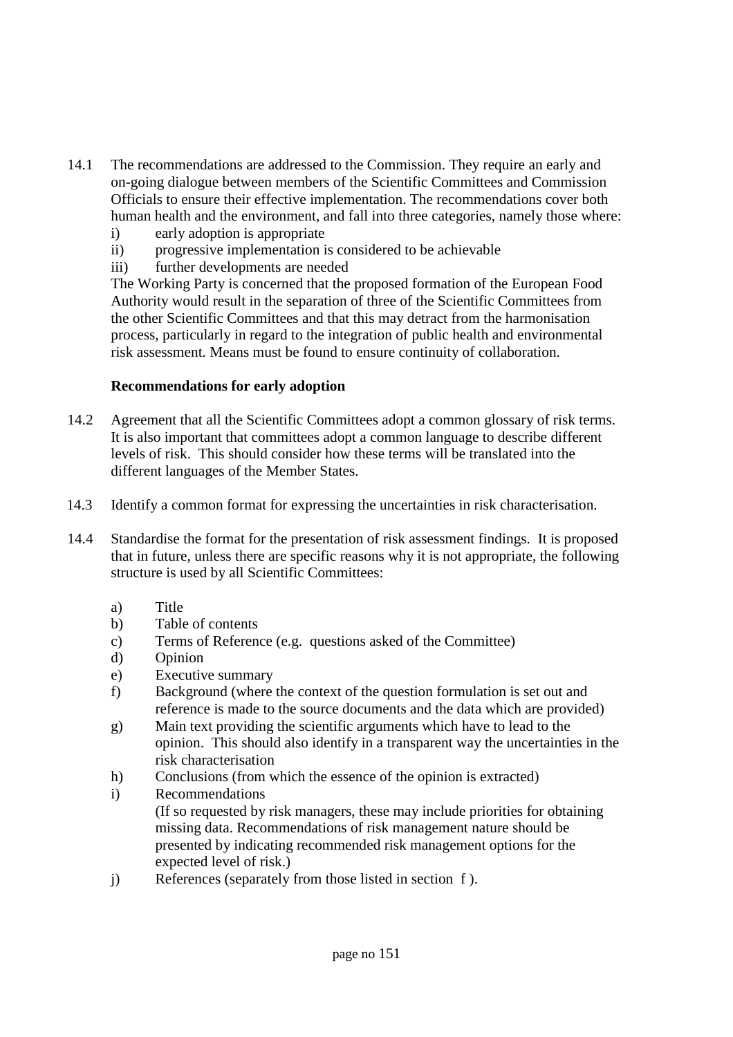14.1 The recommendations are addressed to the Commission. They require an early and on-going dialogue between members of the Scientific Committees and Commission Officials to ensure their effective implementation. The recommendations cover both human health and the environment, and fall into three categories, namely those where:

i) early adoption is appropriate
ii) progressive implementation is considered to be achievable
iii) further developments are needed

The Working Party is concerned that the proposed formation of the European Food Authority would result in the separation of three of the Scientific Committees from the other Scientific Committees and that this may detract from the harmonisation process, particularly in regard to the integration of public health and environmental risk assessment. Means must be found to ensure continuity of collaboration.

**Recommendations for early adoption**

14.2 Agreement that all the Scientific Committees adopt a common glossary of risk terms. It is also important that committees adopt a common language to describe different levels of risk. This should consider how these terms will be translated into the different languages of the Member States.

14.3 Identify a common format for expressing the uncertainties in risk characterisation.

14.4 Standardise the format for the presentation of risk assessment findings. It is proposed that in future, unless there are specific reasons why it is not appropriate, the following structure is used by all Scientific Committees:

a) Title
b) Table of contents
c) Terms of Reference (e.g. questions asked of the Committee)
d) Opinion
e) Executive summary
f) Background (where the context of the question formulation is set out and reference is made to the source documents and the data which are provided)
g) Main text providing the scientific arguments which have to lead to the opinion. This should also identify in a transparent way the uncertainties in the risk characterisation
h) Conclusions (from which the essence of the opinion is extracted)
i) Recommendations
   (If so requested by risk managers, these may include priorities for obtaining missing data. Recommendations of risk management nature should be presented by indicating recommended risk management options for the expected level of risk.)
j) References (separately from those listed in section f ).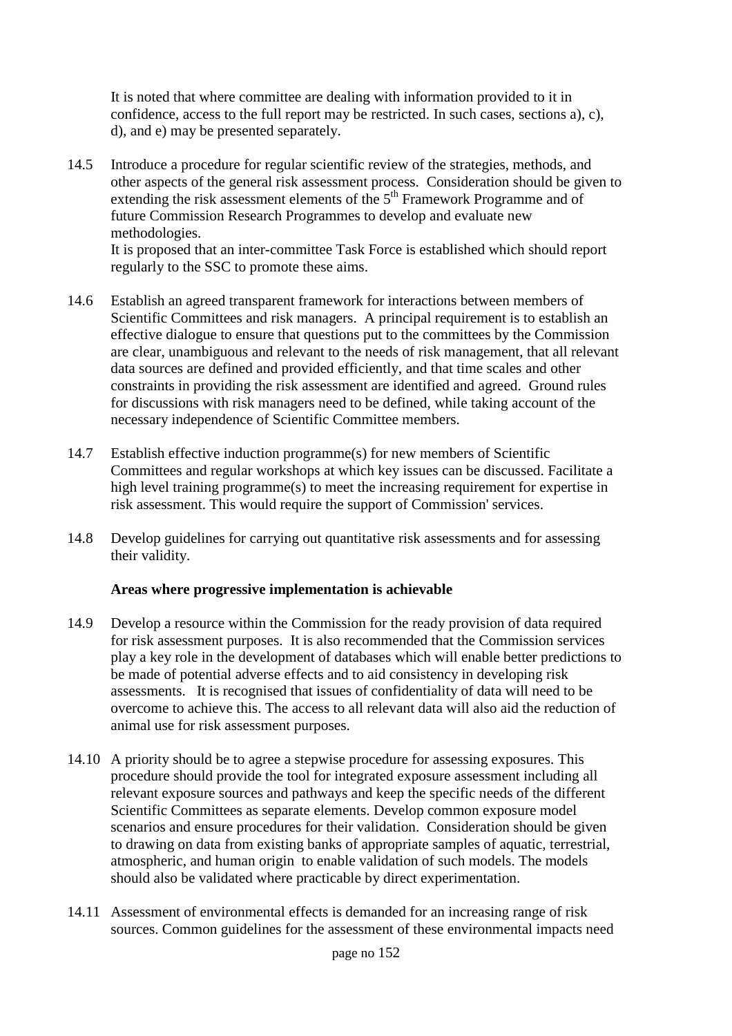It is noted that where committee are dealing with information provided to it in confidence, access to the full report may be restricted. In such cases, sections a), c), d), and e) may be presented separately.

14.5 Introduce a procedure for regular scientific review of the strategies, methods, and other aspects of the general risk assessment process. Consideration should be given to extending the risk assessment elements of the 5th Framework Programme and of future Commission Research Programmes to develop and evaluate new methodologies.
It is proposed that an inter-committee Task Force is established which should report regularly to the SSC to promote these aims.

14.6 Establish an agreed transparent framework for interactions between members of Scientific Committees and risk managers. A principal requirement is to establish an effective dialogue to ensure that questions put to the committees by the Commission are clear, unambiguous and relevant to the needs of risk management, that all relevant data sources are defined and provided efficiently, and that time scales and other constraints in providing the risk assessment are identified and agreed. Ground rules for discussions with risk managers need to be defined, while taking account of the necessary independence of Scientific Committee members.

14.7 Establish effective induction programme(s) for new members of Scientific Committees and regular workshops at which key issues can be discussed. Facilitate a high level training programme(s) to meet the increasing requirement for expertise in risk assessment. This would require the support of Commission' services.

14.8 Develop guidelines for carrying out quantitative risk assessments and for assessing their validity.

**Areas where progressive implementation is achievable**

14.9 Develop a resource within the Commission for the ready provision of data required for risk assessment purposes. It is also recommended that the Commission services play a key role in the development of databases which will enable better predictions to be made of potential adverse effects and to aid consistency in developing risk assessments. It is recognised that issues of confidentiality of data will need to be overcome to achieve this. The access to all relevant data will also aid the reduction of animal use for risk assessment purposes.

14.10 A priority should be to agree a stepwise procedure for assessing exposures. This procedure should provide the tool for integrated exposure assessment including all relevant exposure sources and pathways and keep the specific needs of the different Scientific Committees as separate elements. Develop common exposure model scenarios and ensure procedures for their validation. Consideration should be given to drawing on data from existing banks of appropriate samples of aquatic, terrestrial, atmospheric, and human origin to enable validation of such models. The models should also be validated where practicable by direct experimentation.

14.11 Assessment of environmental effects is demanded for an increasing range of risk sources. Common guidelines for the assessment of these environmental impacts need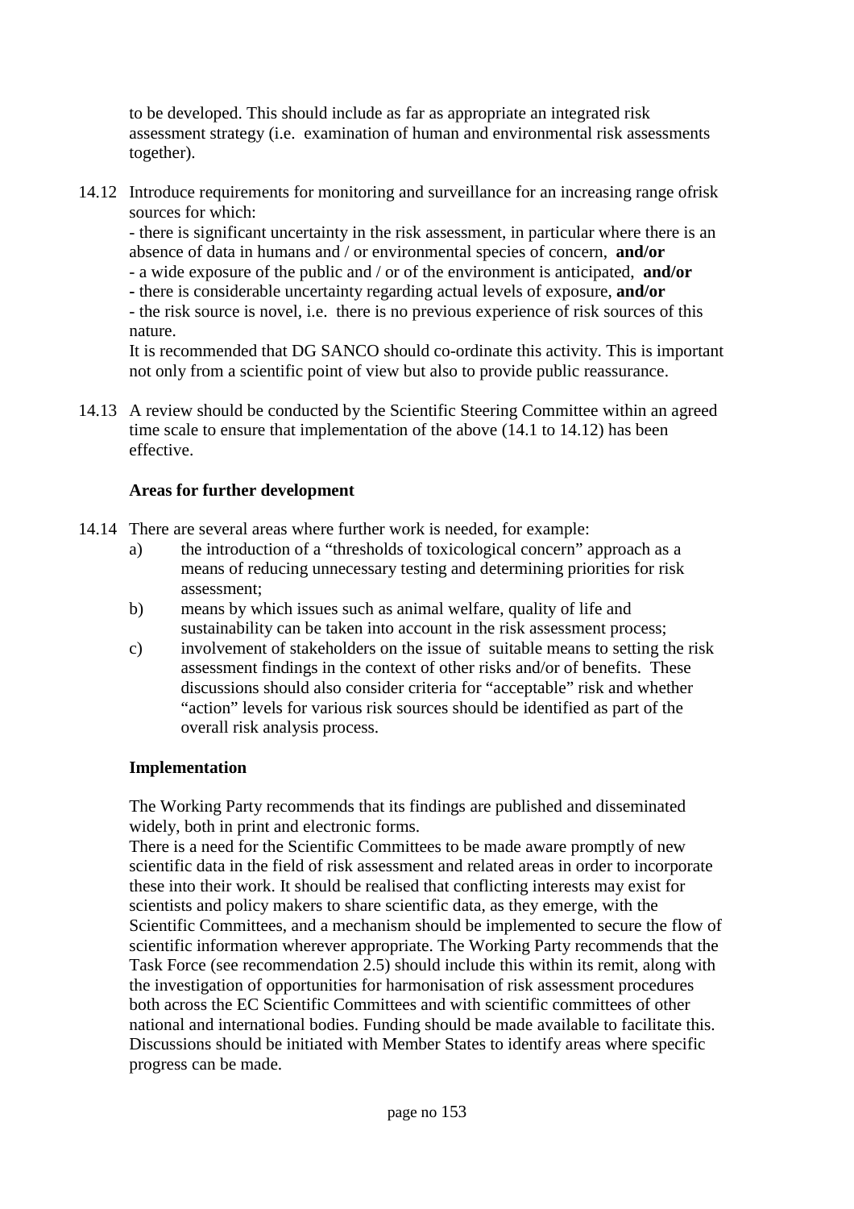to be developed. This should include as far as appropriate an integrated risk assessment strategy (i.e. examination of human and environmental risk assessments together).

14.12 Introduce requirements for monitoring and surveillance for an increasing range ofrisk sources for which:
- there is significant uncertainty in the risk assessment, in particular where there is an absence of data in humans and / or environmental species of concern, **and/or**
- a wide exposure of the public and / or of the environment is anticipated, **and/or**
- there is considerable uncertainty regarding actual levels of exposure, **and/or**
- the risk source is novel, i.e. there is no previous experience of risk sources of this nature.

It is recommended that DG SANCO should co-ordinate this activity. This is important not only from a scientific point of view but also to provide public reassurance.

14.13 A review should be conducted by the Scientific Steering Committee within an agreed time scale to ensure that implementation of the above (14.1 to 14.12) has been effective.

**Areas for further development**

14.14 There are several areas where further work is needed, for example:

a) the introduction of a “thresholds of toxicological concern” approach as a means of reducing unnecessary testing and determining priorities for risk assessment;

b) means by which issues such as animal welfare, quality of life and sustainability can be taken into account in the risk assessment process;

c) involvement of stakeholders on the issue of suitable means to setting the risk assessment findings in the context of other risks and/or of benefits. These discussions should also consider criteria for “acceptable” risk and whether “action” levels for various risk sources should be identified as part of the overall risk analysis process.

**Implementation**

The Working Party recommends that its findings are published and disseminated widely, both in print and electronic forms.

There is a need for the Scientific Committees to be made aware promptly of new scientific data in the field of risk assessment and related areas in order to incorporate these into their work. It should be realised that conflicting interests may exist for scientists and policy makers to share scientific data, as they emerge, with the Scientific Committees, and a mechanism should be implemented to secure the flow of scientific information wherever appropriate. The Working Party recommends that the Task Force (see recommendation 2.5) should include this within its remit, along with the investigation of opportunities for harmonisation of risk assessment procedures both across the EC Scientific Committees and with scientific committees of other national and international bodies. Funding should be made available to facilitate this. Discussions should be initiated with Member States to identify areas where specific progress can be made.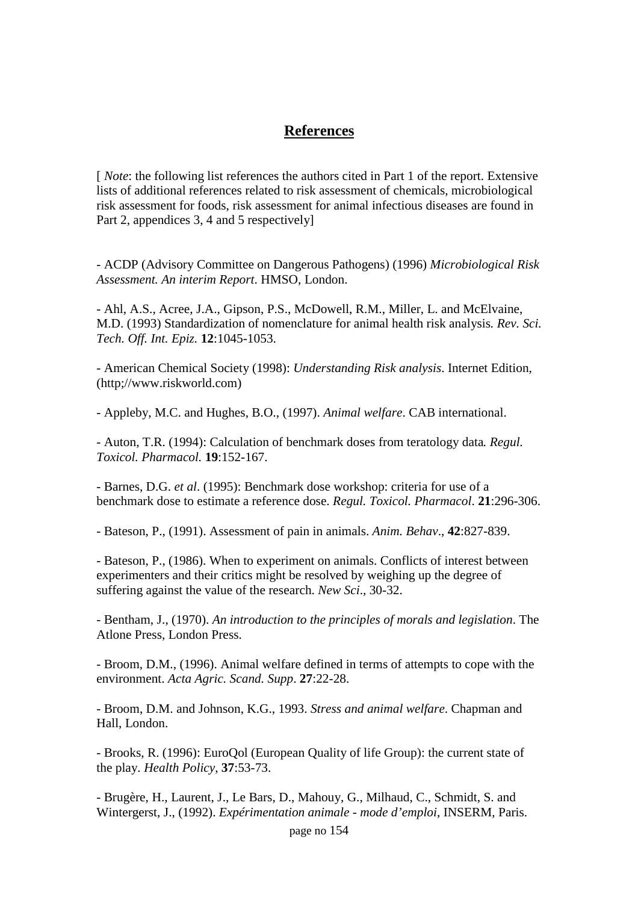# References

[ *Note*: the following list references the authors cited in Part 1 of the report. Extensive lists of additional references related to risk assessment of chemicals, microbiological risk assessment for foods, risk assessment for animal infectious diseases are found in Part 2, appendices 3, 4 and 5 respectively]

- ACDP (Advisory Committee on Dangerous Pathogens) (1996) *Microbiological Risk Assessment. An interim Report*. HMSO, London.

- Ahl, A.S., Acree, J.A., Gipson, P.S., McDowell, R.M., Miller, L. and McElvaine, M.D. (1993) Standardization of nomenclature for animal health risk analysis*. Rev. Sci. Tech. Off. Int. Epiz.* **12**:1045-1053.

- American Chemical Society (1998): *Understanding Risk analysis*. Internet Edition, (http;//www.riskworld.com)

- Appleby, M.C. and Hughes, B.O., (1997). *Animal welfare*. CAB international.

- Auton, T.R. (1994): Calculation of benchmark doses from teratology data*. Regul. Toxicol. Pharmacol.* **19**:152-167.

- Barnes, D.G. *et al*. (1995): Benchmark dose workshop: criteria for use of a benchmark dose to estimate a reference dose. *Regul. Toxicol. Pharmacol*. **21**:296-306.

- Bateson, P., (1991). Assessment of pain in animals. *Anim. Behav*., **42**:827-839.

- Bateson, P., (1986). When to experiment on animals. Conflicts of interest between experimenters and their critics might be resolved by weighing up the degree of suffering against the value of the research. *New Sci*., 30-32.

- Bentham, J., (1970). *An introduction to the principles of morals and legislation*. The Atlone Press, London Press.

- Broom, D.M., (1996). Animal welfare defined in terms of attempts to cope with the environment. *Acta Agric. Scand. Supp*. **27**:22-28.

- Broom, D.M. and Johnson, K.G., 1993. *Stress and animal welfare*. Chapman and Hall, London.

- Brooks, R. (1996): EuroQol (European Quality of life Group): the current state of the play. *Health Policy*, **37**:53-73.

- Brugère, H., Laurent, J., Le Bars, D., Mahouy, G., Milhaud, C., Schmidt, S. and Wintergerst, J., (1992). *Expérimentation animale - mode d’emploi*, INSERM, Paris.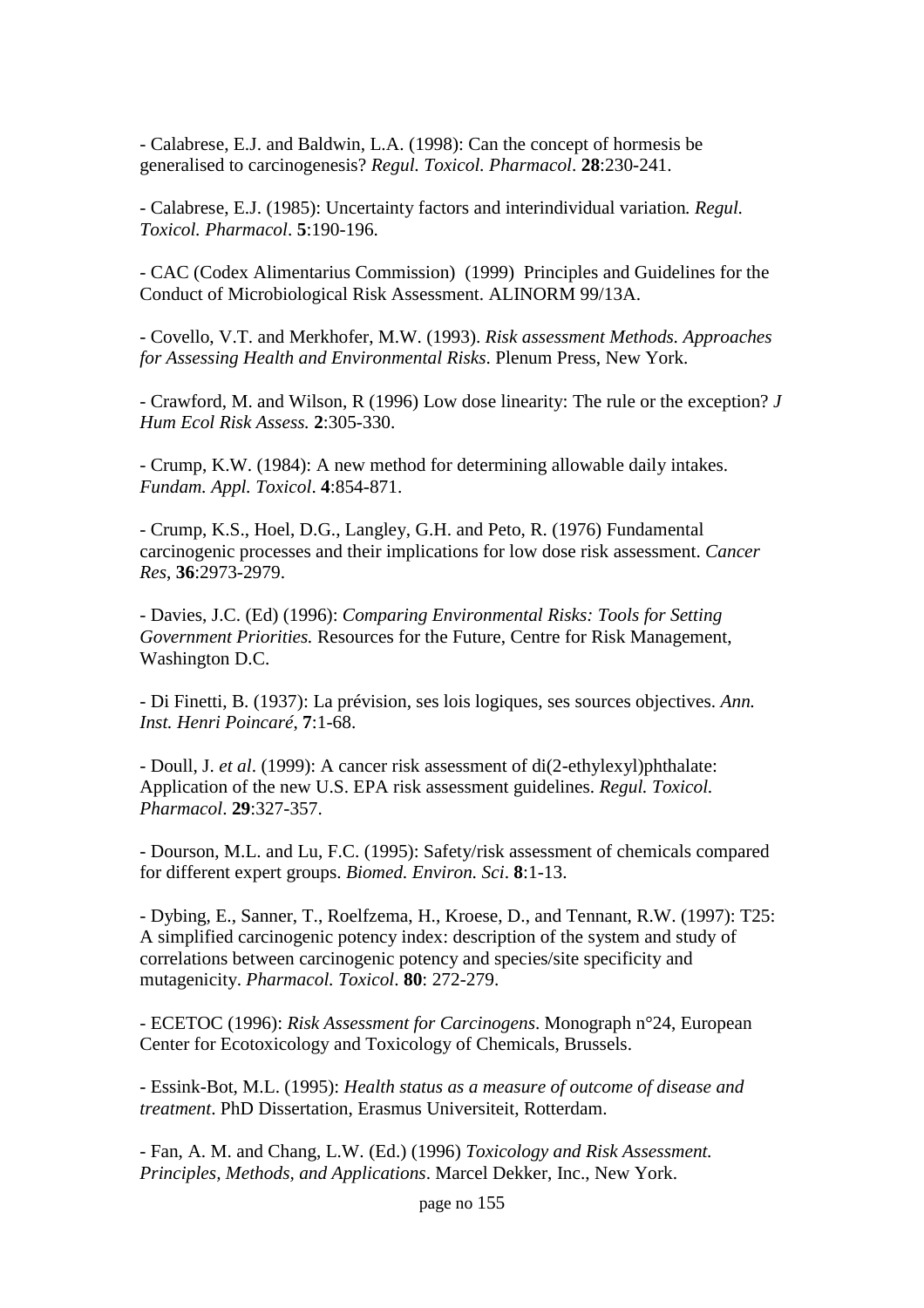- Calabrese, E.J. and Baldwin, L.A. (1998): Can the concept of hormesis be generalised to carcinogenesis? *Regul. Toxicol. Pharmacol*. **28**:230-241.

- Calabrese, E.J. (1985): Uncertainty factors and interindividual variation. *Regul. Toxicol. Pharmacol*. **5**:190-196.

- CAC (Codex Alimentarius Commission) (1999) Principles and Guidelines for the Conduct of Microbiological Risk Assessment. ALINORM 99/13A.

- Covello, V.T. and Merkhofer, M.W. (1993). *Risk assessment Methods. Approaches for Assessing Health and Environmental Risks*. Plenum Press, New York.

- Crawford, M. and Wilson, R (1996) Low dose linearity: The rule or the exception? *J Hum Ecol Risk Assess.* **2**:305-330.

- Crump, K.W. (1984): A new method for determining allowable daily intakes. *Fundam. Appl. Toxicol*. **4**:854-871.

- Crump, K.S., Hoel, D.G., Langley, G.H. and Peto, R. (1976) Fundamental carcinogenic processes and their implications for low dose risk assessment. *Cancer Res*, **36**:2973-2979.

- Davies, J.C. (Ed) (1996): *Comparing Environmental Risks: Tools for Setting Government Priorities.* Resources for the Future, Centre for Risk Management, Washington D.C.

- Di Finetti, B. (1937): La prévision, ses lois logiques, ses sources objectives. *Ann. Inst. Henri Poincaré*, **7**:1-68.

- Doull, J. *et al*. (1999): A cancer risk assessment of di(2-ethylexyl)phthalate: Application of the new U.S. EPA risk assessment guidelines. *Regul. Toxicol. Pharmacol*. **29**:327-357.

- Dourson, M.L. and Lu, F.C. (1995): Safety/risk assessment of chemicals compared for different expert groups. *Biomed. Environ. Sci*. **8**:1-13.

- Dybing, E., Sanner, T., Roelfzema, H., Kroese, D., and Tennant, R.W. (1997): T25: A simplified carcinogenic potency index: description of the system and study of correlations between carcinogenic potency and species/site specificity and mutagenicity. *Pharmacol. Toxicol*. **80**: 272-279.

- ECETOC (1996): *Risk Assessment for Carcinogens*. Monograph n°24, European Center for Ecotoxicology and Toxicology of Chemicals, Brussels.

- Essink-Bot, M.L. (1995): *Health status as a measure of outcome of disease and treatment*. PhD Dissertation, Erasmus Universiteit, Rotterdam.

- Fan, A. M. and Chang, L.W. (Ed.) (1996) *Toxicology and Risk Assessment. Principles, Methods, and Applications*. Marcel Dekker, Inc., New York.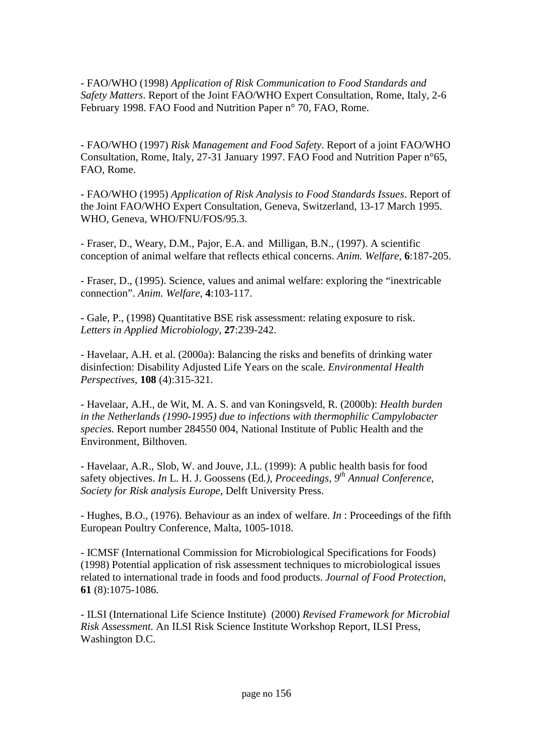- FAO/WHO (1998) *Application of Risk Communication to Food Standards and Safety Matters*. Report of the Joint FAO/WHO Expert Consultation, Rome, Italy, 2-6 February 1998. FAO Food and Nutrition Paper n° 70, FAO, Rome.

- FAO/WHO (1997) *Risk Management and Food Safety*. Report of a joint FAO/WHO Consultation, Rome, Italy, 27-31 January 1997. FAO Food and Nutrition Paper n°65, FAO, Rome.

- FAO/WHO (1995) *Application of Risk Analysis to Food Standards Issues*. Report of the Joint FAO/WHO Expert Consultation, Geneva, Switzerland, 13-17 March 1995. WHO, Geneva, WHO/FNU/FOS/95.3.

- Fraser, D., Weary, D.M., Pajor, E.A. and Milligan, B.N., (1997). A scientific conception of animal welfare that reflects ethical concerns. *Anim. Welfare*, **6**:187-205.

- Fraser, D., (1995). Science, values and animal welfare: exploring the "inextricable connection". *Anim. Welfare*, **4**:103-117.

- Gale, P., (1998) Quantitative BSE risk assessment: relating exposure to risk. *Letters in Applied Microbiology*, **27**:239-242.

- Havelaar, A.H. et al. (2000a): Balancing the risks and benefits of drinking water disinfection: Disability Adjusted Life Years on the scale. *Environmental Health Perspectives*, **108** (4):315-321.

- Havelaar, A.H., de Wit, M. A. S. and van Koningsveld, R. (2000b): *Health burden in the Netherlands (1990-1995) due to infections with thermophilic Campylobacter species.* Report number 284550 004, National Institute of Public Health and the Environment, Bilthoven.

- Havelaar, A.R., Slob, W. and Jouve, J.L. (1999): A public health basis for food safety objectives. *In* L. H. J. Goossens (Ed*.), Proceedings, 9th Annual Conference, Society for Risk analysis Europe*, Delft University Press.

- Hughes, B.O., (1976). Behaviour as an index of welfare. *In* : Proceedings of the fifth European Poultry Conference, Malta, 1005-1018.

- ICMSF (International Commission for Microbiological Specifications for Foods) (1998) Potential application of risk assessment techniques to microbiological issues related to international trade in foods and food products. *Journal of Food Protection*, **61** (8):1075-1086.

- ILSI (International Life Science Institute) (2000) *Revised Framework for Microbial Risk Assessment.* An ILSI Risk Science Institute Workshop Report, ILSI Press, Washington D.C.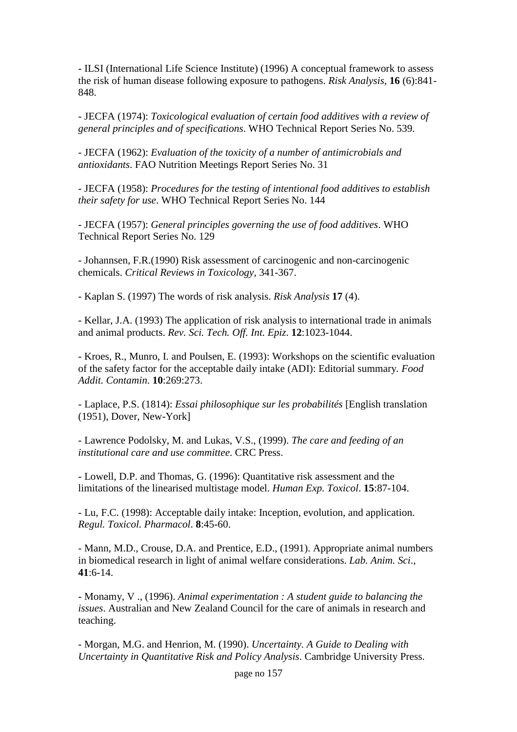- ILSI (International Life Science Institute) (1996) A conceptual framework to assess the risk of human disease following exposure to pathogens. *Risk Analysis*, **16** (6):841-848.

- JECFA (1974): *Toxicological evaluation of certain food additives with a review of general principles and of specifications*. WHO Technical Report Series No. 539.

- JECFA (1962): *Evaluation of the toxicity of a number of antimicrobials and antioxidants*. FAO Nutrition Meetings Report Series No. 31

- JECFA (1958): *Procedures for the testing of intentional food additives to establish their safety for use*. WHO Technical Report Series No. 144

- JECFA (1957): *General principles governing the use of food additives*. WHO Technical Report Series No. 129

- Johannsen, F.R.(1990) Risk assessment of carcinogenic and non-carcinogenic chemicals. *Critical Reviews in Toxicology*, 341-367.

- Kaplan S. (1997) The words of risk analysis. *Risk Analysis* **17** (4).

- Kellar, J.A. (1993) The application of risk analysis to international trade in animals and animal products. *Rev. Sci. Tech. Off. Int. Epiz.* **12**:1023-1044.

- Kroes, R., Munro, I. and Poulsen, E. (1993): Workshops on the scientific evaluation of the safety factor for the acceptable daily intake (ADI): Editorial summary. *Food Addit. Contamin.* **10**:269:273.

- Laplace, P.S. (1814): *Essai philosophique sur les probabilités* [English translation (1951), Dover, New-York]

- Lawrence Podolsky, M. and Lukas, V.S., (1999). *The care and feeding of an institutional care and use committee*. CRC Press.

- Lowell, D.P. and Thomas, G. (1996): Quantitative risk assessment and the limitations of the linearised multistage model. *Human Exp. Toxicol*. **15**:87-104.

- Lu, F.C. (1998): Acceptable daily intake: Inception, evolution, and application. *Regul. Toxicol. Pharmacol*. **8**:45-60.

- Mann, M.D., Crouse, D.A. and Prentice, E.D., (1991). Appropriate animal numbers in biomedical research in light of animal welfare considerations. *Lab. Anim. Sci*., **41**:6-14.

- Monamy, V ., (1996). *Animal experimentation : A student guide to balancing the issues*. Australian and New Zealand Council for the care of animals in research and teaching.

- Morgan, M.G. and Henrion, M. (1990). *Uncertainty. A Guide to Dealing with Uncertainty in Quantitative Risk and Policy Analysis*. Cambridge University Press.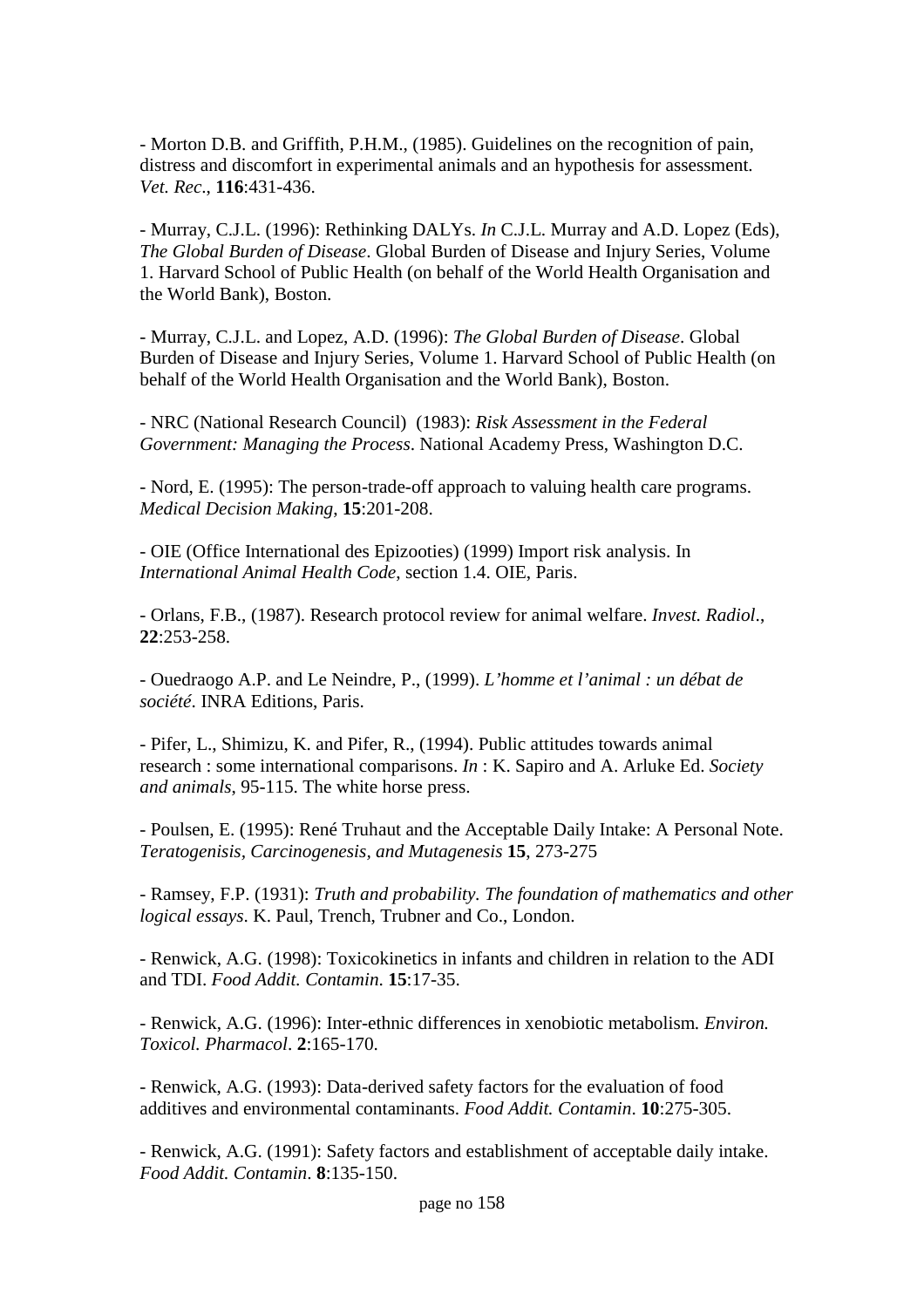- Morton D.B. and Griffith, P.H.M., (1985). Guidelines on the recognition of pain, distress and discomfort in experimental animals and an hypothesis for assessment. *Vet. Rec*., **116**:431-436.

- Murray, C.J.L. (1996): Rethinking DALYs. *In* C.J.L. Murray and A.D. Lopez (Eds), *The Global Burden of Disease*. Global Burden of Disease and Injury Series, Volume 1. Harvard School of Public Health (on behalf of the World Health Organisation and the World Bank), Boston.

- Murray, C.J.L. and Lopez, A.D. (1996): *The Global Burden of Disease*. Global Burden of Disease and Injury Series, Volume 1. Harvard School of Public Health (on behalf of the World Health Organisation and the World Bank), Boston.

- NRC (National Research Council) (1983): *Risk Assessment in the Federal Government: Managing the Process*. National Academy Press, Washington D.C.

- Nord, E. (1995): The person-trade-off approach to valuing health care programs. *Medical Decision Making*, **15**:201-208.

- OIE (Office International des Epizooties) (1999) Import risk analysis. In *International Animal Health Code*, section 1.4. OIE, Paris.

- Orlans, F.B., (1987). Research protocol review for animal welfare. *Invest. Radiol*., **22**:253-258.

- Ouedraogo A.P. and Le Neindre, P., (1999). *L'homme et l'animal : un débat de société*. INRA Editions, Paris.

- Pifer, L., Shimizu, K. and Pifer, R., (1994). Public attitudes towards animal research : some international comparisons. *In* : K. Sapiro and A. Arluke Ed. *Society and animals*, 95-115. The white horse press.

- Poulsen, E. (1995): René Truhaut and the Acceptable Daily Intake: A Personal Note. *Teratogenisis, Carcinogenesis, and Mutagenesis* **15**, 273-275

- Ramsey, F.P. (1931): *Truth and probability. The foundation of mathematics and other logical essays*. K. Paul, Trench, Trubner and Co., London.

- Renwick, A.G. (1998): Toxicokinetics in infants and children in relation to the ADI and TDI. *Food Addit. Contamin*. **15**:17-35.

- Renwick, A.G. (1996): Inter-ethnic differences in xenobiotic metabolism. *Environ. Toxicol. Pharmacol*. **2**:165-170.

- Renwick, A.G. (1993): Data-derived safety factors for the evaluation of food additives and environmental contaminants. *Food Addit. Contamin*. **10**:275-305.

- Renwick, A.G. (1991): Safety factors and establishment of acceptable daily intake. *Food Addit. Contamin*. **8**:135-150.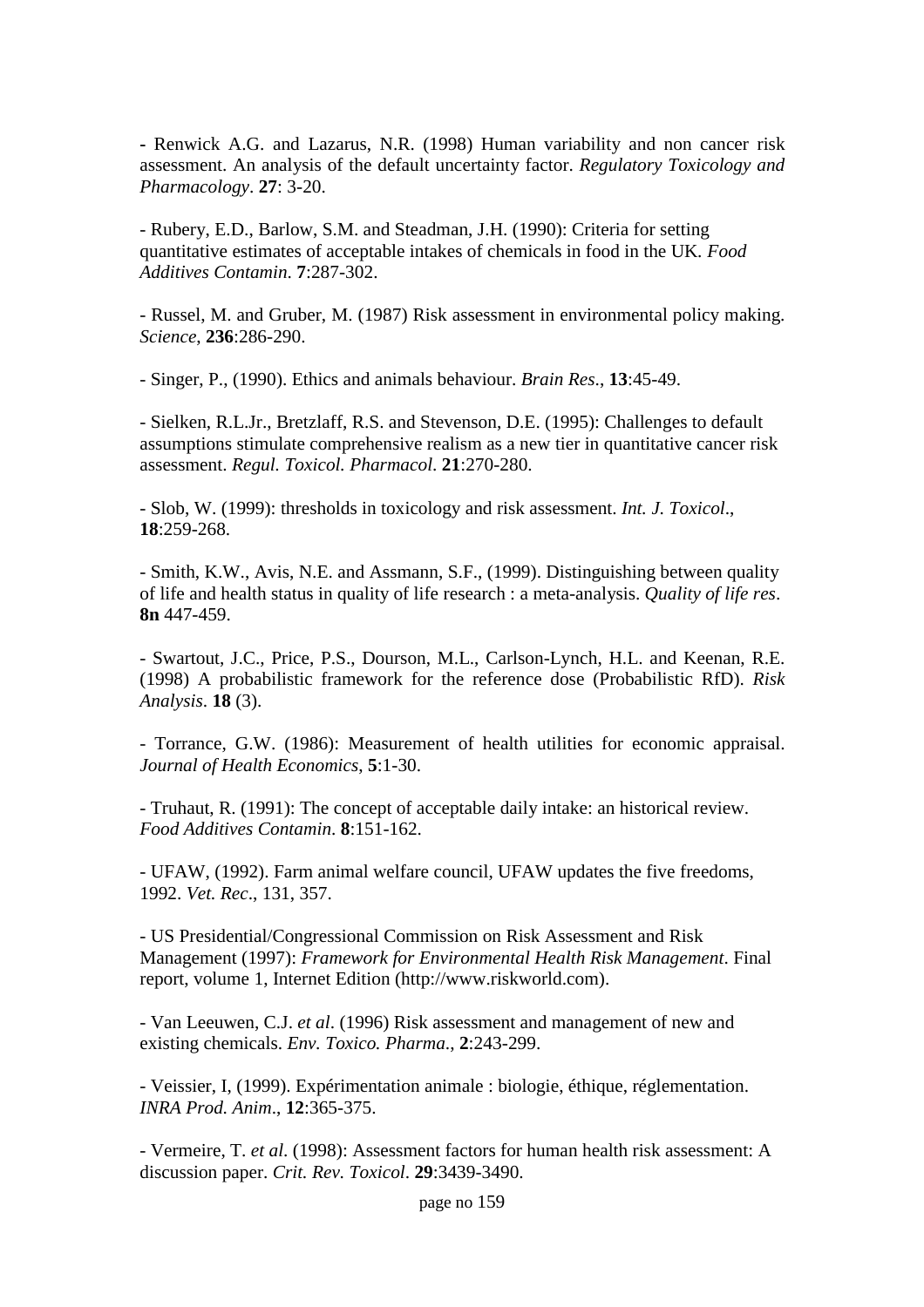- Renwick A.G. and Lazarus, N.R. (1998) Human variability and non cancer risk assessment. An analysis of the default uncertainty factor. *Regulatory Toxicology and Pharmacology*. **27**: 3-20.

- Rubery, E.D., Barlow, S.M. and Steadman, J.H. (1990): Criteria for setting quantitative estimates of acceptable intakes of chemicals in food in the UK. *Food Additives Contamin*. **7**:287-302.

- Russel, M. and Gruber, M. (1987) Risk assessment in environmental policy making. *Science*, **236**:286-290.

- Singer, P., (1990). Ethics and animals behaviour. *Brain Res*., **13**:45-49.

- Sielken, R.L.Jr., Bretzlaff, R.S. and Stevenson, D.E. (1995): Challenges to default assumptions stimulate comprehensive realism as a new tier in quantitative cancer risk assessment. *Regul. Toxicol. Pharmacol*. **21**:270-280.

- Slob, W. (1999): thresholds in toxicology and risk assessment. *Int. J. Toxicol*., **18**:259-268.

- Smith, K.W., Avis, N.E. and Assmann, S.F., (1999). Distinguishing between quality of life and health status in quality of life research : a meta-analysis. *Quality of life res*. **8n** 447-459.

- Swartout, J.C., Price, P.S., Dourson, M.L., Carlson-Lynch, H.L. and Keenan, R.E. (1998) A probabilistic framework for the reference dose (Probabilistic RfD). *Risk Analysis*. **18** (3).

- Torrance, G.W. (1986): Measurement of health utilities for economic appraisal. *Journal of Health Economics*, **5**:1-30.

- Truhaut, R. (1991): The concept of acceptable daily intake: an historical review. *Food Additives Contamin*. **8**:151-162.

- UFAW, (1992). Farm animal welfare council, UFAW updates the five freedoms, 1992. *Vet. Rec*., 131, 357.

- US Presidential/Congressional Commission on Risk Assessment and Risk Management (1997): *Framework for Environmental Health Risk Management*. Final report, volume 1, Internet Edition (http://www.riskworld.com).

- Van Leeuwen, C.J. *et al*. (1996) Risk assessment and management of new and existing chemicals. *Env. Toxico. Pharma*., **2**:243-299.

- Veissier, I, (1999). Expérimentation animale : biologie, éthique, réglementation. *INRA Prod. Anim*., **12**:365-375.

- Vermeire, T. *et al*. (1998): Assessment factors for human health risk assessment: A discussion paper. *Crit. Rev. Toxicol*. **29**:3439-3490.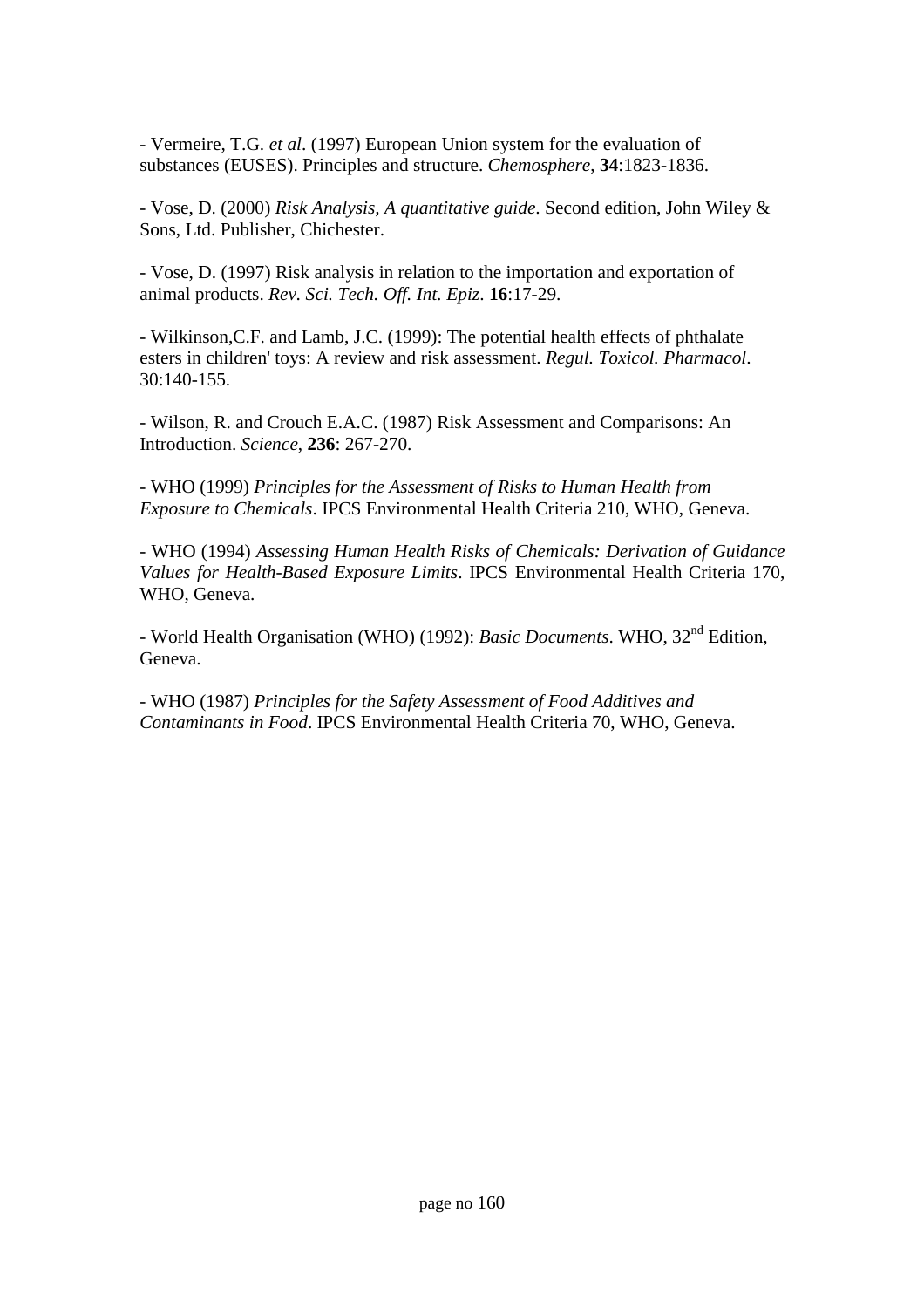- Vermeire, T.G. *et al*. (1997) European Union system for the evaluation of substances (EUSES). Principles and structure. *Chemosphere*, **34**:1823-1836.

- Vose, D. (2000) *Risk Analysis, A quantitative guide*. Second edition, John Wiley & Sons, Ltd. Publisher, Chichester.

- Vose, D. (1997) Risk analysis in relation to the importation and exportation of animal products. *Rev. Sci. Tech. Off. Int. Epiz*. **16**:17-29.

- Wilkinson,C.F. and Lamb, J.C. (1999): The potential health effects of phthalate esters in children' toys: A review and risk assessment. *Regul. Toxicol. Pharmacol*. 30:140-155.

- Wilson, R. and Crouch E.A.C. (1987) Risk Assessment and Comparisons: An Introduction. *Science*, **236**: 267-270.

- WHO (1999) *Principles for the Assessment of Risks to Human Health from Exposure to Chemicals*. IPCS Environmental Health Criteria 210, WHO, Geneva.

- WHO (1994) *Assessing Human Health Risks of Chemicals: Derivation of Guidance Values for Health-Based Exposure Limits*. IPCS Environmental Health Criteria 170, WHO, Geneva.

- World Health Organisation (WHO) (1992): *Basic Documents*. WHO, 32nd Edition, Geneva.

- WHO (1987) *Principles for the Safety Assessment of Food Additives and Contaminants in Food*. IPCS Environmental Health Criteria 70, WHO, Geneva.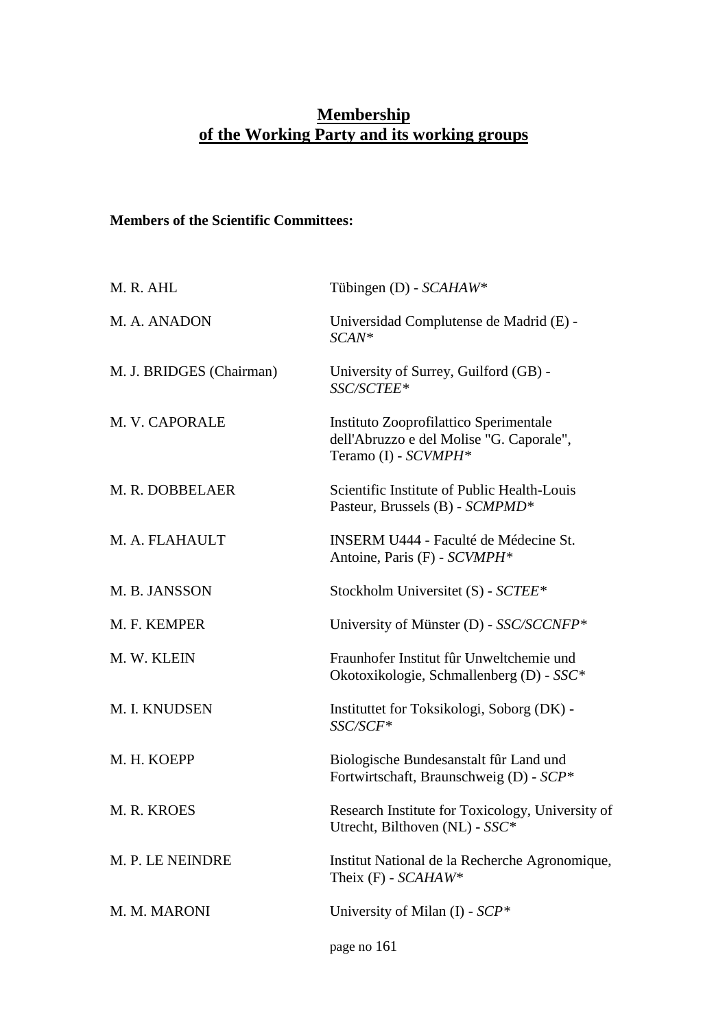# Membership of the Working Party and its working groups

**Members of the Scientific Committees:**

| | |
|---|---|
| M. R. AHL | Tübingen (D) - *SCAHAW** |
| M. A. ANADON | Universidad Complutense de Madrid (E) - *SCAN** |
| M. J. BRIDGES (Chairman) | University of Surrey, Guilford (GB) - *SSC/SCTEE** |
| M. V. CAPORALE | Instituto Zooprofilattico Sperimentale dell'Abruzzo e del Molise "G. Caporale", Teramo (I) - *SCVMPH** |
| M. R. DOBBELAER | Scientific Institute of Public Health-Louis Pasteur, Brussels (B) - *SCMPMD** |
| M. A. FLAHAULT | INSERM U444 - Faculté de Médecine St. Antoine, Paris (F) - *SCVMPH** |
| M. B. JANSSON | Stockholm Universitet (S) - *SCTEE** |
| M. F. KEMPER | University of Münster (D) - *SSC/SCCNFP** |
| M. W. KLEIN | Fraunhofer Institut fûr Unweltchemie und Okotoxikologie, Schmallenberg (D) - *SSC** |
| M. I. KNUDSEN | Institutet for Toksikologi, Soborg (DK) - *SSC/SCF** |
| M. H. KOEPP | Biologische Bundesanstalt fûr Land und Fortwirtschaft, Braunschweig (D) - *SCP** |
| M. R. KROES | Research Institute for Toxicology, University of Utrecht, Bilthoven (NL) - *SSC** |
| M. P. LE NEINDRE | Institut National de la Recherche Agronomique, Theix (F) - *SCAHAW** |
| M. M. MARONI | University of Milan (I) - *SCP** |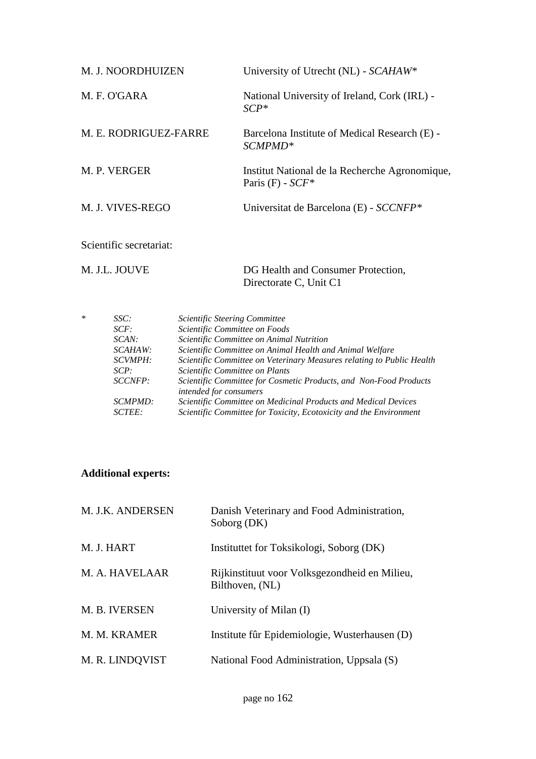| | |
|---|---|
| M. J. NOORDHUIZEN | University of Utrecht (NL) - *SCAHAW** |
| M. F. O'GARA | National University of Ireland, Cork (IRL) - *SCP** |
| M. E. RODRIGUEZ-FARRE | Barcelona Institute of Medical Research (E) - *SCMPMD** |
| M. P. VERGER | Institut National de la Recherche Agronomique, Paris (F) - *SCF** |
| M. J. VIVES-REGO | Universitat de Barcelona (E) - *SCCNFP** |

Scientific secretariat:

| | |
|---|---|
| M. J.L. JOUVE | DG Health and Consumer Protection, Directorate C, Unit C1 |

| * | | |
|---|---|---|
| | *SSC:* | *Scientific Steering Committee* |
| | *SCF:* | *Scientific Committee on Foods* |
| | *SCAN:* | *Scientific Committee on Animal Nutrition* |
| | *SCAHAW:* | *Scientific Committee on Animal Health and Animal Welfare* |
| | *SCVMPH:* | *Scientific Committee on Veterinary Measures relating to Public Health* |
| | *SCP:* | *Scientific Committee on Plants* |
| | *SCCNFP:* | *Scientific Committee for Cosmetic Products, and Non-Food Products intended for consumers* |
| | *SCMPMD:* | *Scientific Committee on Medicinal Products and Medical Devices* |
| | *SCTEE:* | *Scientific Committee for Toxicity, Ecotoxicity and the Environment* |

**Additional experts:**

| | |
|---|---|
| M. J.K. ANDERSEN | Danish Veterinary and Food Administration, Soborg (DK) |
| M. J. HART | Instituttet for Toksikologi, Soborg (DK) |
| M. A. HAVELAAR | Rijkinstituut voor Volksgezondheid en Milieu, Bilthoven, (NL) |
| M. B. IVERSEN | University of Milan (I) |
| M. M. KRAMER | Institute fûr Epidemiologie, Wusterhausen (D) |
| M. R. LINDQVIST | National Food Administration, Uppsala (S) |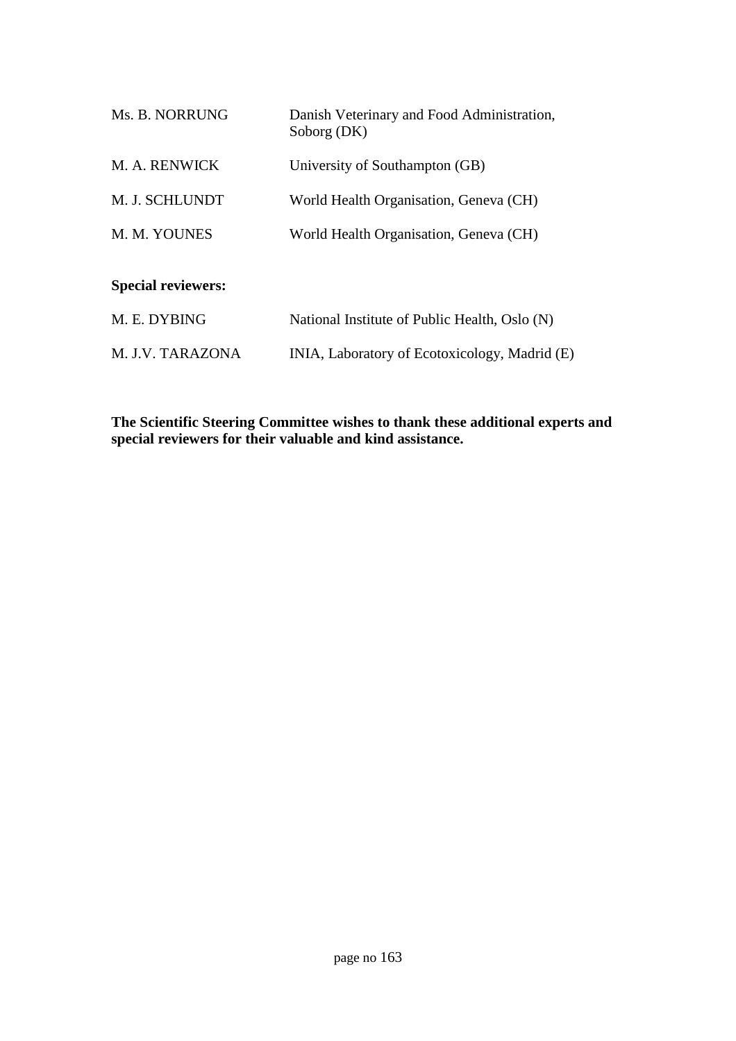| | |
|---|---|
| Ms. B. NORRUNG | Danish Veterinary and Food Administration, Soborg (DK) |
| M. A. RENWICK | University of Southampton (GB) |
| M. J. SCHLUNDT | World Health Organisation, Geneva (CH) |
| M. M. YOUNES | World Health Organisation, Geneva (CH) |

**Special reviewers:**

| | |
|---|---|
| M. E. DYBING | National Institute of Public Health, Oslo (N) |
| M. J.V. TARAZONA | INIA, Laboratory of Ecotoxicology, Madrid (E) |

**The Scientific Steering Committee wishes to thank these additional experts and special reviewers for their valuable and kind assistance.**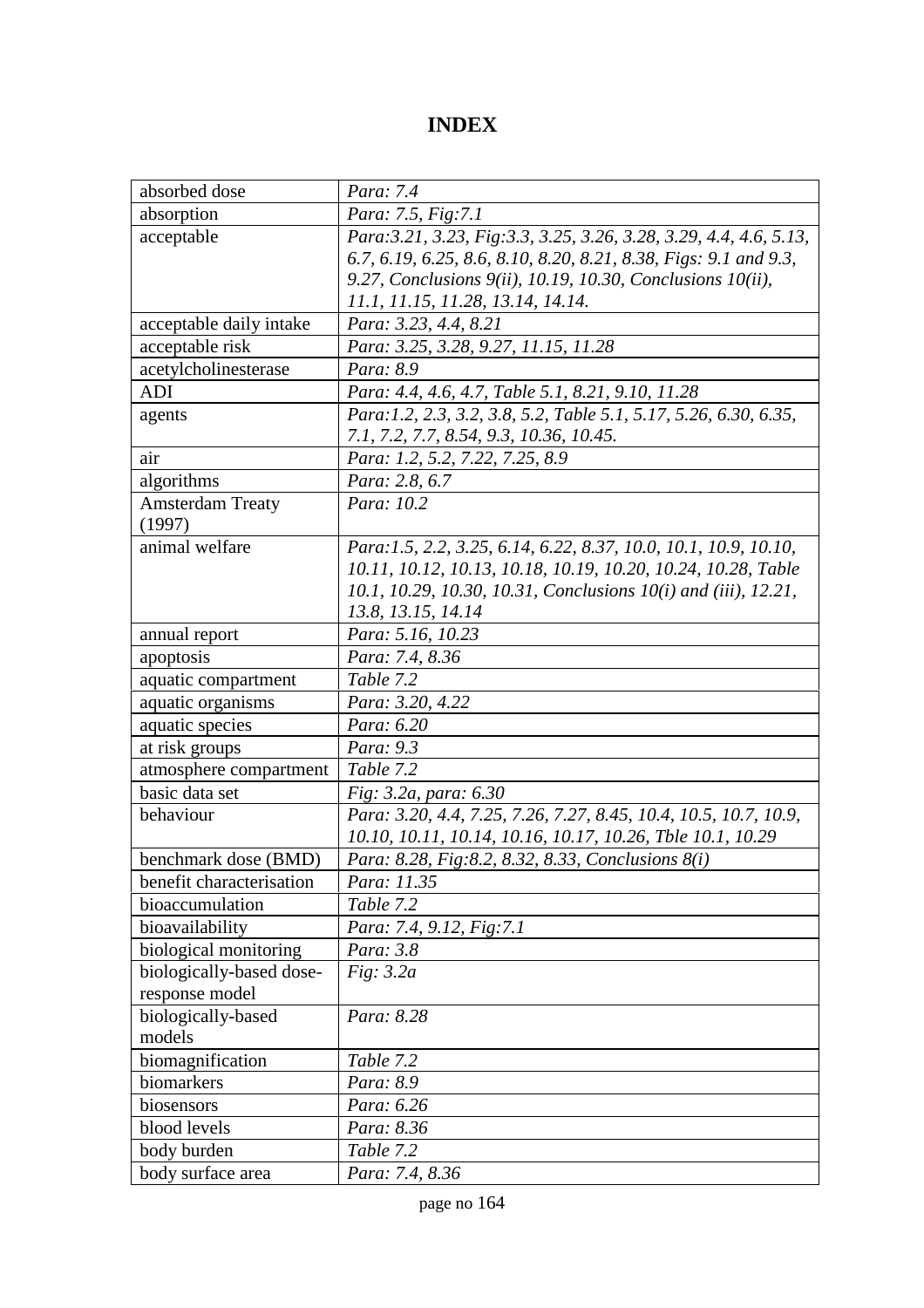# INDEX

| | |
|---|---|
| absorbed dose | *Para: 7.4* |
| absorption | *Para: 7.5, Fig:7.1* |
| acceptable | *Para:3.21, 3.23, Fig:3.3, 3.25, 3.26, 3.28, 3.29, 4.4, 4.6, 5.13, 6.7, 6.19, 6.25, 8.6, 8.10, 8.20, 8.21, 8.38, Figs: 9.1 and 9.3, 9.27, Conclusions 9(ii), 10.19, 10.30, Conclusions 10(ii), 11.1, 11.15, 11.28, 13.14, 14.14.* |
| acceptable daily intake | *Para: 3.23, 4.4, 8.21* |
| acceptable risk | *Para: 3.25, 3.28, 9.27, 11.15, 11.28* |
| acetylcholinesterase | *Para: 8.9* |
| ADI | *Para: 4.4, 4.6, 4.7, Table 5.1, 8.21, 9.10, 11.28* |
| agents | *Para:1.2, 2.3, 3.2, 3.8, 5.2, Table 5.1, 5.17, 5.26, 6.30, 6.35, 7.1, 7.2, 7.7, 8.54, 9.3, 10.36, 10.45.* |
| air | *Para: 1.2, 5.2, 7.22, 7.25, 8.9* |
| algorithms | *Para: 2.8, 6.7* |
| Amsterdam Treaty (1997) | *Para: 10.2* |
| animal welfare | *Para:1.5, 2.2, 3.25, 6.14, 6.22, 8.37, 10.0, 10.1, 10.9, 10.10, 10.11, 10.12, 10.13, 10.18, 10.19, 10.20, 10.24, 10.28, Table 10.1, 10.29, 10.30, 10.31, Conclusions 10(i) and (iii), 12.21, 13.8, 13.15, 14.14* |
| annual report | *Para: 5.16, 10.23* |
| apoptosis | *Para: 7.4, 8.36* |
| aquatic compartment | *Table 7.2* |
| aquatic organisms | *Para: 3.20, 4.22* |
| aquatic species | *Para: 6.20* |
| at risk groups | *Para: 9.3* |
| atmosphere compartment | *Table 7.2* |
| basic data set | *Fig: 3.2a, para: 6.30* |
| behaviour | *Para: 3.20, 4.4, 7.25, 7.26, 7.27, 8.45, 10.4, 10.5, 10.7, 10.9, 10.10, 10.11, 10.14, 10.16, 10.17, 10.26, Tble 10.1, 10.29* |
| benchmark dose (BMD) | *Para: 8.28, Fig:8.2, 8.32, 8.33, Conclusions 8(i)* |
| benefit characterisation | *Para: 11.35* |
| bioaccumulation | *Table 7.2* |
| bioavailability | *Para: 7.4, 9.12, Fig:7.1* |
| biological monitoring | *Para: 3.8* |
| biologically-based dose-response model | *Fig: 3.2a* |
| biologically-based models | *Para: 8.28* |
| biomagnification | *Table 7.2* |
| biomarkers | *Para: 8.9* |
| biosensors | *Para: 6.26* |
| blood levels | *Para: 8.36* |
| body burden | *Table 7.2* |
| body surface area | *Para: 7.4, 8.36* |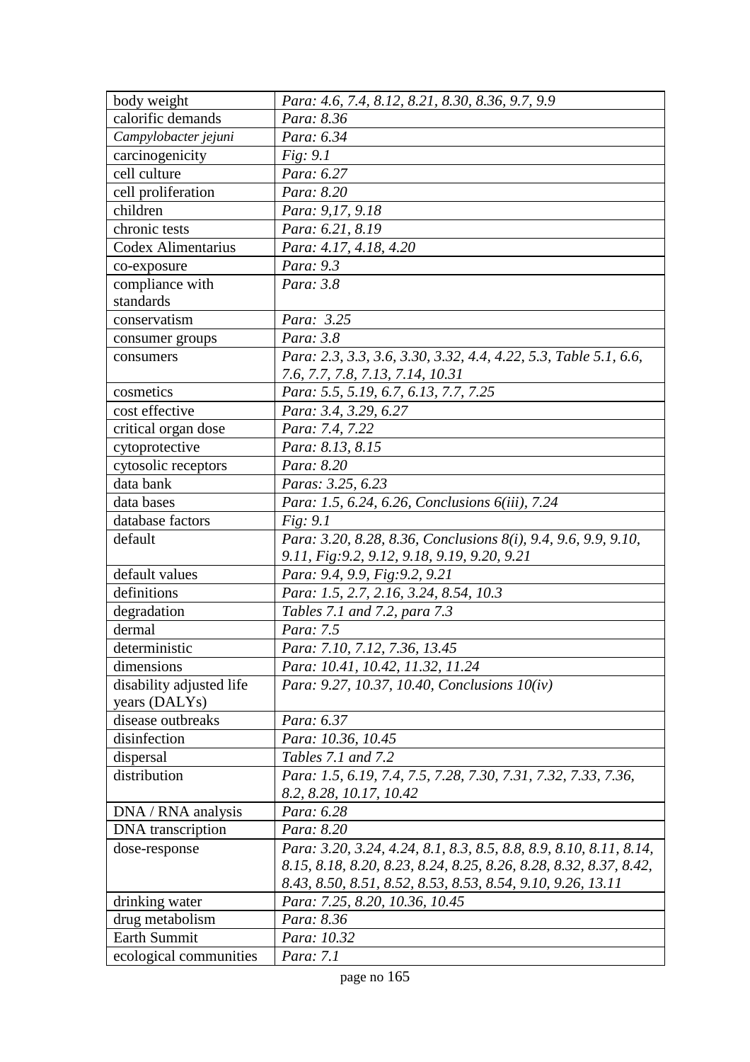| | |
|---|---|
| body weight | *Para: 4.6, 7.4, 8.12, 8.21, 8.30, 8.36, 9.7, 9.9* |
| calorific demands | *Para: 8.36* |
| *Campylobacter jejuni* | *Para: 6.34* |
| carcinogenicity | *Fig: 9.1* |
| cell culture | *Para: 6.27* |
| cell proliferation | *Para: 8.20* |
| children | *Para: 9,17, 9.18* |
| chronic tests | *Para: 6.21, 8.19* |
| Codex Alimentarius | *Para: 4.17, 4.18, 4.20* |
| co-exposure | *Para: 9.3* |
| compliance with standards | *Para: 3.8* |
| conservatism | *Para: 3.25* |
| consumer groups | *Para: 3.8* |
| consumers | *Para: 2.3, 3.3, 3.6, 3.30, 3.32, 4.4, 4.22, 5.3, Table 5.1, 6.6, 7.6, 7.7, 7.8, 7.13, 7.14, 10.31* |
| cosmetics | *Para: 5.5, 5.19, 6.7, 6.13, 7.7, 7.25* |
| cost effective | *Para: 3.4, 3.29, 6.27* |
| critical organ dose | *Para: 7.4, 7.22* |
| cytoprotective | *Para: 8.13, 8.15* |
| cytosolic receptors | *Para: 8.20* |
| data bank | *Paras: 3.25, 6.23* |
| data bases | *Para: 1.5, 6.24, 6.26, Conclusions 6(iii), 7.24* |
| database factors | *Fig: 9.1* |
| default | *Para: 3.20, 8.28, 8.36, Conclusions 8(i), 9.4, 9.6, 9.9, 9.10, 9.11, Fig:9.2, 9.12, 9.18, 9.19, 9.20, 9.21* |
| default values | *Para: 9.4, 9.9, Fig:9.2, 9.21* |
| definitions | *Para: 1.5, 2.7, 2.16, 3.24, 8.54, 10.3* |
| degradation | *Tables 7.1 and 7.2, para 7.3* |
| dermal | *Para: 7.5* |
| deterministic | *Para: 7.10, 7.12, 7.36, 13.45* |
| dimensions | *Para: 10.41, 10.42, 11.32, 11.24* |
| disability adjusted life years (DALYs) | *Para: 9.27, 10.37, 10.40, Conclusions 10(iv)* |
| disease outbreaks | *Para: 6.37* |
| disinfection | *Para: 10.36, 10.45* |
| dispersal | *Tables 7.1 and 7.2* |
| distribution | *Para: 1.5, 6.19, 7.4, 7.5, 7.28, 7.30, 7.31, 7.32, 7.33, 7.36, 8.2, 8.28, 10.17, 10.42* |
| DNA / RNA analysis | *Para: 6.28* |
| DNA transcription | *Para: 8.20* |
| dose-response | *Para: 3.20, 3.24, 4.24, 8.1, 8.3, 8.5, 8.8, 8.9, 8.10, 8.11, 8.14, 8.15, 8.18, 8.20, 8.23, 8.24, 8.25, 8.26, 8.28, 8.32, 8.37, 8.42, 8.43, 8.50, 8.51, 8.52, 8.53, 8.53, 8.54, 9.10, 9.26, 13.11* |
| drinking water | *Para: 7.25, 8.20, 10.36, 10.45* |
| drug metabolism | *Para: 8.36* |
| Earth Summit | *Para: 10.32* |
| ecological communities | *Para: 7.1* |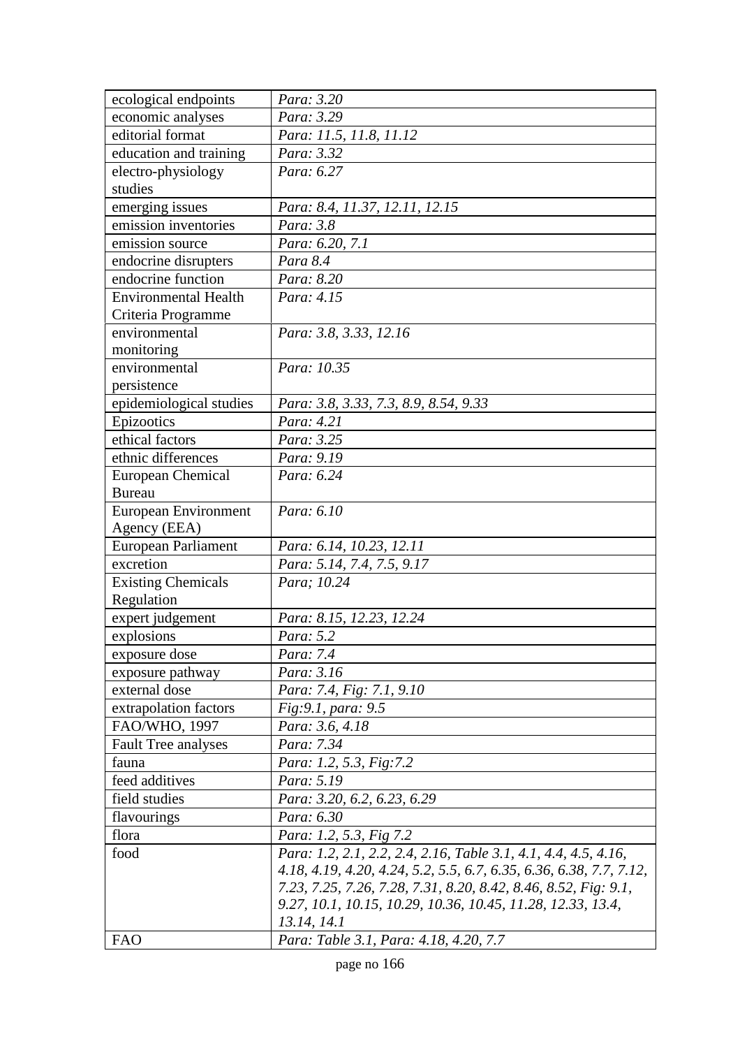| ecological endpoints | *Para: 3.20* |
|---|---|
| economic analyses | *Para: 3.29* |
| editorial format | *Para: 11.5, 11.8, 11.12* |
| education and training | *Para: 3.32* |
| electro-physiology studies | *Para: 6.27* |
| emerging issues | *Para: 8.4, 11.37, 12.11, 12.15* |
| emission inventories | *Para: 3.8* |
| emission source | *Para: 6.20, 7.1* |
| endocrine disrupters | *Para 8.4* |
| endocrine function | *Para: 8.20* |
| Environmental Health Criteria Programme | *Para: 4.15* |
| environmental monitoring | *Para: 3.8, 3.33, 12.16* |
| environmental persistence | *Para: 10.35* |
| epidemiological studies | *Para: 3.8, 3.33, 7.3, 8.9, 8.54, 9.33* |
| Epizootics | *Para: 4.21* |
| ethical factors | *Para: 3.25* |
| ethnic differences | *Para: 9.19* |
| European Chemical Bureau | *Para: 6.24* |
| European Environment Agency (EEA) | *Para: 6.10* |
| European Parliament | *Para: 6.14, 10.23, 12.11* |
| excretion | *Para: 5.14, 7.4, 7.5, 9.17* |
| Existing Chemicals Regulation | *Para; 10.24* |
| expert judgement | *Para: 8.15, 12.23, 12.24* |
| explosions | *Para: 5.2* |
| exposure dose | *Para: 7.4* |
| exposure pathway | *Para: 3.16* |
| external dose | *Para: 7.4, Fig: 7.1, 9.10* |
| extrapolation factors | *Fig:9.1, para: 9.5* |
| FAO/WHO, 1997 | *Para: 3.6, 4.18* |
| Fault Tree analyses | *Para: 7.34* |
| fauna | *Para: 1.2, 5.3, Fig:7.2* |
| feed additives | *Para: 5.19* |
| field studies | *Para: 3.20, 6.2, 6.23, 6.29* |
| flavourings | *Para: 6.30* |
| flora | *Para: 1.2, 5.3, Fig 7.2* |
| food | *Para: 1.2, 2.1, 2.2, 2.4, 2.16, Table 3.1, 4.1, 4.4, 4.5, 4.16, 4.18, 4.19, 4.20, 4.24, 5.2, 5.5, 6.7, 6.35, 6.36, 6.38, 7.7, 7.12, 7.23, 7.25, 7.26, 7.28, 7.31, 8.20, 8.42, 8.46, 8.52, Fig: 9.1, 9.27, 10.1, 10.15, 10.29, 10.36, 10.45, 11.28, 12.33, 13.4, 13.14, 14.1* |
| FAO | *Para: Table 3.1, Para: 4.18, 4.20, 7.7* |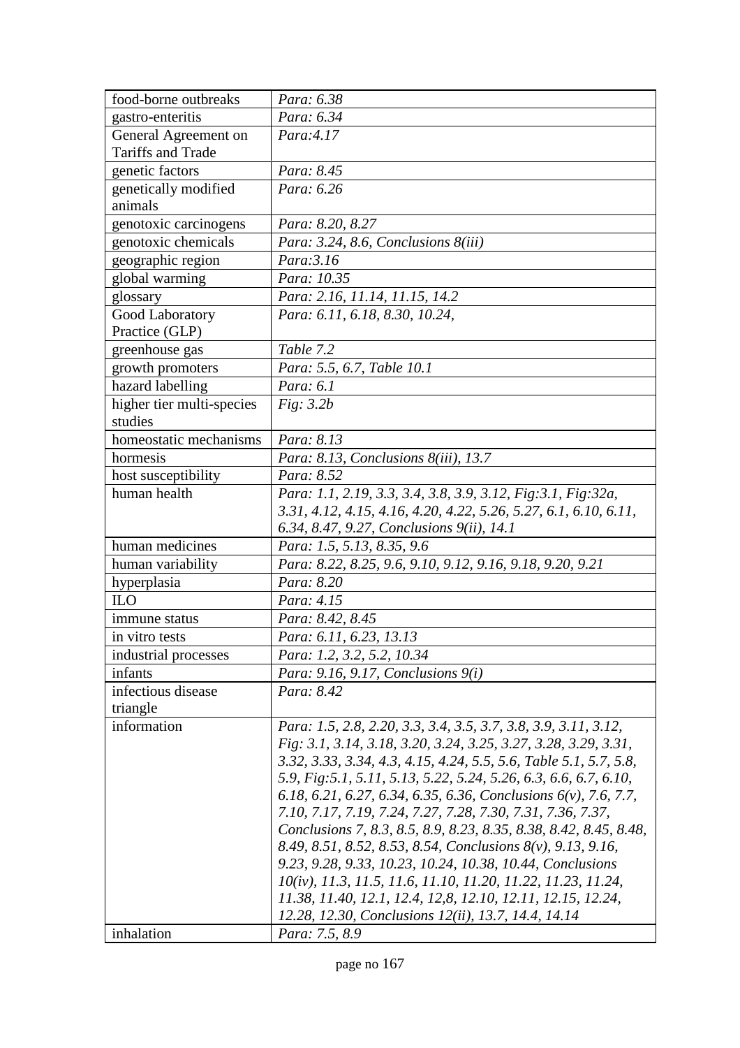| | |
|---|---|
| food-borne outbreaks | *Para: 6.38* |
| gastro-enteritis | *Para: 6.34* |
| General Agreement on Tariffs and Trade | *Para:4.17* |
| genetic factors | *Para: 8.45* |
| genetically modified animals | *Para: 6.26* |
| genotoxic carcinogens | *Para: 8.20, 8.27* |
| genotoxic chemicals | *Para: 3.24, 8.6, Conclusions 8(iii)* |
| geographic region | *Para:3.16* |
| global warming | *Para: 10.35* |
| glossary | *Para: 2.16, 11.14, 11.15, 14.2* |
| Good Laboratory Practice (GLP) | *Para: 6.11, 6.18, 8.30, 10.24,* |
| greenhouse gas | *Table 7.2* |
| growth promoters | *Para: 5.5, 6.7, Table 10.1* |
| hazard labelling | *Para: 6.1* |
| higher tier multi-species studies | *Fig: 3.2b* |
| homeostatic mechanisms | *Para: 8.13* |
| hormesis | *Para: 8.13, Conclusions 8(iii), 13.7* |
| host susceptibility | *Para: 8.52* |
| human health | *Para: 1.1, 2.19, 3.3, 3.4, 3.8, 3.9, 3.12, Fig:3.1, Fig:32a, 3.31, 4.12, 4.15, 4.16, 4.20, 4.22, 5.26, 5.27, 6.1, 6.10, 6.11, 6.34, 8.47, 9.27, Conclusions 9(ii), 14.1* |
| human medicines | *Para: 1.5, 5.13, 8.35, 9.6* |
| human variability | *Para: 8.22, 8.25, 9.6, 9.10, 9.12, 9.16, 9.18, 9.20, 9.21* |
| hyperplasia | *Para: 8.20* |
| ILO | *Para: 4.15* |
| immune status | *Para: 8.42, 8.45* |
| in vitro tests | *Para: 6.11, 6.23, 13.13* |
| industrial processes | *Para: 1.2, 3.2, 5.2, 10.34* |
| infants | *Para: 9.16, 9.17, Conclusions 9(i)* |
| infectious disease triangle | *Para: 8.42* |
| information | *Para: 1.5, 2.8, 2.20, 3.3, 3.4, 3.5, 3.7, 3.8, 3.9, 3.11, 3.12, Fig: 3.1, 3.14, 3.18, 3.20, 3.24, 3.25, 3.27, 3.28, 3.29, 3.31, 3.32, 3.33, 3.34, 4.3, 4.15, 4.24, 5.5, 5.6, Table 5.1, 5.7, 5.8, 5.9, Fig:5.1, 5.11, 5.13, 5.22, 5.24, 5.26, 6.3, 6.6, 6.7, 6.10, 6.18, 6.21, 6.27, 6.34, 6.35, 6.36, Conclusions 6(v), 7.6, 7.7, 7.10, 7.17, 7.19, 7.24, 7.27, 7.28, 7.30, 7.31, 7.36, 7.37, Conclusions 7, 8.3, 8.5, 8.9, 8.23, 8.35, 8.38, 8.42, 8.45, 8.48, 8.49, 8.51, 8.52, 8.53, 8.54, Conclusions 8(v), 9.13, 9.16, 9.23, 9.28, 9.33, 10.23, 10.24, 10.38, 10.44, Conclusions 10(iv), 11.3, 11.5, 11.6, 11.10, 11.20, 11.22, 11.23, 11.24, 11.38, 11.40, 12.1, 12.4, 12,8, 12.10, 12.11, 12.15, 12.24, 12.28, 12.30, Conclusions 12(ii), 13.7, 14.4, 14.14* |
| inhalation | *Para: 7.5, 8.9* |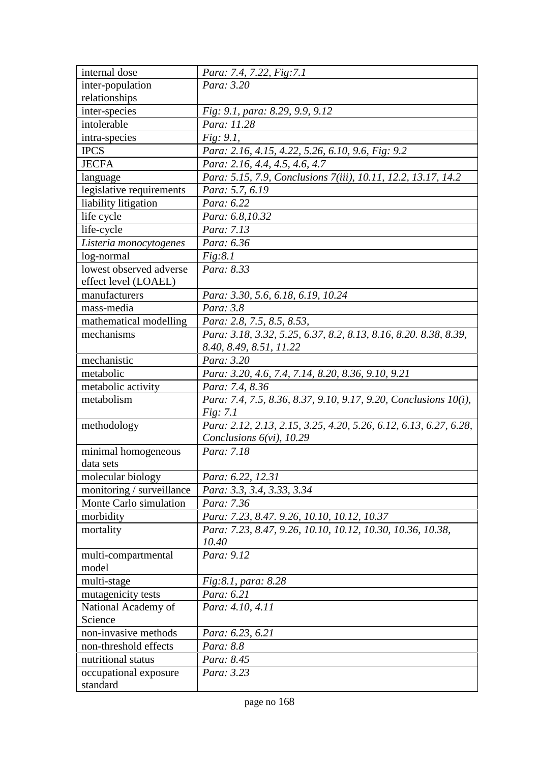| | |
|---|---|
| internal dose | *Para: 7.4, 7.22, Fig:7.1* |
| inter-population relationships | *Para: 3.20* |
| inter-species | *Fig: 9.1, para: 8.29, 9.9, 9.12* |
| intolerable | *Para: 11.28* |
| intra-species | *Fig: 9.1,* |
| IPCS | *Para: 2.16, 4.15, 4.22, 5.26, 6.10, 9.6, Fig: 9.2* |
| JECFA | *Para: 2.16, 4.4, 4.5, 4.6, 4.7* |
| language | *Para: 5.15, 7.9, Conclusions 7(iii), 10.11, 12.2, 13.17, 14.2* |
| legislative requirements | *Para: 5.7, 6.19* |
| liability litigation | *Para: 6.22* |
| life cycle | *Para: 6.8,10.32* |
| life-cycle | *Para: 7.13* |
| *Listeria monocytogenes* | *Para: 6.36* |
| log-normal | *Fig:8.1* |
| lowest observed adverse effect level (LOAEL) | *Para: 8.33* |
| manufacturers | *Para: 3.30, 5.6, 6.18, 6.19, 10.24* |
| mass-media | *Para: 3.8* |
| mathematical modelling | *Para: 2.8, 7.5, 8.5, 8.53,* |
| mechanisms | *Para: 3.18, 3.32, 5.25, 6.37, 8.2, 8.13, 8.16, 8.20. 8.38, 8.39, 8.40, 8.49, 8.51, 11.22* |
| mechanistic | *Para: 3.20* |
| metabolic | *Para: 3.20, 4.6, 7.4, 7.14, 8.20, 8.36, 9.10, 9.21* |
| metabolic activity | *Para: 7.4, 8.36* |
| metabolism | *Para: 7.4, 7.5, 8.36, 8.37, 9.10, 9.17, 9.20, Conclusions 10(i), Fig: 7.1* |
| methodology | *Para: 2.12, 2.13, 2.15, 3.25, 4.20, 5.26, 6.12, 6.13, 6.27, 6.28, Conclusions 6(vi), 10.29* |
| minimal homogeneous data sets | *Para: 7.18* |
| molecular biology | *Para: 6.22, 12.31* |
| monitoring / surveillance | *Para: 3.3, 3.4, 3.33, 3.34* |
| Monte Carlo simulation | *Para: 7.36* |
| morbidity | *Para: 7.23, 8.47. 9.26, 10.10, 10.12, 10.37* |
| mortality | *Para: 7.23, 8.47, 9.26, 10.10, 10.12, 10.30, 10.36, 10.38, 10.40* |
| multi-compartmental model | *Para: 9.12* |
| multi-stage | *Fig:8.1, para: 8.28* |
| mutagenicity tests | *Para: 6.21* |
| National Academy of Science | *Para: 4.10, 4.11* |
| non-invasive methods | *Para: 6.23, 6.21* |
| non-threshold effects | *Para: 8.8* |
| nutritional status | *Para: 8.45* |
| occupational exposure standard | *Para: 3.23* |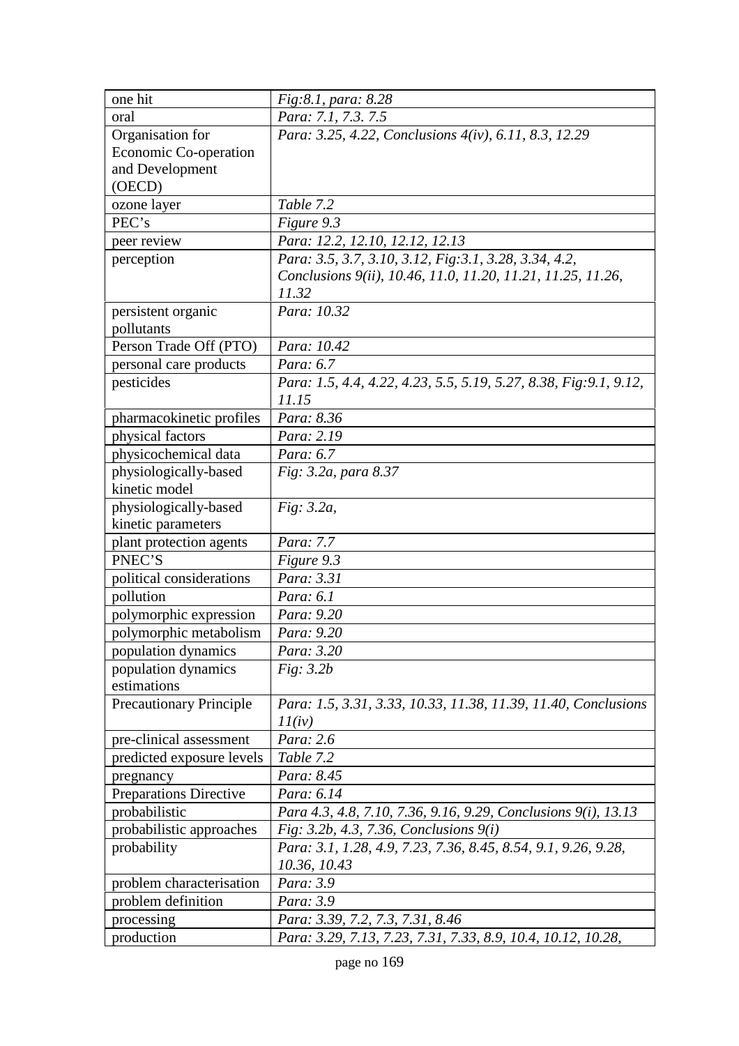| | |
|---|---|
| one hit | *Fig:8.1, para: 8.28* |
| oral | *Para: 7.1, 7.3. 7.5* |
| Organisation for Economic Co-operation and Development (OECD) | *Para: 3.25, 4.22, Conclusions 4(iv), 6.11, 8.3, 12.29* |
| ozone layer | *Table 7.2* |
| PEC's | *Figure 9.3* |
| peer review | *Para: 12.2, 12.10, 12.12, 12.13* |
| perception | *Para: 3.5, 3.7, 3.10, 3.12, Fig:3.1, 3.28, 3.34, 4.2, Conclusions 9(ii), 10.46, 11.0, 11.20, 11.21, 11.25, 11.26, 11.32* |
| persistent organic pollutants | *Para: 10.32* |
| Person Trade Off (PTO) | *Para: 10.42* |
| personal care products | *Para: 6.7* |
| pesticides | *Para: 1.5, 4.4, 4.22, 4.23, 5.5, 5.19, 5.27, 8.38, Fig:9.1, 9.12, 11.15* |
| pharmacokinetic profiles | *Para: 8.36* |
| physical factors | *Para: 2.19* |
| physicochemical data | *Para: 6.7* |
| physiologically-based kinetic model | *Fig: 3.2a, para 8.37* |
| physiologically-based kinetic parameters | *Fig: 3.2a,* |
| plant protection agents | *Para: 7.7* |
| PNEC'S | *Figure 9.3* |
| political considerations | *Para: 3.31* |
| pollution | *Para: 6.1* |
| polymorphic expression | *Para: 9.20* |
| polymorphic metabolism | *Para: 9.20* |
| population dynamics | *Para: 3.20* |
| population dynamics estimations | *Fig: 3.2b* |
| Precautionary Principle | *Para: 1.5, 3.31, 3.33, 10.33, 11.38, 11.39, 11.40, Conclusions 11(iv)* |
| pre-clinical assessment | *Para: 2.6* |
| predicted exposure levels | *Table 7.2* |
| pregnancy | *Para: 8.45* |
| Preparations Directive | *Para: 6.14* |
| probabilistic | *Para 4.3, 4.8, 7.10, 7.36, 9.16, 9.29, Conclusions 9(i), 13.13* |
| probabilistic approaches | *Fig: 3.2b, 4.3, 7.36, Conclusions 9(i)* |
| probability | *Para: 3.1, 1.28, 4.9, 7.23, 7.36, 8.45, 8.54, 9.1, 9.26, 9.28, 10.36, 10.43* |
| problem characterisation | *Para: 3.9* |
| problem definition | *Para: 3.9* |
| processing | *Para: 3.39, 7.2, 7.3, 7.31, 8.46* |
| production | *Para: 3.29, 7.13, 7.23, 7.31, 7.33, 8.9, 10.4, 10.12, 10.28,* |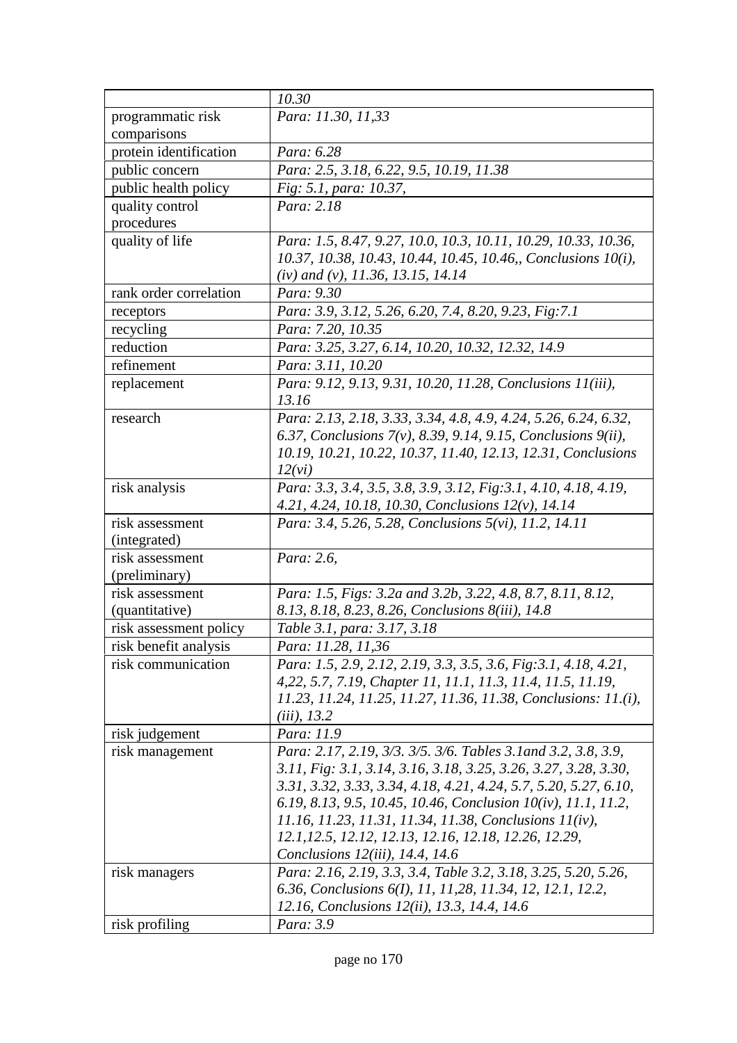| | |
|---|---|
| | *10.30* |
| programmatic risk comparisons | *Para: 11.30, 11,33* |
| protein identification | *Para: 6.28* |
| public concern | *Para: 2.5, 3.18, 6.22, 9.5, 10.19, 11.38* |
| public health policy | *Fig: 5.1, para: 10.37,* |
| quality control procedures | *Para: 2.18* |
| quality of life | *Para: 1.5, 8.47, 9.27, 10.0, 10.3, 10.11, 10.29, 10.33, 10.36, 10.37, 10.38, 10.43, 10.44, 10.45, 10.46,, Conclusions 10(i), (iv) and (v), 11.36, 13.15, 14.14* |
| rank order correlation | *Para: 9.30* |
| receptors | *Para: 3.9, 3.12, 5.26, 6.20, 7.4, 8.20, 9.23, Fig:7.1* |
| recycling | *Para: 7.20, 10.35* |
| reduction | *Para: 3.25, 3.27, 6.14, 10.20, 10.32, 12.32, 14.9* |
| refinement | *Para: 3.11, 10.20* |
| replacement | *Para: 9.12, 9.13, 9.31, 10.20, 11.28, Conclusions 11(iii), 13.16* |
| research | *Para: 2.13, 2.18, 3.33, 3.34, 4.8, 4.9, 4.24, 5.26, 6.24, 6.32, 6.37, Conclusions 7(v), 8.39, 9.14, 9.15, Conclusions 9(ii), 10.19, 10.21, 10.22, 10.37, 11.40, 12.13, 12.31, Conclusions 12(vi)* |
| risk analysis | *Para: 3.3, 3.4, 3.5, 3.8, 3.9, 3.12, Fig:3.1, 4.10, 4.18, 4.19, 4.21, 4.24, 10.18, 10.30, Conclusions 12(v), 14.14* |
| risk assessment (integrated) | *Para: 3.4, 5.26, 5.28, Conclusions 5(vi), 11.2, 14.11* |
| risk assessment (preliminary) | *Para: 2.6,* |
| risk assessment (quantitative) | *Para: 1.5, Figs: 3.2a and 3.2b, 3.22, 4.8, 8.7, 8.11, 8.12, 8.13, 8.18, 8.23, 8.26, Conclusions 8(iii), 14.8* |
| risk assessment policy | *Table 3.1, para: 3.17, 3.18* |
| risk benefit analysis | *Para: 11.28, 11,36* |
| risk communication | *Para: 1.5, 2.9, 2.12, 2.19, 3.3, 3.5, 3.6, Fig:3.1, 4.18, 4.21, 4,22, 5.7, 7.19, Chapter 11, 11.1, 11.3, 11.4, 11.5, 11.19, 11.23, 11.24, 11.25, 11.27, 11.36, 11.38, Conclusions: 11.(i), (iii), 13.2* |
| risk judgement | *Para: 11.9* |
| risk management | *Para: 2.17, 2.19, 3/3. 3/5. 3/6. Tables 3.1and 3.2, 3.8, 3.9, 3.11, Fig: 3.1, 3.14, 3.16, 3.18, 3.25, 3.26, 3.27, 3.28, 3.30, 3.31, 3.32, 3.33, 3.34, 4.18, 4.21, 4.24, 5.7, 5.20, 5.27, 6.10, 6.19, 8.13, 9.5, 10.45, 10.46, Conclusion 10(iv), 11.1, 11.2, 11.16, 11.23, 11.31, 11.34, 11.38, Conclusions 11(iv), 12.1,12.5, 12.12, 12.13, 12.16, 12.18, 12.26, 12.29, Conclusions 12(iii), 14.4, 14.6* |
| risk managers | *Para: 2.16, 2.19, 3.3, 3.4, Table 3.2, 3.18, 3.25, 5.20, 5.26, 6.36, Conclusions 6(I), 11, 11,28, 11.34, 12, 12.1, 12.2, 12.16, Conclusions 12(ii), 13.3, 14.4, 14.6* |
| risk profiling | *Para: 3.9* |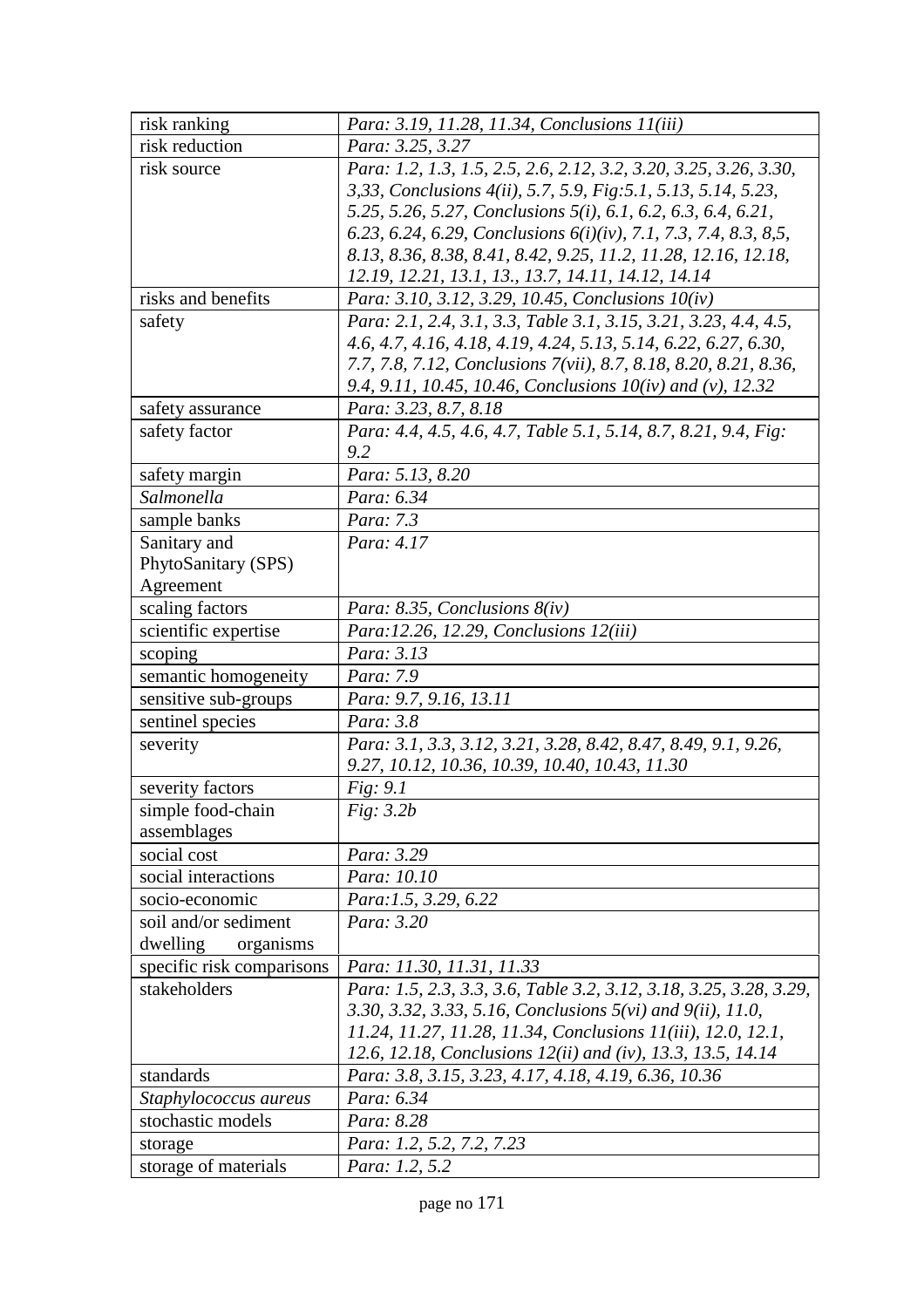| risk ranking | *Para: 3.19, 11.28, 11.34, Conclusions 11(iii)* |
|---|---|
| risk reduction | *Para: 3.25, 3.27* |
| risk source | *Para: 1.2, 1.3, 1.5, 2.5, 2.6, 2.12, 3.2, 3.20, 3.25, 3.26, 3.30, 3,33, Conclusions 4(ii), 5.7, 5.9, Fig:5.1, 5.13, 5.14, 5.23, 5.25, 5.26, 5.27, Conclusions 5(i), 6.1, 6.2, 6.3, 6.4, 6.21, 6.23, 6.24, 6.29, Conclusions 6(i)(iv), 7.1, 7.3, 7.4, 8.3, 8,5, 8.13, 8.36, 8.38, 8.41, 8.42, 9.25, 11.2, 11.28, 12.16, 12.18, 12.19, 12.21, 13.1, 13., 13.7, 14.11, 14.12, 14.14* |
| risks and benefits | *Para: 3.10, 3.12, 3.29, 10.45, Conclusions 10(iv)* |
| safety | *Para: 2.1, 2.4, 3.1, 3.3, Table 3.1, 3.15, 3.21, 3.23, 4.4, 4.5, 4.6, 4.7, 4.16, 4.18, 4.19, 4.24, 5.13, 5.14, 6.22, 6.27, 6.30, 7.7, 7.8, 7.12, Conclusions 7(vii), 8.7, 8.18, 8.20, 8.21, 8.36, 9.4, 9.11, 10.45, 10.46, Conclusions 10(iv) and (v), 12.32* |
| safety assurance | *Para: 3.23, 8.7, 8.18* |
| safety factor | *Para: 4.4, 4.5, 4.6, 4.7, Table 5.1, 5.14, 8.7, 8.21, 9.4, Fig: 9.2* |
| safety margin | *Para: 5.13, 8.20* |
| *Salmonella* | *Para: 6.34* |
| sample banks | *Para: 7.3* |
| Sanitary and PhytoSanitary (SPS) Agreement | *Para: 4.17* |
| scaling factors | *Para: 8.35, Conclusions 8(iv)* |
| scientific expertise | *Para:12.26, 12.29, Conclusions 12(iii)* |
| scoping | *Para: 3.13* |
| semantic homogeneity | *Para: 7.9* |
| sensitive sub-groups | *Para: 9.7, 9.16, 13.11* |
| sentinel species | *Para: 3.8* |
| severity | *Para: 3.1, 3.3, 3.12, 3.21, 3.28, 8.42, 8.47, 8.49, 9.1, 9.26, 9.27, 10.12, 10.36, 10.39, 10.40, 10.43, 11.30* |
| severity factors | *Fig: 9.1* |
| simple food-chain assemblages | *Fig: 3.2b* |
| social cost | *Para: 3.29* |
| social interactions | *Para: 10.10* |
| socio-economic | *Para:1.5, 3.29, 6.22* |
| soil and/or sediment dwelling organisms | *Para: 3.20* |
| specific risk comparisons | *Para: 11.30, 11.31, 11.33* |
| stakeholders | *Para: 1.5, 2.3, 3.3, 3.6, Table 3.2, 3.12, 3.18, 3.25, 3.28, 3.29, 3.30, 3.32, 3.33, 5.16, Conclusions 5(vi) and 9(ii), 11.0, 11.24, 11.27, 11.28, 11.34, Conclusions 11(iii), 12.0, 12.1, 12.6, 12.18, Conclusions 12(ii) and (iv), 13.3, 13.5, 14.14* |
| standards | *Para: 3.8, 3.15, 3.23, 4.17, 4.18, 4.19, 6.36, 10.36* |
| *Staphylococcus aureus* | *Para: 6.34* |
| stochastic models | *Para: 8.28* |
| storage | *Para: 1.2, 5.2, 7.2, 7.23* |
| storage of materials | *Para: 1.2, 5.2* |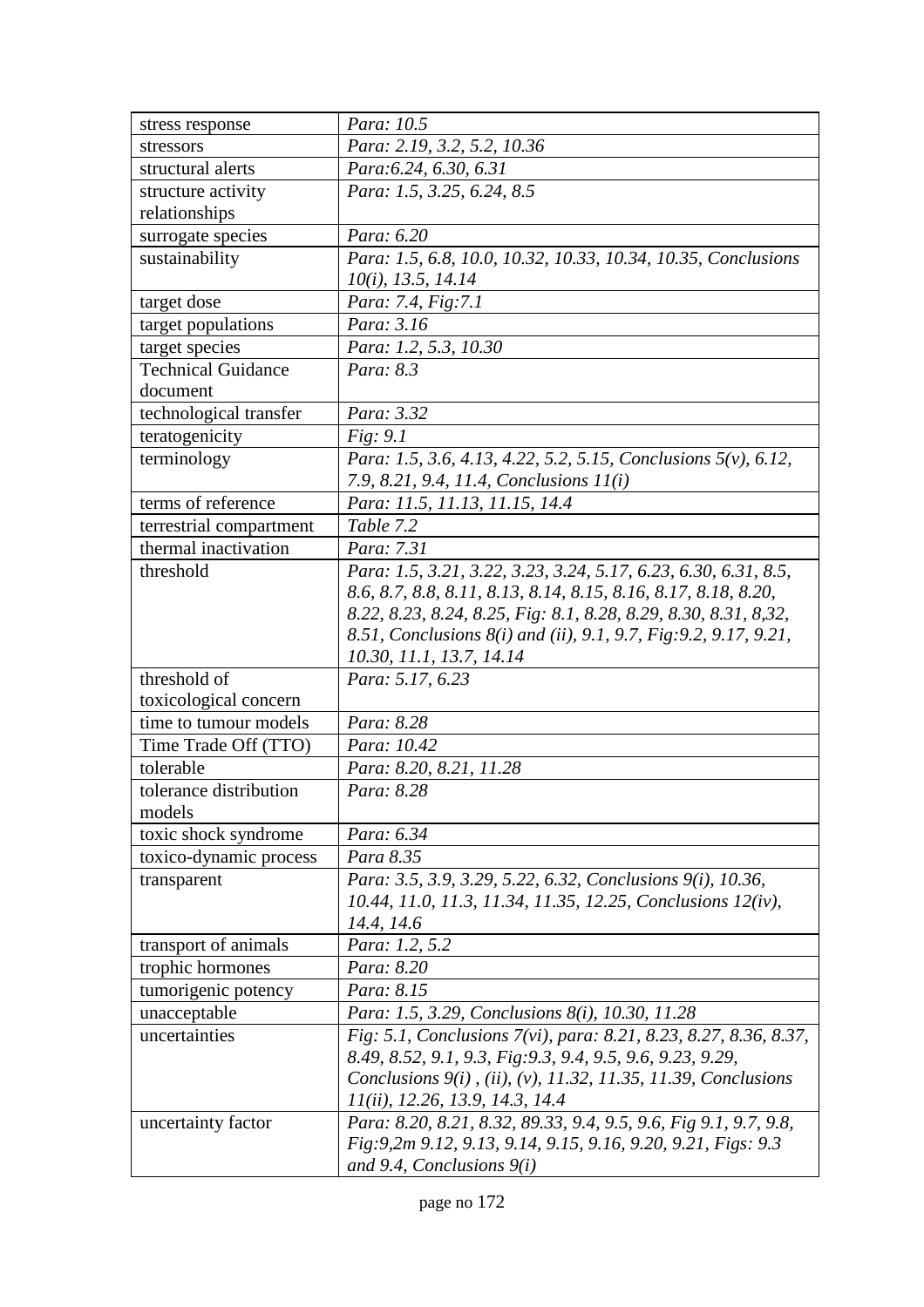| | |
|---|---|
| stress response | *Para: 10.5* |
| stressors | *Para: 2.19, 3.2, 5.2, 10.36* |
| structural alerts | *Para:6.24, 6.30, 6.31* |
| structure activity relationships | *Para: 1.5, 3.25, 6.24, 8.5* |
| surrogate species | *Para: 6.20* |
| sustainability | *Para: 1.5, 6.8, 10.0, 10.32, 10.33, 10.34, 10.35, Conclusions 10(i), 13.5, 14.14* |
| target dose | *Para: 7.4, Fig:7.1* |
| target populations | *Para: 3.16* |
| target species | *Para: 1.2, 5.3, 10.30* |
| Technical Guidance document | *Para: 8.3* |
| technological transfer | *Para: 3.32* |
| teratogenicity | *Fig: 9.1* |
| terminology | *Para: 1.5, 3.6, 4.13, 4.22, 5.2, 5.15, Conclusions 5(v), 6.12, 7.9, 8.21, 9.4, 11.4, Conclusions 11(i)* |
| terms of reference | *Para: 11.5, 11.13, 11.15, 14.4* |
| terrestrial compartment | *Table 7.2* |
| thermal inactivation | *Para: 7.31* |
| threshold | *Para: 1.5, 3.21, 3.22, 3.23, 3.24, 5.17, 6.23, 6.30, 6.31, 8.5, 8.6, 8.7, 8.8, 8.11, 8.13, 8.14, 8.15, 8.16, 8.17, 8.18, 8.20, 8.22, 8.23, 8.24, 8.25, Fig: 8.1, 8.28, 8.29, 8.30, 8.31, 8,32, 8.51, Conclusions 8(i) and (ii), 9.1, 9.7, Fig:9.2, 9.17, 9.21, 10.30, 11.1, 13.7, 14.14* |
| threshold of toxicological concern | *Para: 5.17, 6.23* |
| time to tumour models | *Para: 8.28* |
| Time Trade Off (TTO) | *Para: 10.42* |
| tolerable | *Para: 8.20, 8.21, 11.28* |
| tolerance distribution models | *Para: 8.28* |
| toxic shock syndrome | *Para: 6.34* |
| toxico-dynamic process | *Para 8.35* |
| transparent | *Para: 3.5, 3.9, 3.29, 5.22, 6.32, Conclusions 9(i), 10.36, 10.44, 11.0, 11.3, 11.34, 11.35, 12.25, Conclusions 12(iv), 14.4, 14.6* |
| transport of animals | *Para: 1.2, 5.2* |
| trophic hormones | *Para: 8.20* |
| tumorigenic potency | *Para: 8.15* |
| unacceptable | *Para: 1.5, 3.29, Conclusions 8(i), 10.30, 11.28* |
| uncertainties | *Fig: 5.1, Conclusions 7(vi), para: 8.21, 8.23, 8.27, 8.36, 8.37, 8.49, 8.52, 9.1, 9.3, Fig:9.3, 9.4, 9.5, 9.6, 9.23, 9.29, Conclusions 9(i) , (ii), (v), 11.32, 11.35, 11.39, Conclusions 11(ii), 12.26, 13.9, 14.3, 14.4* |
| uncertainty factor | *Para: 8.20, 8.21, 8.32, 89.33, 9.4, 9.5, 9.6, Fig 9.1, 9.7, 9.8, Fig:9,2m 9.12, 9.13, 9.14, 9.15, 9.16, 9.20, 9.21, Figs: 9.3 and 9.4, Conclusions 9(i)* |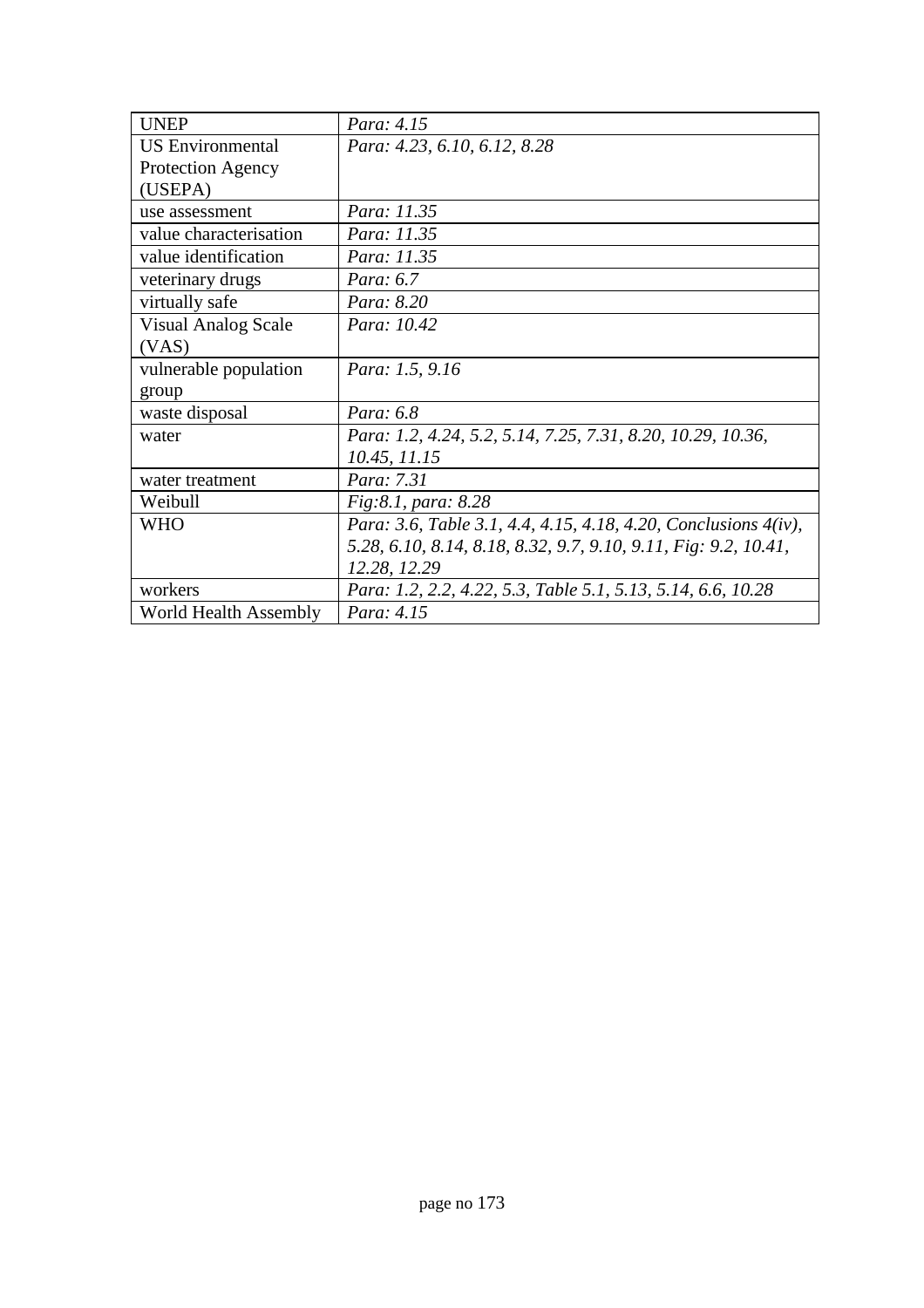| | |
|---|---|
| UNEP | *Para: 4.15* |
| US Environmental Protection Agency (USEPA) | *Para: 4.23, 6.10, 6.12, 8.28* |
| use assessment | *Para: 11.35* |
| value characterisation | *Para: 11.35* |
| value identification | *Para: 11.35* |
| veterinary drugs | *Para: 6.7* |
| virtually safe | *Para: 8.20* |
| Visual Analog Scale (VAS) | *Para: 10.42* |
| vulnerable population group | *Para: 1.5, 9.16* |
| waste disposal | *Para: 6.8* |
| water | *Para: 1.2, 4.24, 5.2, 5.14, 7.25, 7.31, 8.20, 10.29, 10.36, 10.45, 11.15* |
| water treatment | *Para: 7.31* |
| Weibull | *Fig:8.1, para: 8.28* |
| WHO | *Para: 3.6, Table 3.1, 4.4, 4.15, 4.18, 4.20, Conclusions 4(iv), 5.28, 6.10, 8.14, 8.18, 8.32, 9.7, 9.10, 9.11, Fig: 9.2, 10.41, 12.28, 12.29* |
| workers | *Para: 1.2, 2.2, 4.22, 5.3, Table 5.1, 5.13, 5.14, 6.6, 10.28* |
| World Health Assembly | *Para: 4.15* |